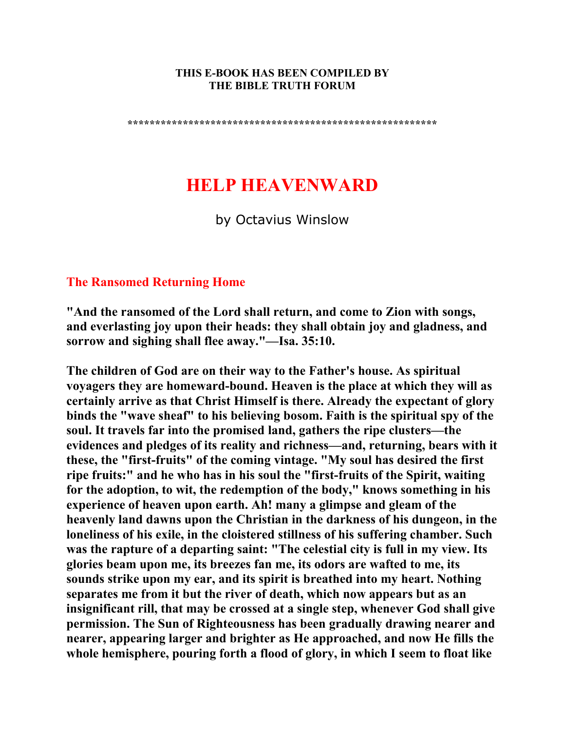**THIS E-BOOK HAS BEEN COMPILED BY THE BIBLE TRUTH FORUM**

*******************************************************

# HELP HEAVENWARD

by Octavius Winslow

## The Ransomed Returning Home

**"And the ransomed of the Lord shall return, and come to Zion with songs, and everlasting joy upon their heads: they shall obtain joy and gladness, and sorrow and sighing shall flee away."—Isa. 35:10.**

**The children of God are on their way to the Father's house. As spiritual voyagers they are homeward-bound. Heaven is the place at which they will as certainly arrive as that Christ Himself is there. Already the expectant of glory binds the "wave sheaf" to his believing bosom. Faith is the spiritual spy of the soul. It travels far into the promised land, gathers the ripe clusters—the evidences and pledges of its reality and richness—and, returning, bears with it these, the "first-fruits" of the coming vintage. "My soul has desired the first ripe fruits:" and he who has in his soul the "first-fruits of the Spirit, waiting for the adoption, to wit, the redemption of the body," knows something in his experience of heaven upon earth. Ah! many a glimpse and gleam of the heavenly land dawns upon the Christian in the darkness of his dungeon, in the loneliness of his exile, in the cloistered stillness of his suffering chamber. Such was the rapture of a departing saint: "The celestial city is full in my view. Its glories beam upon me, its breezes fan me, its odors are wafted to me, its sounds strike upon my ear, and its spirit is breathed into my heart. Nothing separates me from it but the river of death, which now appears but as an insignificant rill, that may be crossed at a single step, whenever God shall give permission. The Sun of Righteousness has been gradually drawing nearer and nearer, appearing larger and brighter as He approached, and now He fills the whole hemisphere, pouring forth a flood of glory, in which I seem to float like**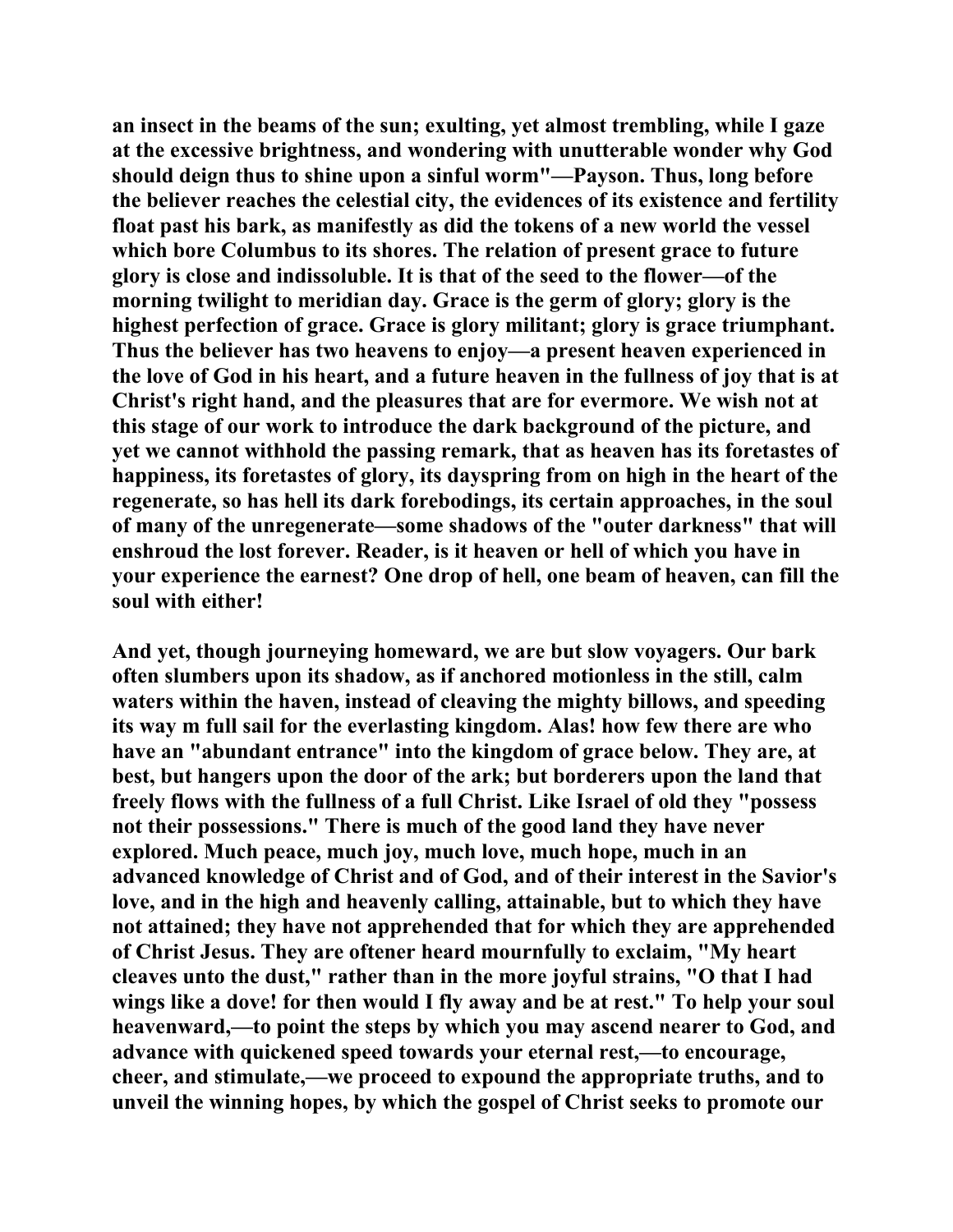**an insect in the beams of the sun; exulting, yet almost trembling, while I gaze at the excessive brightness, and wondering with unutterable wonder why God should deign thus to shine upon a sinful worm"—Payson. Thus, long before the believer reaches the celestial city, the evidences of its existence and fertility float past his bark, as manifestly as did the tokens of a new world the vessel which bore Columbus to its shores. The relation of present grace to future glory is close and indissoluble. It is that of the seed to the flower—of the morning twilight to meridian day. Grace is the germ of glory; glory is the highest perfection of grace. Grace is glory militant; glory is grace triumphant. Thus the believer has two heavens to enjoy—a present heaven experienced in the love of God in his heart, and a future heaven in the fullness of joy that is at Christ's right hand, and the pleasures that are for evermore. We wish not at this stage of our work to introduce the dark background of the picture, and yet we cannot withhold the passing remark, that as heaven has its foretastes of happiness, its foretastes of glory, its dayspring from on high in the heart of the regenerate, so has hell its dark forebodings, its certain approaches, in the soul of many of the unregenerate—some shadows of the "outer darkness" that will enshroud the lost forever. Reader, is it heaven or hell of which you have in your experience the earnest? One drop of hell, one beam of heaven, can fill the soul with either!**

**And yet, though journeying homeward, we are but slow voyagers. Our bark often slumbers upon its shadow, as if anchored motionless in the still, calm waters within the haven, instead of cleaving the mighty billows, and speeding its way m full sail for the everlasting kingdom. Alas! how few there are who have an "abundant entrance" into the kingdom of grace below. They are, at best, but hangers upon the door of the ark; but borderers upon the land that freely flows with the fullness of a full Christ. Like Israel of old they "possess not their possessions." There is much of the good land they have never explored. Much peace, much joy, much love, much hope, much in an advanced knowledge of Christ and of God, and of their interest in the Savior's love, and in the high and heavenly calling, attainable, but to which they have not attained; they have not apprehended that for which they are apprehended of Christ Jesus. They are oftener heard mournfully to exclaim, "My heart cleaves unto the dust," rather than in the more joyful strains, "O that I had wings like a dove! for then would I fly away and be at rest." To help your soul heavenward,—to point the steps by which you may ascend nearer to God, and advance with quickened speed towards your eternal rest,—to encourage, cheer, and stimulate,—we proceed to expound the appropriate truths, and to unveil the winning hopes, by which the gospel of Christ seeks to promote our**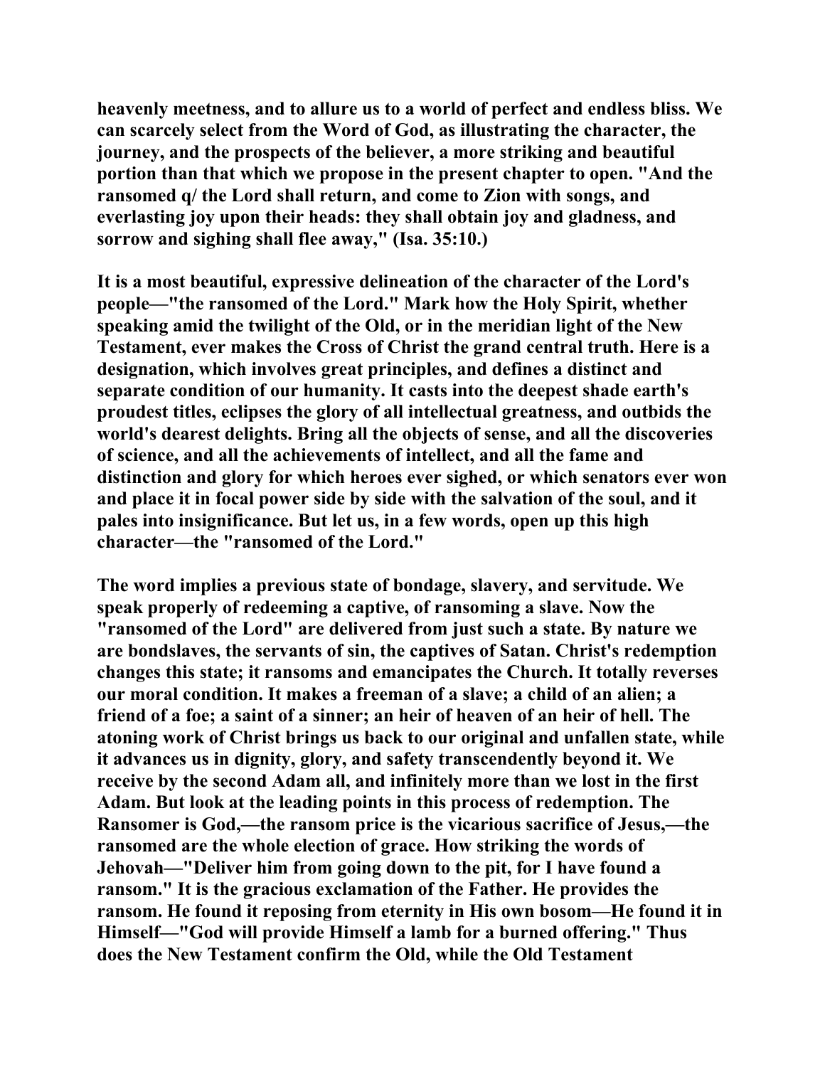heavenly meetness, and to allure us to a world of perfect and endless bliss. We can scarcely select from the Word of God, as illustrating the character, the journey, and the prospects of the believer, a more striking and beautiful portion than that which we propose in the present chapter to open. "And the ransomed q/ the Lord shall return, and come to Zion with songs, and everlasting joy upon their heads: they shall obtain joy and gladness, and sorrow and sighing shall flee away," (Isa. 35:10.)

It is a most beautiful, expressive delineation of the character of the Lord's people—"the ransomed of the Lord." Mark how the Holy Spirit, whether speaking amid the twilight of the Old, or in the meridian light of the New Testament, ever makes the Cross of Christ the grand central truth. Here is a designation, which involves great principles, and defines a distinct and separate condition of our humanity. It casts into the deepest shade earth's proudest titles, eclipses the glory of all intellectual greatness, and outbids the world's dearest delights. Bring all the objects of sense, and all the discoveries of science, and all the achievements of intellect, and all the fame and distinction and glory for which heroes ever sighed, or which senators ever won and place it in focal power side by side with the salvation of the soul, and it pales into insignificance. But let us, in a few words, open up this high character—the "ransomed of the Lord."

The word implies a previous state of bondage, slavery, and servitude. We speak properly of redeeming a captive, of ransoming a slave. Now the "ransomed of the Lord" are delivered from just such a state. By nature we are bondslaves, the servants of sin, the captives of Satan. Christ's redemption changes this state; it ransoms and emancipates the Church. It totally reverses our moral condition. It makes a freeman of a slave; a child of an alien; a friend of a foe; a saint of a sinner; an heir of heaven of an heir of hell. The atoning work of Christ brings us back to our original and unfallen state, while it advances us in dignity, glory, and safety transcendently beyond it. We receive by the second Adam all, and infinitely more than we lost in the first Adam. But look at the leading points in this process of redemption. The Ransomer is God,—the ransom price is the vicarious sacrifice of Jesus,—the ransomed are the whole election of grace. How striking the words of Jehovah—"Deliver him from going down to the pit, for I have found a ransom." It is the gracious exclamation of the Father. He provides the ransom. He found it reposing from eternity in His own bosom—He found it in Himself—"God will provide Himself a lamb for a burned offering." Thus does the New Testament confirm the Old, while the Old Testament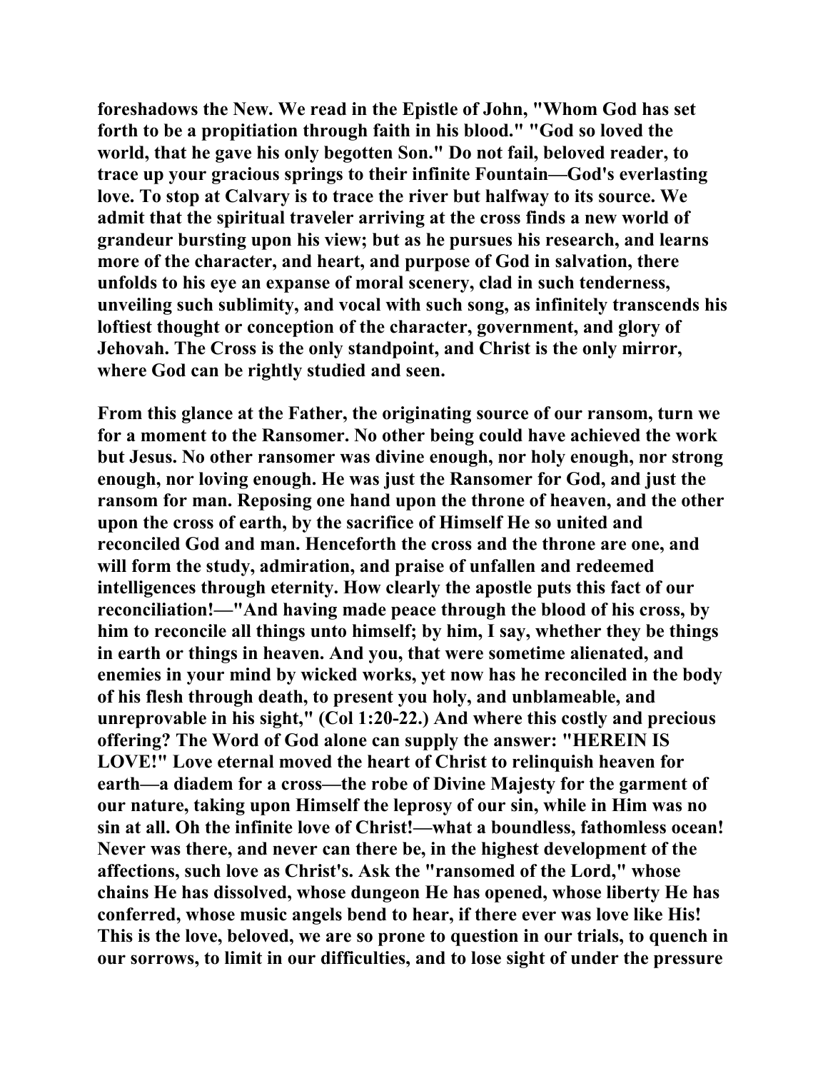foreshadows the New. We read in the Epistle of John, "Whom God has set forth to be a propitiation through faith in his blood." "God so loved the world, that he gave his only begotten Son." Do not fail, beloved reader, to trace up your gracious springs to their infinite Fountain—God's everlasting love. To stop at Calvary is to trace the river but halfway to its source. We admit that the spiritual traveler arriving at the cross finds a new world of grandeur bursting upon his view; but as he pursues his research, and learns more of the character, and heart, and purpose of God in salvation, there unfolds to his eye an expanse of moral scenery, clad in such tenderness, unveiling such sublimity, and vocal with such song, as infinitely transcends his loftiest thought or conception of the character, government, and glory of Jehovah. The Cross is the only standpoint, and Christ is the only mirror, where God can be rightly studied and seen.

From this glance at the Father, the originating source of our ransom, turn we for a moment to the Ransomer. No other being could have achieved the work but Jesus. No other ransomer was divine enough, nor holy enough, nor strong enough, nor loving enough. He was just the Ransomer for God, and just the ransom for man. Reposing one hand upon the throne of heaven, and the other upon the cross of earth, by the sacrifice of Himself He so united and reconciled God and man. Henceforth the cross and the throne are one, and will form the study, admiration, and praise of unfallen and redeemed intelligences through eternity. How clearly the apostle puts this fact of our reconciliation!—"And having made peace through the blood of his cross, by him to reconcile all things unto himself; by him, I say, whether they be things in earth or things in heaven. And you, that were sometime alienated, and enemies in your mind by wicked works, yet now has he reconciled in the body of his flesh through death, to present you holy, and unblameable, and unreprovable in his sight," (Col 1:20-22.) And where this costly and precious offering? The Word of God alone can supply the answer: "HEREIN IS LOVE!" Love eternal moved the heart of Christ to relinquish heaven for earth—a diadem for a cross—the robe of Divine Majesty for the garment of our nature, taking upon Himself the leprosy of our sin, while in Him was no sin at all. Oh the infinite love of Christ!—what a boundless, fathomless ocean! Never was there, and never can there be, in the highest development of the affections, such love as Christ's. Ask the "ransomed of the Lord," whose chains He has dissolved, whose dungeon He has opened, whose liberty He has conferred, whose music angels bend to hear, if there ever was love like His! This is the love, beloved, we are so prone to question in our trials, to quench in our sorrows, to limit in our difficulties, and to lose sight of under the pressure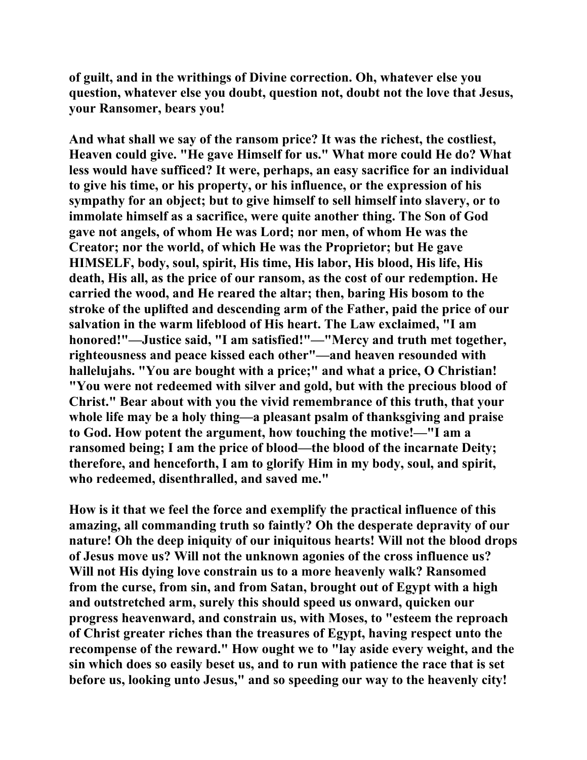of guilt, and in the writhings of Divine correction. Oh, whatever else you question, whatever else you doubt, question not, doubt not the love that Jesus, your Ransomer, bears you!

And what shall we say of the ransom price? It was the richest, the costliest, Heaven could give. "He gave Himself for us." What more could He do? What less would have sufficed? It were, perhaps, an easy sacrifice for an individual to give his time, or his property, or his influence, or the expression of his sympathy for an object; but to give himself to sell himself into slavery, or to immolate himself as a sacrifice, were quite another thing. The Son of God gave not angels, of whom He was Lord; nor men, of whom He was the Creator; nor the world, of which He was the Proprietor; but He gave HIMSELF, body, soul, spirit, His time, His labor, His blood, His life, His death, His all, as the price of our ransom, as the cost of our redemption. He carried the wood, and He reared the altar; then, baring His bosom to the stroke of the uplifted and descending arm of the Father, paid the price of our salvation in the warm lifeblood of His heart. The Law exclaimed, "I am honored!"—Justice said, "I am satisfied!"—"Mercy and truth met together, righteousness and peace kissed each other"—and heaven resounded with hallelujahs. "You are bought with a price;" and what a price, O Christian! "You were not redeemed with silver and gold, but with the precious blood of Christ." Bear about with you the vivid remembrance of this truth, that your whole life may be a holy thing—a pleasant psalm of thanksgiving and praise to God. How potent the argument, how touching the motive!—"I am a ransomed being; I am the price of blood—the blood of the incarnate Deity; therefore, and henceforth, I am to glorify Him in my body, soul, and spirit, who redeemed, disenthralled, and saved me."

How is it that we feel the force and exemplify the practical influence of this amazing, all commanding truth so faintly? Oh the desperate depravity of our nature! Oh the deep iniquity of our iniquitous hearts! Will not the blood drops of Jesus move us? Will not the unknown agonies of the cross influence us? Will not His dying love constrain us to a more heavenly walk? Ransomed from the curse, from sin, and from Satan, brought out of Egypt with a high and outstretched arm, surely this should speed us onward, quicken our progress heavenward, and constrain us, with Moses, to "esteem the reproach of Christ greater riches than the treasures of Egypt, having respect unto the recompense of the reward." How ought we to "lay aside every weight, and the sin which does so easily beset us, and to run with patience the race that is set before us, looking unto Jesus," and so speeding our way to the heavenly city!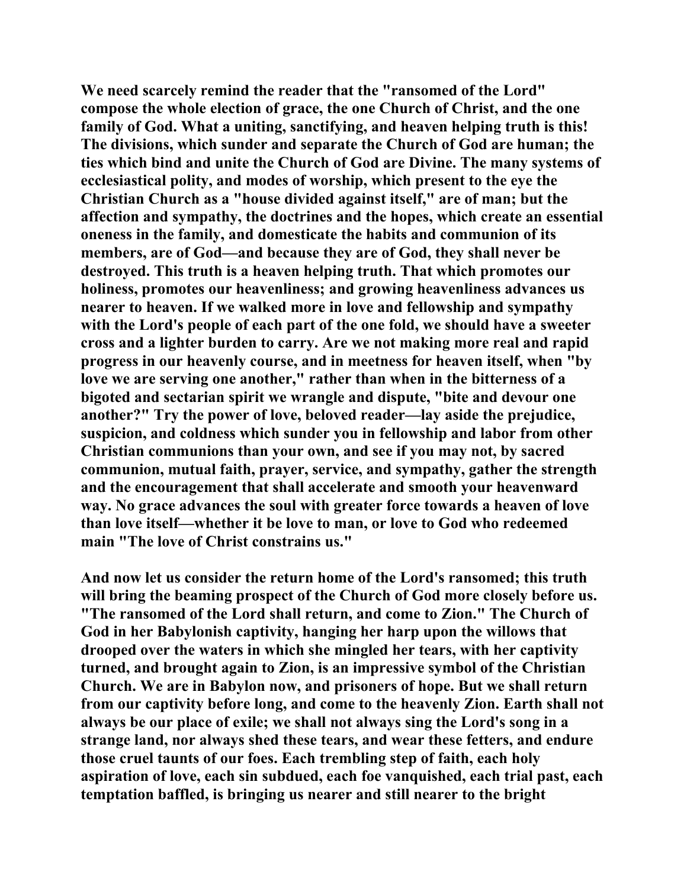We need scarcely remind the reader that the "ransomed of the Lord" compose the whole election of grace, the one Church of Christ, and the one family of God. What a uniting, sanctifying, and heaven helping truth is this! The divisions, which sunder and separate the Church of God are human; the ties which bind and unite the Church of God are Divine. The many systems of ecclesiastical polity, and modes of worship, which present to the eye the Christian Church as a "house divided against itself," are of man; but the affection and sympathy, the doctrines and the hopes, which create an essential oneness in the family, and domesticate the habits and communion of its members, are of God—and because they are of God, they shall never be destroyed. This truth is a heaven helping truth. That which promotes our holiness, promotes our heavenliness; and growing heavenliness advances us nearer to heaven. If we walked more in love and fellowship and sympathy with the Lord's people of each part of the one fold, we should have a sweeter cross and a lighter burden to carry. Are we not making more real and rapid progress in our heavenly course, and in meetness for heaven itself, when "by love we are serving one another," rather than when in the bitterness of a bigoted and sectarian spirit we wrangle and dispute, "bite and devour one another?" Try the power of love, beloved reader—lay aside the prejudice, suspicion, and coldness which sunder you in fellowship and labor from other Christian communions than your own, and see if you may not, by sacred communion, mutual faith, prayer, service, and sympathy, gather the strength and the encouragement that shall accelerate and smooth your heavenward way. No grace advances the soul with greater force towards a heaven of love than love itself—whether it be love to man, or love to God who redeemed main "The love of Christ constrains us."

And now let us consider the return home of the Lord's ransomed; this truth will bring the beaming prospect of the Church of God more closely before us. "The ransomed of the Lord shall return, and come to Zion." The Church of God in her Babylonish captivity, hanging her harp upon the willows that drooped over the waters in which she mingled her tears, with her captivity turned, and brought again to Zion, is an impressive symbol of the Christian Church. We are in Babylon now, and prisoners of hope. But we shall return from our captivity before long, and come to the heavenly Zion. Earth shall not always be our place of exile; we shall not always sing the Lord's song in a strange land, nor always shed these tears, and wear these fetters, and endure those cruel taunts of our foes. Each trembling step of faith, each holy aspiration of love, each sin subdued, each foe vanquished, each trial past, each temptation baffled, is bringing us nearer and still nearer to the bright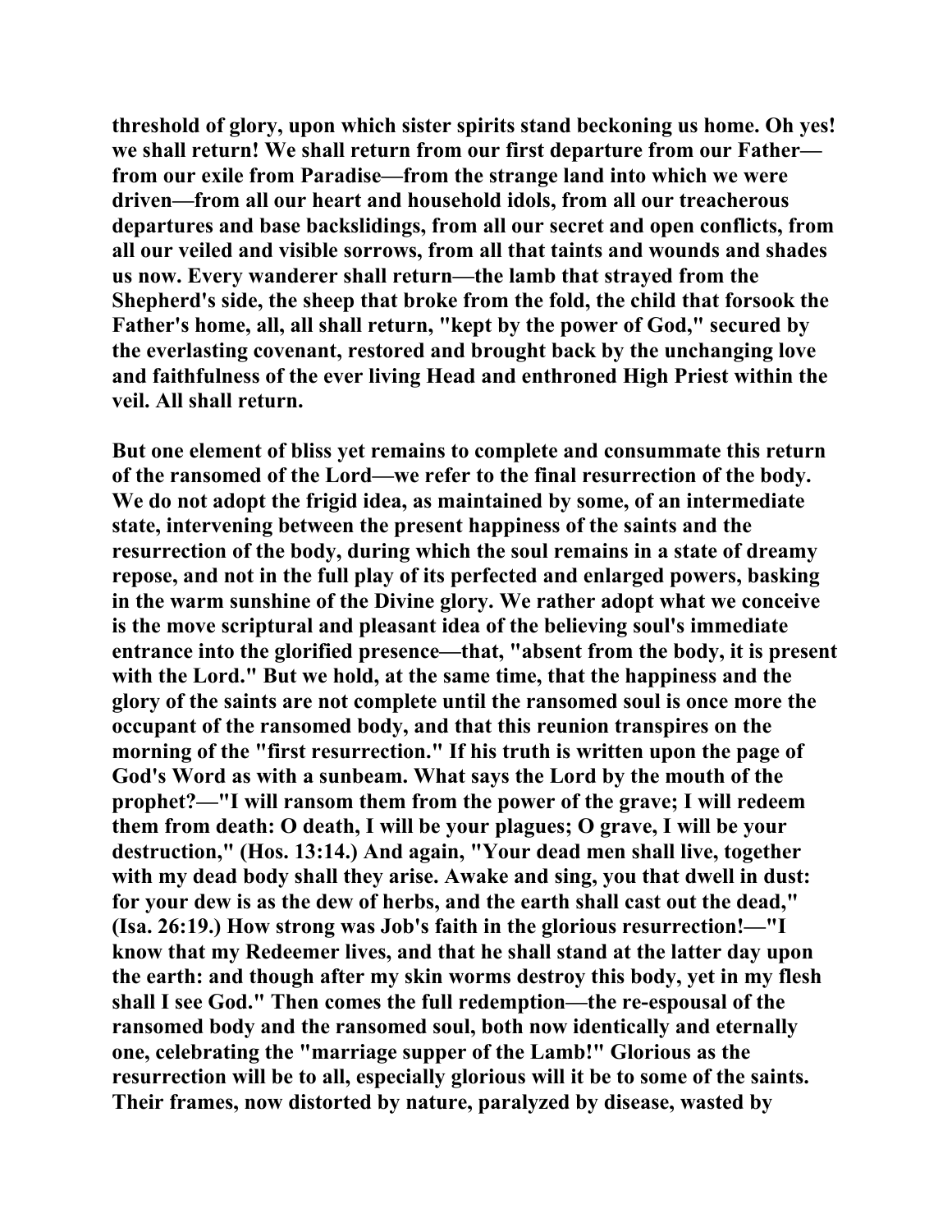threshold of glory, upon which sister spirits stand beckoning us home. Oh yes! we shall return! We shall return from our first departure from our Father—from our exile from Paradise—from the strange land into which we were driven—from all our heart and household idols, from all our treacherous departures and base backslidings, from all our secret and open conflicts, from all our veiled and visible sorrows, from all that taints and wounds and shades us now. Every wanderer shall return—the lamb that strayed from the Shepherd's side, the sheep that broke from the fold, the child that forsook the Father's home, all, all shall return, "kept by the power of God," secured by the everlasting covenant, restored and brought back by the unchanging love and faithfulness of the ever living Head and enthroned High Priest within the veil. All shall return.

But one element of bliss yet remains to complete and consummate this return of the ransomed of the Lord—we refer to the final resurrection of the body. We do not adopt the frigid idea, as maintained by some, of an intermediate state, intervening between the present happiness of the saints and the resurrection of the body, during which the soul remains in a state of dreamy repose, and not in the full play of its perfected and enlarged powers, basking in the warm sunshine of the Divine glory. We rather adopt what we conceive is the move scriptural and pleasant idea of the believing soul's immediate entrance into the glorified presence—that, "absent from the body, it is present with the Lord." But we hold, at the same time, that the happiness and the glory of the saints are not complete until the ransomed soul is once more the occupant of the ransomed body, and that this reunion transpires on the morning of the "first resurrection." If his truth is written upon the page of God's Word as with a sunbeam. What says the Lord by the mouth of the prophet?—"I will ransom them from the power of the grave; I will redeem them from death: O death, I will be your plagues; O grave, I will be your destruction," (Hos. 13:14.) And again, "Your dead men shall live, together with my dead body shall they arise. Awake and sing, you that dwell in dust: for your dew is as the dew of herbs, and the earth shall cast out the dead," (Isa. 26:19.) How strong was Job's faith in the glorious resurrection!—"I know that my Redeemer lives, and that he shall stand at the latter day upon the earth: and though after my skin worms destroy this body, yet in my flesh shall I see God." Then comes the full redemption—the re-espousal of the ransomed body and the ransomed soul, both now identically and eternally one, celebrating the "marriage supper of the Lamb!" Glorious as the resurrection will be to all, especially glorious will it be to some of the saints. Their frames, now distorted by nature, paralyzed by disease, wasted by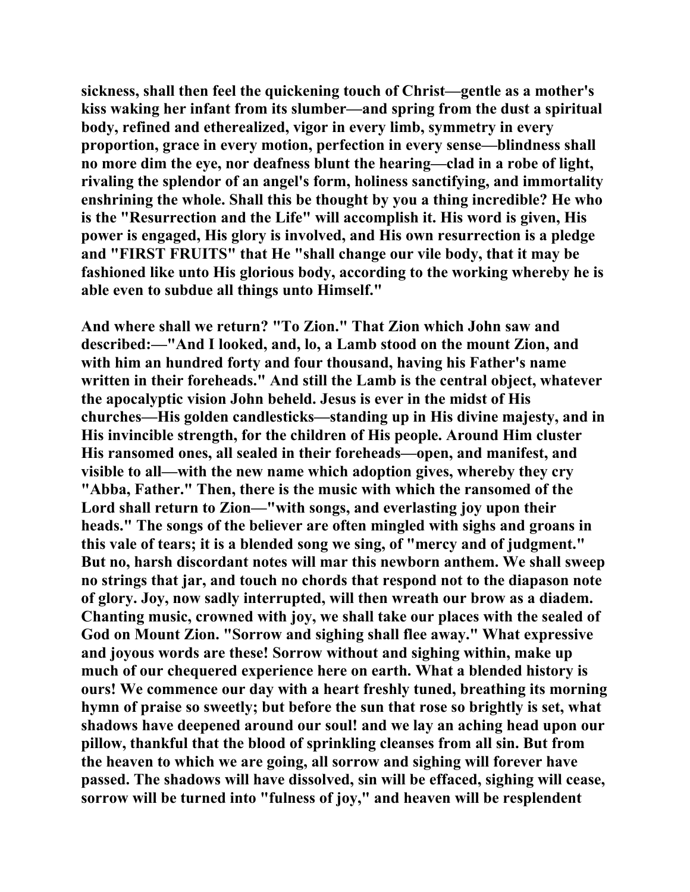**sickness, shall then feel the quickening touch of Christ—gentle as a mother's kiss waking her infant from its slumber—and spring from the dust a spiritual body, refined and etherealized, vigor in every limb, symmetry in every proportion, grace in every motion, perfection in every sense—blindness shall no more dim the eye, nor deafness blunt the hearing—clad in a robe of light, rivaling the splendor of an angel's form, holiness sanctifying, and immortality enshrining the whole. Shall this be thought by you a thing incredible? He who is the "Resurrection and the Life" will accomplish it. His word is given, His power is engaged, His glory is involved, and His own resurrection is a pledge and "FIRST FRUITS" that He "shall change our vile body, that it may be fashioned like unto His glorious body, according to the working whereby he is able even to subdue all things unto Himself."**

**And where shall we return? "To Zion." That Zion which John saw and described:—"And I looked, and, lo, a Lamb stood on the mount Zion, and with him an hundred forty and four thousand, having his Father's name written in their foreheads." And still the Lamb is the central object, whatever the apocalyptic vision John beheld. Jesus is ever in the midst of His churches—His golden candlesticks—standing up in His divine majesty, and in His invincible strength, for the children of His people. Around Him cluster His ransomed ones, all sealed in their foreheads—open, and manifest, and visible to all—with the new name which adoption gives, whereby they cry "Abba, Father." Then, there is the music with which the ransomed of the Lord shall return to Zion—"with songs, and everlasting joy upon their heads." The songs of the believer are often mingled with sighs and groans in this vale of tears; it is a blended song we sing, of "mercy and of judgment." But no, harsh discordant notes will mar this newborn anthem. We shall sweep no strings that jar, and touch no chords that respond not to the diapason note of glory. Joy, now sadly interrupted, will then wreath our brow as a diadem. Chanting music, crowned with joy, we shall take our places with the sealed of God on Mount Zion. "Sorrow and sighing shall flee away." What expressive and joyous words are these! Sorrow without and sighing within, make up much of our chequered experience here on earth. What a blended history is ours! We commence our day with a heart freshly tuned, breathing its morning hymn of praise so sweetly; but before the sun that rose so brightly is set, what shadows have deepened around our soul! and we lay an aching head upon our pillow, thankful that the blood of sprinkling cleanses from all sin. But from the heaven to which we are going, all sorrow and sighing will forever have passed. The shadows will have dissolved, sin will be effaced, sighing will cease, sorrow will be turned into "fulness of joy," and heaven will be resplendent**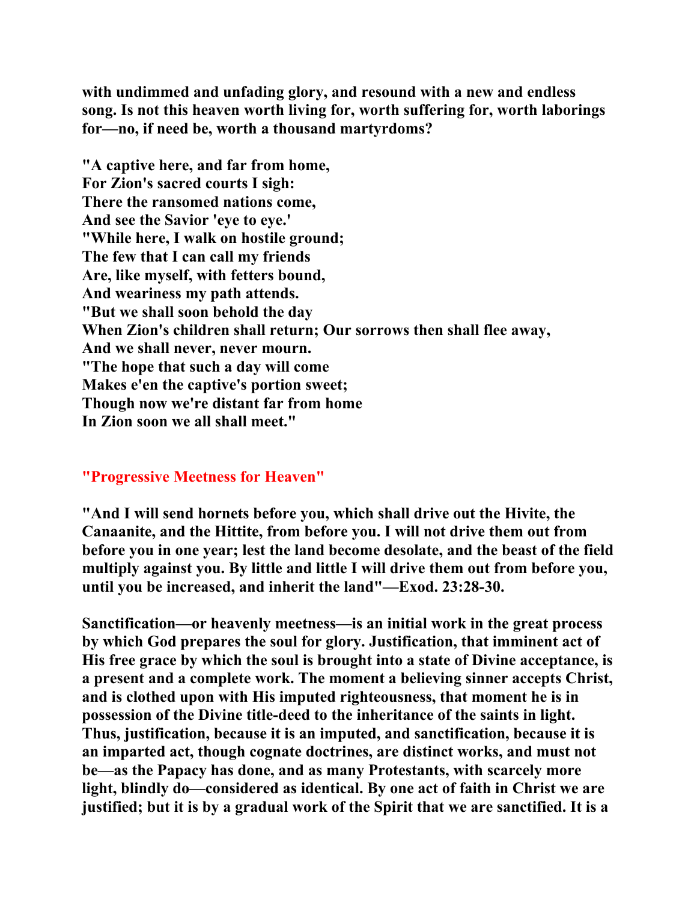**with undimmed and unfading glory, and resound with a new and endless song. Is not this heaven worth living for, worth suffering for, worth laborings for—no, if need be, worth a thousand martyrdoms?**

**"A captive here, and far from home,**
**For Zion's sacred courts I sigh:**
**There the ransomed nations come,**
**And see the Savior 'eye to eye.'**
**"While here, I walk on hostile ground;**
**The few that I can call my friends**
**Are, like myself, with fetters bound,**
**And weariness my path attends.**
**"But we shall soon behold the day**
**When Zion's children shall return; Our sorrows then shall flee away,**
**And we shall never, never mourn.**
**"The hope that such a day will come**
**Makes e'en the captive's portion sweet;**
**Though now we're distant far from home**
**In Zion soon we all shall meet."**

## "Progressive Meetness for Heaven"

**"And I will send hornets before you, which shall drive out the Hivite, the Canaanite, and the Hittite, from before you. I will not drive them out from before you in one year; lest the land become desolate, and the beast of the field multiply against you. By little and little I will drive them out from before you, until you be increased, and inherit the land"—Exod. 23:28-30.**

**Sanctification—or heavenly meetness—is an initial work in the great process by which God prepares the soul for glory. Justification, that imminent act of His free grace by which the soul is brought into a state of Divine acceptance, is a present and a complete work. The moment a believing sinner accepts Christ, and is clothed upon with His imputed righteousness, that moment he is in possession of the Divine title-deed to the inheritance of the saints in light. Thus, justification, because it is an imputed, and sanctification, because it is an imparted act, though cognate doctrines, are distinct works, and must not be—as the Papacy has done, and as many Protestants, with scarcely more light, blindly do—considered as identical. By one act of faith in Christ we are justified; but it is by a gradual work of the Spirit that we are sanctified. It is a**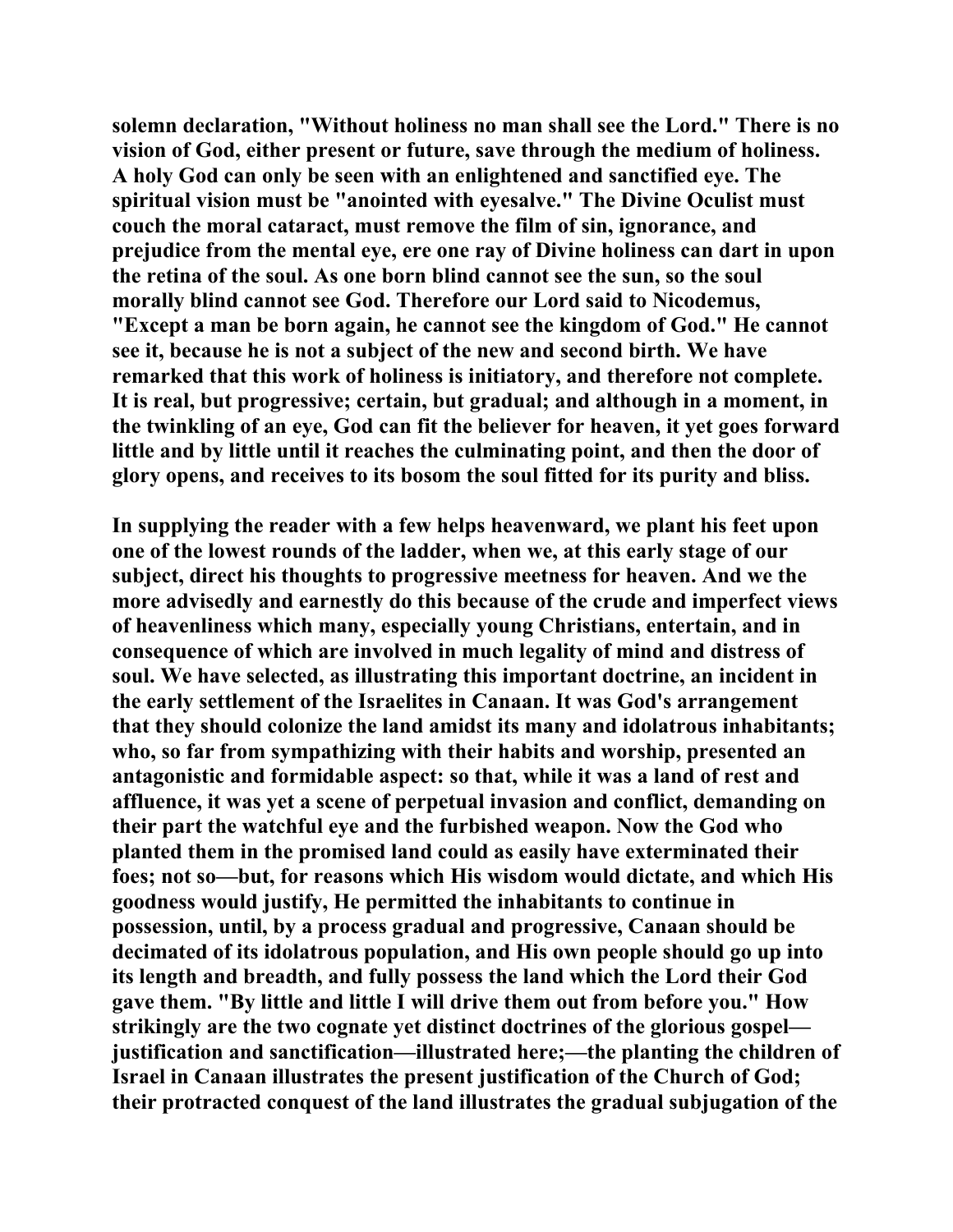solemn declaration, "Without holiness no man shall see the Lord." There is no vision of God, either present or future, save through the medium of holiness. A holy God can only be seen with an enlightened and sanctified eye. The spiritual vision must be "anointed with eyesalve." The Divine Oculist must couch the moral cataract, must remove the film of sin, ignorance, and prejudice from the mental eye, ere one ray of Divine holiness can dart in upon the retina of the soul. As one born blind cannot see the sun, so the soul morally blind cannot see God. Therefore our Lord said to Nicodemus, "Except a man be born again, he cannot see the kingdom of God." He cannot see it, because he is not a subject of the new and second birth. We have remarked that this work of holiness is initiatory, and therefore not complete. It is real, but progressive; certain, but gradual; and although in a moment, in the twinkling of an eye, God can fit the believer for heaven, it yet goes forward little and by little until it reaches the culminating point, and then the door of glory opens, and receives to its bosom the soul fitted for its purity and bliss.

In supplying the reader with a few helps heavenward, we plant his feet upon one of the lowest rounds of the ladder, when we, at this early stage of our subject, direct his thoughts to progressive meetness for heaven. And we the more advisedly and earnestly do this because of the crude and imperfect views of heavenliness which many, especially young Christians, entertain, and in consequence of which are involved in much legality of mind and distress of soul. We have selected, as illustrating this important doctrine, an incident in the early settlement of the Israelites in Canaan. It was God's arrangement that they should colonize the land amidst its many and idolatrous inhabitants; who, so far from sympathizing with their habits and worship, presented an antagonistic and formidable aspect: so that, while it was a land of rest and affluence, it was yet a scene of perpetual invasion and conflict, demanding on their part the watchful eye and the furbished weapon. Now the God who planted them in the promised land could as easily have exterminated their foes; not so—but, for reasons which His wisdom would dictate, and which His goodness would justify, He permitted the inhabitants to continue in possession, until, by a process gradual and progressive, Canaan should be decimated of its idolatrous population, and His own people should go up into its length and breadth, and fully possess the land which the Lord their God gave them. "By little and little I will drive them out from before you." How strikingly are the two cognate yet distinct doctrines of the glorious gospel—justification and sanctification—illustrated here;—the planting the children of Israel in Canaan illustrates the present justification of the Church of God; their protracted conquest of the land illustrates the gradual subjugation of the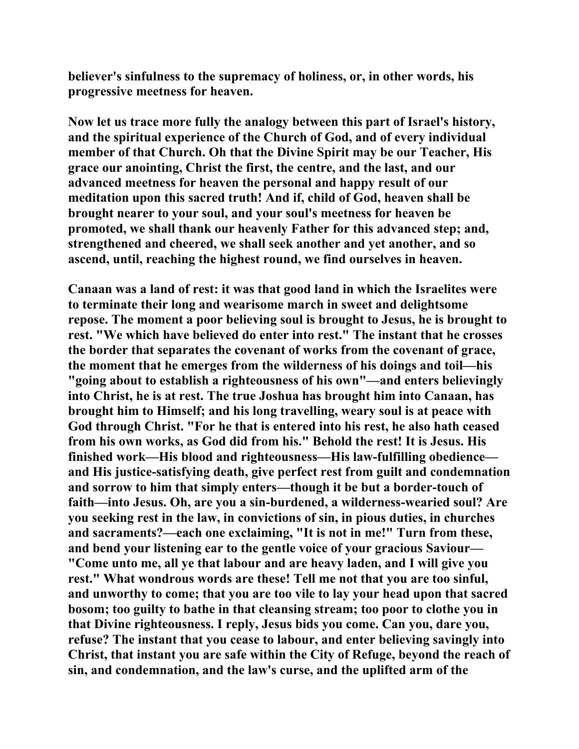believer's sinfulness to the supremacy of holiness, or, in other words, his progressive meetness for heaven.

Now let us trace more fully the analogy between this part of Israel's history, and the spiritual experience of the Church of God, and of every individual member of that Church. Oh that the Divine Spirit may be our Teacher, His grace our anointing, Christ the first, the centre, and the last, and our advanced meetness for heaven the personal and happy result of our meditation upon this sacred truth! And if, child of God, heaven shall be brought nearer to your soul, and your soul's meetness for heaven be promoted, we shall thank our heavenly Father for this advanced step; and, strengthened and cheered, we shall seek another and yet another, and so ascend, until, reaching the highest round, we find ourselves in heaven.

Canaan was a land of rest: it was that good land in which the Israelites were to terminate their long and wearisome march in sweet and delightsome repose. The moment a poor believing soul is brought to Jesus, he is brought to rest. "We which have believed do enter into rest." The instant that he crosses the border that separates the covenant of works from the covenant of grace, the moment that he emerges from the wilderness of his doings and toil—his "going about to establish a righteousness of his own"—and enters believingly into Christ, he is at rest. The true Joshua has brought him into Canaan, has brought him to Himself; and his long travelling, weary soul is at peace with God through Christ. "For he that is entered into his rest, he also hath ceased from his own works, as God did from his." Behold the rest! It is Jesus. His finished work—His blood and righteousness—His law-fulfilling obedience—and His justice-satisfying death, give perfect rest from guilt and condemnation and sorrow to him that simply enters—though it be but a border-touch of faith—into Jesus. Oh, are you a sin-burdened, a wilderness-wearied soul? Are you seeking rest in the law, in convictions of sin, in pious duties, in churches and sacraments?—each one exclaiming, "It is not in me!" Turn from these, and bend your listening ear to the gentle voice of your gracious Saviour—"Come unto me, all ye that labour and are heavy laden, and I will give you rest." What wondrous words are these! Tell me not that you are too sinful, and unworthy to come; that you are too vile to lay your head upon that sacred bosom; too guilty to bathe in that cleansing stream; too poor to clothe you in that Divine righteousness. I reply, Jesus bids you come. Can you, dare you, refuse? The instant that you cease to labour, and enter believing savingly into Christ, that instant you are safe within the City of Refuge, beyond the reach of sin, and condemnation, and the law's curse, and the uplifted arm of the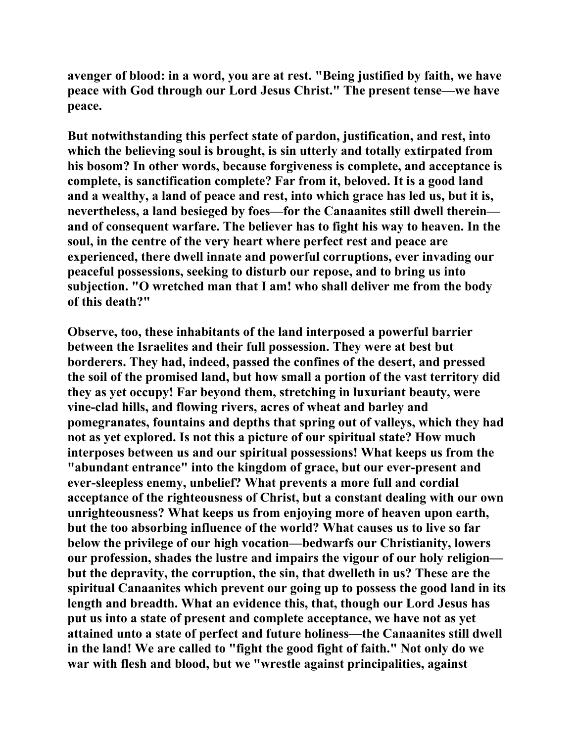avenger of blood: in a word, you are at rest. "Being justified by faith, we have peace with God through our Lord Jesus Christ." The present tense—we have peace.

But notwithstanding this perfect state of pardon, justification, and rest, into which the believing soul is brought, is sin utterly and totally extirpated from his bosom? In other words, because forgiveness is complete, and acceptance is complete, is sanctification complete? Far from it, beloved. It is a good land and a wealthy, a land of peace and rest, into which grace has led us, but it is, nevertheless, a land besieged by foes—for the Canaanites still dwell therein—and of consequent warfare. The believer has to fight his way to heaven. In the soul, in the centre of the very heart where perfect rest and peace are experienced, there dwell innate and powerful corruptions, ever invading our peaceful possessions, seeking to disturb our repose, and to bring us into subjection. "O wretched man that I am! who shall deliver me from the body of this death?"

Observe, too, these inhabitants of the land interposed a powerful barrier between the Israelites and their full possession. They were at best but borderers. They had, indeed, passed the confines of the desert, and pressed the soil of the promised land, but how small a portion of the vast territory did they as yet occupy! Far beyond them, stretching in luxuriant beauty, were vine-clad hills, and flowing rivers, acres of wheat and barley and pomegranates, fountains and depths that spring out of valleys, which they had not as yet explored. Is not this a picture of our spiritual state? How much interposes between us and our spiritual possessions! What keeps us from the "abundant entrance" into the kingdom of grace, but our ever-present and ever-sleepless enemy, unbelief? What prevents a more full and cordial acceptance of the righteousness of Christ, but a constant dealing with our own unrighteousness? What keeps us from enjoying more of heaven upon earth, but the too absorbing influence of the world? What causes us to live so far below the privilege of our high vocation—bedwarfs our Christianity, lowers our profession, shades the lustre and impairs the vigour of our holy religion—but the depravity, the corruption, the sin, that dwelleth in us? These are the spiritual Canaanites which prevent our going up to possess the good land in its length and breadth. What an evidence this, that, though our Lord Jesus has put us into a state of present and complete acceptance, we have not as yet attained unto a state of perfect and future holiness—the Canaanites still dwell in the land! We are called to "fight the good fight of faith." Not only do we war with flesh and blood, but we "wrestle against principalities, against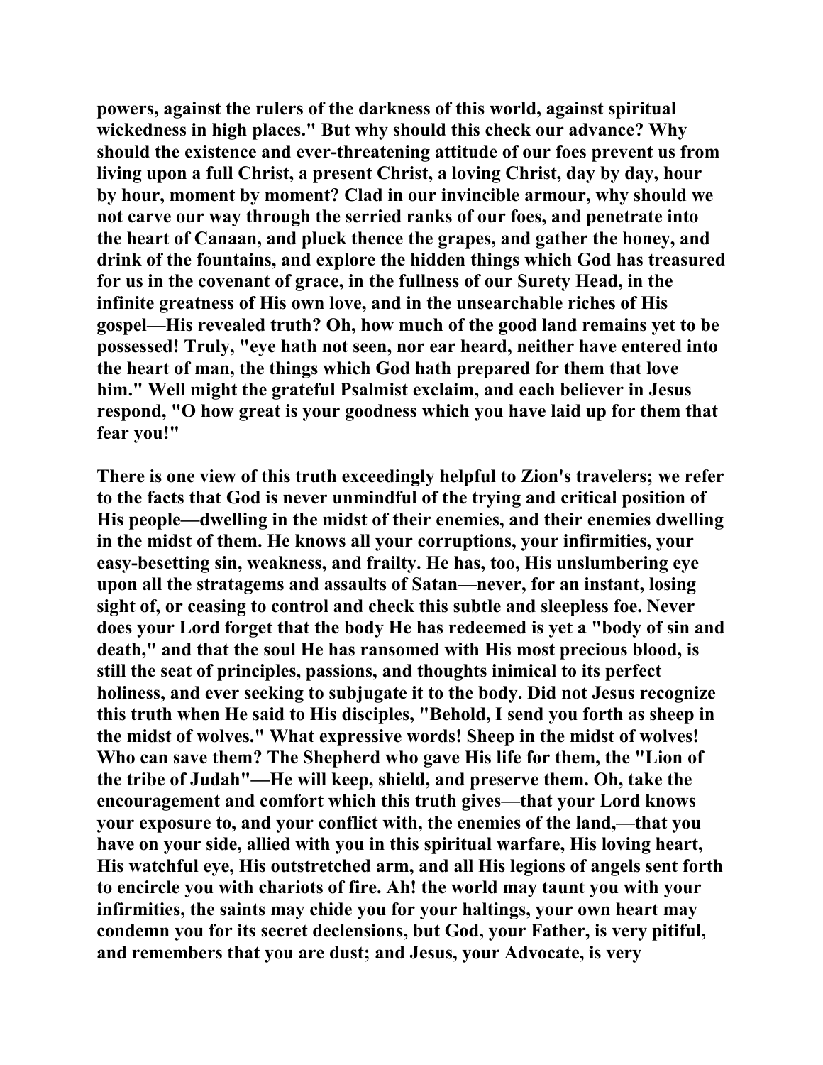powers, against the rulers of the darkness of this world, against spiritual wickedness in high places." But why should this check our advance? Why should the existence and ever-threatening attitude of our foes prevent us from living upon a full Christ, a present Christ, a loving Christ, day by day, hour by hour, moment by moment? Clad in our invincible armour, why should we not carve our way through the serried ranks of our foes, and penetrate into the heart of Canaan, and pluck thence the grapes, and gather the honey, and drink of the fountains, and explore the hidden things which God has treasured for us in the covenant of grace, in the fullness of our Surety Head, in the infinite greatness of His own love, and in the unsearchable riches of His gospel—His revealed truth? Oh, how much of the good land remains yet to be possessed! Truly, "eye hath not seen, nor ear heard, neither have entered into the heart of man, the things which God hath prepared for them that love him." Well might the grateful Psalmist exclaim, and each believer in Jesus respond, "O how great is your goodness which you have laid up for them that fear you!"

There is one view of this truth exceedingly helpful to Zion's travelers; we refer to the facts that God is never unmindful of the trying and critical position of His people—dwelling in the midst of their enemies, and their enemies dwelling in the midst of them. He knows all your corruptions, your infirmities, your easy-besetting sin, weakness, and frailty. He has, too, His unslumbering eye upon all the stratagems and assaults of Satan—never, for an instant, losing sight of, or ceasing to control and check this subtle and sleepless foe. Never does your Lord forget that the body He has redeemed is yet a "body of sin and death," and that the soul He has ransomed with His most precious blood, is still the seat of principles, passions, and thoughts inimical to its perfect holiness, and ever seeking to subjugate it to the body. Did not Jesus recognize this truth when He said to His disciples, "Behold, I send you forth as sheep in the midst of wolves." What expressive words! Sheep in the midst of wolves! Who can save them? The Shepherd who gave His life for them, the "Lion of the tribe of Judah"—He will keep, shield, and preserve them. Oh, take the encouragement and comfort which this truth gives—that your Lord knows your exposure to, and your conflict with, the enemies of the land,—that you have on your side, allied with you in this spiritual warfare, His loving heart, His watchful eye, His outstretched arm, and all His legions of angels sent forth to encircle you with chariots of fire. Ah! the world may taunt you with your infirmities, the saints may chide you for your haltings, your own heart may condemn you for its secret declensions, but God, your Father, is very pitiful, and remembers that you are dust; and Jesus, your Advocate, is very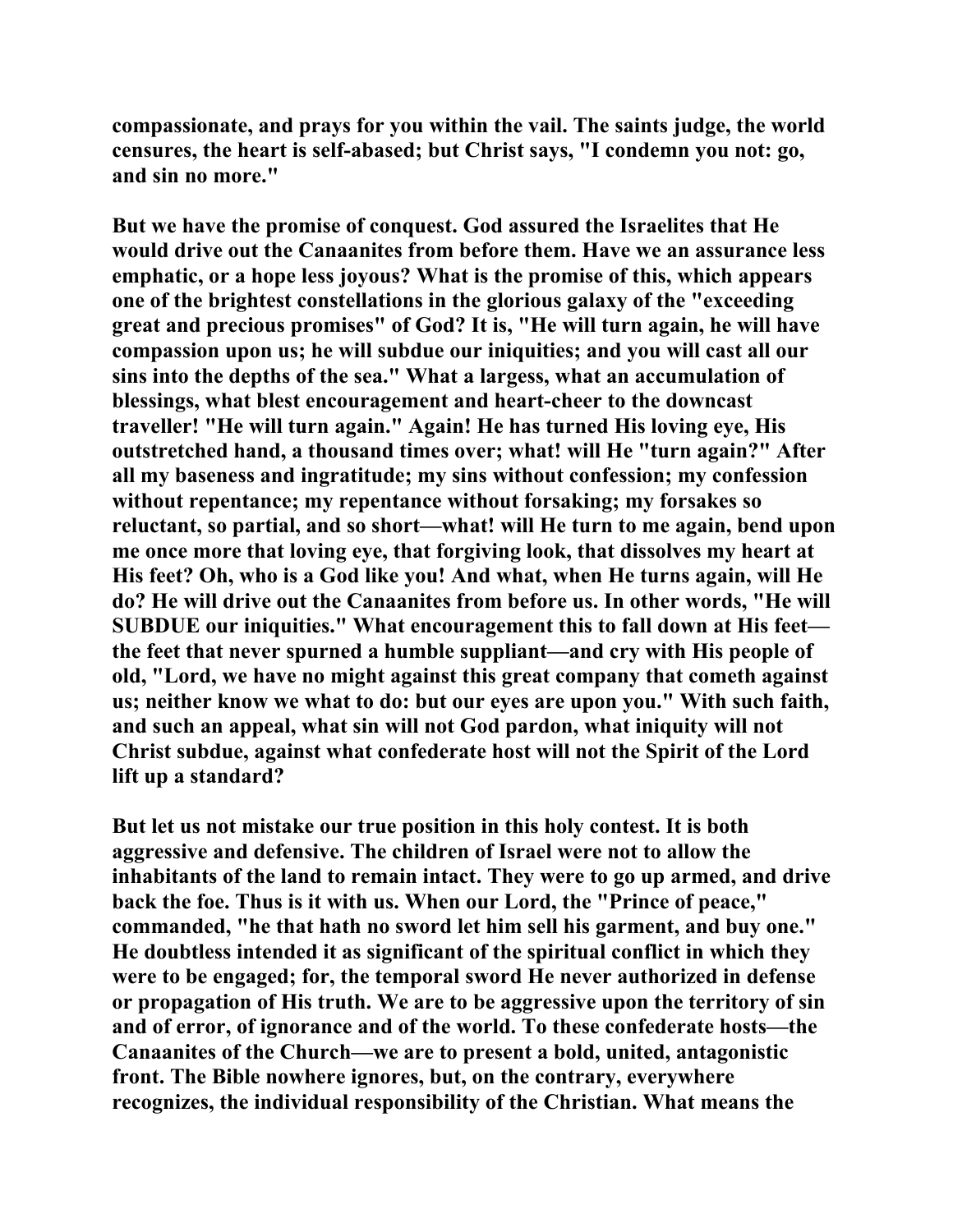compassionate, and prays for you within the vail. The saints judge, the world censures, the heart is self-abased; but Christ says, "I condemn you not: go, and sin no more."

But we have the promise of conquest. God assured the Israelites that He would drive out the Canaanites from before them. Have we an assurance less emphatic, or a hope less joyous? What is the promise of this, which appears one of the brightest constellations in the glorious galaxy of the "exceeding great and precious promises" of God? It is, "He will turn again, he will have compassion upon us; he will subdue our iniquities; and you will cast all our sins into the depths of the sea." What a largess, what an accumulation of blessings, what blest encouragement and heart-cheer to the downcast traveller! "He will turn again." Again! He has turned His loving eye, His outstretched hand, a thousand times over; what! will He "turn again?" After all my baseness and ingratitude; my sins without confession; my confession without repentance; my repentance without forsaking; my forsakes so reluctant, so partial, and so short—what! will He turn to me again, bend upon me once more that loving eye, that forgiving look, that dissolves my heart at His feet? Oh, who is a God like you! And what, when He turns again, will He do? He will drive out the Canaanites from before us. In other words, "He will SUBDUE our iniquities." What encouragement this to fall down at His feet—the feet that never spurned a humble suppliant—and cry with His people of old, "Lord, we have no might against this great company that cometh against us; neither know we what to do: but our eyes are upon you." With such faith, and such an appeal, what sin will not God pardon, what iniquity will not Christ subdue, against what confederate host will not the Spirit of the Lord lift up a standard?

But let us not mistake our true position in this holy contest. It is both aggressive and defensive. The children of Israel were not to allow the inhabitants of the land to remain intact. They were to go up armed, and drive back the foe. Thus is it with us. When our Lord, the "Prince of peace," commanded, "he that hath no sword let him sell his garment, and buy one." He doubtless intended it as significant of the spiritual conflict in which they were to be engaged; for, the temporal sword He never authorized in defense or propagation of His truth. We are to be aggressive upon the territory of sin and of error, of ignorance and of the world. To these confederate hosts—the Canaanites of the Church—we are to present a bold, united, antagonistic front. The Bible nowhere ignores, but, on the contrary, everywhere recognizes, the individual responsibility of the Christian. What means the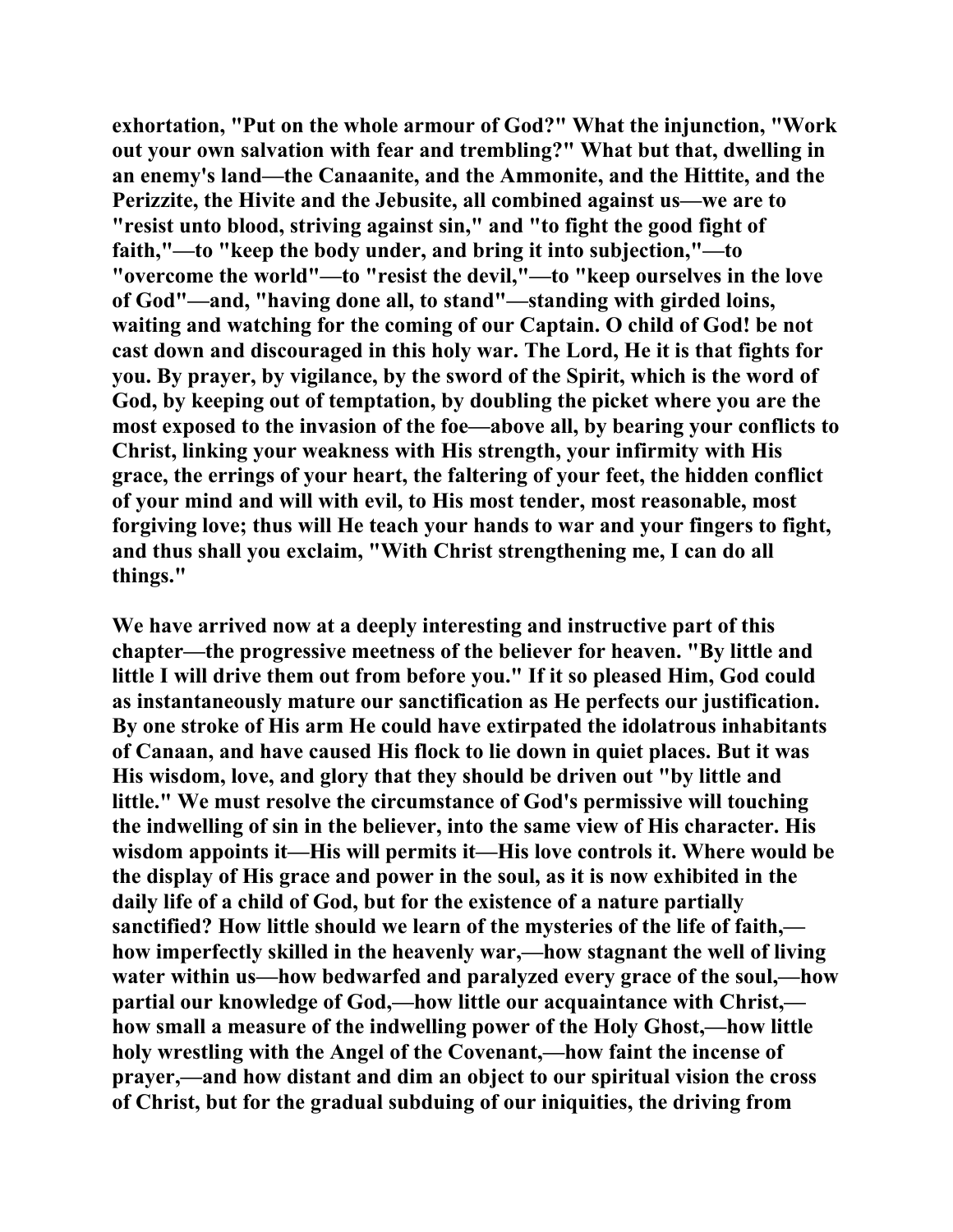exhortation, "Put on the whole armour of God?" What the injunction, "Work out your own salvation with fear and trembling?" What but that, dwelling in an enemy's land—the Canaanite, and the Ammonite, and the Hittite, and the Perizzite, the Hivite and the Jebusite, all combined against us—we are to "resist unto blood, striving against sin," and "to fight the good fight of faith,"—to "keep the body under, and bring it into subjection,"—to "overcome the world"—to "resist the devil,"—to "keep ourselves in the love of God"—and, "having done all, to stand"—standing with girded loins, waiting and watching for the coming of our Captain. O child of God! be not cast down and discouraged in this holy war. The Lord, He it is that fights for you. By prayer, by vigilance, by the sword of the Spirit, which is the word of God, by keeping out of temptation, by doubling the picket where you are the most exposed to the invasion of the foe—above all, by bearing your conflicts to Christ, linking your weakness with His strength, your infirmity with His grace, the errings of your heart, the faltering of your feet, the hidden conflict of your mind and will with evil, to His most tender, most reasonable, most forgiving love; thus will He teach your hands to war and your fingers to fight, and thus shall you exclaim, "With Christ strengthening me, I can do all things."

We have arrived now at a deeply interesting and instructive part of this chapter—the progressive meetness of the believer for heaven. "By little and little I will drive them out from before you." If it so pleased Him, God could as instantaneously mature our sanctification as He perfects our justification. By one stroke of His arm He could have extirpated the idolatrous inhabitants of Canaan, and have caused His flock to lie down in quiet places. But it was His wisdom, love, and glory that they should be driven out "by little and little." We must resolve the circumstance of God's permissive will touching the indwelling of sin in the believer, into the same view of His character. His wisdom appoints it—His will permits it—His love controls it. Where would be the display of His grace and power in the soul, as it is now exhibited in the daily life of a child of God, but for the existence of a nature partially sanctified? How little should we learn of the mysteries of the life of faith,—how imperfectly skilled in the heavenly war,—how stagnant the well of living water within us—how bedwarfed and paralyzed every grace of the soul,—how partial our knowledge of God,—how little our acquaintance with Christ,—how small a measure of the indwelling power of the Holy Ghost,—how little holy wrestling with the Angel of the Covenant,—how faint the incense of prayer,—and how distant and dim an object to our spiritual vision the cross of Christ, but for the gradual subduing of our iniquities, the driving from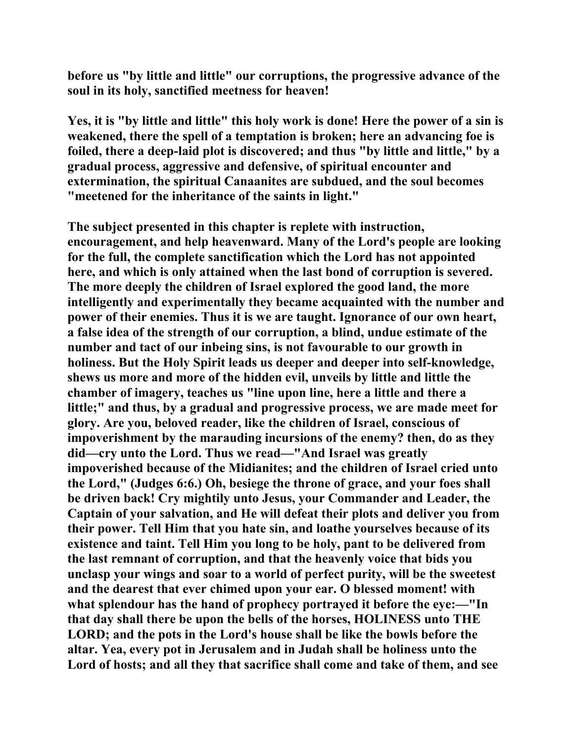before us "by little and little" our corruptions, the progressive advance of the soul in its holy, sanctified meetness for heaven!

Yes, it is "by little and little" this holy work is done! Here the power of a sin is weakened, there the spell of a temptation is broken; here an advancing foe is foiled, there a deep-laid plot is discovered; and thus "by little and little," by a gradual process, aggressive and defensive, of spiritual encounter and extermination, the spiritual Canaanites are subdued, and the soul becomes "meetened for the inheritance of the saints in light."

The subject presented in this chapter is replete with instruction, encouragement, and help heavenward. Many of the Lord's people are looking for the full, the complete sanctification which the Lord has not appointed here, and which is only attained when the last bond of corruption is severed. The more deeply the children of Israel explored the good land, the more intelligently and experimentally they became acquainted with the number and power of their enemies. Thus it is we are taught. Ignorance of our own heart, a false idea of the strength of our corruption, a blind, undue estimate of the number and tact of our inbeing sins, is not favourable to our growth in holiness. But the Holy Spirit leads us deeper and deeper into self-knowledge, shews us more and more of the hidden evil, unveils by little and little the chamber of imagery, teaches us "line upon line, here a little and there a little;" and thus, by a gradual and progressive process, we are made meet for glory. Are you, beloved reader, like the children of Israel, conscious of impoverishment by the marauding incursions of the enemy? then, do as they did—cry unto the Lord. Thus we read—"And Israel was greatly impoverished because of the Midianites; and the children of Israel cried unto the Lord," (Judges 6:6.) Oh, besiege the throne of grace, and your foes shall be driven back! Cry mightily unto Jesus, your Commander and Leader, the Captain of your salvation, and He will defeat their plots and deliver you from their power. Tell Him that you hate sin, and loathe yourselves because of its existence and taint. Tell Him you long to be holy, pant to be delivered from the last remnant of corruption, and that the heavenly voice that bids you unclasp your wings and soar to a world of perfect purity, will be the sweetest and the dearest that ever chimed upon your ear. O blessed moment! with what splendour has the hand of prophecy portrayed it before the eye:—"In that day shall there be upon the bells of the horses, HOLINESS unto THE LORD; and the pots in the Lord's house shall be like the bowls before the altar. Yea, every pot in Jerusalem and in Judah shall be holiness unto the Lord of hosts; and all they that sacrifice shall come and take of them, and see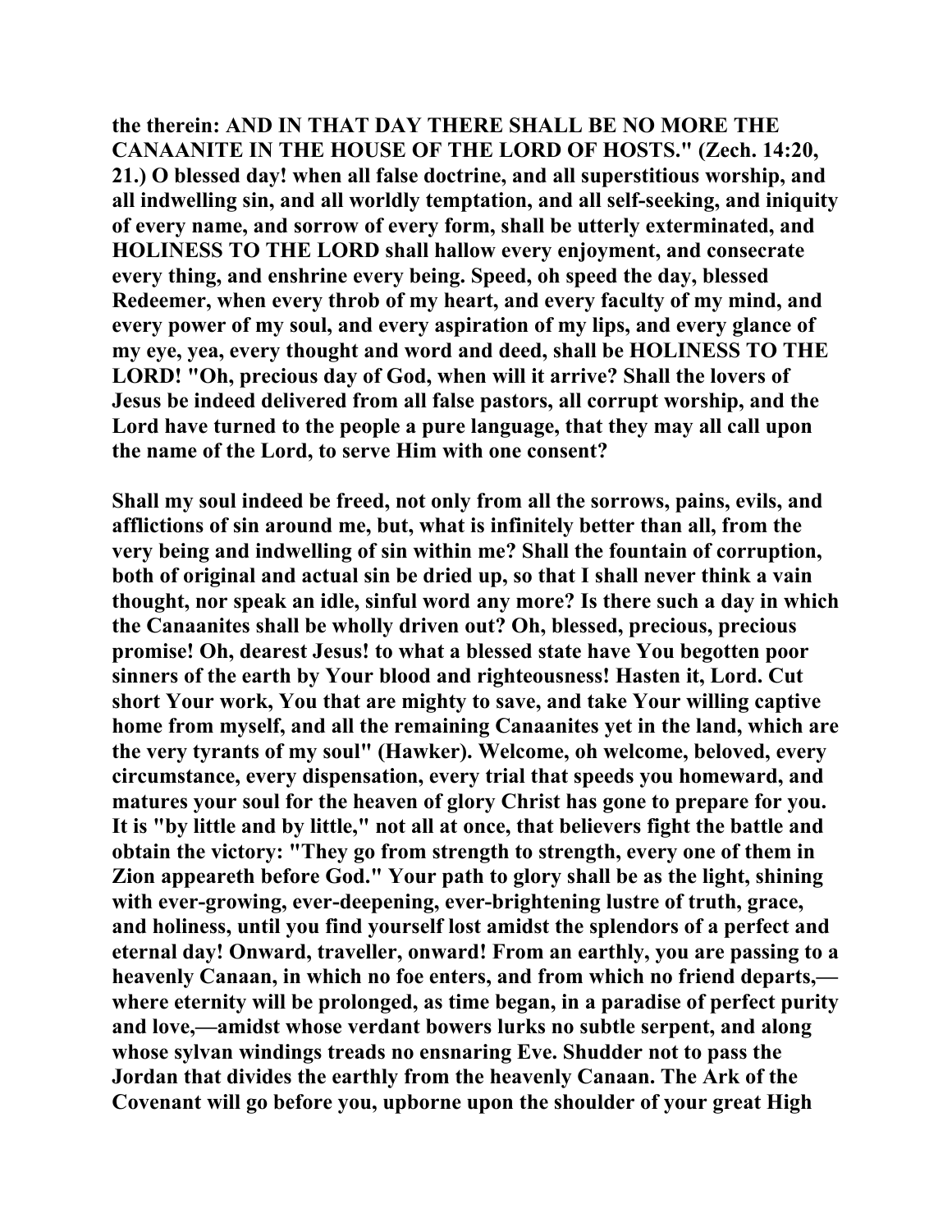**the therein: AND IN THAT DAY THERE SHALL BE NO MORE THE CANAANITE IN THE HOUSE OF THE LORD OF HOSTS." (Zech. 14:20, 21.) O blessed day! when all false doctrine, and all superstitious worship, and all indwelling sin, and all worldly temptation, and all self-seeking, and iniquity of every name, and sorrow of every form, shall be utterly exterminated, and HOLINESS TO THE LORD shall hallow every enjoyment, and consecrate every thing, and enshrine every being. Speed, oh speed the day, blessed Redeemer, when every throb of my heart, and every faculty of my mind, and every power of my soul, and every aspiration of my lips, and every glance of my eye, yea, every thought and word and deed, shall be HOLINESS TO THE LORD! "Oh, precious day of God, when will it arrive? Shall the lovers of Jesus be indeed delivered from all false pastors, all corrupt worship, and the Lord have turned to the people a pure language, that they may all call upon the name of the Lord, to serve Him with one consent?**

**Shall my soul indeed be freed, not only from all the sorrows, pains, evils, and afflictions of sin around me, but, what is infinitely better than all, from the very being and indwelling of sin within me? Shall the fountain of corruption, both of original and actual sin be dried up, so that I shall never think a vain thought, nor speak an idle, sinful word any more? Is there such a day in which the Canaanites shall be wholly driven out? Oh, blessed, precious, precious promise! Oh, dearest Jesus! to what a blessed state have You begotten poor sinners of the earth by Your blood and righteousness! Hasten it, Lord. Cut short Your work, You that are mighty to save, and take Your willing captive home from myself, and all the remaining Canaanites yet in the land, which are the very tyrants of my soul" (Hawker). Welcome, oh welcome, beloved, every circumstance, every dispensation, every trial that speeds you homeward, and matures your soul for the heaven of glory Christ has gone to prepare for you. It is "by little and by little," not all at once, that believers fight the battle and obtain the victory: "They go from strength to strength, every one of them in Zion appeareth before God." Your path to glory shall be as the light, shining with ever-growing, ever-deepening, ever-brightening lustre of truth, grace, and holiness, until you find yourself lost amidst the splendors of a perfect and eternal day! Onward, traveller, onward! From an earthly, you are passing to a heavenly Canaan, in which no foe enters, and from which no friend departs,—where eternity will be prolonged, as time began, in a paradise of perfect purity and love,—amidst whose verdant bowers lurks no subtle serpent, and along whose sylvan windings treads no ensnaring Eve. Shudder not to pass the Jordan that divides the earthly from the heavenly Canaan. The Ark of the Covenant will go before you, upborne upon the shoulder of your great High**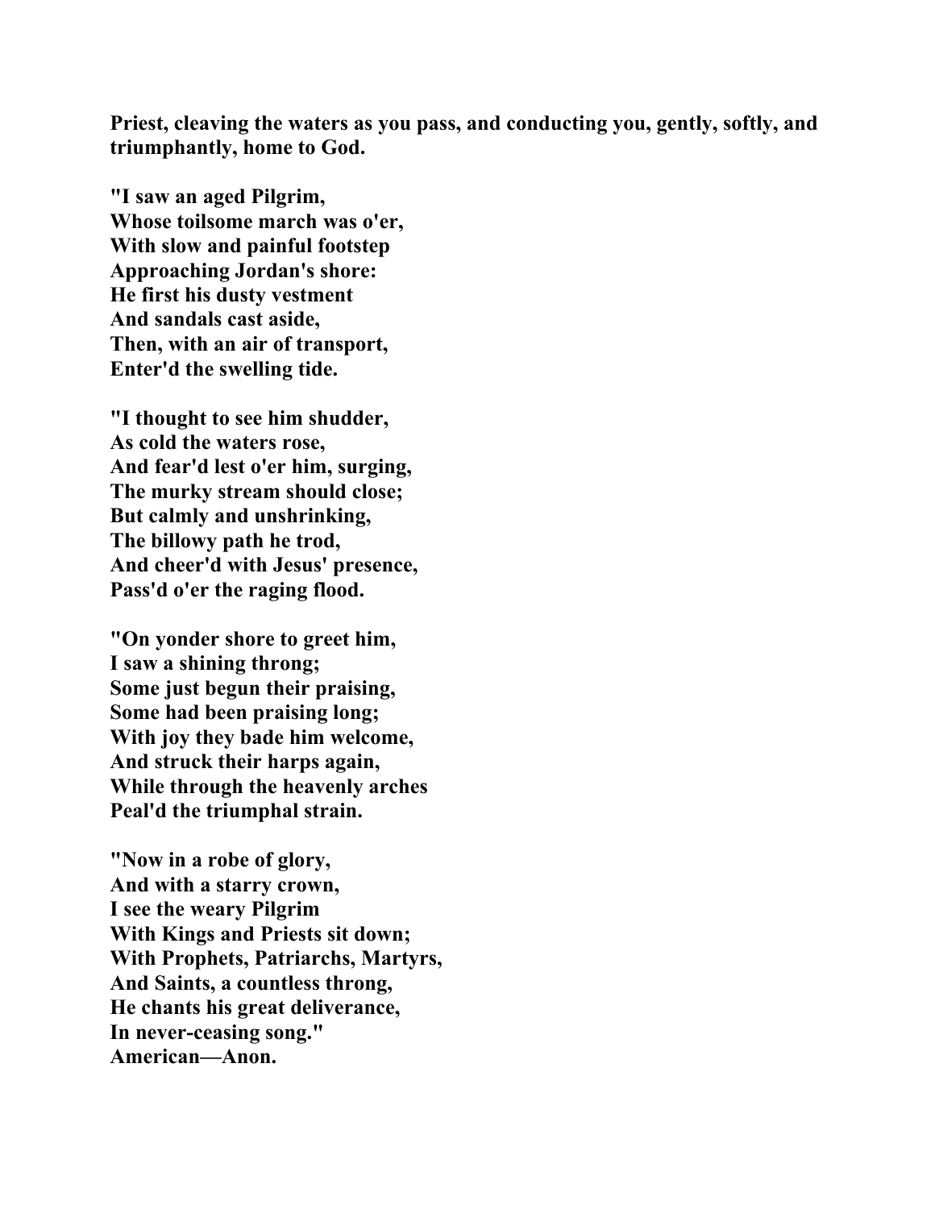**Priest, cleaving the waters as you pass, and conducting you, gently, softly, and triumphantly, home to God.**

**"I saw an aged Pilgrim,**
**Whose toilsome march was o'er,**
**With slow and painful footstep**
**Approaching Jordan's shore:**
**He first his dusty vestment**
**And sandals cast aside,**
**Then, with an air of transport,**
**Enter'd the swelling tide.**

**"I thought to see him shudder,**
**As cold the waters rose,**
**And fear'd lest o'er him, surging,**
**The murky stream should close;**
**But calmly and unshrinking,**
**The billowy path he trod,**
**And cheer'd with Jesus' presence,**
**Pass'd o'er the raging flood.**

**"On yonder shore to greet him,**
**I saw a shining throng;**
**Some just begun their praising,**
**Some had been praising long;**
**With joy they bade him welcome,**
**And struck their harps again,**
**While through the heavenly arches**
**Peal'd the triumphal strain.**

**"Now in a robe of glory,**
**And with a starry crown,**
**I see the weary Pilgrim**
**With Kings and Priests sit down;**
**With Prophets, Patriarchs, Martyrs,**
**And Saints, a countless throng,**
**He chants his great deliverance,**
**In never-ceasing song."**
**American—Anon.**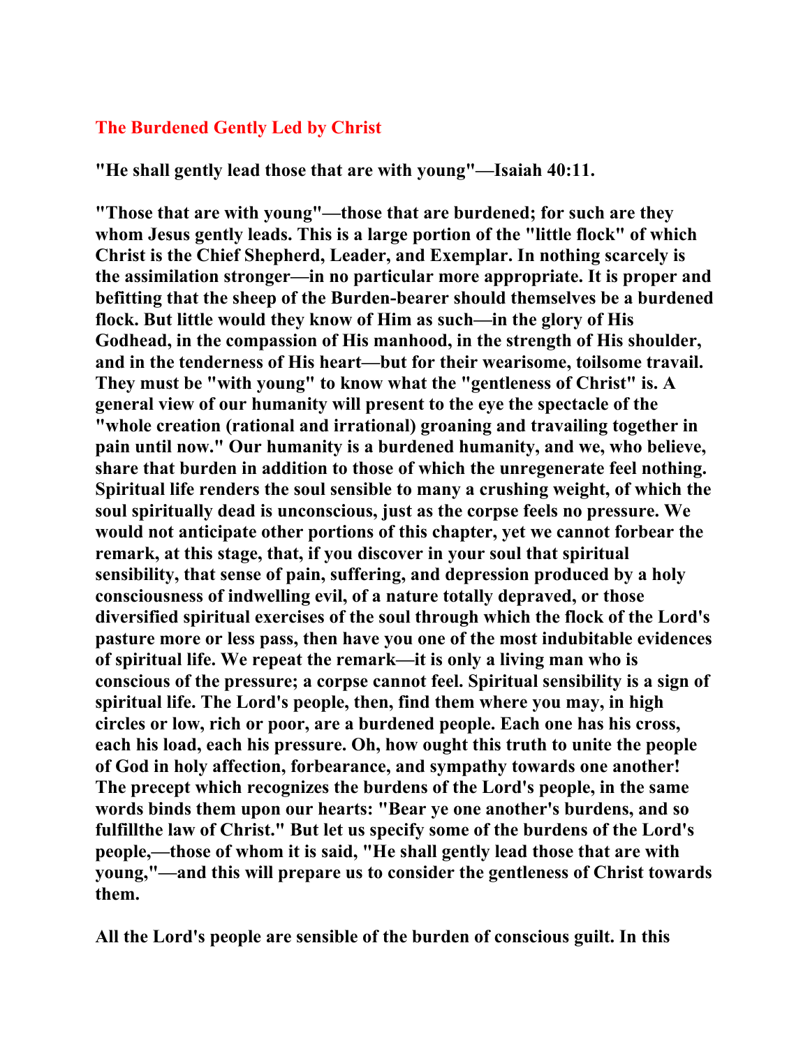## The Burdened Gently Led by Christ

**"He shall gently lead those that are with young"—Isaiah 40:11.**

**"Those that are with young"—those that are burdened; for such are they whom Jesus gently leads. This is a large portion of the "little flock" of which Christ is the Chief Shepherd, Leader, and Exemplar. In nothing scarcely is the assimilation stronger—in no particular more appropriate. It is proper and befitting that the sheep of the Burden-bearer should themselves be a burdened flock. But little would they know of Him as such—in the glory of His Godhead, in the compassion of His manhood, in the strength of His shoulder, and in the tenderness of His heart—but for their wearisome, toilsome travail. They must be "with young" to know what the "gentleness of Christ" is. A general view of our humanity will present to the eye the spectacle of the "whole creation (rational and irrational) groaning and travailing together in pain until now." Our humanity is a burdened humanity, and we, who believe, share that burden in addition to those of which the unregenerate feel nothing. Spiritual life renders the soul sensible to many a crushing weight, of which the soul spiritually dead is unconscious, just as the corpse feels no pressure. We would not anticipate other portions of this chapter, yet we cannot forbear the remark, at this stage, that, if you discover in your soul that spiritual sensibility, that sense of pain, suffering, and depression produced by a holy consciousness of indwelling evil, of a nature totally depraved, or those diversified spiritual exercises of the soul through which the flock of the Lord's pasture more or less pass, then have you one of the most indubitable evidences of spiritual life. We repeat the remark—it is only a living man who is conscious of the pressure; a corpse cannot feel. Spiritual sensibility is a sign of spiritual life. The Lord's people, then, find them where you may, in high circles or low, rich or poor, are a burdened people. Each one has his cross, each his load, each his pressure. Oh, how ought this truth to unite the people of God in holy affection, forbearance, and sympathy towards one another! The precept which recognizes the burdens of the Lord's people, in the same words binds them upon our hearts: "Bear ye one another's burdens, and so fulfillthe law of Christ." But let us specify some of the burdens of the Lord's people,—those of whom it is said, "He shall gently lead those that are with young,"—and this will prepare us to consider the gentleness of Christ towards them.**

**All the Lord's people are sensible of the burden of conscious guilt. In this**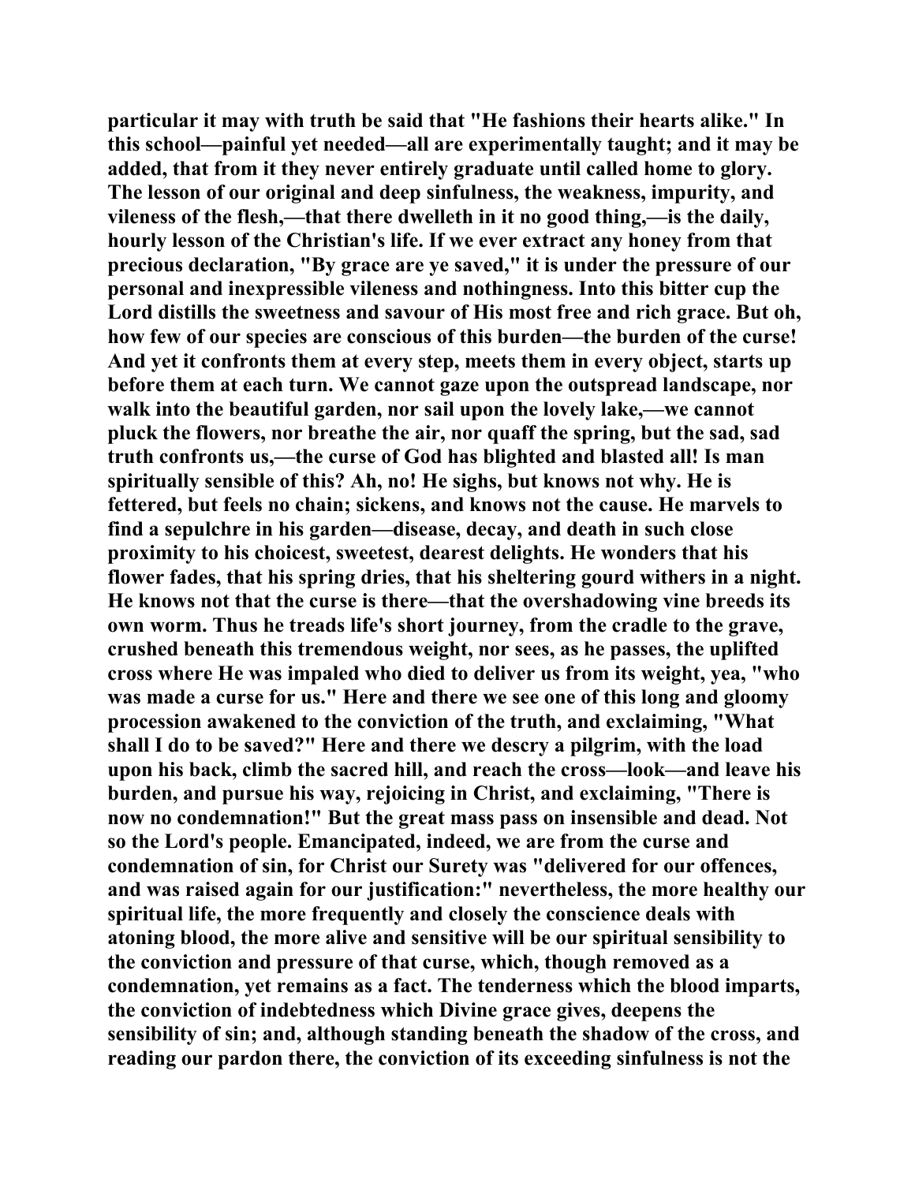particular it may with truth be said that "He fashions their hearts alike." In this school—painful yet needed—all are experimentally taught; and it may be added, that from it they never entirely graduate until called home to glory. The lesson of our original and deep sinfulness, the weakness, impurity, and vileness of the flesh,—that there dwelleth in it no good thing,—is the daily, hourly lesson of the Christian's life. If we ever extract any honey from that precious declaration, "By grace are ye saved," it is under the pressure of our personal and inexpressible vileness and nothingness. Into this bitter cup the Lord distills the sweetness and savour of His most free and rich grace. But oh, how few of our species are conscious of this burden—the burden of the curse! And yet it confronts them at every step, meets them in every object, starts up before them at each turn. We cannot gaze upon the outspread landscape, nor walk into the beautiful garden, nor sail upon the lovely lake,—we cannot pluck the flowers, nor breathe the air, nor quaff the spring, but the sad, sad truth confronts us,—the curse of God has blighted and blasted all! Is man spiritually sensible of this? Ah, no! He sighs, but knows not why. He is fettered, but feels no chain; sickens, and knows not the cause. He marvels to find a sepulchre in his garden—disease, decay, and death in such close proximity to his choicest, sweetest, dearest delights. He wonders that his flower fades, that his spring dries, that his sheltering gourd withers in a night. He knows not that the curse is there—that the overshadowing vine breeds its own worm. Thus he treads life's short journey, from the cradle to the grave, crushed beneath this tremendous weight, nor sees, as he passes, the uplifted cross where He was impaled who died to deliver us from its weight, yea, "who was made a curse for us." Here and there we see one of this long and gloomy procession awakened to the conviction of the truth, and exclaiming, "What shall I do to be saved?" Here and there we descry a pilgrim, with the load upon his back, climb the sacred hill, and reach the cross—look—and leave his burden, and pursue his way, rejoicing in Christ, and exclaiming, "There is now no condemnation!" But the great mass pass on insensible and dead. Not so the Lord's people. Emancipated, indeed, we are from the curse and condemnation of sin, for Christ our Surety was "delivered for our offences, and was raised again for our justification:" nevertheless, the more healthy our spiritual life, the more frequently and closely the conscience deals with atoning blood, the more alive and sensitive will be our spiritual sensibility to the conviction and pressure of that curse, which, though removed as a condemnation, yet remains as a fact. The tenderness which the blood imparts, the conviction of indebtedness which Divine grace gives, deepens the sensibility of sin; and, although standing beneath the shadow of the cross, and reading our pardon there, the conviction of its exceeding sinfulness is not the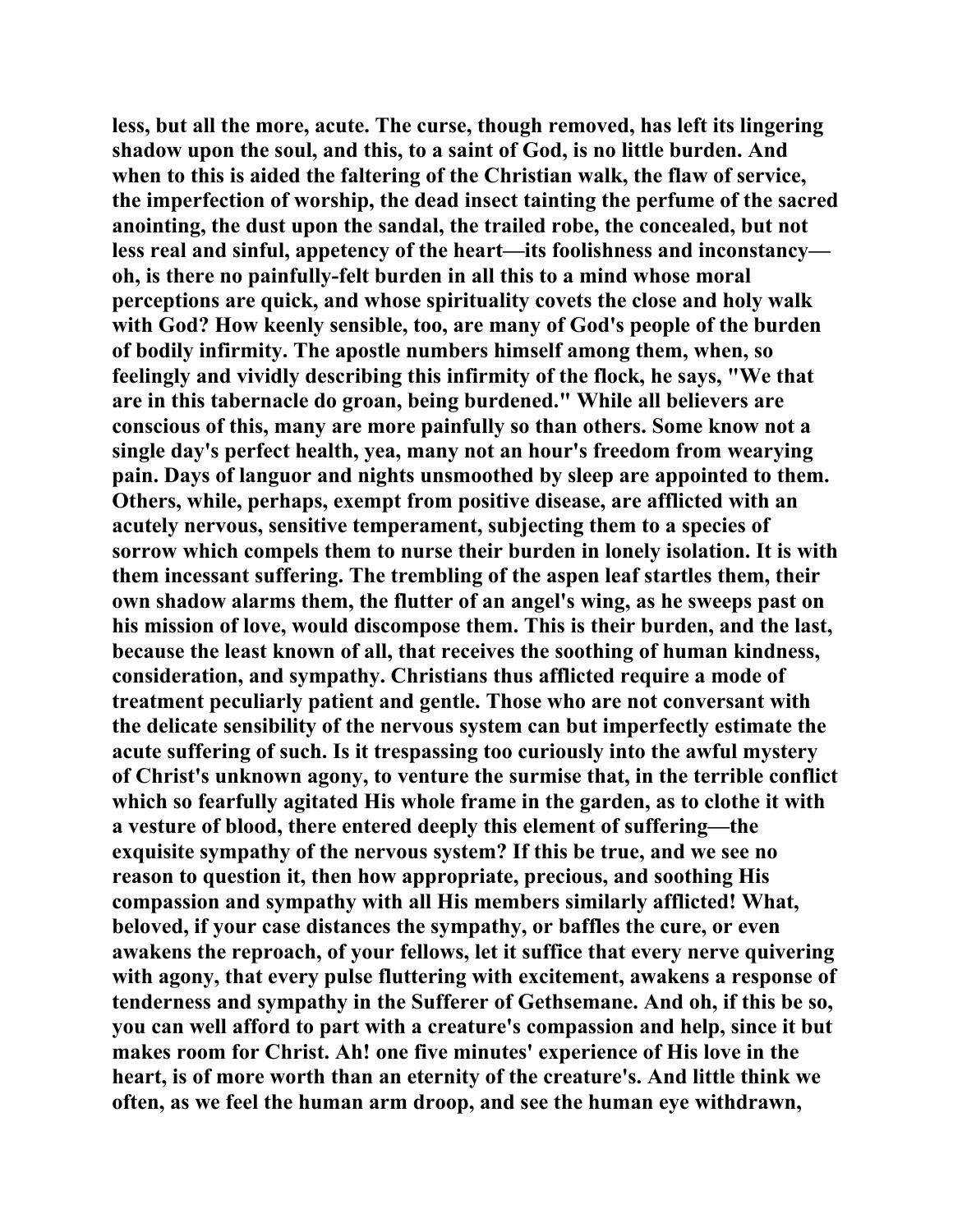less, but all the more, acute. The curse, though removed, has left its lingering shadow upon the soul, and this, to a saint of God, is no little burden. And when to this is aided the faltering of the Christian walk, the flaw of service, the imperfection of worship, the dead insect tainting the perfume of the sacred anointing, the dust upon the sandal, the trailed robe, the concealed, but not less real and sinful, appetency of the heart—its foolishness and inconstancy—oh, is there no painfully-felt burden in all this to a mind whose moral perceptions are quick, and whose spirituality covets the close and holy walk with God? How keenly sensible, too, are many of God's people of the burden of bodily infirmity. The apostle numbers himself among them, when, so feelingly and vividly describing this infirmity of the flock, he says, "We that are in this tabernacle do groan, being burdened." While all believers are conscious of this, many are more painfully so than others. Some know not a single day's perfect health, yea, many not an hour's freedom from wearying pain. Days of languor and nights unsmoothed by sleep are appointed to them. Others, while, perhaps, exempt from positive disease, are afflicted with an acutely nervous, sensitive temperament, subjecting them to a species of sorrow which compels them to nurse their burden in lonely isolation. It is with them incessant suffering. The trembling of the aspen leaf startles them, their own shadow alarms them, the flutter of an angel's wing, as he sweeps past on his mission of love, would discompose them. This is their burden, and the last, because the least known of all, that receives the soothing of human kindness, consideration, and sympathy. Christians thus afflicted require a mode of treatment peculiarly patient and gentle. Those who are not conversant with the delicate sensibility of the nervous system can but imperfectly estimate the acute suffering of such. Is it trespassing too curiously into the awful mystery of Christ's unknown agony, to venture the surmise that, in the terrible conflict which so fearfully agitated His whole frame in the garden, as to clothe it with a vesture of blood, there entered deeply this element of suffering—the exquisite sympathy of the nervous system? If this be true, and we see no reason to question it, then how appropriate, precious, and soothing His compassion and sympathy with all His members similarly afflicted! What, beloved, if your case distances the sympathy, or baffles the cure, or even awakens the reproach, of your fellows, let it suffice that every nerve quivering with agony, that every pulse fluttering with excitement, awakens a response of tenderness and sympathy in the Sufferer of Gethsemane. And oh, if this be so, you can well afford to part with a creature's compassion and help, since it but makes room for Christ. Ah! one five minutes' experience of His love in the heart, is of more worth than an eternity of the creature's. And little think we often, as we feel the human arm droop, and see the human eye withdrawn,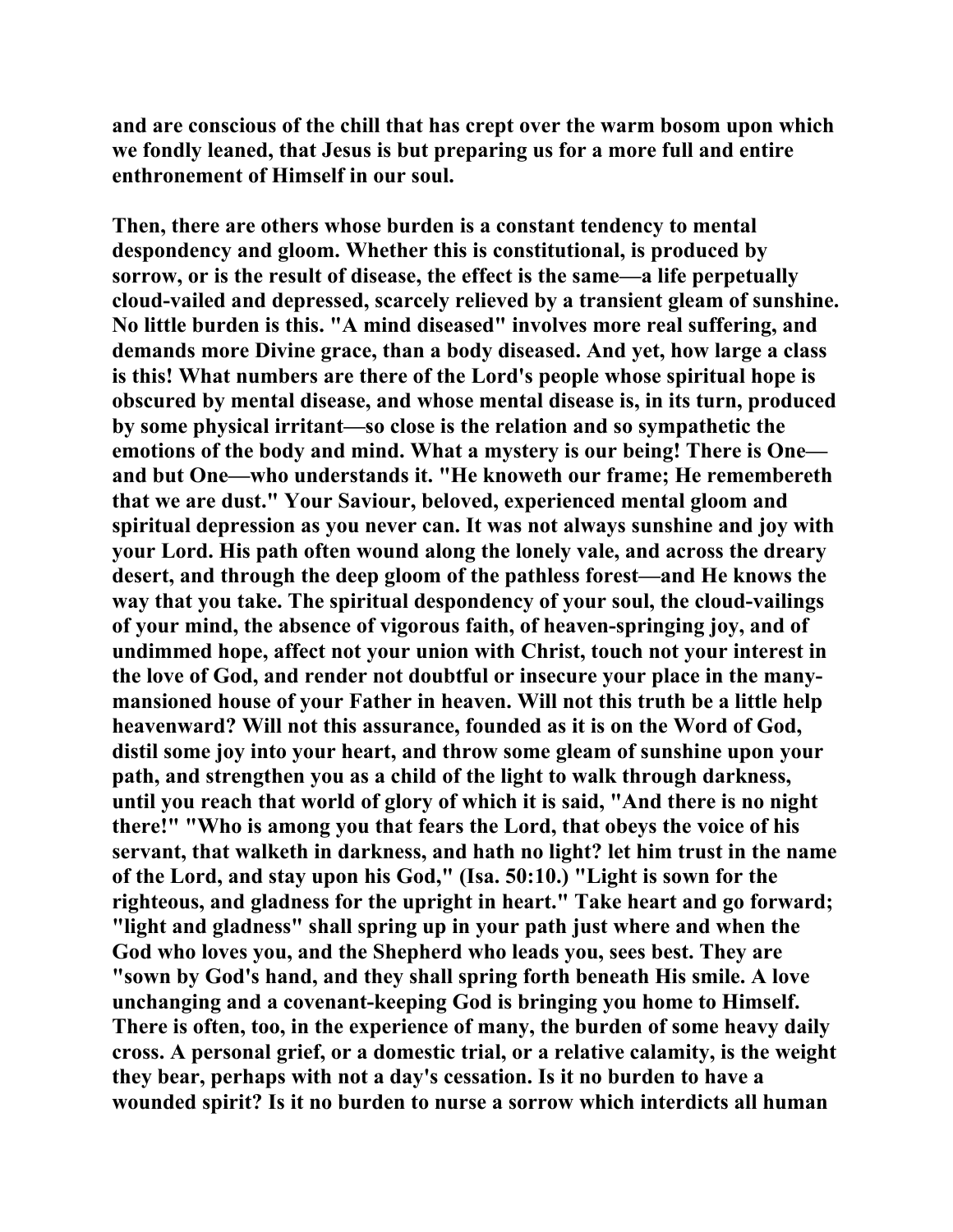and are conscious of the chill that has crept over the warm bosom upon which we fondly leaned, that Jesus is but preparing us for a more full and entire enthronement of Himself in our soul.

Then, there are others whose burden is a constant tendency to mental despondency and gloom. Whether this is constitutional, is produced by sorrow, or is the result of disease, the effect is the same—a life perpetually cloud-vailed and depressed, scarcely relieved by a transient gleam of sunshine. No little burden is this. "A mind diseased" involves more real suffering, and demands more Divine grace, than a body diseased. And yet, how large a class is this! What numbers are there of the Lord's people whose spiritual hope is obscured by mental disease, and whose mental disease is, in its turn, produced by some physical irritant—so close is the relation and so sympathetic the emotions of the body and mind. What a mystery is our being! There is One—and but One—who understands it. "He knoweth our frame; He remembereth that we are dust." Your Saviour, beloved, experienced mental gloom and spiritual depression as you never can. It was not always sunshine and joy with your Lord. His path often wound along the lonely vale, and across the dreary desert, and through the deep gloom of the pathless forest—and He knows the way that you take. The spiritual despondency of your soul, the cloud-vailings of your mind, the absence of vigorous faith, of heaven-springing joy, and of undimmed hope, affect not your union with Christ, touch not your interest in the love of God, and render not doubtful or insecure your place in the many-mansioned house of your Father in heaven. Will not this truth be a little help heavenward? Will not this assurance, founded as it is on the Word of God, distil some joy into your heart, and throw some gleam of sunshine upon your path, and strengthen you as a child of the light to walk through darkness, until you reach that world of glory of which it is said, "And there is no night there!" "Who is among you that fears the Lord, that obeys the voice of his servant, that walketh in darkness, and hath no light? let him trust in the name of the Lord, and stay upon his God," (Isa. 50:10.) "Light is sown for the righteous, and gladness for the upright in heart." Take heart and go forward; "light and gladness" shall spring up in your path just where and when the God who loves you, and the Shepherd who leads you, sees best. They are "sown by God's hand, and they shall spring forth beneath His smile. A love unchanging and a covenant-keeping God is bringing you home to Himself. There is often, too, in the experience of many, the burden of some heavy daily cross. A personal grief, or a domestic trial, or a relative calamity, is the weight they bear, perhaps with not a day's cessation. Is it no burden to have a wounded spirit? Is it no burden to nurse a sorrow which interdicts all human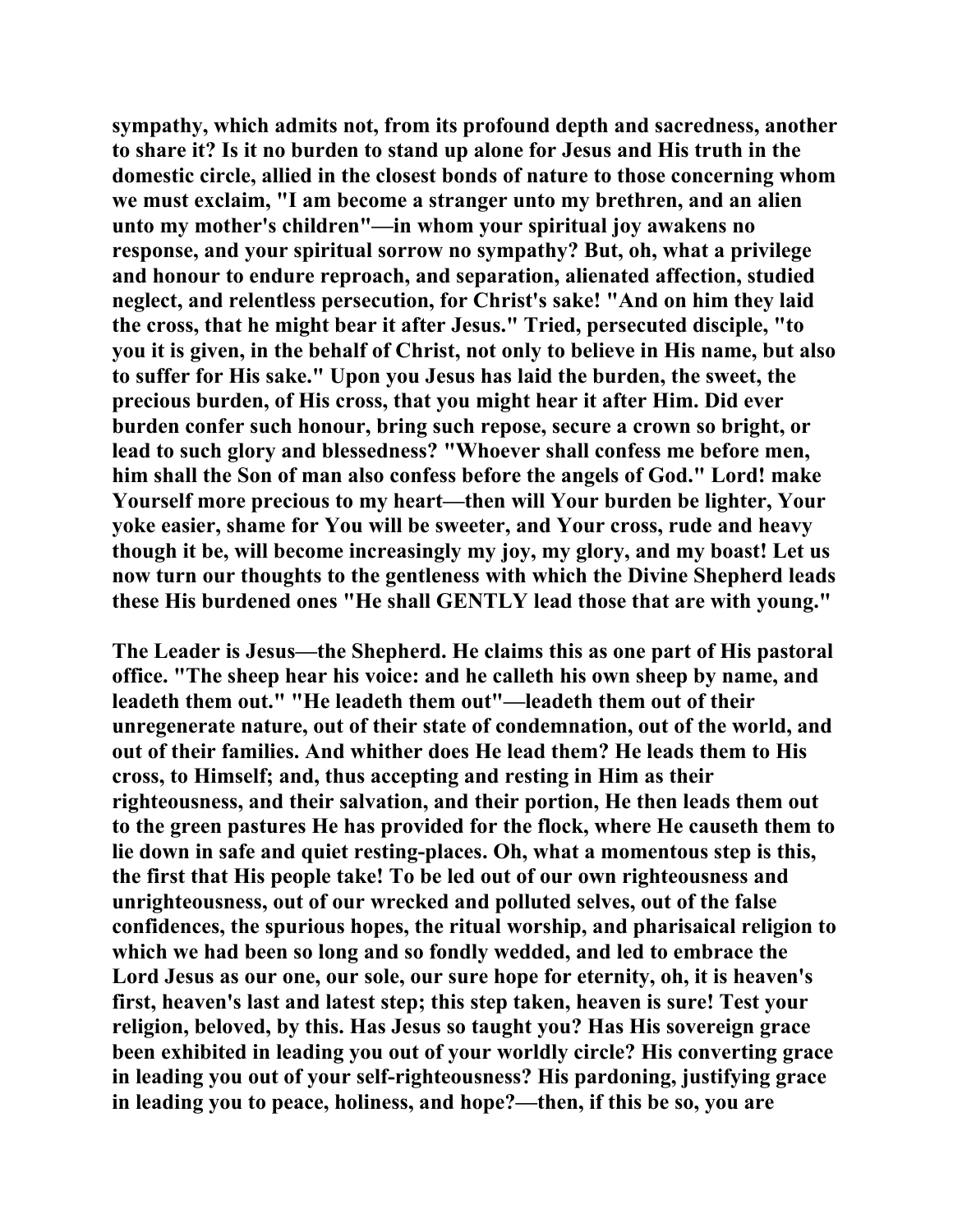sympathy, which admits not, from its profound depth and sacredness, another to share it? Is it no burden to stand up alone for Jesus and His truth in the domestic circle, allied in the closest bonds of nature to those concerning whom we must exclaim, "I am become a stranger unto my brethren, and an alien unto my mother's children"—in whom your spiritual joy awakens no response, and your spiritual sorrow no sympathy? But, oh, what a privilege and honour to endure reproach, and separation, alienated affection, studied neglect, and relentless persecution, for Christ's sake! "And on him they laid the cross, that he might bear it after Jesus." Tried, persecuted disciple, "to you it is given, in the behalf of Christ, not only to believe in His name, but also to suffer for His sake." Upon you Jesus has laid the burden, the sweet, the precious burden, of His cross, that you might hear it after Him. Did ever burden confer such honour, bring such repose, secure a crown so bright, or lead to such glory and blessedness? "Whoever shall confess me before men, him shall the Son of man also confess before the angels of God." Lord! make Yourself more precious to my heart—then will Your burden be lighter, Your yoke easier, shame for You will be sweeter, and Your cross, rude and heavy though it be, will become increasingly my joy, my glory, and my boast! Let us now turn our thoughts to the gentleness with which the Divine Shepherd leads these His burdened ones "He shall GENTLY lead those that are with young."

The Leader is Jesus—the Shepherd. He claims this as one part of His pastoral office. "The sheep hear his voice: and he calleth his own sheep by name, and leadeth them out." "He leadeth them out"—leadeth them out of their unregenerate nature, out of their state of condemnation, out of the world, and out of their families. And whither does He lead them? He leads them to His cross, to Himself; and, thus accepting and resting in Him as their righteousness, and their salvation, and their portion, He then leads them out to the green pastures He has provided for the flock, where He causeth them to lie down in safe and quiet resting-places. Oh, what a momentous step is this, the first that His people take! To be led out of our own righteousness and unrighteousness, out of our wrecked and polluted selves, out of the false confidences, the spurious hopes, the ritual worship, and pharisaical religion to which we had been so long and so fondly wedded, and led to embrace the Lord Jesus as our one, our sole, our sure hope for eternity, oh, it is heaven's first, heaven's last and latest step; this step taken, heaven is sure! Test your religion, beloved, by this. Has Jesus so taught you? Has His sovereign grace been exhibited in leading you out of your worldly circle? His converting grace in leading you out of your self-righteousness? His pardoning, justifying grace in leading you to peace, holiness, and hope?—then, if this be so, you are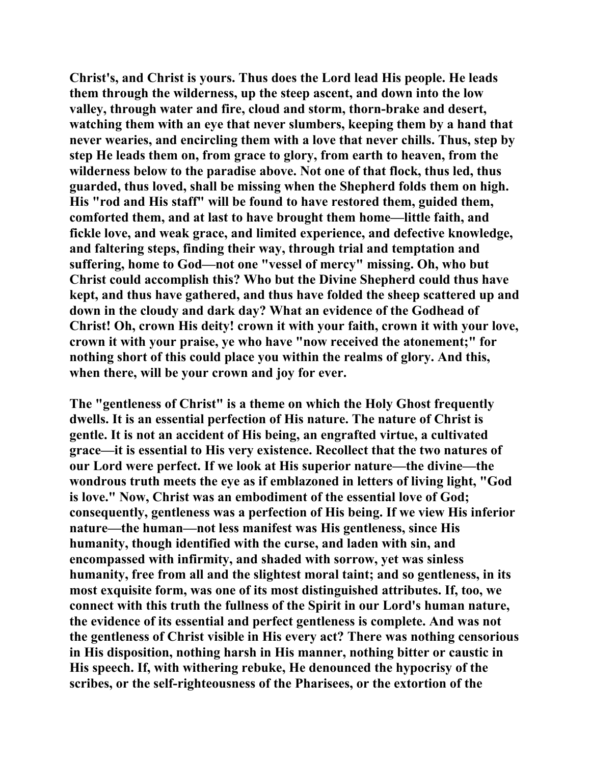Christ's, and Christ is yours. Thus does the Lord lead His people. He leads them through the wilderness, up the steep ascent, and down into the low valley, through water and fire, cloud and storm, thorn-brake and desert, watching them with an eye that never slumbers, keeping them by a hand that never wearies, and encircling them with a love that never chills. Thus, step by step He leads them on, from grace to glory, from earth to heaven, from the wilderness below to the paradise above. Not one of that flock, thus led, thus guarded, thus loved, shall be missing when the Shepherd folds them on high. His "rod and His staff" will be found to have restored them, guided them, comforted them, and at last to have brought them home—little faith, and fickle love, and weak grace, and limited experience, and defective knowledge, and faltering steps, finding their way, through trial and temptation and suffering, home to God—not one "vessel of mercy" missing. Oh, who but Christ could accomplish this? Who but the Divine Shepherd could thus have kept, and thus have gathered, and thus have folded the sheep scattered up and down in the cloudy and dark day? What an evidence of the Godhead of Christ! Oh, crown His deity! crown it with your faith, crown it with your love, crown it with your praise, ye who have "now received the atonement;" for nothing short of this could place you within the realms of glory. And this, when there, will be your crown and joy for ever.

The "gentleness of Christ" is a theme on which the Holy Ghost frequently dwells. It is an essential perfection of His nature. The nature of Christ is gentle. It is not an accident of His being, an engrafted virtue, a cultivated grace—it is essential to His very existence. Recollect that the two natures of our Lord were perfect. If we look at His superior nature—the divine—the wondrous truth meets the eye as if emblazoned in letters of living light, "God is love." Now, Christ was an embodiment of the essential love of God; consequently, gentleness was a perfection of His being. If we view His inferior nature—the human—not less manifest was His gentleness, since His humanity, though identified with the curse, and laden with sin, and encompassed with infirmity, and shaded with sorrow, yet was sinless humanity, free from all and the slightest moral taint; and so gentleness, in its most exquisite form, was one of its most distinguished attributes. If, too, we connect with this truth the fullness of the Spirit in our Lord's human nature, the evidence of its essential and perfect gentleness is complete. And was not the gentleness of Christ visible in His every act? There was nothing censorious in His disposition, nothing harsh in His manner, nothing bitter or caustic in His speech. If, with withering rebuke, He denounced the hypocrisy of the scribes, or the self-righteousness of the Pharisees, or the extortion of the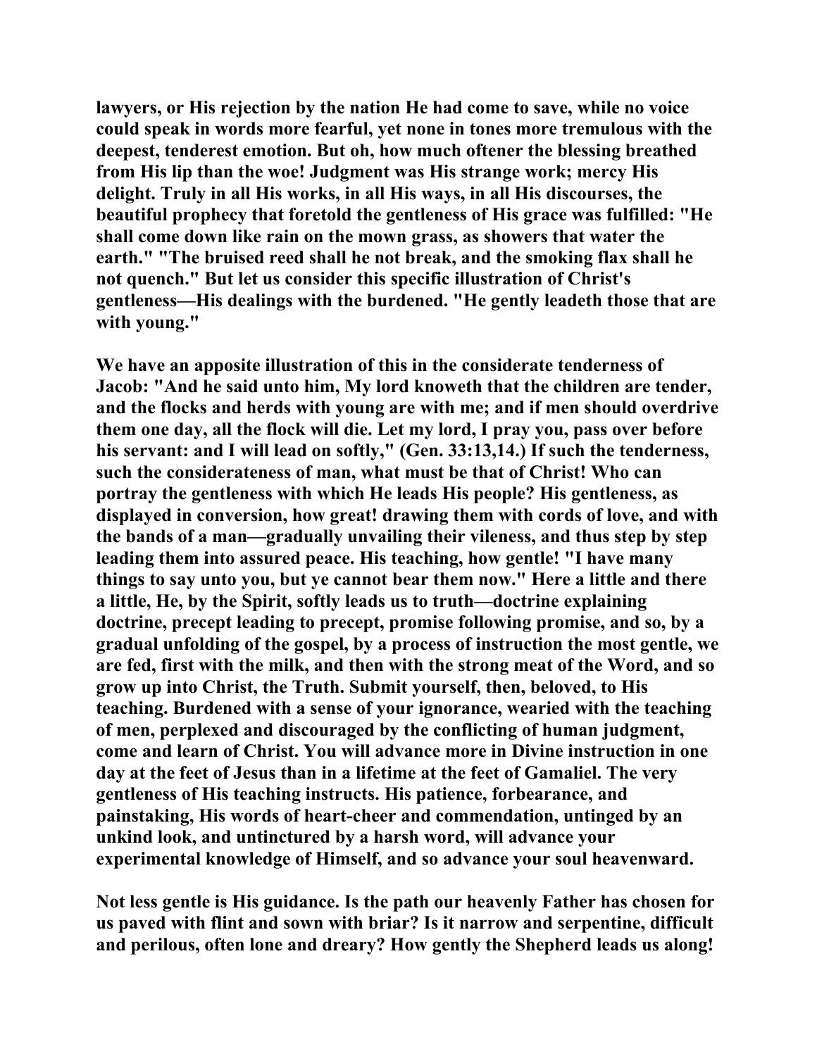**lawyers, or His rejection by the nation He had come to save, while no voice could speak in words more fearful, yet none in tones more tremulous with the deepest, tenderest emotion. But oh, how much oftener the blessing breathed from His lip than the woe! Judgment was His strange work; mercy His delight. Truly in all His works, in all His ways, in all His discourses, the beautiful prophecy that foretold the gentleness of His grace was fulfilled: "He shall come down like rain on the mown grass, as showers that water the earth." "The bruised reed shall he not break, and the smoking flax shall he not quench." But let us consider this specific illustration of Christ's gentleness—His dealings with the burdened. "He gently leadeth those that are with young."**

**We have an apposite illustration of this in the considerate tenderness of Jacob: "And he said unto him, My lord knoweth that the children are tender, and the flocks and herds with young are with me; and if men should overdrive them one day, all the flock will die. Let my lord, I pray you, pass over before his servant: and I will lead on softly," (Gen. 33:13,14.) If such the tenderness, such the considerateness of man, what must be that of Christ! Who can portray the gentleness with which He leads His people? His gentleness, as displayed in conversion, how great! drawing them with cords of love, and with the bands of a man—gradually unvailing their vileness, and thus step by step leading them into assured peace. His teaching, how gentle! "I have many things to say unto you, but ye cannot bear them now." Here a little and there a little, He, by the Spirit, softly leads us to truth—doctrine explaining doctrine, precept leading to precept, promise following promise, and so, by a gradual unfolding of the gospel, by a process of instruction the most gentle, we are fed, first with the milk, and then with the strong meat of the Word, and so grow up into Christ, the Truth. Submit yourself, then, beloved, to His teaching. Burdened with a sense of your ignorance, wearied with the teaching of men, perplexed and discouraged by the conflicting of human judgment, come and learn of Christ. You will advance more in Divine instruction in one day at the feet of Jesus than in a lifetime at the feet of Gamaliel. The very gentleness of His teaching instructs. His patience, forbearance, and painstaking, His words of heart-cheer and commendation, untinged by an unkind look, and untinctured by a harsh word, will advance your experimental knowledge of Himself, and so advance your soul heavenward.**

**Not less gentle is His guidance. Is the path our heavenly Father has chosen for us paved with flint and sown with briar? Is it narrow and serpentine, difficult and perilous, often lone and dreary? How gently the Shepherd leads us along!**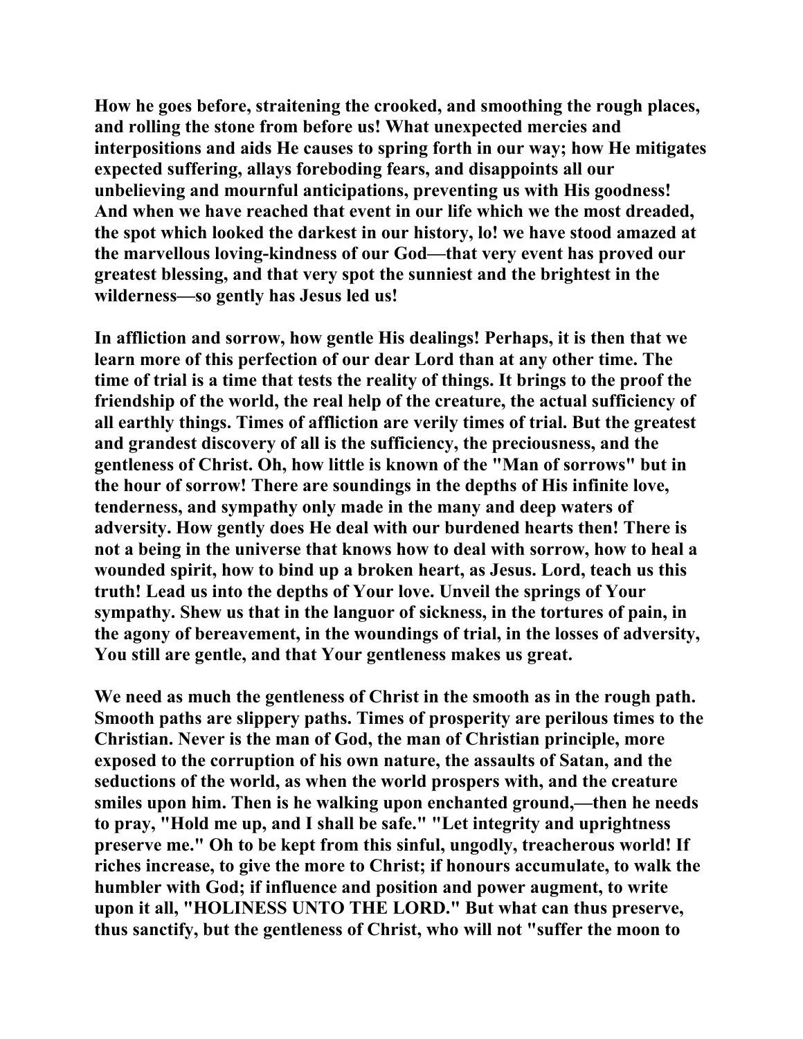How he goes before, straitening the crooked, and smoothing the rough places, and rolling the stone from before us! What unexpected mercies and interpositions and aids He causes to spring forth in our way; how He mitigates expected suffering, allays foreboding fears, and disappoints all our unbelieving and mournful anticipations, preventing us with His goodness! And when we have reached that event in our life which we the most dreaded, the spot which looked the darkest in our history, lo! we have stood amazed at the marvellous loving-kindness of our God—that very event has proved our greatest blessing, and that very spot the sunniest and the brightest in the wilderness—so gently has Jesus led us!

In affliction and sorrow, how gentle His dealings! Perhaps, it is then that we learn more of this perfection of our dear Lord than at any other time. The time of trial is a time that tests the reality of things. It brings to the proof the friendship of the world, the real help of the creature, the actual sufficiency of all earthly things. Times of affliction are verily times of trial. But the greatest and grandest discovery of all is the sufficiency, the preciousness, and the gentleness of Christ. Oh, how little is known of the "Man of sorrows" but in the hour of sorrow! There are soundings in the depths of His infinite love, tenderness, and sympathy only made in the many and deep waters of adversity. How gently does He deal with our burdened hearts then! There is not a being in the universe that knows how to deal with sorrow, how to heal a wounded spirit, how to bind up a broken heart, as Jesus. Lord, teach us this truth! Lead us into the depths of Your love. Unveil the springs of Your sympathy. Shew us that in the languor of sickness, in the tortures of pain, in the agony of bereavement, in the woundings of trial, in the losses of adversity, You still are gentle, and that Your gentleness makes us great.

We need as much the gentleness of Christ in the smooth as in the rough path. Smooth paths are slippery paths. Times of prosperity are perilous times to the Christian. Never is the man of God, the man of Christian principle, more exposed to the corruption of his own nature, the assaults of Satan, and the seductions of the world, as when the world prospers with, and the creature smiles upon him. Then is he walking upon enchanted ground,—then he needs to pray, "Hold me up, and I shall be safe." "Let integrity and uprightness preserve me." Oh to be kept from this sinful, ungodly, treacherous world! If riches increase, to give the more to Christ; if honours accumulate, to walk the humbler with God; if influence and position and power augment, to write upon it all, "HOLINESS UNTO THE LORD." But what can thus preserve, thus sanctify, but the gentleness of Christ, who will not "suffer the moon to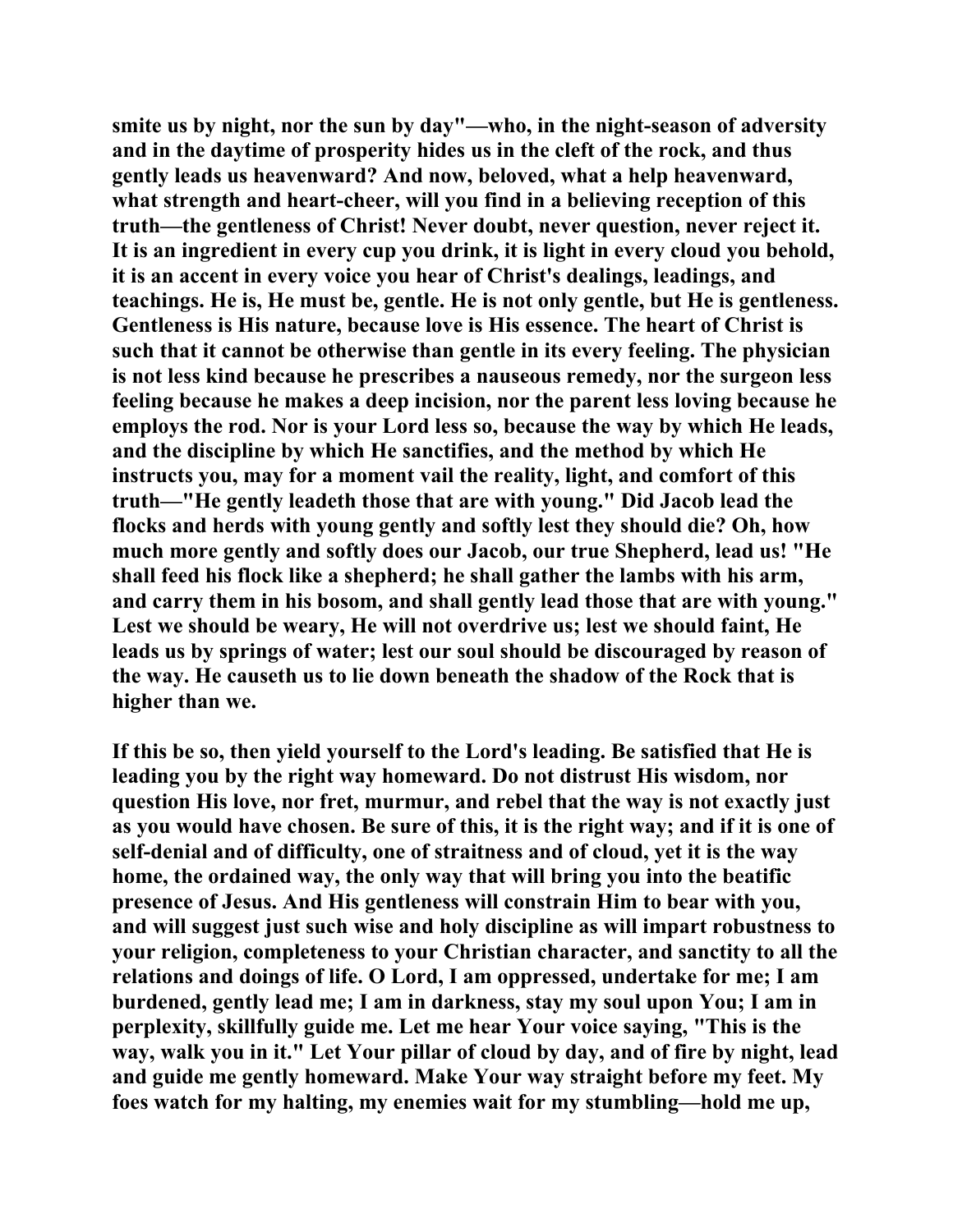**smite us by night, nor the sun by day"—who, in the night-season of adversity and in the daytime of prosperity hides us in the cleft of the rock, and thus gently leads us heavenward? And now, beloved, what a help heavenward, what strength and heart-cheer, will you find in a believing reception of this truth—the gentleness of Christ! Never doubt, never question, never reject it. It is an ingredient in every cup you drink, it is light in every cloud you behold, it is an accent in every voice you hear of Christ's dealings, leadings, and teachings. He is, He must be, gentle. He is not only gentle, but He is gentleness. Gentleness is His nature, because love is His essence. The heart of Christ is such that it cannot be otherwise than gentle in its every feeling. The physician is not less kind because he prescribes a nauseous remedy, nor the surgeon less feeling because he makes a deep incision, nor the parent less loving because he employs the rod. Nor is your Lord less so, because the way by which He leads, and the discipline by which He sanctifies, and the method by which He instructs you, may for a moment vail the reality, light, and comfort of this truth—"He gently leadeth those that are with young." Did Jacob lead the flocks and herds with young gently and softly lest they should die? Oh, how much more gently and softly does our Jacob, our true Shepherd, lead us! "He shall feed his flock like a shepherd; he shall gather the lambs with his arm, and carry them in his bosom, and shall gently lead those that are with young." Lest we should be weary, He will not overdrive us; lest we should faint, He leads us by springs of water; lest our soul should be discouraged by reason of the way. He causeth us to lie down beneath the shadow of the Rock that is higher than we.**

**If this be so, then yield yourself to the Lord's leading. Be satisfied that He is leading you by the right way homeward. Do not distrust His wisdom, nor question His love, nor fret, murmur, and rebel that the way is not exactly just as you would have chosen. Be sure of this, it is the right way; and if it is one of self-denial and of difficulty, one of straitness and of cloud, yet it is the way home, the ordained way, the only way that will bring you into the beatific presence of Jesus. And His gentleness will constrain Him to bear with you, and will suggest just such wise and holy discipline as will impart robustness to your religion, completeness to your Christian character, and sanctity to all the relations and doings of life. O Lord, I am oppressed, undertake for me; I am burdened, gently lead me; I am in darkness, stay my soul upon You; I am in perplexity, skillfully guide me. Let me hear Your voice saying, "This is the way, walk you in it." Let Your pillar of cloud by day, and of fire by night, lead and guide me gently homeward. Make Your way straight before my feet. My foes watch for my halting, my enemies wait for my stumbling—hold me up,**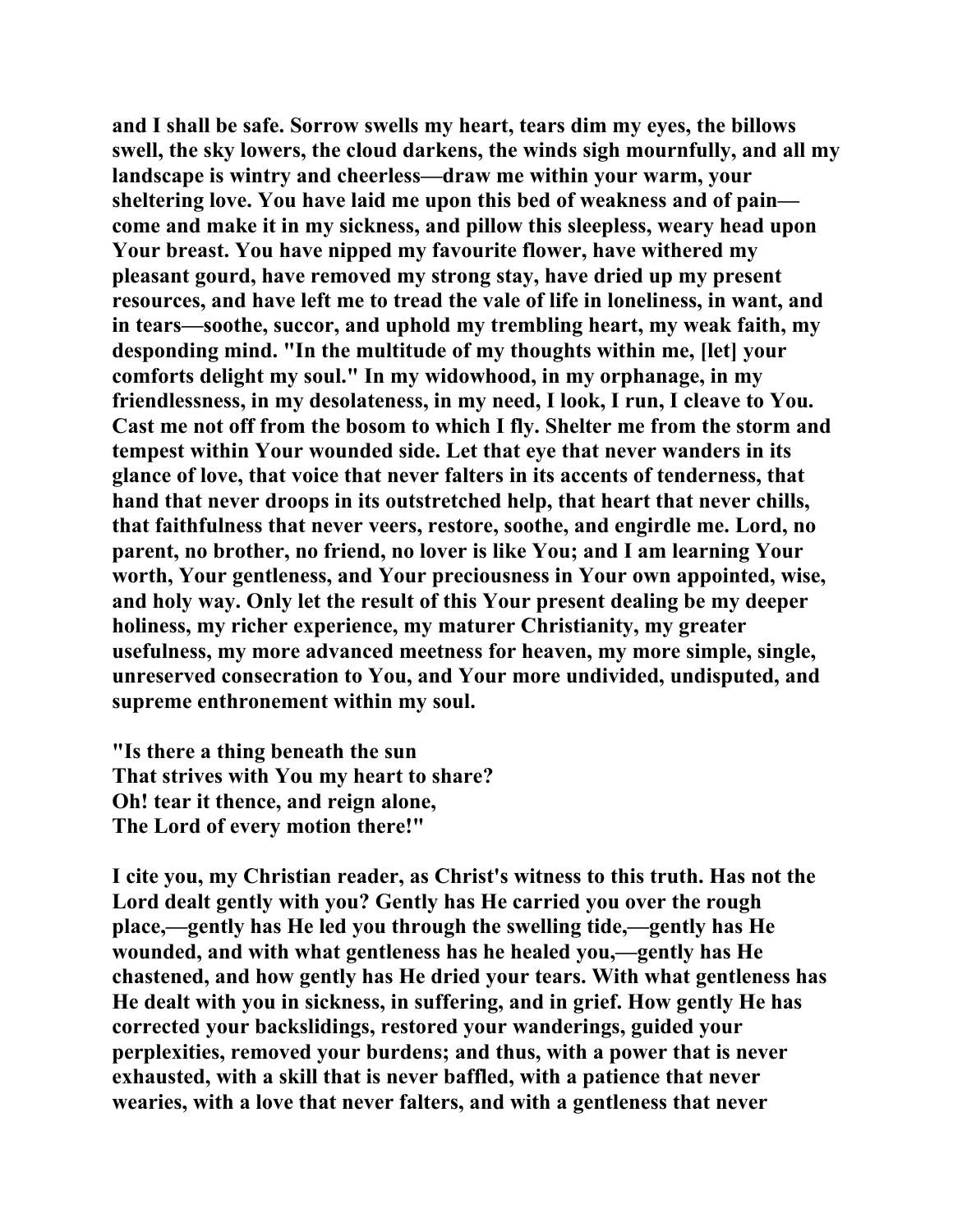**and I shall be safe. Sorrow swells my heart, tears dim my eyes, the billows swell, the sky lowers, the cloud darkens, the winds sigh mournfully, and all my landscape is wintry and cheerless—draw me within your warm, your sheltering love. You have laid me upon this bed of weakness and of pain—come and make it in my sickness, and pillow this sleepless, weary head upon Your breast. You have nipped my favourite flower, have withered my pleasant gourd, have removed my strong stay, have dried up my present resources, and have left me to tread the vale of life in loneliness, in want, and in tears—soothe, succor, and uphold my trembling heart, my weak faith, my desponding mind. "In the multitude of my thoughts within me, [let] your comforts delight my soul." In my widowhood, in my orphanage, in my friendlessness, in my desolateness, in my need, I look, I run, I cleave to You. Cast me not off from the bosom to which I fly. Shelter me from the storm and tempest within Your wounded side. Let that eye that never wanders in its glance of love, that voice that never falters in its accents of tenderness, that hand that never droops in its outstretched help, that heart that never chills, that faithfulness that never veers, restore, soothe, and engirdle me. Lord, no parent, no brother, no friend, no lover is like You; and I am learning Your worth, Your gentleness, and Your preciousness in Your own appointed, wise, and holy way. Only let the result of this Your present dealing be my deeper holiness, my richer experience, my maturer Christianity, my greater usefulness, my more advanced meetness for heaven, my more simple, single, unreserved consecration to You, and Your more undivided, undisputed, and supreme enthronement within my soul.**

**"Is there a thing beneath the sun**
**That strives with You my heart to share?**
**Oh! tear it thence, and reign alone,**
**The Lord of every motion there!"**

**I cite you, my Christian reader, as Christ's witness to this truth. Has not the Lord dealt gently with you? Gently has He carried you over the rough place,—gently has He led you through the swelling tide,—gently has He wounded, and with what gentleness has he healed you,—gently has He chastened, and how gently has He dried your tears. With what gentleness has He dealt with you in sickness, in suffering, and in grief. How gently He has corrected your backslidings, restored your wanderings, guided your perplexities, removed your burdens; and thus, with a power that is never exhausted, with a skill that is never baffled, with a patience that never wearies, with a love that never falters, and with a gentleness that never**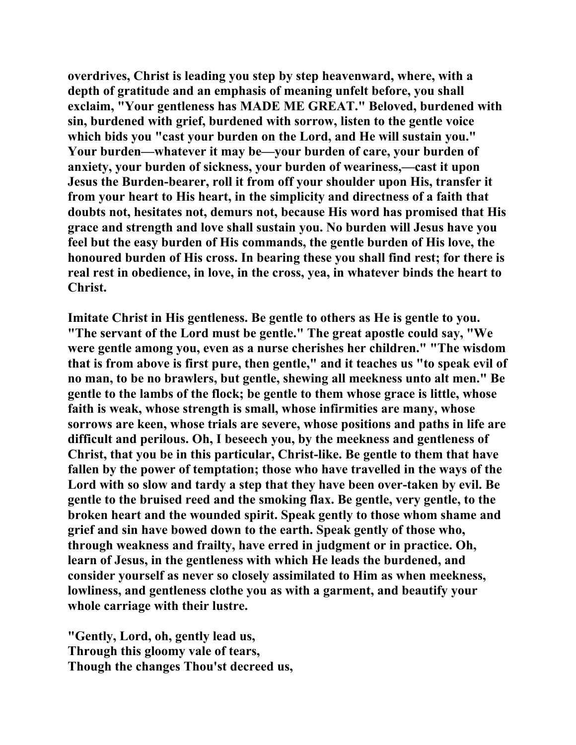**overdrives, Christ is leading you step by step heavenward, where, with a depth of gratitude and an emphasis of meaning unfelt before, you shall exclaim, "Your gentleness has MADE ME GREAT." Beloved, burdened with sin, burdened with grief, burdened with sorrow, listen to the gentle voice which bids you "cast your burden on the Lord, and He will sustain you." Your burden—whatever it may be—your burden of care, your burden of anxiety, your burden of sickness, your burden of weariness,—cast it upon Jesus the Burden-bearer, roll it from off your shoulder upon His, transfer it from your heart to His heart, in the simplicity and directness of a faith that doubts not, hesitates not, demurs not, because His word has promised that His grace and strength and love shall sustain you. No burden will Jesus have you feel but the easy burden of His commands, the gentle burden of His love, the honoured burden of His cross. In bearing these you shall find rest; for there is real rest in obedience, in love, in the cross, yea, in whatever binds the heart to Christ.**

**Imitate Christ in His gentleness. Be gentle to others as He is gentle to you. "The servant of the Lord must be gentle." The great apostle could say, "We were gentle among you, even as a nurse cherishes her children." "The wisdom that is from above is first pure, then gentle," and it teaches us "to speak evil of no man, to be no brawlers, but gentle, shewing all meekness unto alt men." Be gentle to the lambs of the flock; be gentle to them whose grace is little, whose faith is weak, whose strength is small, whose infirmities are many, whose sorrows are keen, whose trials are severe, whose positions and paths in life are difficult and perilous. Oh, I beseech you, by the meekness and gentleness of Christ, that you be in this particular, Christ-like. Be gentle to them that have fallen by the power of temptation; those who have travelled in the ways of the Lord with so slow and tardy a step that they have been over-taken by evil. Be gentle to the bruised reed and the smoking flax. Be gentle, very gentle, to the broken heart and the wounded spirit. Speak gently to those whom shame and grief and sin have bowed down to the earth. Speak gently of those who, through weakness and frailty, have erred in judgment or in practice. Oh, learn of Jesus, in the gentleness with which He leads the burdened, and consider yourself as never so closely assimilated to Him as when meekness, lowliness, and gentleness clothe you as with a garment, and beautify your whole carriage with their lustre.**

**"Gently, Lord, oh, gently lead us,**
**Through this gloomy vale of tears,**
**Though the changes Thou'st decreed us,**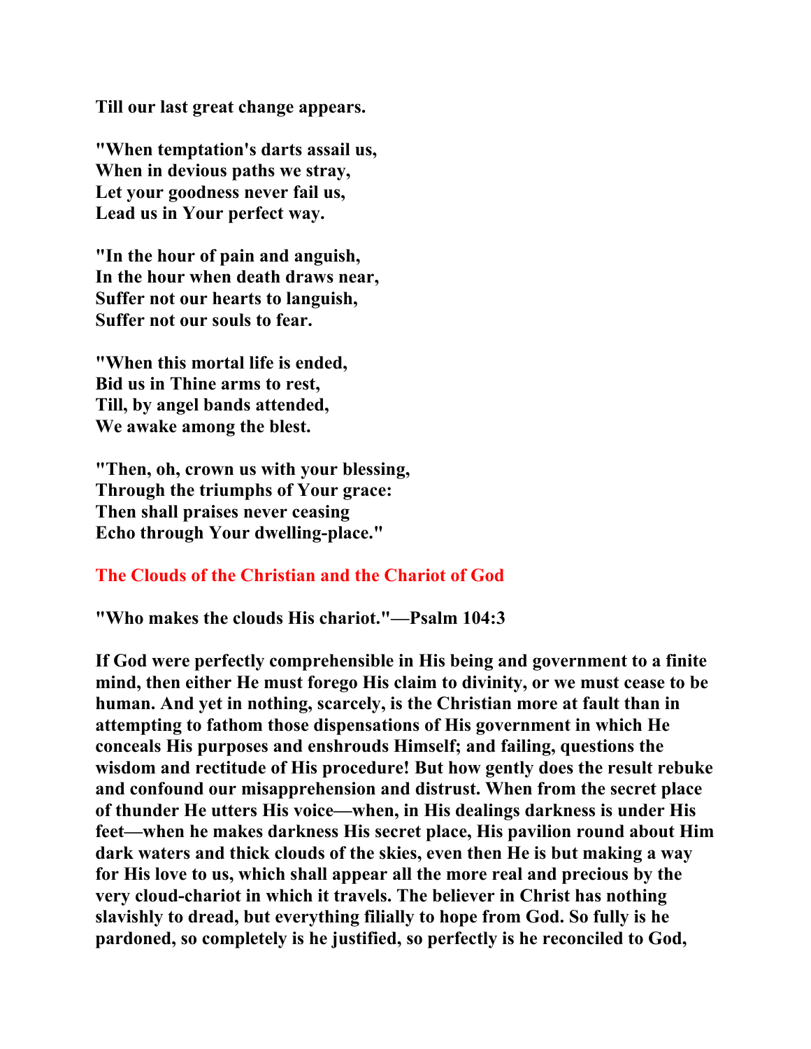**Till our last great change appears.**

**"When temptation's darts assail us,**
**When in devious paths we stray,**
**Let your goodness never fail us,**
**Lead us in Your perfect way.**

**"In the hour of pain and anguish,**
**In the hour when death draws near,**
**Suffer not our hearts to languish,**
**Suffer not our souls to fear.**

**"When this mortal life is ended,**
**Bid us in Thine arms to rest,**
**Till, by angel bands attended,**
**We awake among the blest.**

**"Then, oh, crown us with your blessing,**
**Through the triumphs of Your grace:**
**Then shall praises never ceasing**
**Echo through Your dwelling-place."**

## The Clouds of the Christian and the Chariot of God

**"Who makes the clouds His chariot."—Psalm 104:3**

**If God were perfectly comprehensible in His being and government to a finite mind, then either He must forego His claim to divinity, or we must cease to be human. And yet in nothing, scarcely, is the Christian more at fault than in attempting to fathom those dispensations of His government in which He conceals His purposes and enshrouds Himself; and failing, questions the wisdom and rectitude of His procedure! But how gently does the result rebuke and confound our misapprehension and distrust. When from the secret place of thunder He utters His voice—when, in His dealings darkness is under His feet—when he makes darkness His secret place, His pavilion round about Him dark waters and thick clouds of the skies, even then He is but making a way for His love to us, which shall appear all the more real and precious by the very cloud-chariot in which it travels. The believer in Christ has nothing slavishly to dread, but everything filially to hope from God. So fully is he pardoned, so completely is he justified, so perfectly is he reconciled to God,**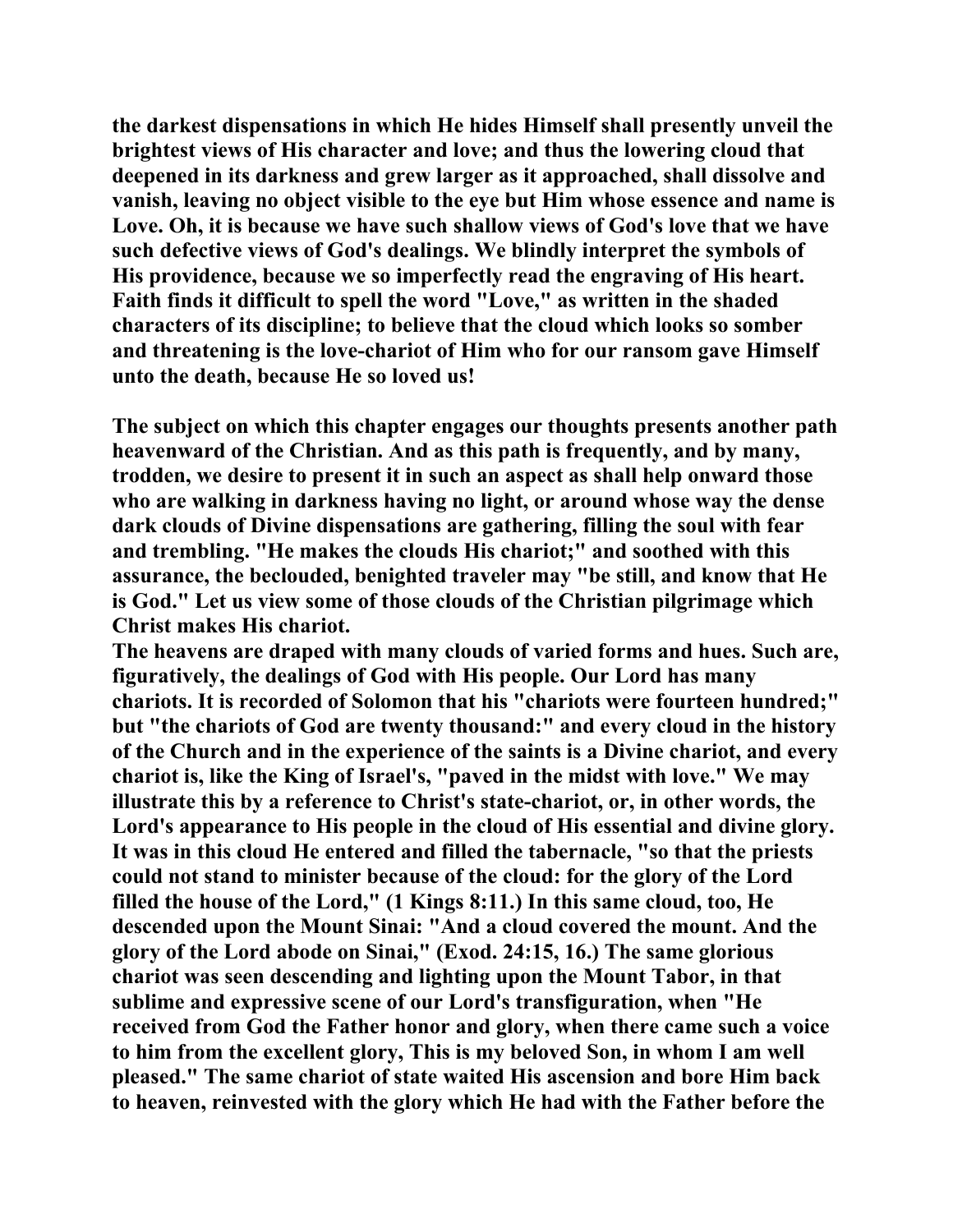the darkest dispensations in which He hides Himself shall presently unveil the brightest views of His character and love; and thus the lowering cloud that deepened in its darkness and grew larger as it approached, shall dissolve and vanish, leaving no object visible to the eye but Him whose essence and name is Love. Oh, it is because we have such shallow views of God's love that we have such defective views of God's dealings. We blindly interpret the symbols of His providence, because we so imperfectly read the engraving of His heart. Faith finds it difficult to spell the word "Love," as written in the shaded characters of its discipline; to believe that the cloud which looks so somber and threatening is the love-chariot of Him who for our ransom gave Himself unto the death, because He so loved us!

The subject on which this chapter engages our thoughts presents another path heavenward of the Christian. And as this path is frequently, and by many, trodden, we desire to present it in such an aspect as shall help onward those who are walking in darkness having no light, or around whose way the dense dark clouds of Divine dispensations are gathering, filling the soul with fear and trembling. "He makes the clouds His chariot;" and soothed with this assurance, the beclouded, benighted traveler may "be still, and know that He is God." Let us view some of those clouds of the Christian pilgrimage which Christ makes His chariot.

The heavens are draped with many clouds of varied forms and hues. Such are, figuratively, the dealings of God with His people. Our Lord has many chariots. It is recorded of Solomon that his "chariots were fourteen hundred;" but "the chariots of God are twenty thousand:" and every cloud in the history of the Church and in the experience of the saints is a Divine chariot, and every chariot is, like the King of Israel's, "paved in the midst with love." We may illustrate this by a reference to Christ's state-chariot, or, in other words, the Lord's appearance to His people in the cloud of His essential and divine glory. It was in this cloud He entered and filled the tabernacle, "so that the priests could not stand to minister because of the cloud: for the glory of the Lord filled the house of the Lord," (1 Kings 8:11.) In this same cloud, too, He descended upon the Mount Sinai: "And a cloud covered the mount. And the glory of the Lord abode on Sinai," (Exod. 24:15, 16.) The same glorious chariot was seen descending and lighting upon the Mount Tabor, in that sublime and expressive scene of our Lord's transfiguration, when "He received from God the Father honor and glory, when there came such a voice to him from the excellent glory, This is my beloved Son, in whom I am well pleased." The same chariot of state waited His ascension and bore Him back to heaven, reinvested with the glory which He had with the Father before the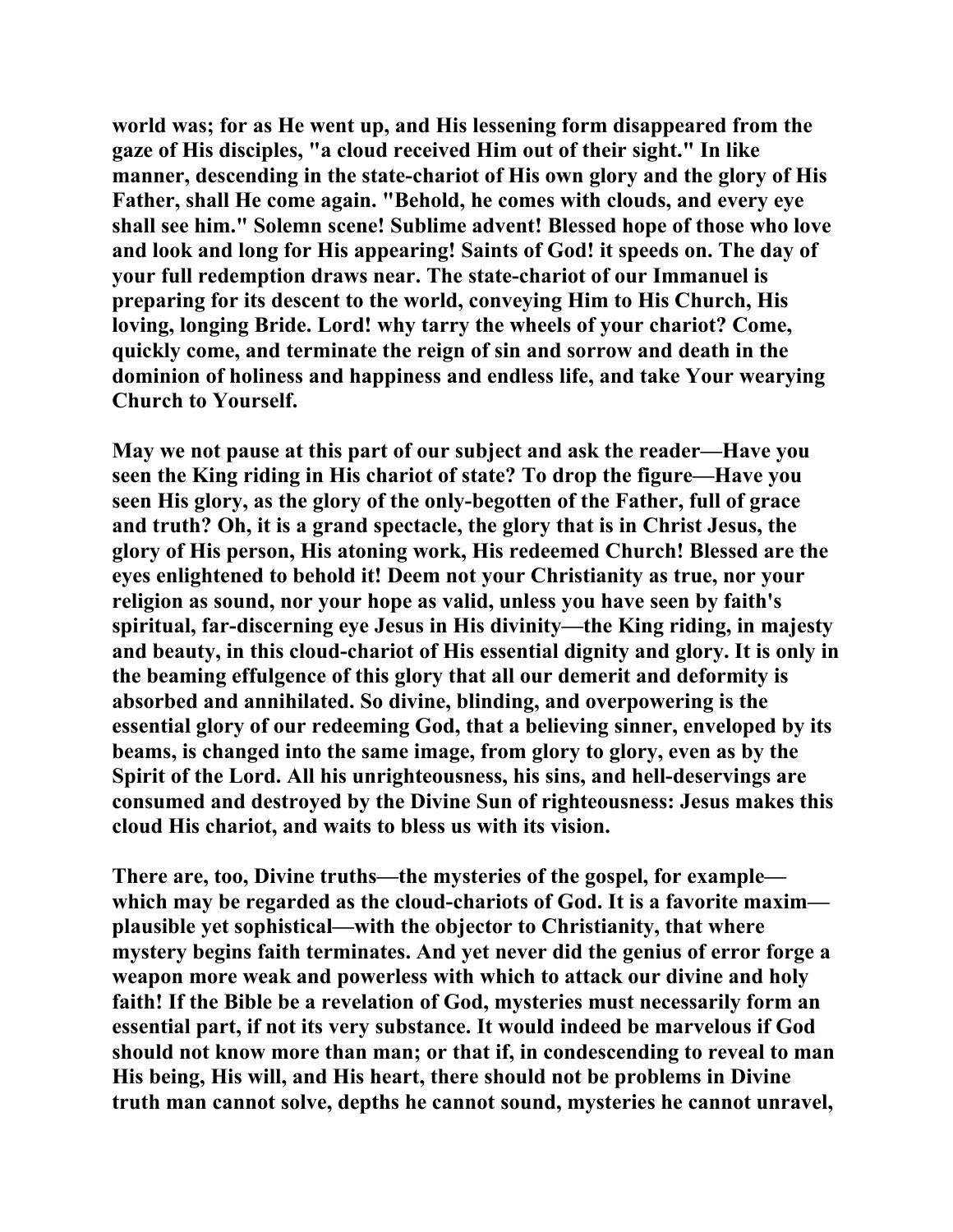world was; for as He went up, and His lessening form disappeared from the gaze of His disciples, "a cloud received Him out of their sight." In like manner, descending in the state-chariot of His own glory and the glory of His Father, shall He come again. "Behold, he comes with clouds, and every eye shall see him." Solemn scene! Sublime advent! Blessed hope of those who love and look and long for His appearing! Saints of God! it speeds on. The day of your full redemption draws near. The state-chariot of our Immanuel is preparing for its descent to the world, conveying Him to His Church, His loving, longing Bride. Lord! why tarry the wheels of your chariot? Come, quickly come, and terminate the reign of sin and sorrow and death in the dominion of holiness and happiness and endless life, and take Your wearying Church to Yourself.

May we not pause at this part of our subject and ask the reader—Have you seen the King riding in His chariot of state? To drop the figure—Have you seen His glory, as the glory of the only-begotten of the Father, full of grace and truth? Oh, it is a grand spectacle, the glory that is in Christ Jesus, the glory of His person, His atoning work, His redeemed Church! Blessed are the eyes enlightened to behold it! Deem not your Christianity as true, nor your religion as sound, nor your hope as valid, unless you have seen by faith's spiritual, far-discerning eye Jesus in His divinity—the King riding, in majesty and beauty, in this cloud-chariot of His essential dignity and glory. It is only in the beaming effulgence of this glory that all our demerit and deformity is absorbed and annihilated. So divine, blinding, and overpowering is the essential glory of our redeeming God, that a believing sinner, enveloped by its beams, is changed into the same image, from glory to glory, even as by the Spirit of the Lord. All his unrighteousness, his sins, and hell-deservings are consumed and destroyed by the Divine Sun of righteousness: Jesus makes this cloud His chariot, and waits to bless us with its vision.

There are, too, Divine truths—the mysteries of the gospel, for example—which may be regarded as the cloud-chariots of God. It is a favorite maxim—plausible yet sophistical—with the objector to Christianity, that where mystery begins faith terminates. And yet never did the genius of error forge a weapon more weak and powerless with which to attack our divine and holy faith! If the Bible be a revelation of God, mysteries must necessarily form an essential part, if not its very substance. It would indeed be marvelous if God should not know more than man; or that if, in condescending to reveal to man His being, His will, and His heart, there should not be problems in Divine truth man cannot solve, depths he cannot sound, mysteries he cannot unravel,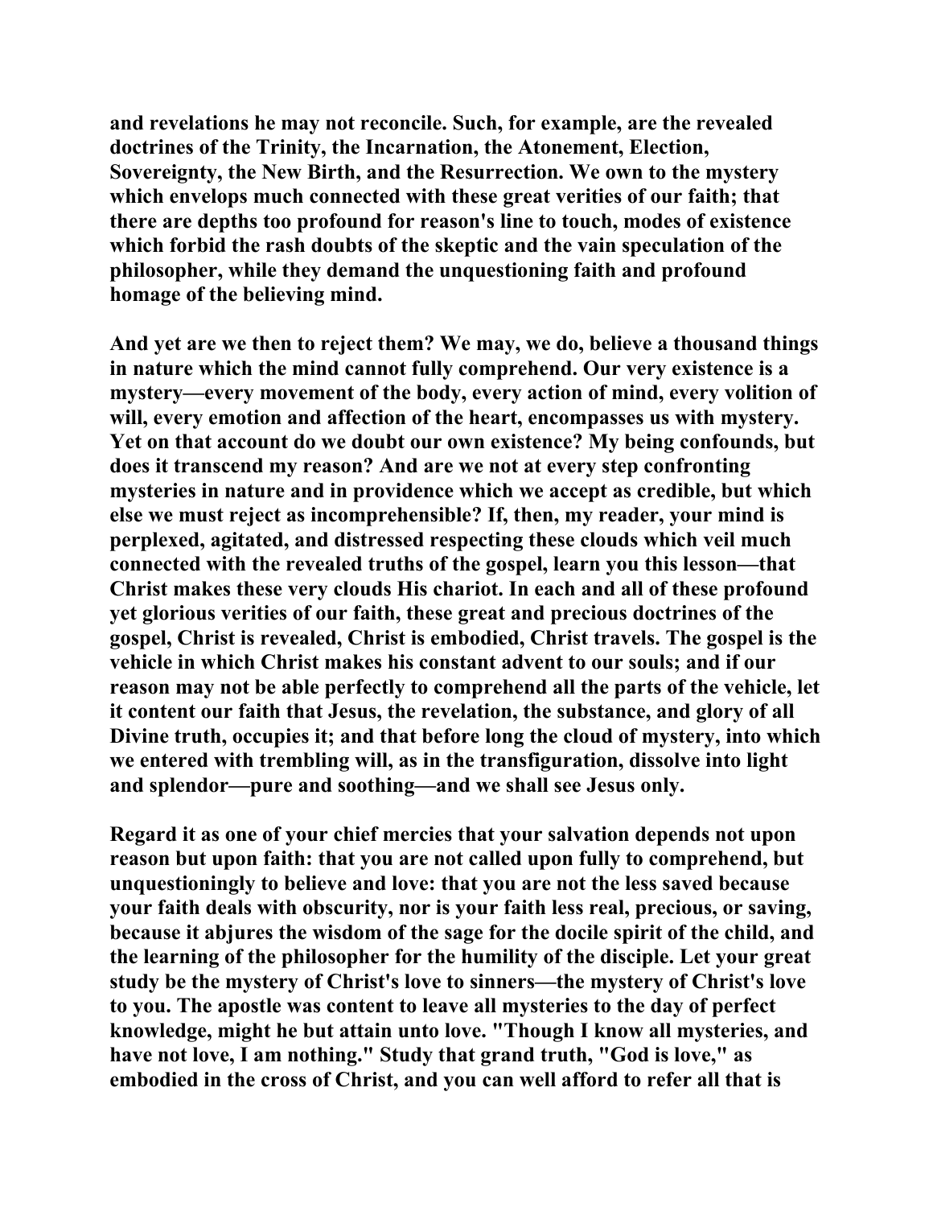and revelations he may not reconcile. Such, for example, are the revealed doctrines of the Trinity, the Incarnation, the Atonement, Election, Sovereignty, the New Birth, and the Resurrection. We own to the mystery which envelops much connected with these great verities of our faith; that there are depths too profound for reason's line to touch, modes of existence which forbid the rash doubts of the skeptic and the vain speculation of the philosopher, while they demand the unquestioning faith and profound homage of the believing mind.

And yet are we then to reject them? We may, we do, believe a thousand things in nature which the mind cannot fully comprehend. Our very existence is a mystery—every movement of the body, every action of mind, every volition of will, every emotion and affection of the heart, encompasses us with mystery. Yet on that account do we doubt our own existence? My being confounds, but does it transcend my reason? And are we not at every step confronting mysteries in nature and in providence which we accept as credible, but which else we must reject as incomprehensible? If, then, my reader, your mind is perplexed, agitated, and distressed respecting these clouds which veil much connected with the revealed truths of the gospel, learn you this lesson—that Christ makes these very clouds His chariot. In each and all of these profound yet glorious verities of our faith, these great and precious doctrines of the gospel, Christ is revealed, Christ is embodied, Christ travels. The gospel is the vehicle in which Christ makes his constant advent to our souls; and if our reason may not be able perfectly to comprehend all the parts of the vehicle, let it content our faith that Jesus, the revelation, the substance, and glory of all Divine truth, occupies it; and that before long the cloud of mystery, into which we entered with trembling will, as in the transfiguration, dissolve into light and splendor—pure and soothing—and we shall see Jesus only.

Regard it as one of your chief mercies that your salvation depends not upon reason but upon faith: that you are not called upon fully to comprehend, but unquestioningly to believe and love: that you are not the less saved because your faith deals with obscurity, nor is your faith less real, precious, or saving, because it abjures the wisdom of the sage for the docile spirit of the child, and the learning of the philosopher for the humility of the disciple. Let your great study be the mystery of Christ's love to sinners—the mystery of Christ's love to you. The apostle was content to leave all mysteries to the day of perfect knowledge, might he but attain unto love. "Though I know all mysteries, and have not love, I am nothing." Study that grand truth, "God is love," as embodied in the cross of Christ, and you can well afford to refer all that is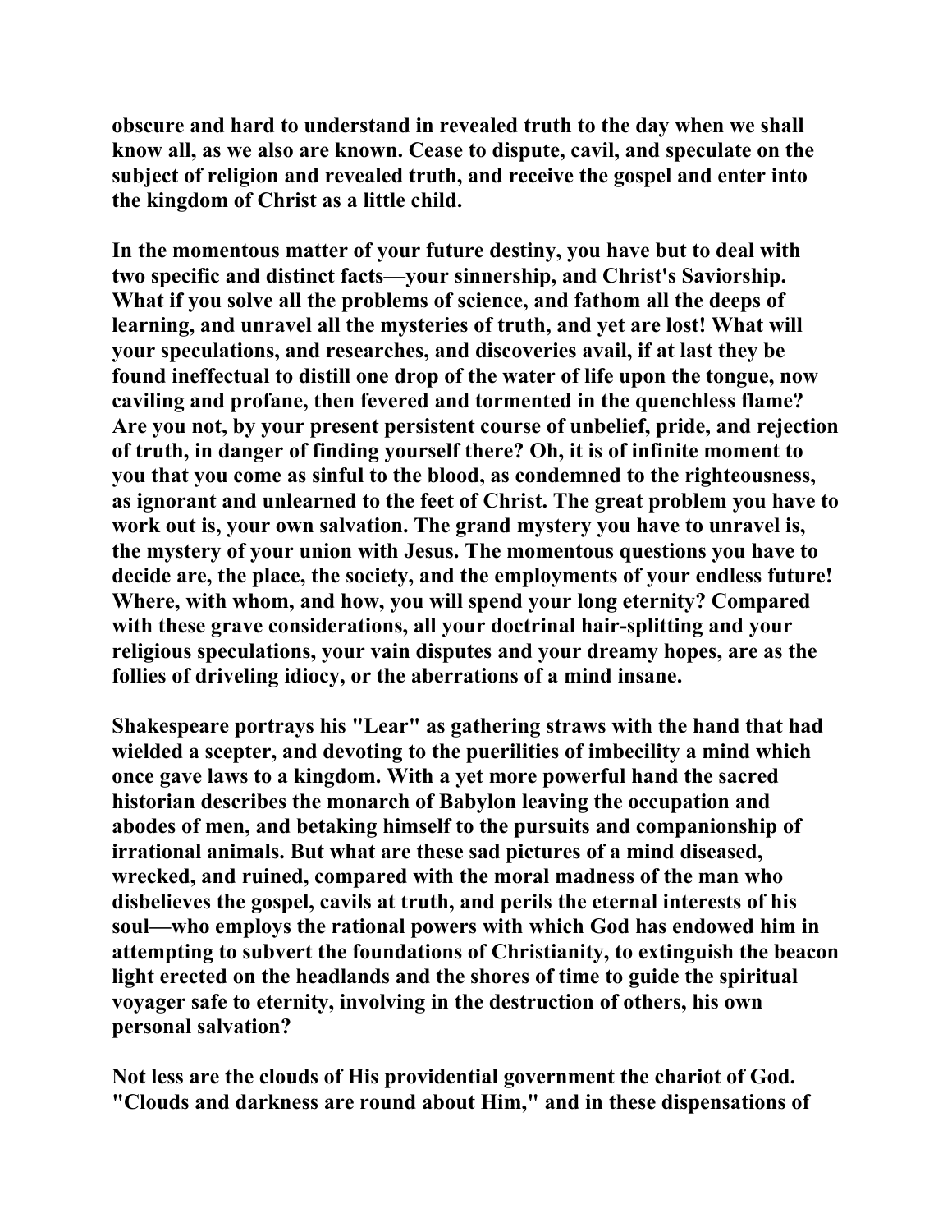obscure and hard to understand in revealed truth to the day when we shall know all, as we also are known. Cease to dispute, cavil, and speculate on the subject of religion and revealed truth, and receive the gospel and enter into the kingdom of Christ as a little child.

In the momentous matter of your future destiny, you have but to deal with two specific and distinct facts—your sinnership, and Christ's Saviorship. What if you solve all the problems of science, and fathom all the deeps of learning, and unravel all the mysteries of truth, and yet are lost! What will your speculations, and researches, and discoveries avail, if at last they be found ineffectual to distill one drop of the water of life upon the tongue, now caviling and profane, then fevered and tormented in the quenchless flame? Are you not, by your present persistent course of unbelief, pride, and rejection of truth, in danger of finding yourself there? Oh, it is of infinite moment to you that you come as sinful to the blood, as condemned to the righteousness, as ignorant and unlearned to the feet of Christ. The great problem you have to work out is, your own salvation. The grand mystery you have to unravel is, the mystery of your union with Jesus. The momentous questions you have to decide are, the place, the society, and the employments of your endless future! Where, with whom, and how, you will spend your long eternity? Compared with these grave considerations, all your doctrinal hair-splitting and your religious speculations, your vain disputes and your dreamy hopes, are as the follies of driveling idiocy, or the aberrations of a mind insane.

Shakespeare portrays his "Lear" as gathering straws with the hand that had wielded a scepter, and devoting to the puerilities of imbecility a mind which once gave laws to a kingdom. With a yet more powerful hand the sacred historian describes the monarch of Babylon leaving the occupation and abodes of men, and betaking himself to the pursuits and companionship of irrational animals. But what are these sad pictures of a mind diseased, wrecked, and ruined, compared with the moral madness of the man who disbelieves the gospel, cavils at truth, and perils the eternal interests of his soul—who employs the rational powers with which God has endowed him in attempting to subvert the foundations of Christianity, to extinguish the beacon light erected on the headlands and the shores of time to guide the spiritual voyager safe to eternity, involving in the destruction of others, his own personal salvation?

Not less are the clouds of His providential government the chariot of God. "Clouds and darkness are round about Him," and in these dispensations of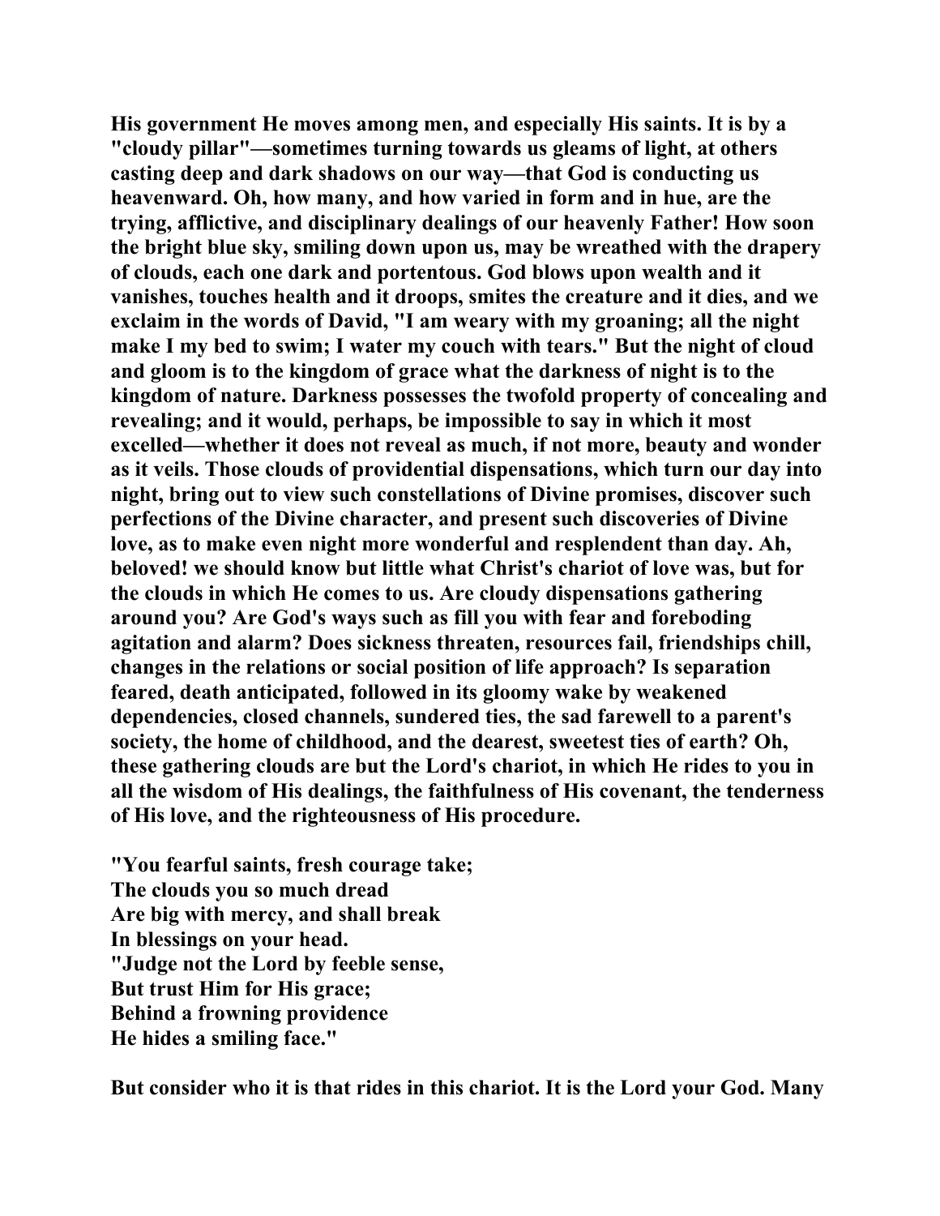His government He moves among men, and especially His saints. It is by a "cloudy pillar"—sometimes turning towards us gleams of light, at others casting deep and dark shadows on our way—that God is conducting us heavenward. Oh, how many, and how varied in form and in hue, are the trying, afflictive, and disciplinary dealings of our heavenly Father! How soon the bright blue sky, smiling down upon us, may be wreathed with the drapery of clouds, each one dark and portentous. God blows upon wealth and it vanishes, touches health and it droops, smites the creature and it dies, and we exclaim in the words of David, "I am weary with my groaning; all the night make I my bed to swim; I water my couch with tears." But the night of cloud and gloom is to the kingdom of grace what the darkness of night is to the kingdom of nature. Darkness possesses the twofold property of concealing and revealing; and it would, perhaps, be impossible to say in which it most excelled—whether it does not reveal as much, if not more, beauty and wonder as it veils. Those clouds of providential dispensations, which turn our day into night, bring out to view such constellations of Divine promises, discover such perfections of the Divine character, and present such discoveries of Divine love, as to make even night more wonderful and resplendent than day. Ah, beloved! we should know but little what Christ's chariot of love was, but for the clouds in which He comes to us. Are cloudy dispensations gathering around you? Are God's ways such as fill you with fear and foreboding agitation and alarm? Does sickness threaten, resources fail, friendships chill, changes in the relations or social position of life approach? Is separation feared, death anticipated, followed in its gloomy wake by weakened dependencies, closed channels, sundered ties, the sad farewell to a parent's society, the home of childhood, and the dearest, sweetest ties of earth? Oh, these gathering clouds are but the Lord's chariot, in which He rides to you in all the wisdom of His dealings, the faithfulness of His covenant, the tenderness of His love, and the righteousness of His procedure.

"You fearful saints, fresh courage take;  
The clouds you so much dread  
Are big with mercy, and shall break  
In blessings on your head.  
"Judge not the Lord by feeble sense,  
But trust Him for His grace;  
Behind a frowning providence  
He hides a smiling face."

But consider who it is that rides in this chariot. It is the Lord your God. Many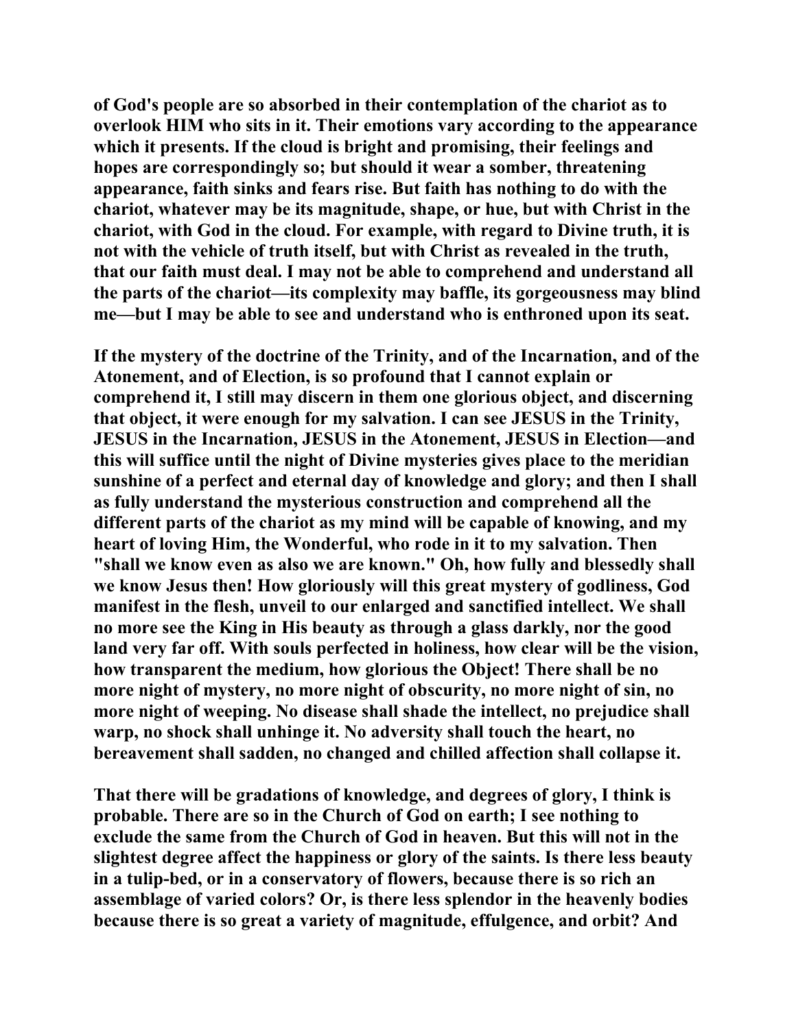of God's people are so absorbed in their contemplation of the chariot as to overlook HIM who sits in it. Their emotions vary according to the appearance which it presents. If the cloud is bright and promising, their feelings and hopes are correspondingly so; but should it wear a somber, threatening appearance, faith sinks and fears rise. But faith has nothing to do with the chariot, whatever may be its magnitude, shape, or hue, but with Christ in the chariot, with God in the cloud. For example, with regard to Divine truth, it is not with the vehicle of truth itself, but with Christ as revealed in the truth, that our faith must deal. I may not be able to comprehend and understand all the parts of the chariot—its complexity may baffle, its gorgeousness may blind me—but I may be able to see and understand who is enthroned upon its seat.

If the mystery of the doctrine of the Trinity, and of the Incarnation, and of the Atonement, and of Election, is so profound that I cannot explain or comprehend it, I still may discern in them one glorious object, and discerning that object, it were enough for my salvation. I can see JESUS in the Trinity, JESUS in the Incarnation, JESUS in the Atonement, JESUS in Election—and this will suffice until the night of Divine mysteries gives place to the meridian sunshine of a perfect and eternal day of knowledge and glory; and then I shall as fully understand the mysterious construction and comprehend all the different parts of the chariot as my mind will be capable of knowing, and my heart of loving Him, the Wonderful, who rode in it to my salvation. Then "shall we know even as also we are known." Oh, how fully and blessedly shall we know Jesus then! How gloriously will this great mystery of godliness, God manifest in the flesh, unveil to our enlarged and sanctified intellect. We shall no more see the King in His beauty as through a glass darkly, nor the good land very far off. With souls perfected in holiness, how clear will be the vision, how transparent the medium, how glorious the Object! There shall be no more night of mystery, no more night of obscurity, no more night of sin, no more night of weeping. No disease shall shade the intellect, no prejudice shall warp, no shock shall unhinge it. No adversity shall touch the heart, no bereavement shall sadden, no changed and chilled affection shall collapse it.

That there will be gradations of knowledge, and degrees of glory, I think is probable. There are so in the Church of God on earth; I see nothing to exclude the same from the Church of God in heaven. But this will not in the slightest degree affect the happiness or glory of the saints. Is there less beauty in a tulip-bed, or in a conservatory of flowers, because there is so rich an assemblage of varied colors? Or, is there less splendor in the heavenly bodies because there is so great a variety of magnitude, effulgence, and orbit? And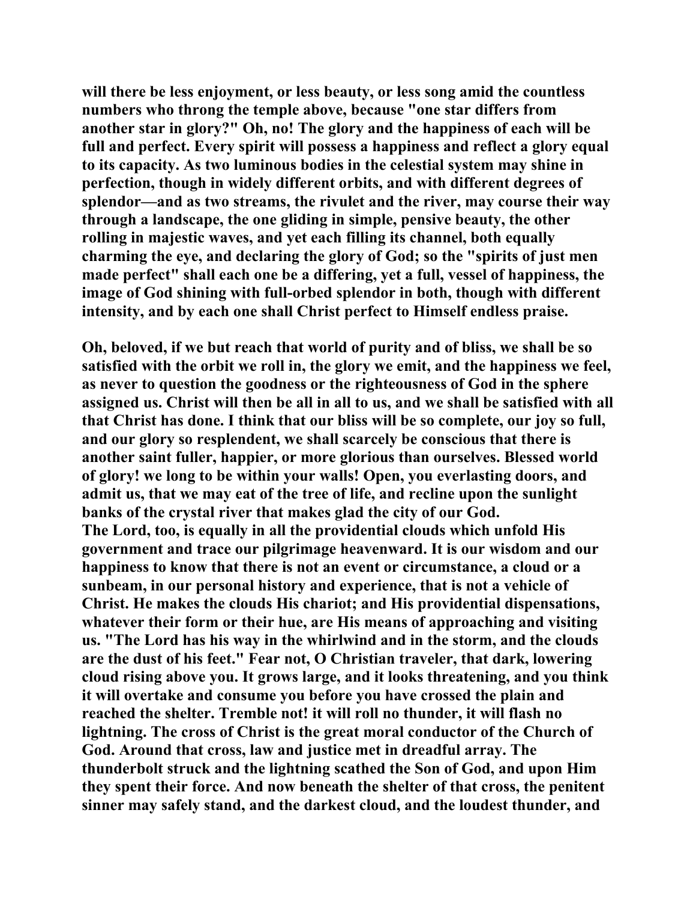**will there be less enjoyment, or less beauty, or less song amid the countless numbers who throng the temple above, because "one star differs from another star in glory?" Oh, no! The glory and the happiness of each will be full and perfect. Every spirit will possess a happiness and reflect a glory equal to its capacity. As two luminous bodies in the celestial system may shine in perfection, though in widely different orbits, and with different degrees of splendor—and as two streams, the rivulet and the river, may course their way through a landscape, the one gliding in simple, pensive beauty, the other rolling in majestic waves, and yet each filling its channel, both equally charming the eye, and declaring the glory of God; so the "spirits of just men made perfect" shall each one be a differing, yet a full, vessel of happiness, the image of God shining with full-orbed splendor in both, though with different intensity, and by each one shall Christ perfect to Himself endless praise.**

**Oh, beloved, if we but reach that world of purity and of bliss, we shall be so satisfied with the orbit we roll in, the glory we emit, and the happiness we feel, as never to question the goodness or the righteousness of God in the sphere assigned us. Christ will then be all in all to us, and we shall be satisfied with all that Christ has done. I think that our bliss will be so complete, our joy so full, and our glory so resplendent, we shall scarcely be conscious that there is another saint fuller, happier, or more glorious than ourselves. Blessed world of glory! we long to be within your walls! Open, you everlasting doors, and admit us, that we may eat of the tree of life, and recline upon the sunlight banks of the crystal river that makes glad the city of our God.**
**The Lord, too, is equally in all the providential clouds which unfold His government and trace our pilgrimage heavenward. It is our wisdom and our happiness to know that there is not an event or circumstance, a cloud or a sunbeam, in our personal history and experience, that is not a vehicle of Christ. He makes the clouds His chariot; and His providential dispensations, whatever their form or their hue, are His means of approaching and visiting us. "The Lord has his way in the whirlwind and in the storm, and the clouds are the dust of his feet." Fear not, O Christian traveler, that dark, lowering cloud rising above you. It grows large, and it looks threatening, and you think it will overtake and consume you before you have crossed the plain and reached the shelter. Tremble not! it will roll no thunder, it will flash no lightning. The cross of Christ is the great moral conductor of the Church of God. Around that cross, law and justice met in dreadful array. The thunderbolt struck and the lightning scathed the Son of God, and upon Him they spent their force. And now beneath the shelter of that cross, the penitent sinner may safely stand, and the darkest cloud, and the loudest thunder, and**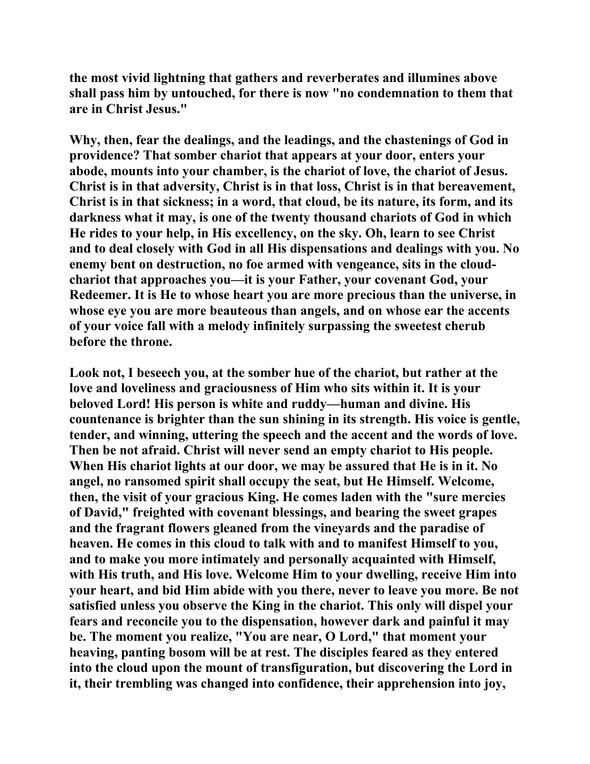the most vivid lightning that gathers and reverberates and illumines above shall pass him by untouched, for there is now "no condemnation to them that are in Christ Jesus."

Why, then, fear the dealings, and the leadings, and the chastenings of God in providence? That somber chariot that appears at your door, enters your abode, mounts into your chamber, is the chariot of love, the chariot of Jesus. Christ is in that adversity, Christ is in that loss, Christ is in that bereavement, Christ is in that sickness; in a word, that cloud, be its nature, its form, and its darkness what it may, is one of the twenty thousand chariots of God in which He rides to your help, in His excellency, on the sky. Oh, learn to see Christ and to deal closely with God in all His dispensations and dealings with you. No enemy bent on destruction, no foe armed with vengeance, sits in the cloud-chariot that approaches you—it is your Father, your covenant God, your Redeemer. It is He to whose heart you are more precious than the universe, in whose eye you are more beauteous than angels, and on whose ear the accents of your voice fall with a melody infinitely surpassing the sweetest cherub before the throne.

Look not, I beseech you, at the somber hue of the chariot, but rather at the love and loveliness and graciousness of Him who sits within it. It is your beloved Lord! His person is white and ruddy—human and divine. His countenance is brighter than the sun shining in its strength. His voice is gentle, tender, and winning, uttering the speech and the accent and the words of love. Then be not afraid. Christ will never send an empty chariot to His people. When His chariot lights at our door, we may be assured that He is in it. No angel, no ransomed spirit shall occupy the seat, but He Himself. Welcome, then, the visit of your gracious King. He comes laden with the "sure mercies of David," freighted with covenant blessings, and bearing the sweet grapes and the fragrant flowers gleaned from the vineyards and the paradise of heaven. He comes in this cloud to talk with and to manifest Himself to you, and to make you more intimately and personally acquainted with Himself, with His truth, and His love. Welcome Him to your dwelling, receive Him into your heart, and bid Him abide with you there, never to leave you more. Be not satisfied unless you observe the King in the chariot. This only will dispel your fears and reconcile you to the dispensation, however dark and painful it may be. The moment you realize, "You are near, O Lord," that moment your heaving, panting bosom will be at rest. The disciples feared as they entered into the cloud upon the mount of transfiguration, but discovering the Lord in it, their trembling was changed into confidence, their apprehension into joy,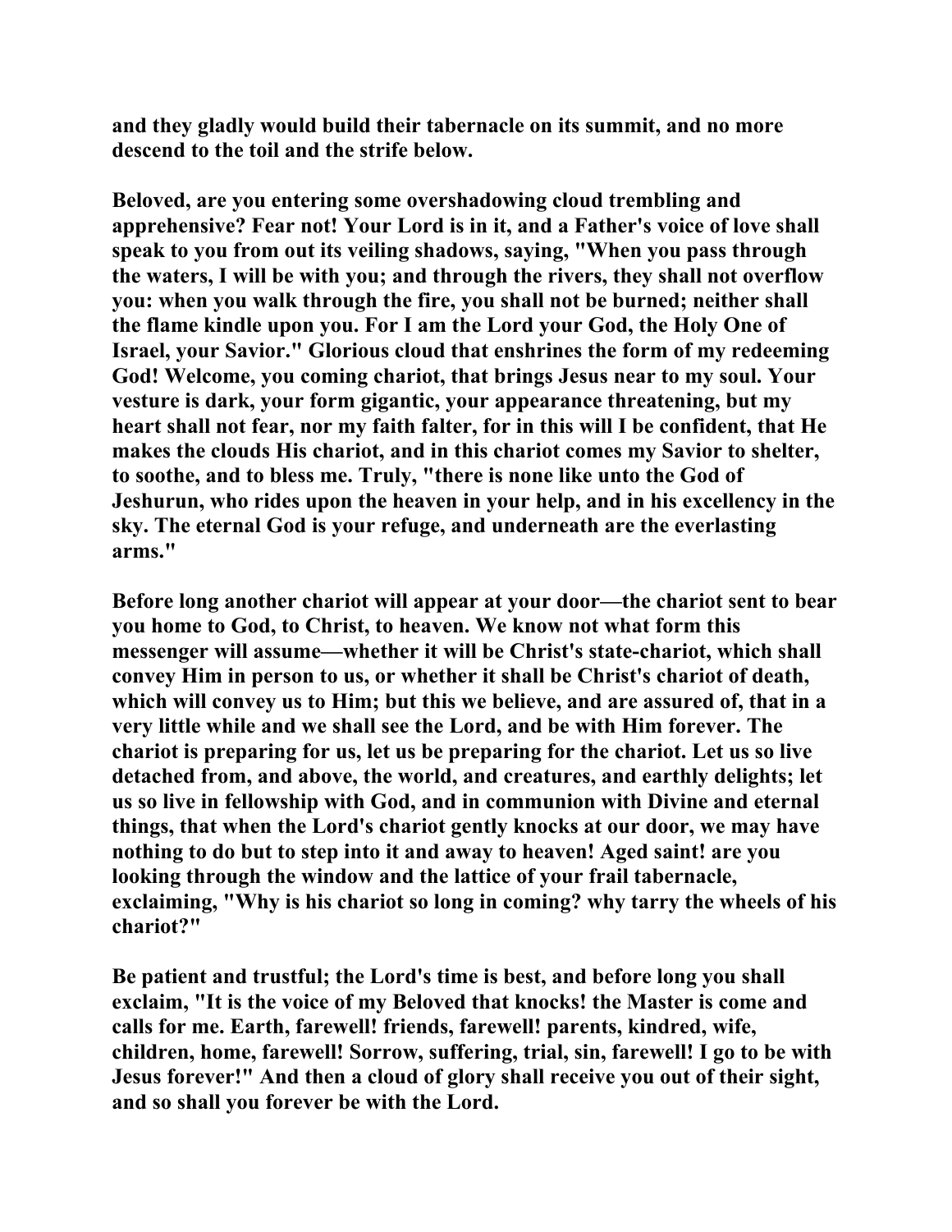**and they gladly would build their tabernacle on its summit, and no more descend to the toil and the strife below.**

**Beloved, are you entering some overshadowing cloud trembling and apprehensive? Fear not! Your Lord is in it, and a Father's voice of love shall speak to you from out its veiling shadows, saying, "When you pass through the waters, I will be with you; and through the rivers, they shall not overflow you: when you walk through the fire, you shall not be burned; neither shall the flame kindle upon you. For I am the Lord your God, the Holy One of Israel, your Savior." Glorious cloud that enshrines the form of my redeeming God! Welcome, you coming chariot, that brings Jesus near to my soul. Your vesture is dark, your form gigantic, your appearance threatening, but my heart shall not fear, nor my faith falter, for in this will I be confident, that He makes the clouds His chariot, and in this chariot comes my Savior to shelter, to soothe, and to bless me. Truly, "there is none like unto the God of Jeshurun, who rides upon the heaven in your help, and in his excellency in the sky. The eternal God is your refuge, and underneath are the everlasting arms."**

**Before long another chariot will appear at your door—the chariot sent to bear you home to God, to Christ, to heaven. We know not what form this messenger will assume—whether it will be Christ's state-chariot, which shall convey Him in person to us, or whether it shall be Christ's chariot of death, which will convey us to Him; but this we believe, and are assured of, that in a very little while and we shall see the Lord, and be with Him forever. The chariot is preparing for us, let us be preparing for the chariot. Let us so live detached from, and above, the world, and creatures, and earthly delights; let us so live in fellowship with God, and in communion with Divine and eternal things, that when the Lord's chariot gently knocks at our door, we may have nothing to do but to step into it and away to heaven! Aged saint! are you looking through the window and the lattice of your frail tabernacle, exclaiming, "Why is his chariot so long in coming? why tarry the wheels of his chariot?"**

**Be patient and trustful; the Lord's time is best, and before long you shall exclaim, "It is the voice of my Beloved that knocks! the Master is come and calls for me. Earth, farewell! friends, farewell! parents, kindred, wife, children, home, farewell! Sorrow, suffering, trial, sin, farewell! I go to be with Jesus forever!" And then a cloud of glory shall receive you out of their sight, and so shall you forever be with the Lord.**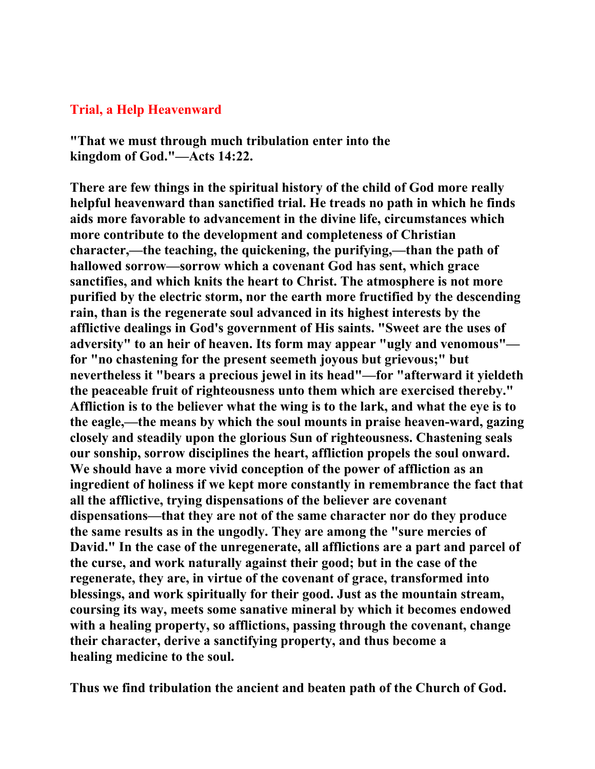## Trial, a Help Heavenward

**"That we must through much tribulation enter into the kingdom of God."—Acts 14:22.**

**There are few things in the spiritual history of the child of God more really helpful heavenward than sanctified trial. He treads no path in which he finds aids more favorable to advancement in the divine life, circumstances which more contribute to the development and completeness of Christian character,—the teaching, the quickening, the purifying,—than the path of hallowed sorrow—sorrow which a covenant God has sent, which grace sanctifies, and which knits the heart to Christ. The atmosphere is not more purified by the electric storm, nor the earth more fructified by the descending rain, than is the regenerate soul advanced in its highest interests by the afflictive dealings in God's government of His saints. "Sweet are the uses of adversity" to an heir of heaven. Its form may appear "ugly and venomous"—for "no chastening for the present seemeth joyous but grievous;" but nevertheless it "bears a precious jewel in its head"—for "afterward it yieldeth the peaceable fruit of righteousness unto them which are exercised thereby." Affliction is to the believer what the wing is to the lark, and what the eye is to the eagle,—the means by which the soul mounts in praise heaven-ward, gazing closely and steadily upon the glorious Sun of righteousness. Chastening seals our sonship, sorrow disciplines the heart, affliction propels the soul onward. We should have a more vivid conception of the power of affliction as an ingredient of holiness if we kept more constantly in remembrance the fact that all the afflictive, trying dispensations of the believer are covenant dispensations—that they are not of the same character nor do they produce the same results as in the ungodly. They are among the "sure mercies of David." In the case of the unregenerate, all afflictions are a part and parcel of the curse, and work naturally against their good; but in the case of the regenerate, they are, in virtue of the covenant of grace, transformed into blessings, and work spiritually for their good. Just as the mountain stream, coursing its way, meets some sanative mineral by which it becomes endowed with a healing property, so afflictions, passing through the covenant, change their character, derive a sanctifying property, and thus become a healing medicine to the soul.**

**Thus we find tribulation the ancient and beaten path of the Church of God.**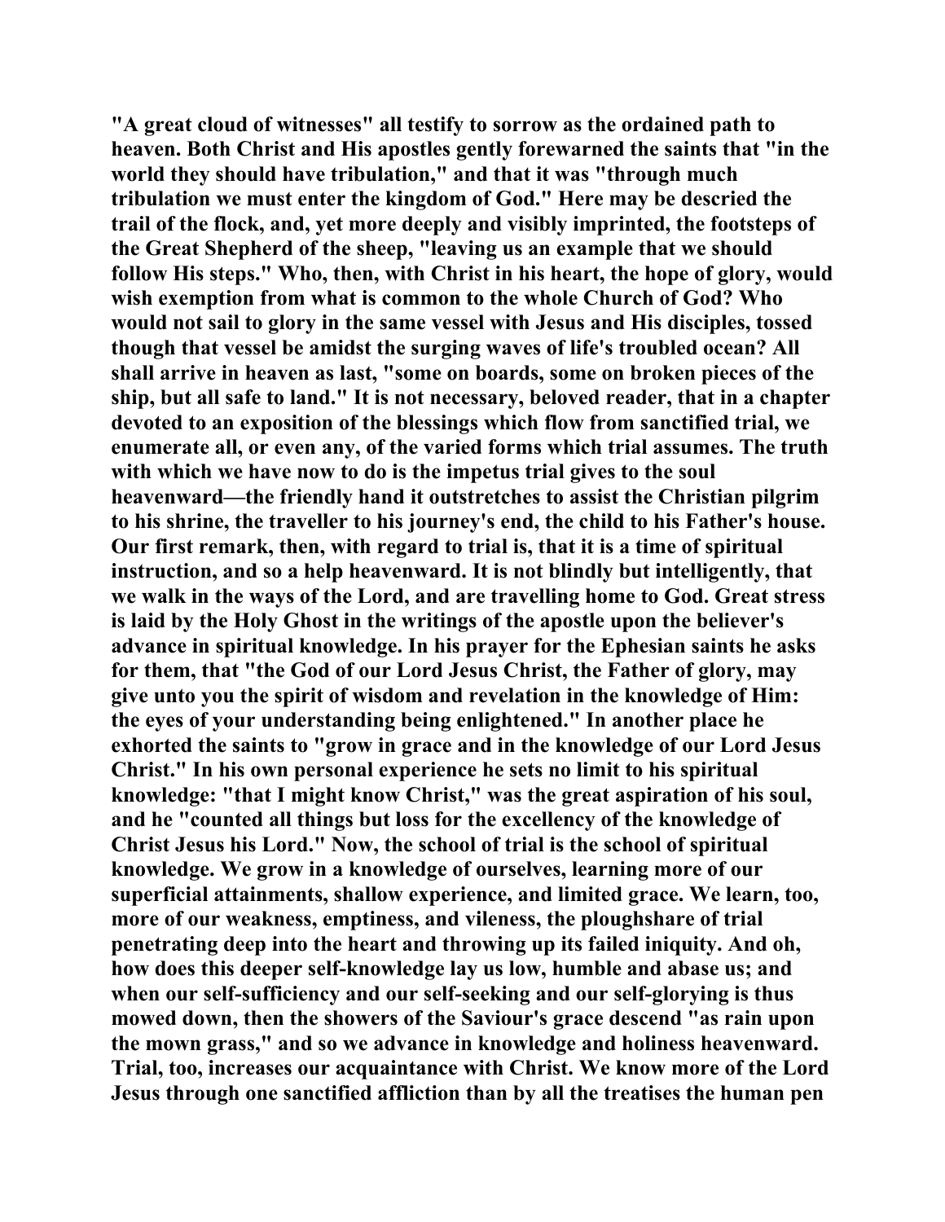"A great cloud of witnesses" all testify to sorrow as the ordained path to heaven. Both Christ and His apostles gently forewarned the saints that "in the world they should have tribulation," and that it was "through much tribulation we must enter the kingdom of God." Here may be descried the trail of the flock, and, yet more deeply and visibly imprinted, the footsteps of the Great Shepherd of the sheep, "leaving us an example that we should follow His steps." Who, then, with Christ in his heart, the hope of glory, would wish exemption from what is common to the whole Church of God? Who would not sail to glory in the same vessel with Jesus and His disciples, tossed though that vessel be amidst the surging waves of life's troubled ocean? All shall arrive in heaven as last, "some on boards, some on broken pieces of the ship, but all safe to land." It is not necessary, beloved reader, that in a chapter devoted to an exposition of the blessings which flow from sanctified trial, we enumerate all, or even any, of the varied forms which trial assumes. The truth with which we have now to do is the impetus trial gives to the soul heavenward—the friendly hand it outstretches to assist the Christian pilgrim to his shrine, the traveller to his journey's end, the child to his Father's house. Our first remark, then, with regard to trial is, that it is a time of spiritual instruction, and so a help heavenward. It is not blindly but intelligently, that we walk in the ways of the Lord, and are travelling home to God. Great stress is laid by the Holy Ghost in the writings of the apostle upon the believer's advance in spiritual knowledge. In his prayer for the Ephesian saints he asks for them, that "the God of our Lord Jesus Christ, the Father of glory, may give unto you the spirit of wisdom and revelation in the knowledge of Him: the eyes of your understanding being enlightened." In another place he exhorted the saints to "grow in grace and in the knowledge of our Lord Jesus Christ." In his own personal experience he sets no limit to his spiritual knowledge: "that I might know Christ," was the great aspiration of his soul, and he "counted all things but loss for the excellency of the knowledge of Christ Jesus his Lord." Now, the school of trial is the school of spiritual knowledge. We grow in a knowledge of ourselves, learning more of our superficial attainments, shallow experience, and limited grace. We learn, too, more of our weakness, emptiness, and vileness, the ploughshare of trial penetrating deep into the heart and throwing up its failed iniquity. And oh, how does this deeper self-knowledge lay us low, humble and abase us; and when our self-sufficiency and our self-seeking and our self-glorying is thus mowed down, then the showers of the Saviour's grace descend "as rain upon the mown grass," and so we advance in knowledge and holiness heavenward. Trial, too, increases our acquaintance with Christ. We know more of the Lord Jesus through one sanctified affliction than by all the treatises the human pen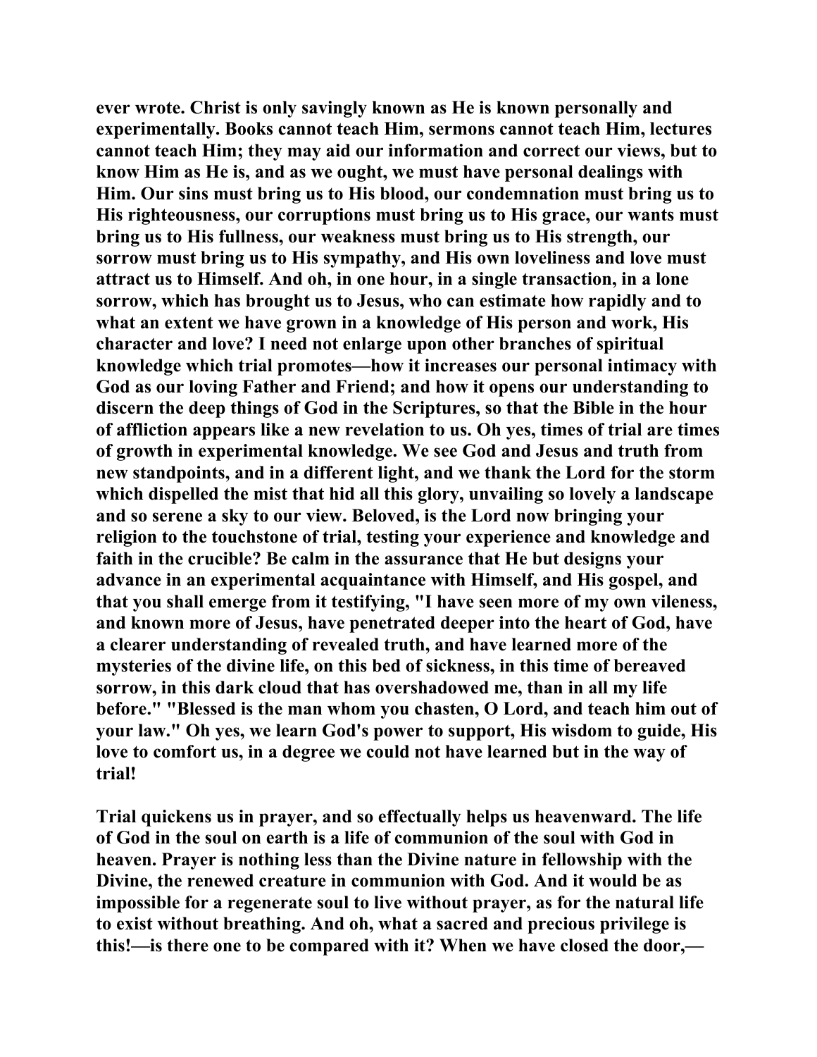ever wrote. Christ is only savingly known as He is known personally and experimentally. Books cannot teach Him, sermons cannot teach Him, lectures cannot teach Him; they may aid our information and correct our views, but to know Him as He is, and as we ought, we must have personal dealings with Him. Our sins must bring us to His blood, our condemnation must bring us to His righteousness, our corruptions must bring us to His grace, our wants must bring us to His fullness, our weakness must bring us to His strength, our sorrow must bring us to His sympathy, and His own loveliness and love must attract us to Himself. And oh, in one hour, in a single transaction, in a lone sorrow, which has brought us to Jesus, who can estimate how rapidly and to what an extent we have grown in a knowledge of His person and work, His character and love? I need not enlarge upon other branches of spiritual knowledge which trial promotes—how it increases our personal intimacy with God as our loving Father and Friend; and how it opens our understanding to discern the deep things of God in the Scriptures, so that the Bible in the hour of affliction appears like a new revelation to us. Oh yes, times of trial are times of growth in experimental knowledge. We see God and Jesus and truth from new standpoints, and in a different light, and we thank the Lord for the storm which dispelled the mist that hid all this glory, unvailing so lovely a landscape and so serene a sky to our view. Beloved, is the Lord now bringing your religion to the touchstone of trial, testing your experience and knowledge and faith in the crucible? Be calm in the assurance that He but designs your advance in an experimental acquaintance with Himself, and His gospel, and that you shall emerge from it testifying, "I have seen more of my own vileness, and known more of Jesus, have penetrated deeper into the heart of God, have a clearer understanding of revealed truth, and have learned more of the mysteries of the divine life, on this bed of sickness, in this time of bereaved sorrow, in this dark cloud that has overshadowed me, than in all my life before." "Blessed is the man whom you chasten, O Lord, and teach him out of your law." Oh yes, we learn God's power to support, His wisdom to guide, His love to comfort us, in a degree we could not have learned but in the way of trial!

Trial quickens us in prayer, and so effectually helps us heavenward. The life of God in the soul on earth is a life of communion of the soul with God in heaven. Prayer is nothing less than the Divine nature in fellowship with the Divine, the renewed creature in communion with God. And it would be as impossible for a regenerate soul to live without prayer, as for the natural life to exist without breathing. And oh, what a sacred and precious privilege is this!—is there one to be compared with it? When we have closed the door,—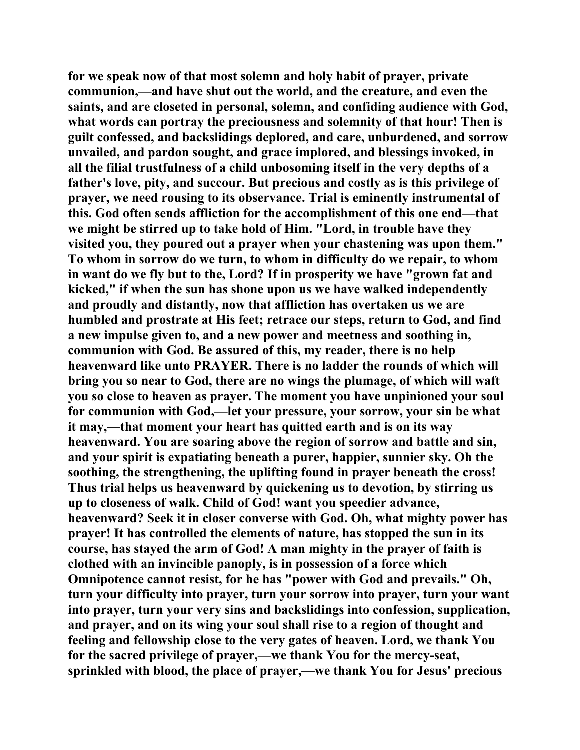for we speak now of that most solemn and holy habit of prayer, private communion,—and have shut out the world, and the creature, and even the saints, and are closeted in personal, solemn, and confiding audience with God, what words can portray the preciousness and solemnity of that hour! Then is guilt confessed, and backslidings deplored, and care, unburdened, and sorrow unvailed, and pardon sought, and grace implored, and blessings invoked, in all the filial trustfulness of a child unbosoming itself in the very depths of a father's love, pity, and succour. But precious and costly as is this privilege of prayer, we need rousing to its observance. Trial is eminently instrumental of this. God often sends affliction for the accomplishment of this one end—that we might be stirred up to take hold of Him. "Lord, in trouble have they visited you, they poured out a prayer when your chastening was upon them." To whom in sorrow do we turn, to whom in difficulty do we repair, to whom in want do we fly but to the, Lord? If in prosperity we have "grown fat and kicked," if when the sun has shone upon us we have walked independently and proudly and distantly, now that affliction has overtaken us we are humbled and prostrate at His feet; retrace our steps, return to God, and find a new impulse given to, and a new power and meetness and soothing in, communion with God. Be assured of this, my reader, there is no help heavenward like unto PRAYER. There is no ladder the rounds of which will bring you so near to God, there are no wings the plumage, of which will waft you so close to heaven as prayer. The moment you have unpinioned your soul for communion with God,—let your pressure, your sorrow, your sin be what it may,—that moment your heart has quitted earth and is on its way heavenward. You are soaring above the region of sorrow and battle and sin, and your spirit is expatiating beneath a purer, happier, sunnier sky. Oh the soothing, the strengthening, the uplifting found in prayer beneath the cross! Thus trial helps us heavenward by quickening us to devotion, by stirring us up to closeness of walk. Child of God! want you speedier advance, heavenward? Seek it in closer converse with God. Oh, what mighty power has prayer! It has controlled the elements of nature, has stopped the sun in its course, has stayed the arm of God! A man mighty in the prayer of faith is clothed with an invincible panoply, is in possession of a force which Omnipotence cannot resist, for he has "power with God and prevails." Oh, turn your difficulty into prayer, turn your sorrow into prayer, turn your want into prayer, turn your very sins and backslidings into confession, supplication, and prayer, and on its wing your soul shall rise to a region of thought and feeling and fellowship close to the very gates of heaven. Lord, we thank You for the sacred privilege of prayer,—we thank You for the mercy-seat, sprinkled with blood, the place of prayer,—we thank You for Jesus' precious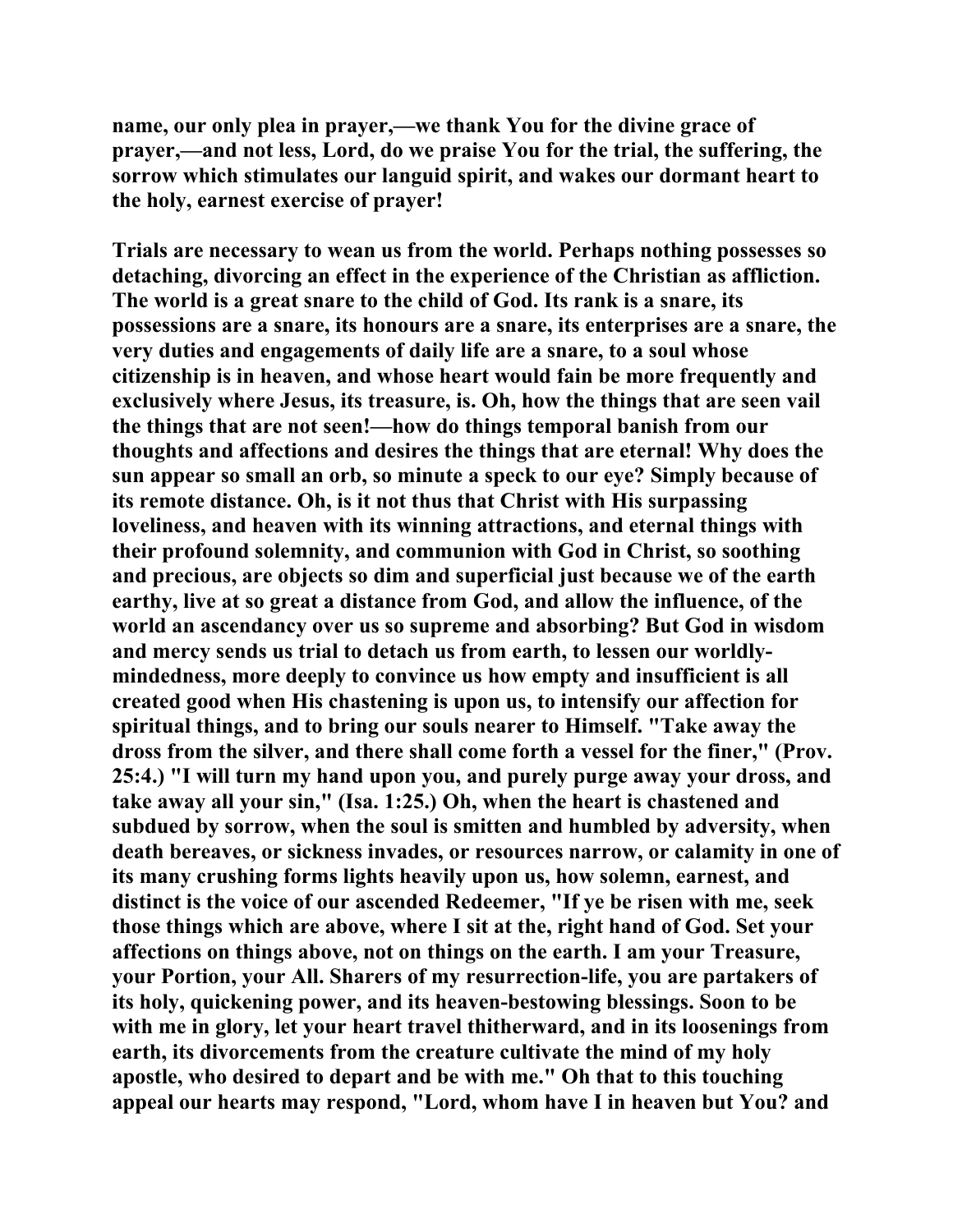**name, our only plea in prayer,—we thank You for the divine grace of prayer,—and not less, Lord, do we praise You for the trial, the suffering, the sorrow which stimulates our languid spirit, and wakes our dormant heart to the holy, earnest exercise of prayer!**

**Trials are necessary to wean us from the world. Perhaps nothing possesses so detaching, divorcing an effect in the experience of the Christian as affliction. The world is a great snare to the child of God. Its rank is a snare, its possessions are a snare, its honours are a snare, its enterprises are a snare, the very duties and engagements of daily life are a snare, to a soul whose citizenship is in heaven, and whose heart would fain be more frequently and exclusively where Jesus, its treasure, is. Oh, how the things that are seen vail the things that are not seen!—how do things temporal banish from our thoughts and affections and desires the things that are eternal! Why does the sun appear so small an orb, so minute a speck to our eye? Simply because of its remote distance. Oh, is it not thus that Christ with His surpassing loveliness, and heaven with its winning attractions, and eternal things with their profound solemnity, and communion with God in Christ, so soothing and precious, are objects so dim and superficial just because we of the earth earthy, live at so great a distance from God, and allow the influence, of the world an ascendancy over us so supreme and absorbing? But God in wisdom and mercy sends us trial to detach us from earth, to lessen our worldly-mindedness, more deeply to convince us how empty and insufficient is all created good when His chastening is upon us, to intensify our affection for spiritual things, and to bring our souls nearer to Himself. "Take away the dross from the silver, and there shall come forth a vessel for the finer," (Prov. 25:4.) "I will turn my hand upon you, and purely purge away your dross, and take away all your sin," (Isa. 1:25.) Oh, when the heart is chastened and subdued by sorrow, when the soul is smitten and humbled by adversity, when death bereaves, or sickness invades, or resources narrow, or calamity in one of its many crushing forms lights heavily upon us, how solemn, earnest, and distinct is the voice of our ascended Redeemer, "If ye be risen with me, seek those things which are above, where I sit at the, right hand of God. Set your affections on things above, not on things on the earth. I am your Treasure, your Portion, your All. Sharers of my resurrection-life, you are partakers of its holy, quickening power, and its heaven-bestowing blessings. Soon to be with me in glory, let your heart travel thitherward, and in its loosenings from earth, its divorcements from the creature cultivate the mind of my holy apostle, who desired to depart and be with me." Oh that to this touching appeal our hearts may respond, "Lord, whom have I in heaven but You? and**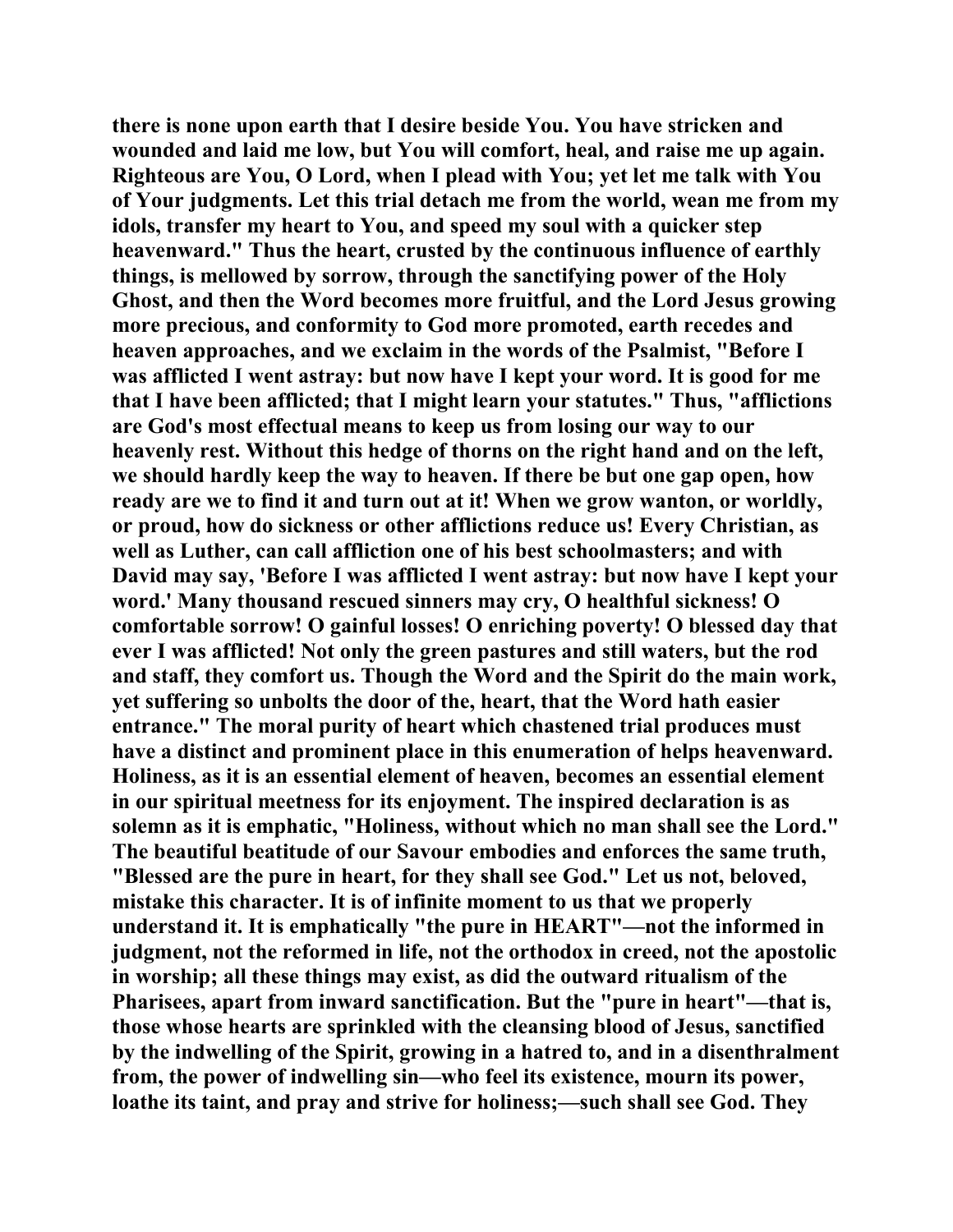there is none upon earth that I desire beside You. You have stricken and wounded and laid me low, but You will comfort, heal, and raise me up again. Righteous are You, O Lord, when I plead with You; yet let me talk with You of Your judgments. Let this trial detach me from the world, wean me from my idols, transfer my heart to You, and speed my soul with a quicker step heavenward." Thus the heart, crusted by the continuous influence of earthly things, is mellowed by sorrow, through the sanctifying power of the Holy Ghost, and then the Word becomes more fruitful, and the Lord Jesus growing more precious, and conformity to God more promoted, earth recedes and heaven approaches, and we exclaim in the words of the Psalmist, "Before I was afflicted I went astray: but now have I kept your word. It is good for me that I have been afflicted; that I might learn your statutes." Thus, "afflictions are God's most effectual means to keep us from losing our way to our heavenly rest. Without this hedge of thorns on the right hand and on the left, we should hardly keep the way to heaven. If there be but one gap open, how ready are we to find it and turn out at it! When we grow wanton, or worldly, or proud, how do sickness or other afflictions reduce us! Every Christian, as well as Luther, can call affliction one of his best schoolmasters; and with David may say, 'Before I was afflicted I went astray: but now have I kept your word.' Many thousand rescued sinners may cry, O healthful sickness! O comfortable sorrow! O gainful losses! O enriching poverty! O blessed day that ever I was afflicted! Not only the green pastures and still waters, but the rod and staff, they comfort us. Though the Word and the Spirit do the main work, yet suffering so unbolts the door of the, heart, that the Word hath easier entrance." The moral purity of heart which chastened trial produces must have a distinct and prominent place in this enumeration of helps heavenward. Holiness, as it is an essential element of heaven, becomes an essential element in our spiritual meetness for its enjoyment. The inspired declaration is as solemn as it is emphatic, "Holiness, without which no man shall see the Lord." The beautiful beatitude of our Savour embodies and enforces the same truth, "Blessed are the pure in heart, for they shall see God." Let us not, beloved, mistake this character. It is of infinite moment to us that we properly understand it. It is emphatically "the pure in HEART"—not the informed in judgment, not the reformed in life, not the orthodox in creed, not the apostolic in worship; all these things may exist, as did the outward ritualism of the Pharisees, apart from inward sanctification. But the "pure in heart"—that is, those whose hearts are sprinkled with the cleansing blood of Jesus, sanctified by the indwelling of the Spirit, growing in a hatred to, and in a disenthralment from, the power of indwelling sin—who feel its existence, mourn its power, loathe its taint, and pray and strive for holiness;—such shall see God. They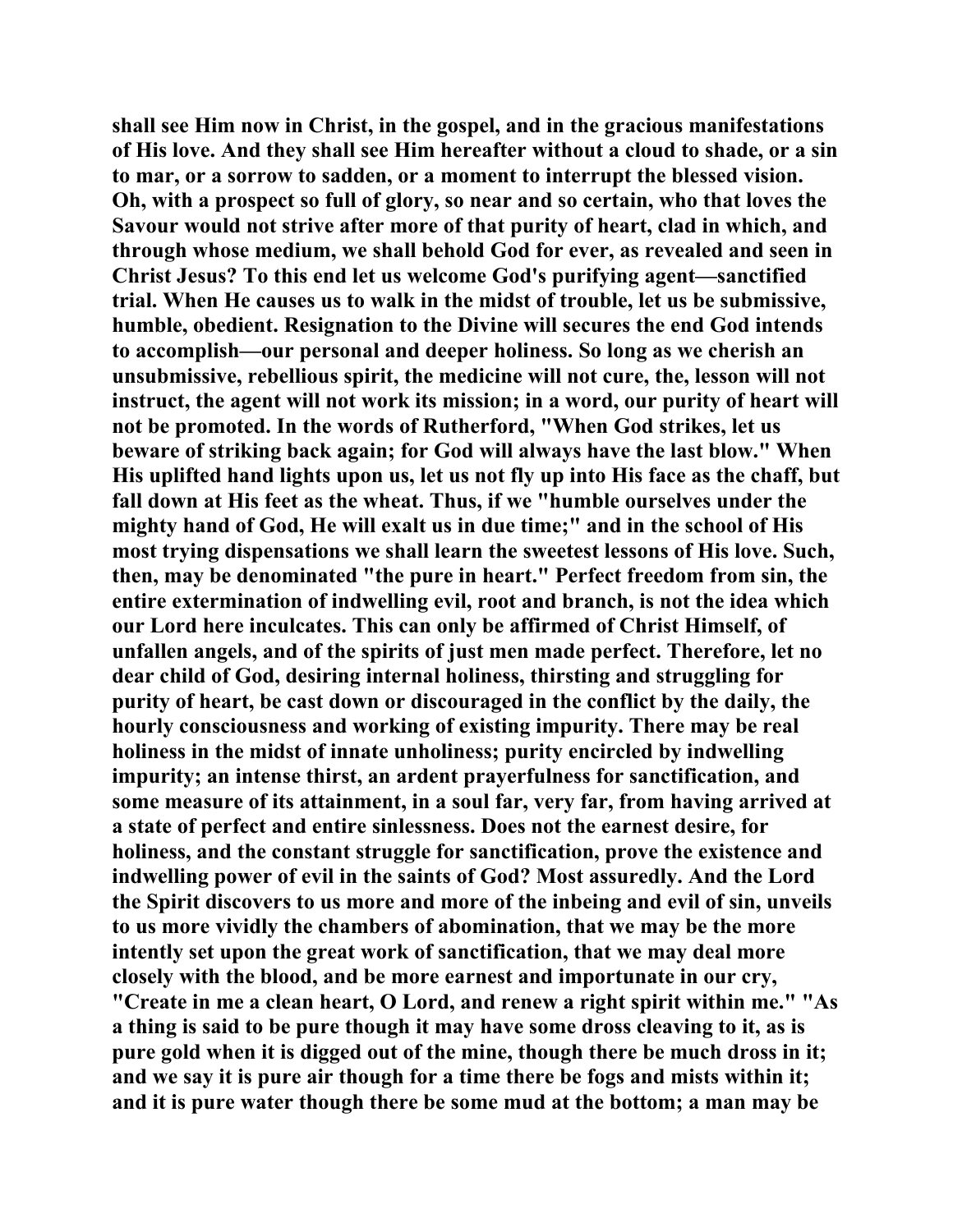shall see Him now in Christ, in the gospel, and in the gracious manifestations of His love. And they shall see Him hereafter without a cloud to shade, or a sin to mar, or a sorrow to sadden, or a moment to interrupt the blessed vision. Oh, with a prospect so full of glory, so near and so certain, who that loves the Savour would not strive after more of that purity of heart, clad in which, and through whose medium, we shall behold God for ever, as revealed and seen in Christ Jesus? To this end let us welcome God's purifying agent—sanctified trial. When He causes us to walk in the midst of trouble, let us be submissive, humble, obedient. Resignation to the Divine will secures the end God intends to accomplish—our personal and deeper holiness. So long as we cherish an unsubmissive, rebellious spirit, the medicine will not cure, the, lesson will not instruct, the agent will not work its mission; in a word, our purity of heart will not be promoted. In the words of Rutherford, "When God strikes, let us beware of striking back again; for God will always have the last blow." When His uplifted hand lights upon us, let us not fly up into His face as the chaff, but fall down at His feet as the wheat. Thus, if we "humble ourselves under the mighty hand of God, He will exalt us in due time;" and in the school of His most trying dispensations we shall learn the sweetest lessons of His love. Such, then, may be denominated "the pure in heart." Perfect freedom from sin, the entire extermination of indwelling evil, root and branch, is not the idea which our Lord here inculcates. This can only be affirmed of Christ Himself, of unfallen angels, and of the spirits of just men made perfect. Therefore, let no dear child of God, desiring internal holiness, thirsting and struggling for purity of heart, be cast down or discouraged in the conflict by the daily, the hourly consciousness and working of existing impurity. There may be real holiness in the midst of innate unholiness; purity encircled by indwelling impurity; an intense thirst, an ardent prayerfulness for sanctification, and some measure of its attainment, in a soul far, very far, from having arrived at a state of perfect and entire sinlessness. Does not the earnest desire, for holiness, and the constant struggle for sanctification, prove the existence and indwelling power of evil in the saints of God? Most assuredly. And the Lord the Spirit discovers to us more and more of the inbeing and evil of sin, unveils to us more vividly the chambers of abomination, that we may be the more intently set upon the great work of sanctification, that we may deal more closely with the blood, and be more earnest and importunate in our cry, "Create in me a clean heart, O Lord, and renew a right spirit within me." "As a thing is said to be pure though it may have some dross cleaving to it, as is pure gold when it is digged out of the mine, though there be much dross in it; and we say it is pure air though for a time there be fogs and mists within it; and it is pure water though there be some mud at the bottom; a man may be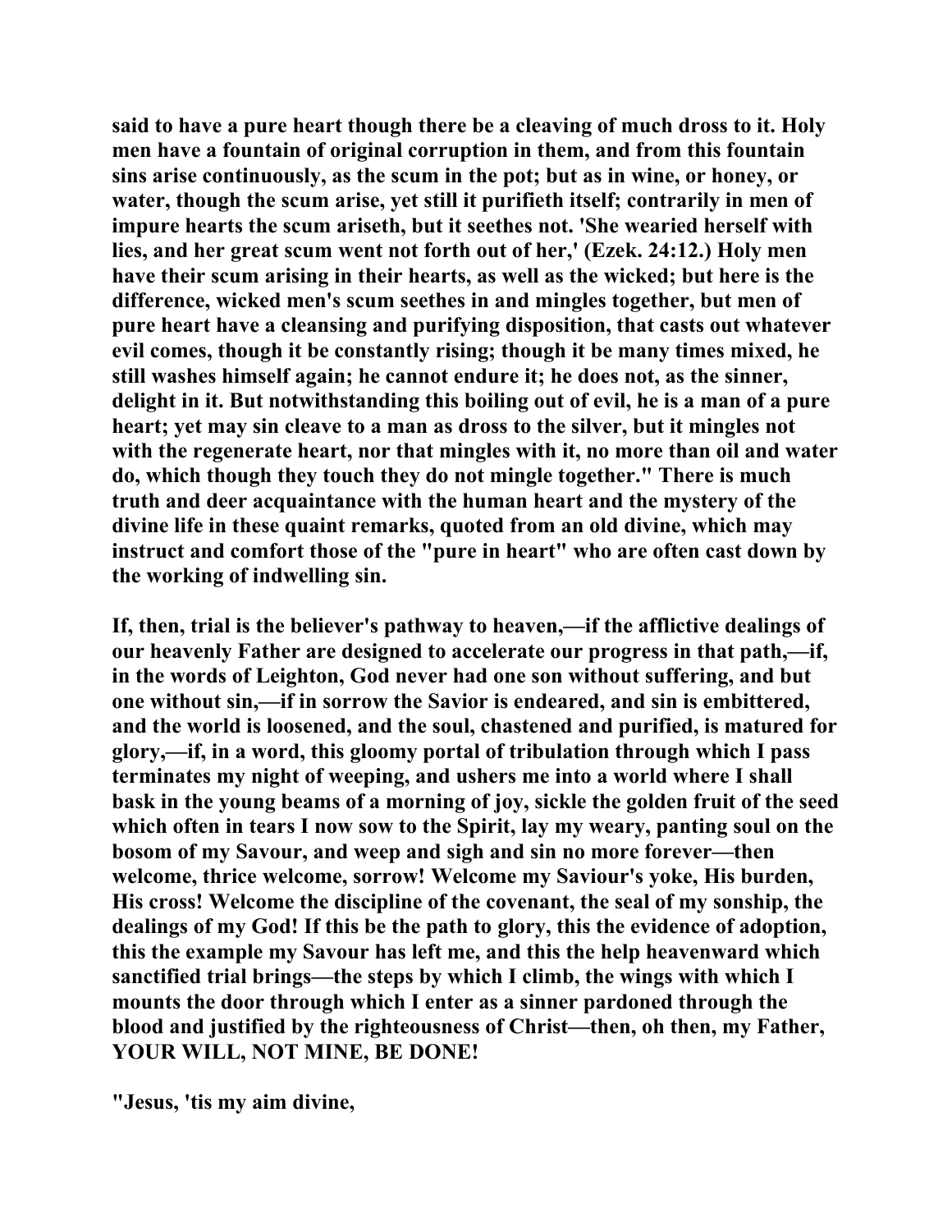**said to have a pure heart though there be a cleaving of much dross to it. Holy men have a fountain of original corruption in them, and from this fountain sins arise continuously, as the scum in the pot; but as in wine, or honey, or water, though the scum arise, yet still it purifieth itself; contrarily in men of impure hearts the scum ariseth, but it seethes not. 'She wearied herself with lies, and her great scum went not forth out of her,' (Ezek. 24:12.) Holy men have their scum arising in their hearts, as well as the wicked; but here is the difference, wicked men's scum seethes in and mingles together, but men of pure heart have a cleansing and purifying disposition, that casts out whatever evil comes, though it be constantly rising; though it be many times mixed, he still washes himself again; he cannot endure it; he does not, as the sinner, delight in it. But notwithstanding this boiling out of evil, he is a man of a pure heart; yet may sin cleave to a man as dross to the silver, but it mingles not with the regenerate heart, nor that mingles with it, no more than oil and water do, which though they touch they do not mingle together." There is much truth and deer acquaintance with the human heart and the mystery of the divine life in these quaint remarks, quoted from an old divine, which may instruct and comfort those of the "pure in heart" who are often cast down by the working of indwelling sin.**

**If, then, trial is the believer's pathway to heaven,—if the afflictive dealings of our heavenly Father are designed to accelerate our progress in that path,—if, in the words of Leighton, God never had one son without suffering, and but one without sin,—if in sorrow the Savior is endeared, and sin is embittered, and the world is loosened, and the soul, chastened and purified, is matured for glory,—if, in a word, this gloomy portal of tribulation through which I pass terminates my night of weeping, and ushers me into a world where I shall bask in the young beams of a morning of joy, sickle the golden fruit of the seed which often in tears I now sow to the Spirit, lay my weary, panting soul on the bosom of my Savour, and weep and sigh and sin no more forever—then welcome, thrice welcome, sorrow! Welcome my Saviour's yoke, His burden, His cross! Welcome the discipline of the covenant, the seal of my sonship, the dealings of my God! If this be the path to glory, this the evidence of adoption, this the example my Savour has left me, and this the help heavenward which sanctified trial brings—the steps by which I climb, the wings with which I mounts the door through which I enter as a sinner pardoned through the blood and justified by the righteousness of Christ—then, oh then, my Father, YOUR WILL, NOT MINE, BE DONE!**

**"Jesus, 'tis my aim divine,**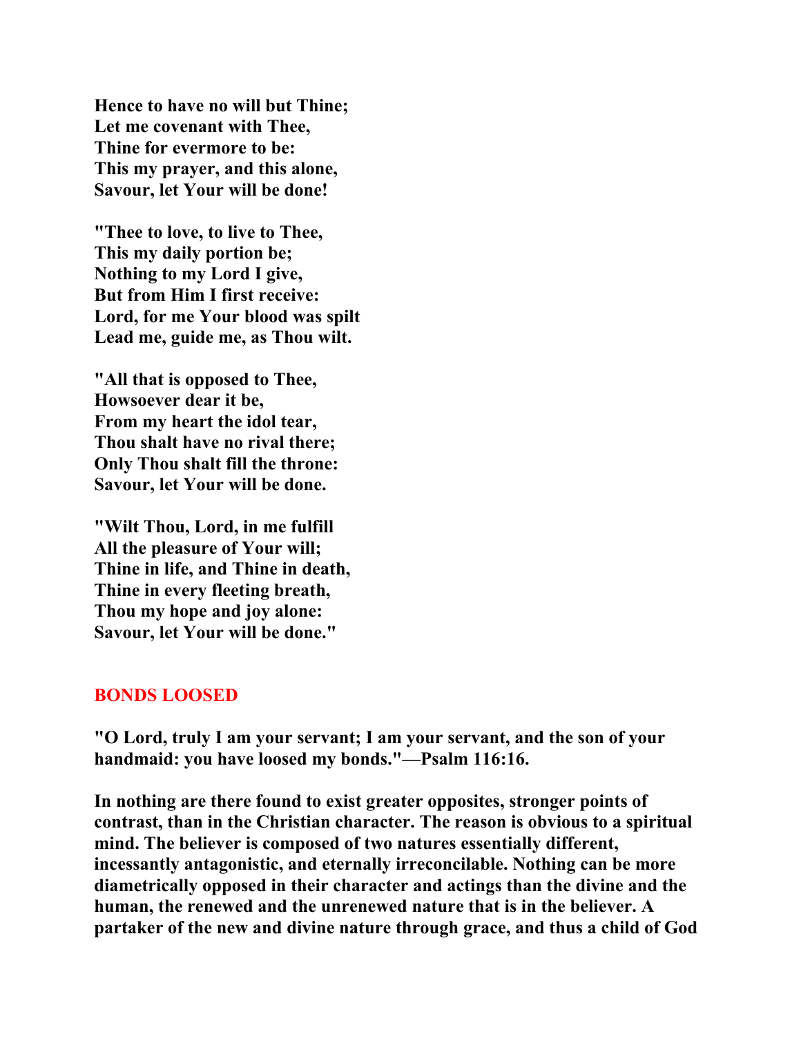**Hence to have no will but Thine;**
**Let me covenant with Thee,**
**Thine for evermore to be:**
**This my prayer, and this alone,**
**Savour, let Your will be done!**

**"Thee to love, to live to Thee,**
**This my daily portion be;**
**Nothing to my Lord I give,**
**But from Him I first receive:**
**Lord, for me Your blood was spilt**
**Lead me, guide me, as Thou wilt.**

**"All that is opposed to Thee,**
**Howsoever dear it be,**
**From my heart the idol tear,**
**Thou shalt have no rival there;**
**Only Thou shalt fill the throne:**
**Savour, let Your will be done.**

**"Wilt Thou, Lord, in me fulfill**
**All the pleasure of Your will;**
**Thine in life, and Thine in death,**
**Thine in every fleeting breath,**
**Thou my hope and joy alone:**
**Savour, let Your will be done."**

## BONDS LOOSED

**"O Lord, truly I am your servant; I am your servant, and the son of your handmaid: you have loosed my bonds."—Psalm 116:16.**

**In nothing are there found to exist greater opposites, stronger points of contrast, than in the Christian character. The reason is obvious to a spiritual mind. The believer is composed of two natures essentially different, incessantly antagonistic, and eternally irreconcilable. Nothing can be more diametrically opposed in their character and actings than the divine and the human, the renewed and the unrenewed nature that is in the believer. A partaker of the new and divine nature through grace, and thus a child of God**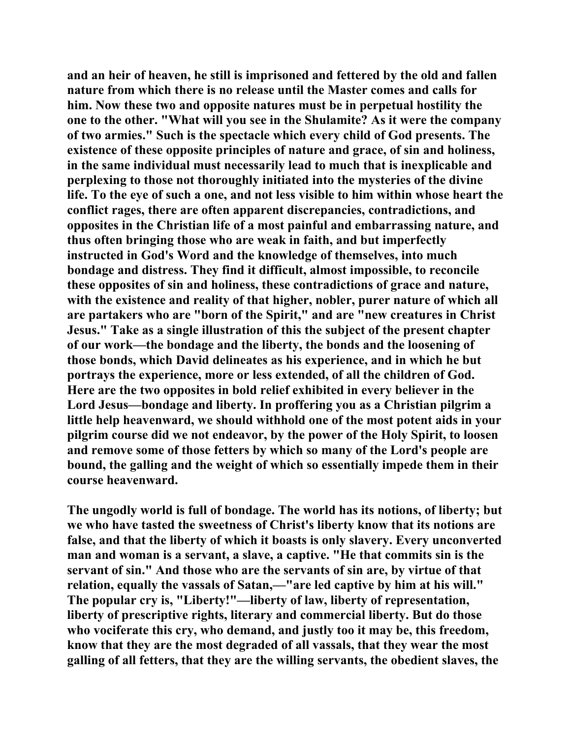and an heir of heaven, he still is imprisoned and fettered by the old and fallen nature from which there is no release until the Master comes and calls for him. Now these two and opposite natures must be in perpetual hostility the one to the other. "What will you see in the Shulamite? As it were the company of two armies." Such is the spectacle which every child of God presents. The existence of these opposite principles of nature and grace, of sin and holiness, in the same individual must necessarily lead to much that is inexplicable and perplexing to those not thoroughly initiated into the mysteries of the divine life. To the eye of such a one, and not less visible to him within whose heart the conflict rages, there are often apparent discrepancies, contradictions, and opposites in the Christian life of a most painful and embarrassing nature, and thus often bringing those who are weak in faith, and but imperfectly instructed in God's Word and the knowledge of themselves, into much bondage and distress. They find it difficult, almost impossible, to reconcile these opposites of sin and holiness, these contradictions of grace and nature, with the existence and reality of that higher, nobler, purer nature of which all are partakers who are "born of the Spirit," and are "new creatures in Christ Jesus." Take as a single illustration of this the subject of the present chapter of our work—the bondage and the liberty, the bonds and the loosening of those bonds, which David delineates as his experience, and in which he but portrays the experience, more or less extended, of all the children of God. Here are the two opposites in bold relief exhibited in every believer in the Lord Jesus—bondage and liberty. In proffering you as a Christian pilgrim a little help heavenward, we should withhold one of the most potent aids in your pilgrim course did we not endeavor, by the power of the Holy Spirit, to loosen and remove some of those fetters by which so many of the Lord's people are bound, the galling and the weight of which so essentially impede them in their course heavenward.

The ungodly world is full of bondage. The world has its notions, of liberty; but we who have tasted the sweetness of Christ's liberty know that its notions are false, and that the liberty of which it boasts is only slavery. Every unconverted man and woman is a servant, a slave, a captive. "He that commits sin is the servant of sin." And those who are the servants of sin are, by virtue of that relation, equally the vassals of Satan,—"are led captive by him at his will." The popular cry is, "Liberty!"—liberty of law, liberty of representation, liberty of prescriptive rights, literary and commercial liberty. But do those who vociferate this cry, who demand, and justly too it may be, this freedom, know that they are the most degraded of all vassals, that they wear the most galling of all fetters, that they are the willing servants, the obedient slaves, the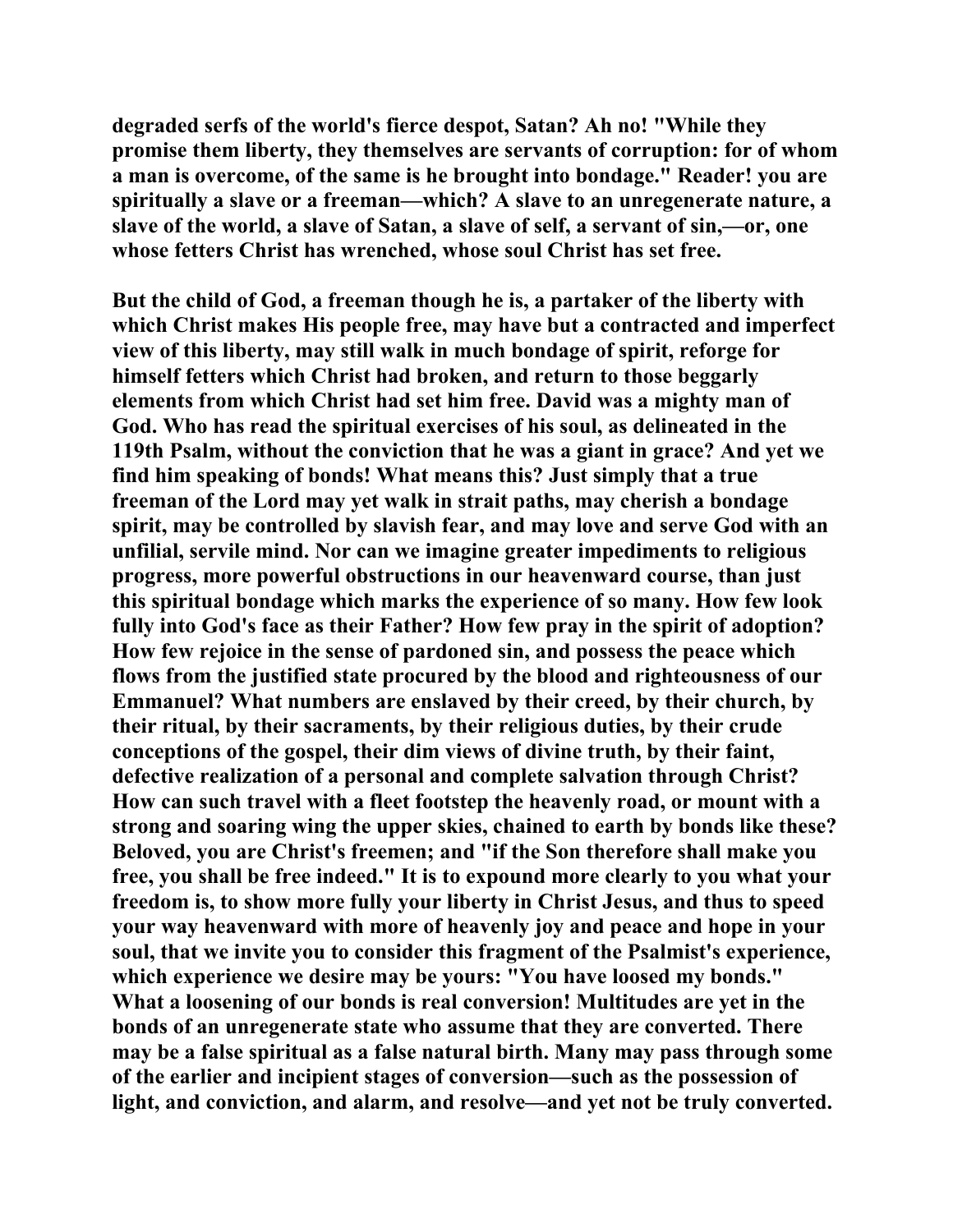degraded serfs of the world's fierce despot, Satan? Ah no! "While they promise them liberty, they themselves are servants of corruption: for of whom a man is overcome, of the same is he brought into bondage." Reader! you are spiritually a slave or a freeman—which? A slave to an unregenerate nature, a slave of the world, a slave of Satan, a slave of self, a servant of sin,—or, one whose fetters Christ has wrenched, whose soul Christ has set free.

But the child of God, a freeman though he is, a partaker of the liberty with which Christ makes His people free, may have but a contracted and imperfect view of this liberty, may still walk in much bondage of spirit, reforge for himself fetters which Christ had broken, and return to those beggarly elements from which Christ had set him free. David was a mighty man of God. Who has read the spiritual exercises of his soul, as delineated in the 119th Psalm, without the conviction that he was a giant in grace? And yet we find him speaking of bonds! What means this? Just simply that a true freeman of the Lord may yet walk in strait paths, may cherish a bondage spirit, may be controlled by slavish fear, and may love and serve God with an unfilial, servile mind. Nor can we imagine greater impediments to religious progress, more powerful obstructions in our heavenward course, than just this spiritual bondage which marks the experience of so many. How few look fully into God's face as their Father? How few pray in the spirit of adoption? How few rejoice in the sense of pardoned sin, and possess the peace which flows from the justified state procured by the blood and righteousness of our Emmanuel? What numbers are enslaved by their creed, by their church, by their ritual, by their sacraments, by their religious duties, by their crude conceptions of the gospel, their dim views of divine truth, by their faint, defective realization of a personal and complete salvation through Christ? How can such travel with a fleet footstep the heavenly road, or mount with a strong and soaring wing the upper skies, chained to earth by bonds like these? Beloved, you are Christ's freemen; and "if the Son therefore shall make you free, you shall be free indeed." It is to expound more clearly to you what your freedom is, to show more fully your liberty in Christ Jesus, and thus to speed your way heavenward with more of heavenly joy and peace and hope in your soul, that we invite you to consider this fragment of the Psalmist's experience, which experience we desire may be yours: "You have loosed my bonds." What a loosening of our bonds is real conversion! Multitudes are yet in the bonds of an unregenerate state who assume that they are converted. There may be a false spiritual as a false natural birth. Many may pass through some of the earlier and incipient stages of conversion—such as the possession of light, and conviction, and alarm, and resolve—and yet not be truly converted.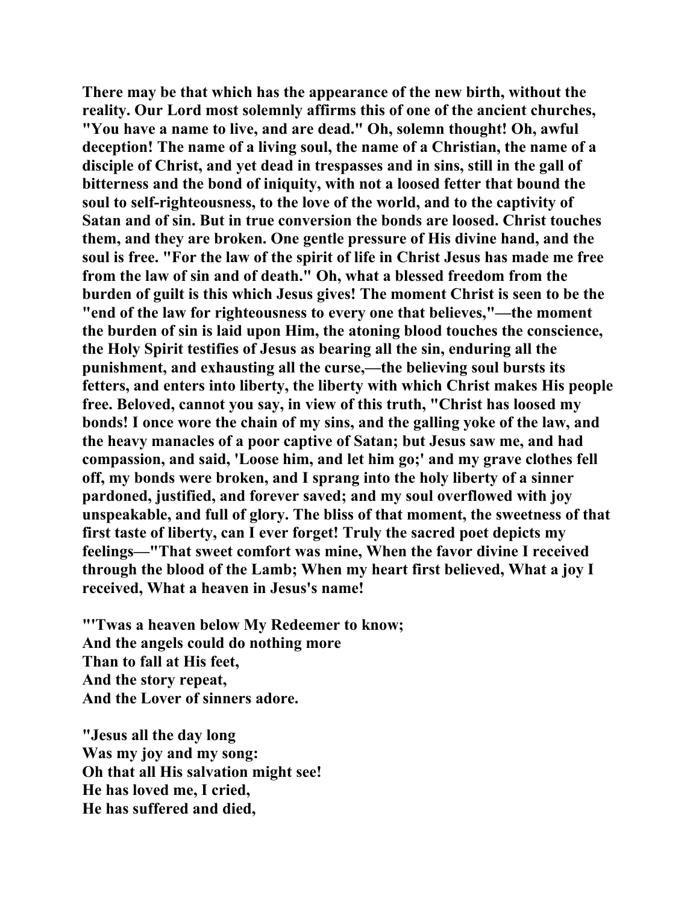**There may be that which has the appearance of the new birth, without the reality. Our Lord most solemnly affirms this of one of the ancient churches, "You have a name to live, and are dead." Oh, solemn thought! Oh, awful deception! The name of a living soul, the name of a Christian, the name of a disciple of Christ, and yet dead in trespasses and in sins, still in the gall of bitterness and the bond of iniquity, with not a loosed fetter that bound the soul to self-righteousness, to the love of the world, and to the captivity of Satan and of sin. But in true conversion the bonds are loosed. Christ touches them, and they are broken. One gentle pressure of His divine hand, and the soul is free. "For the law of the spirit of life in Christ Jesus has made me free from the law of sin and of death." Oh, what a blessed freedom from the burden of guilt is this which Jesus gives! The moment Christ is seen to be the "end of the law for righteousness to every one that believes,"—the moment the burden of sin is laid upon Him, the atoning blood touches the conscience, the Holy Spirit testifies of Jesus as bearing all the sin, enduring all the punishment, and exhausting all the curse,—the believing soul bursts its fetters, and enters into liberty, the liberty with which Christ makes His people free. Beloved, cannot you say, in view of this truth, "Christ has loosed my bonds! I once wore the chain of my sins, and the galling yoke of the law, and the heavy manacles of a poor captive of Satan; but Jesus saw me, and had compassion, and said, 'Loose him, and let him go;' and my grave clothes fell off, my bonds were broken, and I sprang into the holy liberty of a sinner pardoned, justified, and forever saved; and my soul overflowed with joy unspeakable, and full of glory. The bliss of that moment, the sweetness of that first taste of liberty, can I ever forget! Truly the sacred poet depicts my feelings—"That sweet comfort was mine, When the favor divine I received through the blood of the Lamb; When my heart first believed, What a joy I received, What a heaven in Jesus's name!**

**"'Twas a heaven below My Redeemer to know;**
**And the angels could do nothing more**
**Than to fall at His feet,**
**And the story repeat,**
**And the Lover of sinners adore.**

**"Jesus all the day long**
**Was my joy and my song:**
**Oh that all His salvation might see!**
**He has loved me, I cried,**
**He has suffered and died,**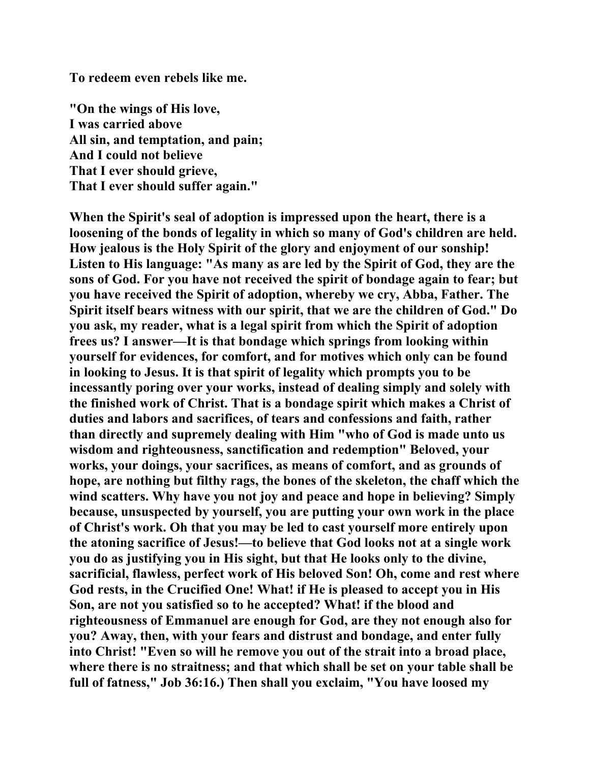**To redeem even rebels like me.**

**"On the wings of His love,**
**I was carried above**
**All sin, and temptation, and pain;**
**And I could not believe**
**That I ever should grieve,**
**That I ever should suffer again."**

**When the Spirit's seal of adoption is impressed upon the heart, there is a loosening of the bonds of legality in which so many of God's children are held. How jealous is the Holy Spirit of the glory and enjoyment of our sonship! Listen to His language: "As many as are led by the Spirit of God, they are the sons of God. For you have not received the spirit of bondage again to fear; but you have received the Spirit of adoption, whereby we cry, Abba, Father. The Spirit itself bears witness with our spirit, that we are the children of God." Do you ask, my reader, what is a legal spirit from which the Spirit of adoption frees us? I answer—It is that bondage which springs from looking within yourself for evidences, for comfort, and for motives which only can be found in looking to Jesus. It is that spirit of legality which prompts you to be incessantly poring over your works, instead of dealing simply and solely with the finished work of Christ. That is a bondage spirit which makes a Christ of duties and labors and sacrifices, of tears and confessions and faith, rather than directly and supremely dealing with Him "who of God is made unto us wisdom and righteousness, sanctification and redemption" Beloved, your works, your doings, your sacrifices, as means of comfort, and as grounds of hope, are nothing but filthy rags, the bones of the skeleton, the chaff which the wind scatters. Why have you not joy and peace and hope in believing? Simply because, unsuspected by yourself, you are putting your own work in the place of Christ's work. Oh that you may be led to cast yourself more entirely upon the atoning sacrifice of Jesus!—to believe that God looks not at a single work you do as justifying you in His sight, but that He looks only to the divine, sacrificial, flawless, perfect work of His beloved Son! Oh, come and rest where God rests, in the Crucified One! What! if He is pleased to accept you in His Son, are not you satisfied so to he accepted? What! if the blood and righteousness of Emmanuel are enough for God, are they not enough also for you? Away, then, with your fears and distrust and bondage, and enter fully into Christ! "Even so will he remove you out of the strait into a broad place, where there is no straitness; and that which shall be set on your table shall be full of fatness," Job 36:16.) Then shall you exclaim, "You have loosed my**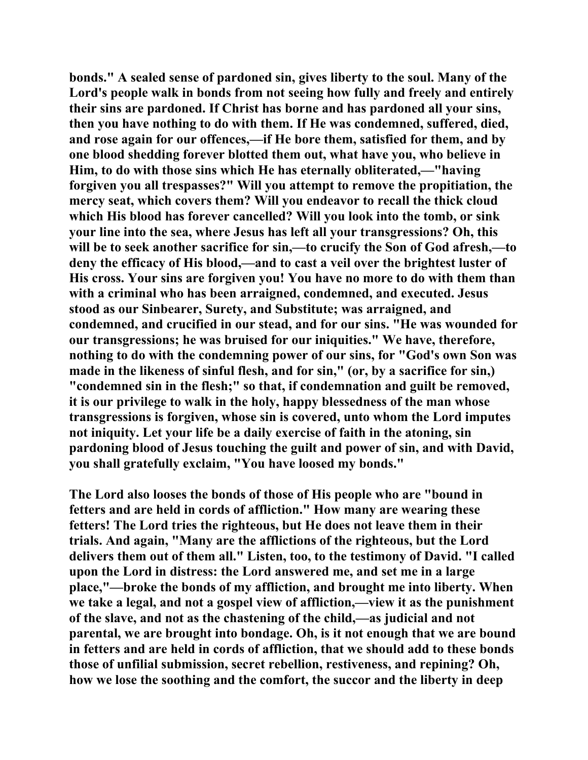**bonds." A sealed sense of pardoned sin, gives liberty to the soul. Many of the Lord's people walk in bonds from not seeing how fully and freely and entirely their sins are pardoned. If Christ has borne and has pardoned all your sins, then you have nothing to do with them. If He was condemned, suffered, died, and rose again for our offences,—if He bore them, satisfied for them, and by one blood shedding forever blotted them out, what have you, who believe in Him, to do with those sins which He has eternally obliterated,—"having forgiven you all trespasses?" Will you attempt to remove the propitiation, the mercy seat, which covers them? Will you endeavor to recall the thick cloud which His blood has forever cancelled? Will you look into the tomb, or sink your line into the sea, where Jesus has left all your transgressions? Oh, this will be to seek another sacrifice for sin,—to crucify the Son of God afresh,—to deny the efficacy of His blood,—and to cast a veil over the brightest luster of His cross. Your sins are forgiven you! You have no more to do with them than with a criminal who has been arraigned, condemned, and executed. Jesus stood as our Sinbearer, Surety, and Substitute; was arraigned, and condemned, and crucified in our stead, and for our sins. "He was wounded for our transgressions; he was bruised for our iniquities." We have, therefore, nothing to do with the condemning power of our sins, for "God's own Son was made in the likeness of sinful flesh, and for sin," (or, by a sacrifice for sin,) "condemned sin in the flesh;" so that, if condemnation and guilt be removed, it is our privilege to walk in the holy, happy blessedness of the man whose transgressions is forgiven, whose sin is covered, unto whom the Lord imputes not iniquity. Let your life be a daily exercise of faith in the atoning, sin pardoning blood of Jesus touching the guilt and power of sin, and with David, you shall gratefully exclaim, "You have loosed my bonds."**

**The Lord also looses the bonds of those of His people who are "bound in fetters and are held in cords of affliction." How many are wearing these fetters! The Lord tries the righteous, but He does not leave them in their trials. And again, "Many are the afflictions of the righteous, but the Lord delivers them out of them all." Listen, too, to the testimony of David. "I called upon the Lord in distress: the Lord answered me, and set me in a large place,"—broke the bonds of my affliction, and brought me into liberty. When we take a legal, and not a gospel view of affliction,—view it as the punishment of the slave, and not as the chastening of the child,—as judicial and not parental, we are brought into bondage. Oh, is it not enough that we are bound in fetters and are held in cords of affliction, that we should add to these bonds those of unfilial submission, secret rebellion, restiveness, and repining? Oh, how we lose the soothing and the comfort, the succor and the liberty in deep**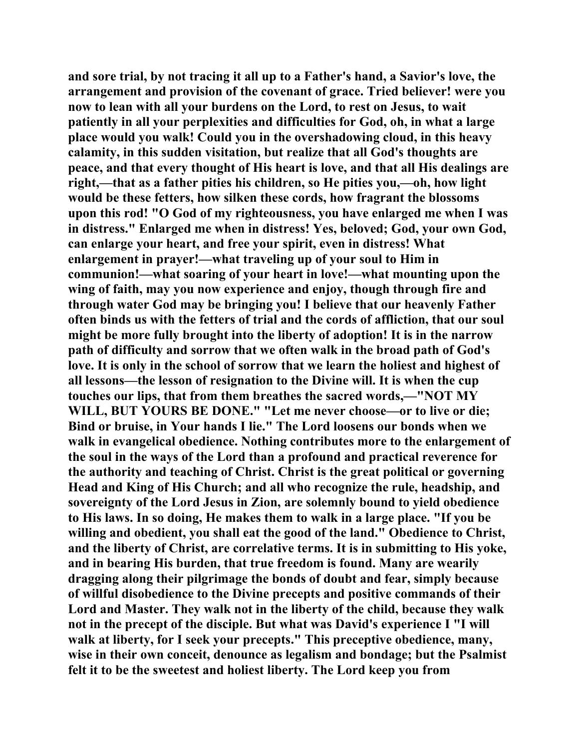and sore trial, by not tracing it all up to a Father's hand, a Savior's love, the arrangement and provision of the covenant of grace. Tried believer! were you now to lean with all your burdens on the Lord, to rest on Jesus, to wait patiently in all your perplexities and difficulties for God, oh, in what a large place would you walk! Could you in the overshadowing cloud, in this heavy calamity, in this sudden visitation, but realize that all God's thoughts are peace, and that every thought of His heart is love, and that all His dealings are right,—that as a father pities his children, so He pities you,—oh, how light would be these fetters, how silken these cords, how fragrant the blossoms upon this rod! "O God of my righteousness, you have enlarged me when I was in distress." Enlarged me when in distress! Yes, beloved; God, your own God, can enlarge your heart, and free your spirit, even in distress! What enlargement in prayer!—what traveling up of your soul to Him in communion!—what soaring of your heart in love!—what mounting upon the wing of faith, may you now experience and enjoy, though through fire and through water God may be bringing you! I believe that our heavenly Father often binds us with the fetters of trial and the cords of affliction, that our soul might be more fully brought into the liberty of adoption! It is in the narrow path of difficulty and sorrow that we often walk in the broad path of God's love. It is only in the school of sorrow that we learn the holiest and highest of all lessons—the lesson of resignation to the Divine will. It is when the cup touches our lips, that from them breathes the sacred words,—"NOT MY WILL, BUT YOURS BE DONE." "Let me never choose—or to live or die; Bind or bruise, in Your hands I lie." The Lord loosens our bonds when we walk in evangelical obedience. Nothing contributes more to the enlargement of the soul in the ways of the Lord than a profound and practical reverence for the authority and teaching of Christ. Christ is the great political or governing Head and King of His Church; and all who recognize the rule, headship, and sovereignty of the Lord Jesus in Zion, are solemnly bound to yield obedience to His laws. In so doing, He makes them to walk in a large place. "If you be willing and obedient, you shall eat the good of the land." Obedience to Christ, and the liberty of Christ, are correlative terms. It is in submitting to His yoke, and in bearing His burden, that true freedom is found. Many are wearily dragging along their pilgrimage the bonds of doubt and fear, simply because of willful disobedience to the Divine precepts and positive commands of their Lord and Master. They walk not in the liberty of the child, because they walk not in the precept of the disciple. But what was David's experience I "I will walk at liberty, for I seek your precepts." This preceptive obedience, many, wise in their own conceit, denounce as legalism and bondage; but the Psalmist felt it to be the sweetest and holiest liberty. The Lord keep you from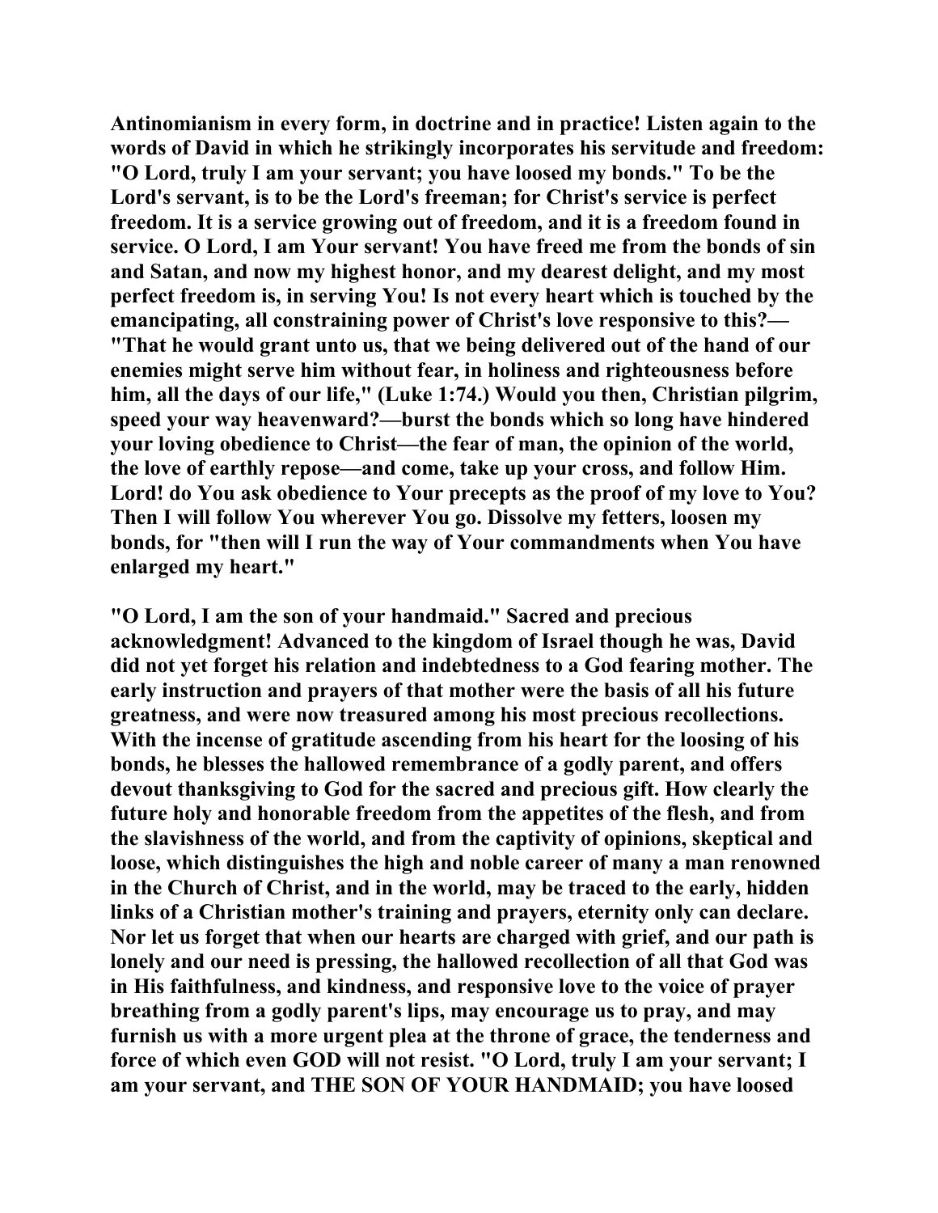Antinomianism in every form, in doctrine and in practice! Listen again to the words of David in which he strikingly incorporates his servitude and freedom: "O Lord, truly I am your servant; you have loosed my bonds." To be the Lord's servant, is to be the Lord's freeman; for Christ's service is perfect freedom. It is a service growing out of freedom, and it is a freedom found in service. O Lord, I am Your servant! You have freed me from the bonds of sin and Satan, and now my highest honor, and my dearest delight, and my most perfect freedom is, in serving You! Is not every heart which is touched by the emancipating, all constraining power of Christ's love responsive to this?—"That he would grant unto us, that we being delivered out of the hand of our enemies might serve him without fear, in holiness and righteousness before him, all the days of our life," (Luke 1:74.) Would you then, Christian pilgrim, speed your way heavenward?—burst the bonds which so long have hindered your loving obedience to Christ—the fear of man, the opinion of the world, the love of earthly repose—and come, take up your cross, and follow Him. Lord! do You ask obedience to Your precepts as the proof of my love to You? Then I will follow You wherever You go. Dissolve my fetters, loosen my bonds, for "then will I run the way of Your commandments when You have enlarged my heart."

"O Lord, I am the son of your handmaid." Sacred and precious acknowledgment! Advanced to the kingdom of Israel though he was, David did not yet forget his relation and indebtedness to a God fearing mother. The early instruction and prayers of that mother were the basis of all his future greatness, and were now treasured among his most precious recollections. With the incense of gratitude ascending from his heart for the loosing of his bonds, he blesses the hallowed remembrance of a godly parent, and offers devout thanksgiving to God for the sacred and precious gift. How clearly the future holy and honorable freedom from the appetites of the flesh, and from the slavishness of the world, and from the captivity of opinions, skeptical and loose, which distinguishes the high and noble career of many a man renowned in the Church of Christ, and in the world, may be traced to the early, hidden links of a Christian mother's training and prayers, eternity only can declare. Nor let us forget that when our hearts are charged with grief, and our path is lonely and our need is pressing, the hallowed recollection of all that God was in His faithfulness, and kindness, and responsive love to the voice of prayer breathing from a godly parent's lips, may encourage us to pray, and may furnish us with a more urgent plea at the throne of grace, the tenderness and force of which even GOD will not resist. "O Lord, truly I am your servant; I am your servant, and THE SON OF YOUR HANDMAID; you have loosed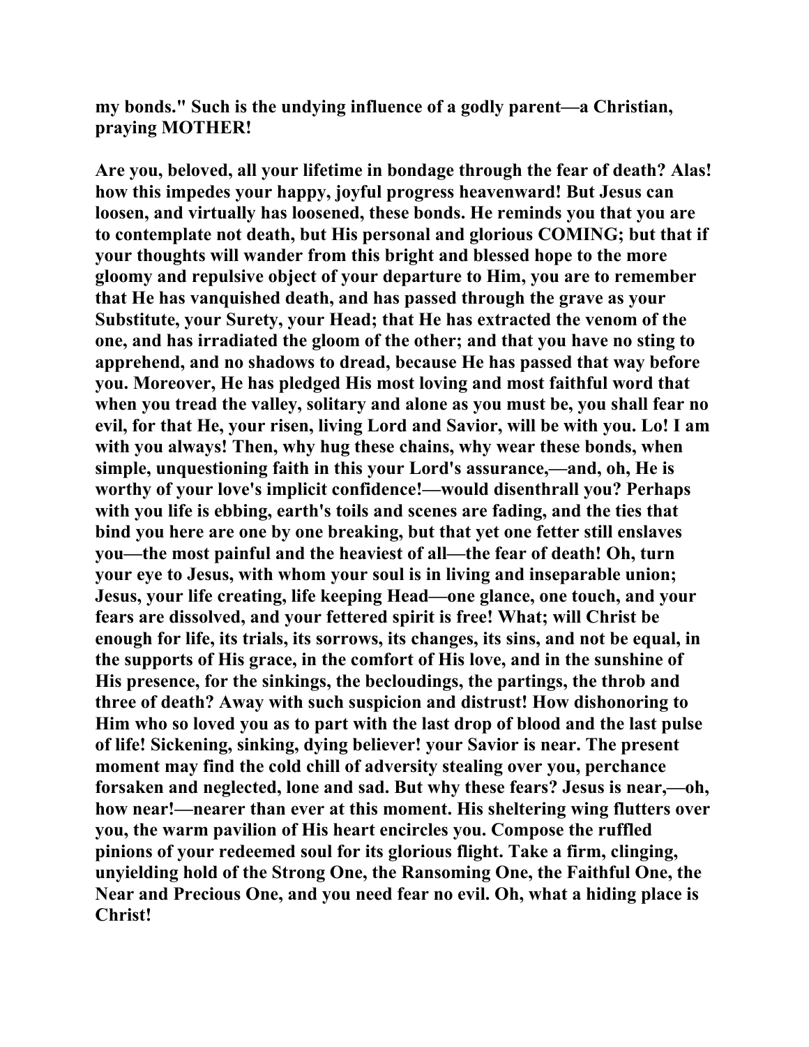**my bonds." Such is the undying influence of a godly parent—a Christian, praying MOTHER!**

**Are you, beloved, all your lifetime in bondage through the fear of death? Alas! how this impedes your happy, joyful progress heavenward! But Jesus can loosen, and virtually has loosened, these bonds. He reminds you that you are to contemplate not death, but His personal and glorious COMING; but that if your thoughts will wander from this bright and blessed hope to the more gloomy and repulsive object of your departure to Him, you are to remember that He has vanquished death, and has passed through the grave as your Substitute, your Surety, your Head; that He has extracted the venom of the one, and has irradiated the gloom of the other; and that you have no sting to apprehend, and no shadows to dread, because He has passed that way before you. Moreover, He has pledged His most loving and most faithful word that when you tread the valley, solitary and alone as you must be, you shall fear no evil, for that He, your risen, living Lord and Savior, will be with you. Lo! I am with you always! Then, why hug these chains, why wear these bonds, when simple, unquestioning faith in this your Lord's assurance,—and, oh, He is worthy of your love's implicit confidence!—would disenthrall you? Perhaps with you life is ebbing, earth's toils and scenes are fading, and the ties that bind you here are one by one breaking, but that yet one fetter still enslaves you—the most painful and the heaviest of all—the fear of death! Oh, turn your eye to Jesus, with whom your soul is in living and inseparable union; Jesus, your life creating, life keeping Head—one glance, one touch, and your fears are dissolved, and your fettered spirit is free! What; will Christ be enough for life, its trials, its sorrows, its changes, its sins, and not be equal, in the supports of His grace, in the comfort of His love, and in the sunshine of His presence, for the sinkings, the beclou­dings, the partings, the throb and three of death? Away with such suspicion and distrust! How dishonoring to Him who so loved you as to part with the last drop of blood and the last pulse of life! Sickening, sinking, dying believer! your Savior is near. The present moment may find the cold chill of adversity stealing over you, perchance forsaken and neglected, lone and sad. But why these fears? Jesus is near,—oh, how near!—nearer than ever at this moment. His sheltering wing flutters over you, the warm pavilion of His heart encircles you. Compose the ruffled pinions of your redeemed soul for its glorious flight. Take a firm, clinging, unyielding hold of the Strong One, the Ransoming One, the Faithful One, the Near and Precious One, and you need fear no evil. Oh, what a hiding place is Christ!**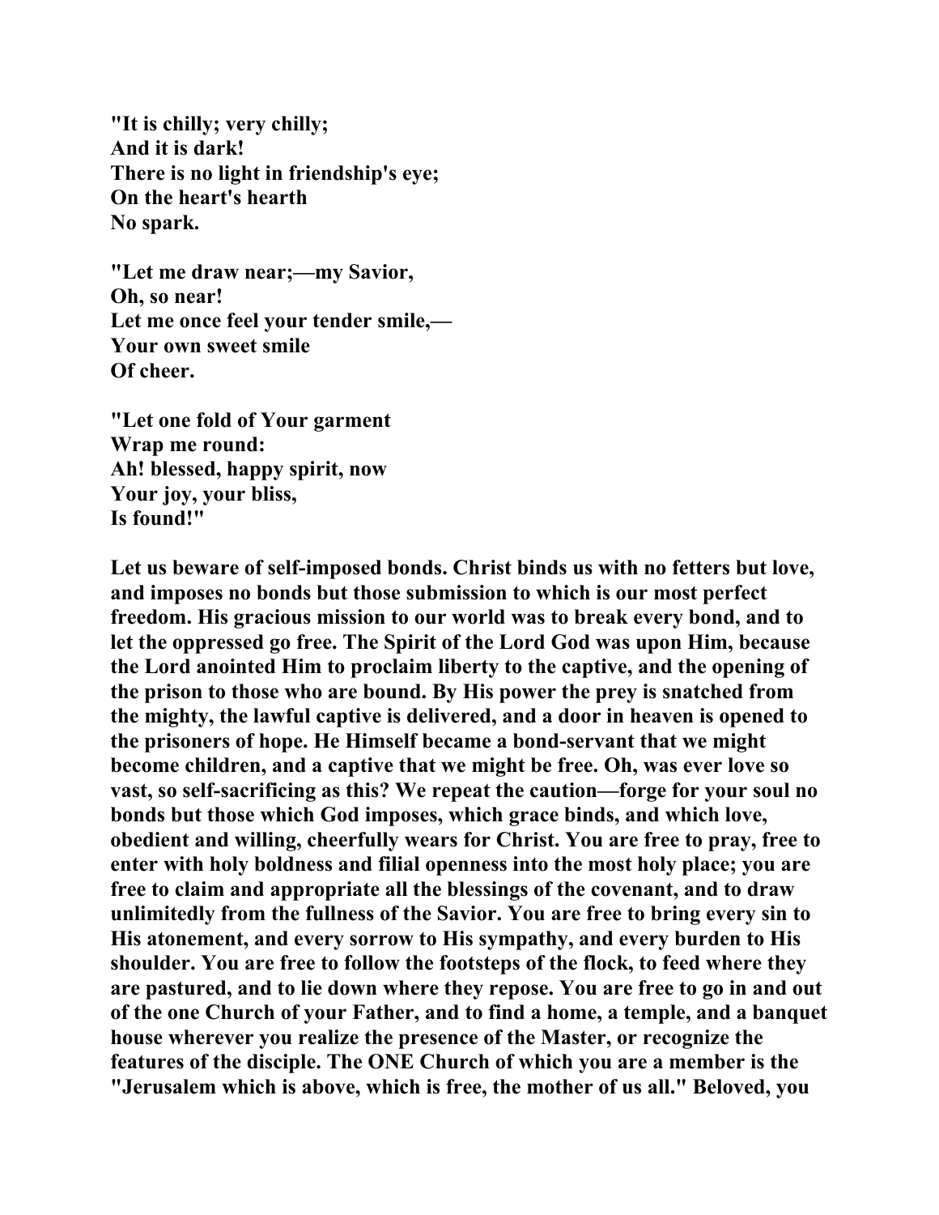**"It is chilly; very chilly;**
**And it is dark!**
**There is no light in friendship's eye;**
**On the heart's hearth**
**No spark.**

**"Let me draw near;—my Savior,**
**Oh, so near!**
**Let me once feel your tender smile,—**
**Your own sweet smile**
**Of cheer.**

**"Let one fold of Your garment**
**Wrap me round:**
**Ah! blessed, happy spirit, now**
**Your joy, your bliss,**
**Is found!"**

**Let us beware of self-imposed bonds. Christ binds us with no fetters but love, and imposes no bonds but those submission to which is our most perfect freedom. His gracious mission to our world was to break every bond, and to let the oppressed go free. The Spirit of the Lord God was upon Him, because the Lord anointed Him to proclaim liberty to the captive, and the opening of the prison to those who are bound. By His power the prey is snatched from the mighty, the lawful captive is delivered, and a door in heaven is opened to the prisoners of hope. He Himself became a bond-servant that we might become children, and a captive that we might be free. Oh, was ever love so vast, so self-sacrificing as this? We repeat the caution—forge for your soul no bonds but those which God imposes, which grace binds, and which love, obedient and willing, cheerfully wears for Christ. You are free to pray, free to enter with holy boldness and filial openness into the most holy place; you are free to claim and appropriate all the blessings of the covenant, and to draw unlimitedly from the fullness of the Savior. You are free to bring every sin to His atonement, and every sorrow to His sympathy, and every burden to His shoulder. You are free to follow the footsteps of the flock, to feed where they are pastured, and to lie down where they repose. You are free to go in and out of the one Church of your Father, and to find a home, a temple, and a banquet house wherever you realize the presence of the Master, or recognize the features of the disciple. The ONE Church of which you are a member is the "Jerusalem which is above, which is free, the mother of us all." Beloved, you**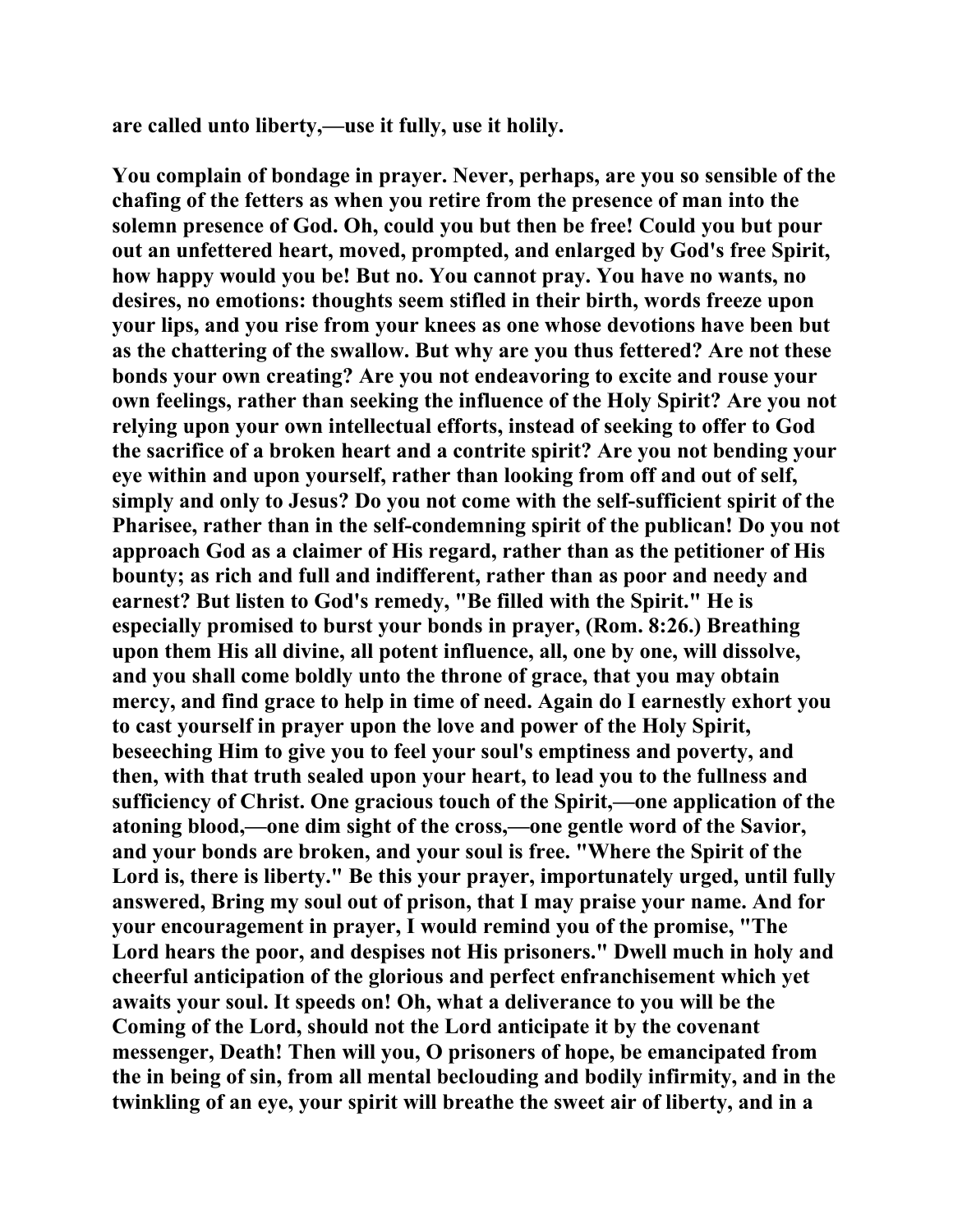are called unto liberty,—use it fully, use it holily.

You complain of bondage in prayer. Never, perhaps, are you so sensible of the chafing of the fetters as when you retire from the presence of man into the solemn presence of God. Oh, could you but then be free! Could you but pour out an unfettered heart, moved, prompted, and enlarged by God's free Spirit, how happy would you be! But no. You cannot pray. You have no wants, no desires, no emotions: thoughts seem stifled in their birth, words freeze upon your lips, and you rise from your knees as one whose devotions have been but as the chattering of the swallow. But why are you thus fettered? Are not these bonds your own creating? Are you not endeavoring to excite and rouse your own feelings, rather than seeking the influence of the Holy Spirit? Are you not relying upon your own intellectual efforts, instead of seeking to offer to God the sacrifice of a broken heart and a contrite spirit? Are you not bending your eye within and upon yourself, rather than looking from off and out of self, simply and only to Jesus? Do you not come with the self-sufficient spirit of the Pharisee, rather than in the self-condemning spirit of the publican! Do you not approach God as a claimer of His regard, rather than as the petitioner of His bounty; as rich and full and indifferent, rather than as poor and needy and earnest? But listen to God's remedy, "Be filled with the Spirit." He is especially promised to burst your bonds in prayer, (Rom. 8:26.) Breathing upon them His all divine, all potent influence, all, one by one, will dissolve, and you shall come boldly unto the throne of grace, that you may obtain mercy, and find grace to help in time of need. Again do I earnestly exhort you to cast yourself in prayer upon the love and power of the Holy Spirit, beseeching Him to give you to feel your soul's emptiness and poverty, and then, with that truth sealed upon your heart, to lead you to the fullness and sufficiency of Christ. One gracious touch of the Spirit,—one application of the atoning blood,—one dim sight of the cross,—one gentle word of the Savior, and your bonds are broken, and your soul is free. "Where the Spirit of the Lord is, there is liberty." Be this your prayer, importunately urged, until fully answered, Bring my soul out of prison, that I may praise your name. And for your encouragement in prayer, I would remind you of the promise, "The Lord hears the poor, and despises not His prisoners." Dwell much in holy and cheerful anticipation of the glorious and perfect enfranchisement which yet awaits your soul. It speeds on! Oh, what a deliverance to you will be the Coming of the Lord, should not the Lord anticipate it by the covenant messenger, Death! Then will you, O prisoners of hope, be emancipated from the in being of sin, from all mental beclouding and bodily infirmity, and in the twinkling of an eye, your spirit will breathe the sweet air of liberty, and in a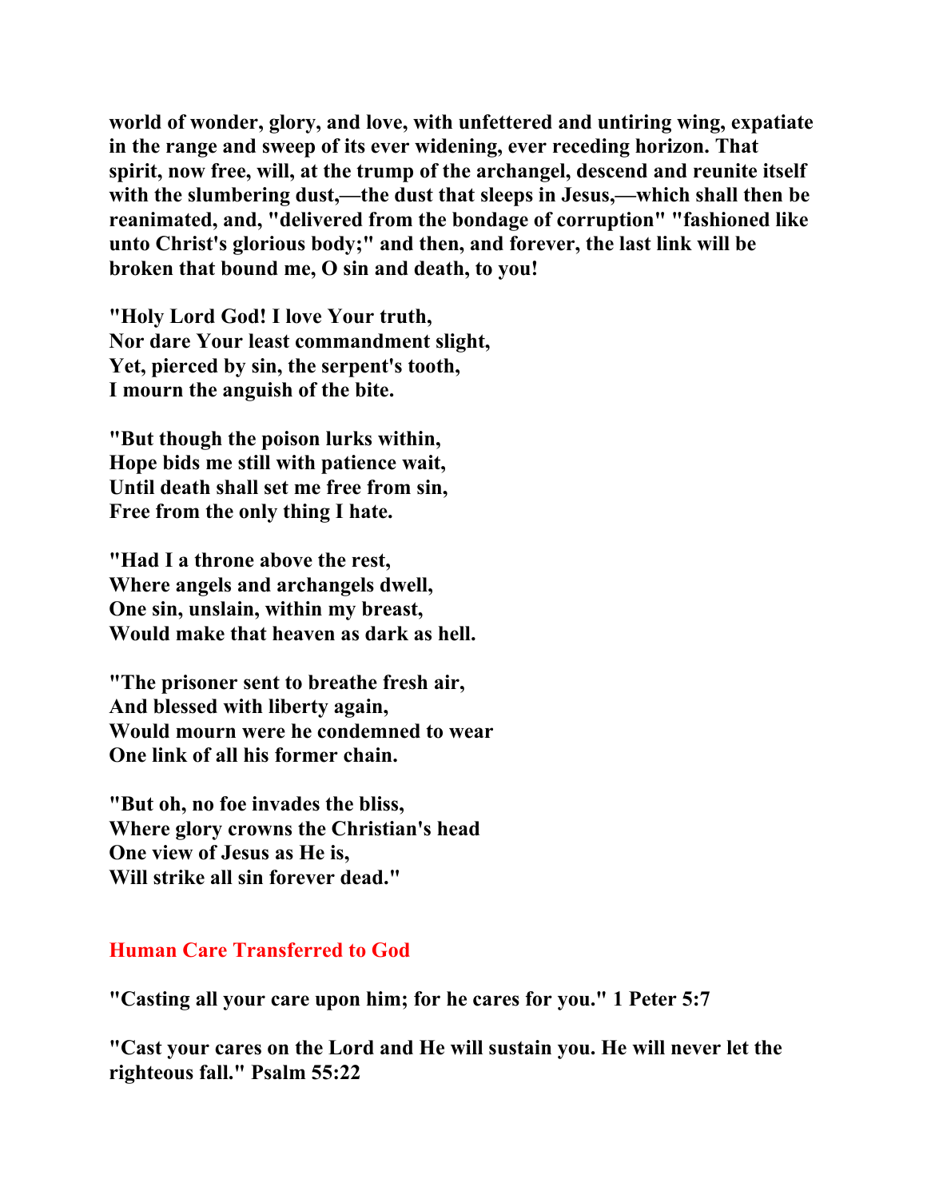**world of wonder, glory, and love, with unfettered and untiring wing, expatiate in the range and sweep of its ever widening, ever receding horizon. That spirit, now free, will, at the trump of the archangel, descend and reunite itself with the slumbering dust,—the dust that sleeps in Jesus,—which shall then be reanimated, and, "delivered from the bondage of corruption" "fashioned like unto Christ's glorious body;" and then, and forever, the last link will be broken that bound me, O sin and death, to you!**

**"Holy Lord God! I love Your truth,**
**Nor dare Your least commandment slight,**
**Yet, pierced by sin, the serpent's tooth,**
**I mourn the anguish of the bite.**

**"But though the poison lurks within,**
**Hope bids me still with patience wait,**
**Until death shall set me free from sin,**
**Free from the only thing I hate.**

**"Had I a throne above the rest,**
**Where angels and archangels dwell,**
**One sin, unslain, within my breast,**
**Would make that heaven as dark as hell.**

**"The prisoner sent to breathe fresh air,**
**And blessed with liberty again,**
**Would mourn were he condemned to wear**
**One link of all his former chain.**

**"But oh, no foe invades the bliss,**
**Where glory crowns the Christian's head**
**One view of Jesus as He is,**
**Will strike all sin forever dead."**

## Human Care Transferred to God

**"Casting all your care upon him; for he cares for you." 1 Peter 5:7**

**"Cast your cares on the Lord and He will sustain you. He will never let the righteous fall." Psalm 55:22**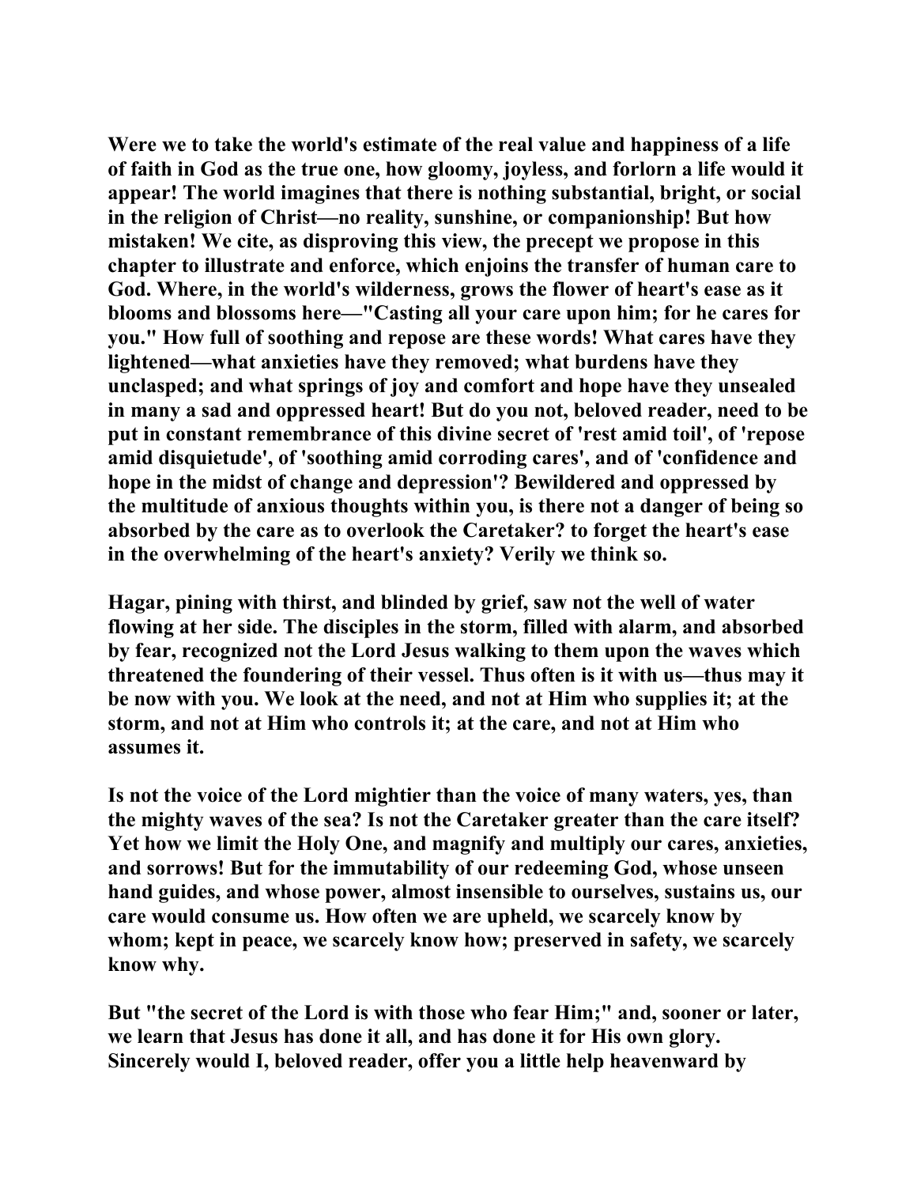Were we to take the world's estimate of the real value and happiness of a life of faith in God as the true one, how gloomy, joyless, and forlorn a life would it appear! The world imagines that there is nothing substantial, bright, or social in the religion of Christ—no reality, sunshine, or companionship! But how mistaken! We cite, as disproving this view, the precept we propose in this chapter to illustrate and enforce, which enjoins the transfer of human care to God. Where, in the world's wilderness, grows the flower of heart's ease as it blooms and blossoms here—"Casting all your care upon him; for he cares for you." How full of soothing and repose are these words! What cares have they lightened—what anxieties have they removed; what burdens have they unclasped; and what springs of joy and comfort and hope have they unsealed in many a sad and oppressed heart! But do you not, beloved reader, need to be put in constant remembrance of this divine secret of 'rest amid toil', of 'repose amid disquietude', of 'soothing amid corroding cares', and of 'confidence and hope in the midst of change and depression'? Bewildered and oppressed by the multitude of anxious thoughts within you, is there not a danger of being so absorbed by the care as to overlook the Caretaker? to forget the heart's ease in the overwhelming of the heart's anxiety? Verily we think so.

Hagar, pining with thirst, and blinded by grief, saw not the well of water flowing at her side. The disciples in the storm, filled with alarm, and absorbed by fear, recognized not the Lord Jesus walking to them upon the waves which threatened the foundering of their vessel. Thus often is it with us—thus may it be now with you. We look at the need, and not at Him who supplies it; at the storm, and not at Him who controls it; at the care, and not at Him who assumes it.

Is not the voice of the Lord mightier than the voice of many waters, yes, than the mighty waves of the sea? Is not the Caretaker greater than the care itself? Yet how we limit the Holy One, and magnify and multiply our cares, anxieties, and sorrows! But for the immutability of our redeeming God, whose unseen hand guides, and whose power, almost insensible to ourselves, sustains us, our care would consume us. How often we are upheld, we scarcely know by whom; kept in peace, we scarcely know how; preserved in safety, we scarcely know why.

But "the secret of the Lord is with those who fear Him;" and, sooner or later, we learn that Jesus has done it all, and has done it for His own glory. Sincerely would I, beloved reader, offer you a little help heavenward by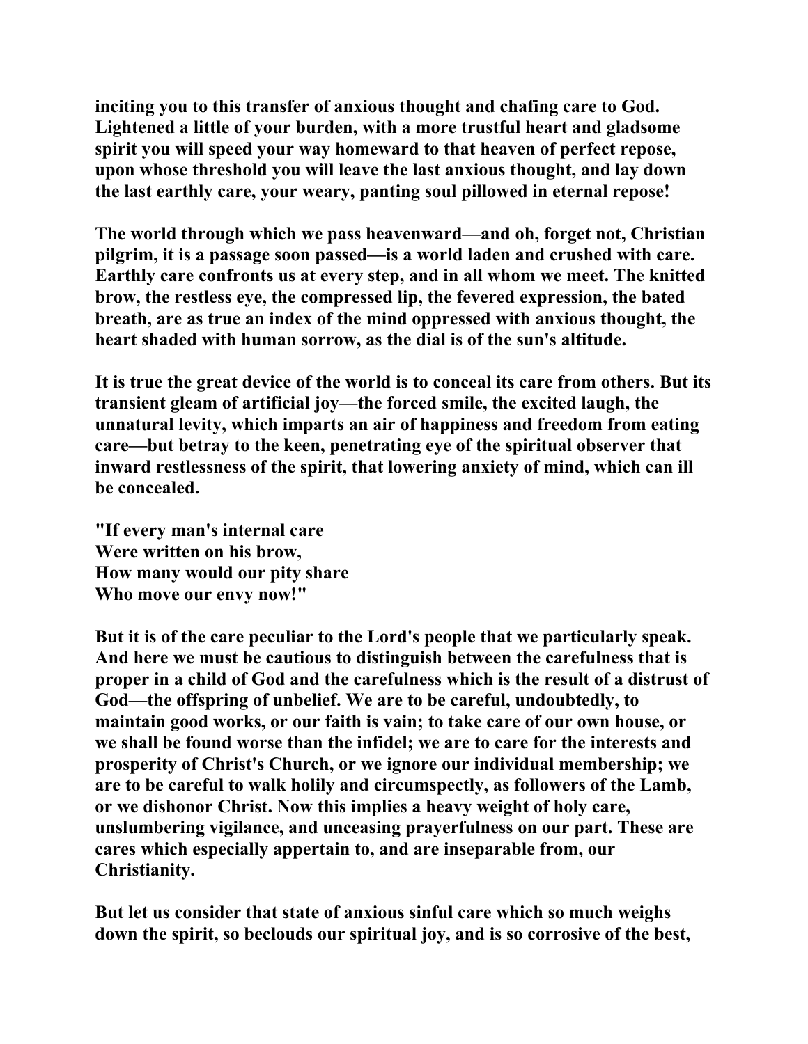inciting you to this transfer of anxious thought and chafing care to God. Lightened a little of your burden, with a more trustful heart and gladsome spirit you will speed your way homeward to that heaven of perfect repose, upon whose threshold you will leave the last anxious thought, and lay down the last earthly care, your weary, panting soul pillowed in eternal repose!

The world through which we pass heavenward—and oh, forget not, Christian pilgrim, it is a passage soon passed—is a world laden and crushed with care. Earthly care confronts us at every step, and in all whom we meet. The knitted brow, the restless eye, the compressed lip, the fevered expression, the bated breath, are as true an index of the mind oppressed with anxious thought, the heart shaded with human sorrow, as the dial is of the sun's altitude.

It is true the great device of the world is to conceal its care from others. But its transient gleam of artificial joy—the forced smile, the excited laugh, the unnatural levity, which imparts an air of happiness and freedom from eating care—but betray to the keen, penetrating eye of the spiritual observer that inward restlessness of the spirit, that lowering anxiety of mind, which can ill be concealed.

"If every man's internal care  
Were written on his brow,  
How many would our pity share  
Who move our envy now!"

But it is of the care peculiar to the Lord's people that we particularly speak. And here we must be cautious to distinguish between the carefulness that is proper in a child of God and the carefulness which is the result of a distrust of God—the offspring of unbelief. We are to be careful, undoubtedly, to maintain good works, or our faith is vain; to take care of our own house, or we shall be found worse than the infidel; we are to care for the interests and prosperity of Christ's Church, or we ignore our individual membership; we are to be careful to walk holily and circumspectly, as followers of the Lamb, or we dishonor Christ. Now this implies a heavy weight of holy care, unslumbering vigilance, and unceasing prayerfulness on our part. These are cares which especially appertain to, and are inseparable from, our Christianity.

But let us consider that state of anxious sinful care which so much weighs down the spirit, so beclouds our spiritual joy, and is so corrosive of the best,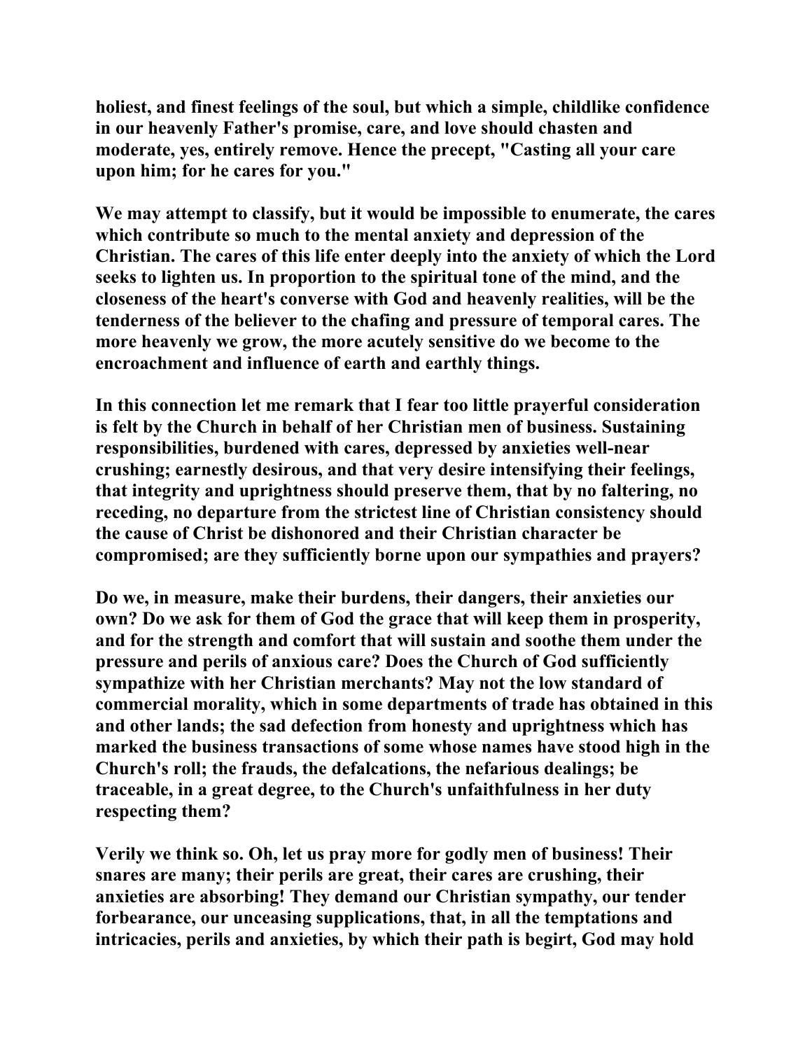**holiest, and finest feelings of the soul, but which a simple, childlike confidence in our heavenly Father's promise, care, and love should chasten and moderate, yes, entirely remove. Hence the precept, "Casting all your care upon him; for he cares for you."**

**We may attempt to classify, but it would be impossible to enumerate, the cares which contribute so much to the mental anxiety and depression of the Christian. The cares of this life enter deeply into the anxiety of which the Lord seeks to lighten us. In proportion to the spiritual tone of the mind, and the closeness of the heart's converse with God and heavenly realities, will be the tenderness of the believer to the chafing and pressure of temporal cares. The more heavenly we grow, the more acutely sensitive do we become to the encroachment and influence of earth and earthly things.**

**In this connection let me remark that I fear too little prayerful consideration is felt by the Church in behalf of her Christian men of business. Sustaining responsibilities, burdened with cares, depressed by anxieties well-near crushing; earnestly desirous, and that very desire intensifying their feelings, that integrity and uprightness should preserve them, that by no faltering, no receding, no departure from the strictest line of Christian consistency should the cause of Christ be dishonored and their Christian character be compromised; are they sufficiently borne upon our sympathies and prayers?**

**Do we, in measure, make their burdens, their dangers, their anxieties our own? Do we ask for them of God the grace that will keep them in prosperity, and for the strength and comfort that will sustain and soothe them under the pressure and perils of anxious care? Does the Church of God sufficiently sympathize with her Christian merchants? May not the low standard of commercial morality, which in some departments of trade has obtained in this and other lands; the sad defection from honesty and uprightness which has marked the business transactions of some whose names have stood high in the Church's roll; the frauds, the defalcations, the nefarious dealings; be traceable, in a great degree, to the Church's unfaithfulness in her duty respecting them?**

**Verily we think so. Oh, let us pray more for godly men of business! Their snares are many; their perils are great, their cares are crushing, their anxieties are absorbing! They demand our Christian sympathy, our tender forbearance, our unceasing supplications, that, in all the temptations and intricacies, perils and anxieties, by which their path is begirt, God may hold**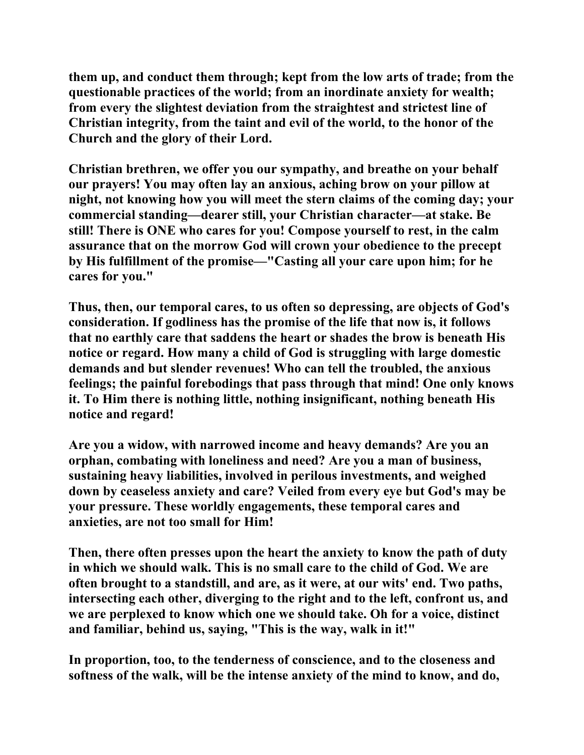them up, and conduct them through; kept from the low arts of trade; from the questionable practices of the world; from an inordinate anxiety for wealth; from every the slightest deviation from the straightest and strictest line of Christian integrity, from the taint and evil of the world, to the honor of the Church and the glory of their Lord.

Christian brethren, we offer you our sympathy, and breathe on your behalf our prayers! You may often lay an anxious, aching brow on your pillow at night, not knowing how you will meet the stern claims of the coming day; your commercial standing—dearer still, your Christian character—at stake. Be still! There is ONE who cares for you! Compose yourself to rest, in the calm assurance that on the morrow God will crown your obedience to the precept by His fulfillment of the promise—"Casting all your care upon him; for he cares for you."

Thus, then, our temporal cares, to us often so depressing, are objects of God's consideration. If godliness has the promise of the life that now is, it follows that no earthly care that saddens the heart or shades the brow is beneath His notice or regard. How many a child of God is struggling with large domestic demands and but slender revenues! Who can tell the troubled, the anxious feelings; the painful forebodings that pass through that mind! One only knows it. To Him there is nothing little, nothing insignificant, nothing beneath His notice and regard!

Are you a widow, with narrowed income and heavy demands? Are you an orphan, combating with loneliness and need? Are you a man of business, sustaining heavy liabilities, involved in perilous investments, and weighed down by ceaseless anxiety and care? Veiled from every eye but God's may be your pressure. These worldly engagements, these temporal cares and anxieties, are not too small for Him!

Then, there often presses upon the heart the anxiety to know the path of duty in which we should walk. This is no small care to the child of God. We are often brought to a standstill, and are, as it were, at our wits' end. Two paths, intersecting each other, diverging to the right and to the left, confront us, and we are perplexed to know which one we should take. Oh for a voice, distinct and familiar, behind us, saying, "This is the way, walk in it!"

In proportion, too, to the tenderness of conscience, and to the closeness and softness of the walk, will be the intense anxiety of the mind to know, and do,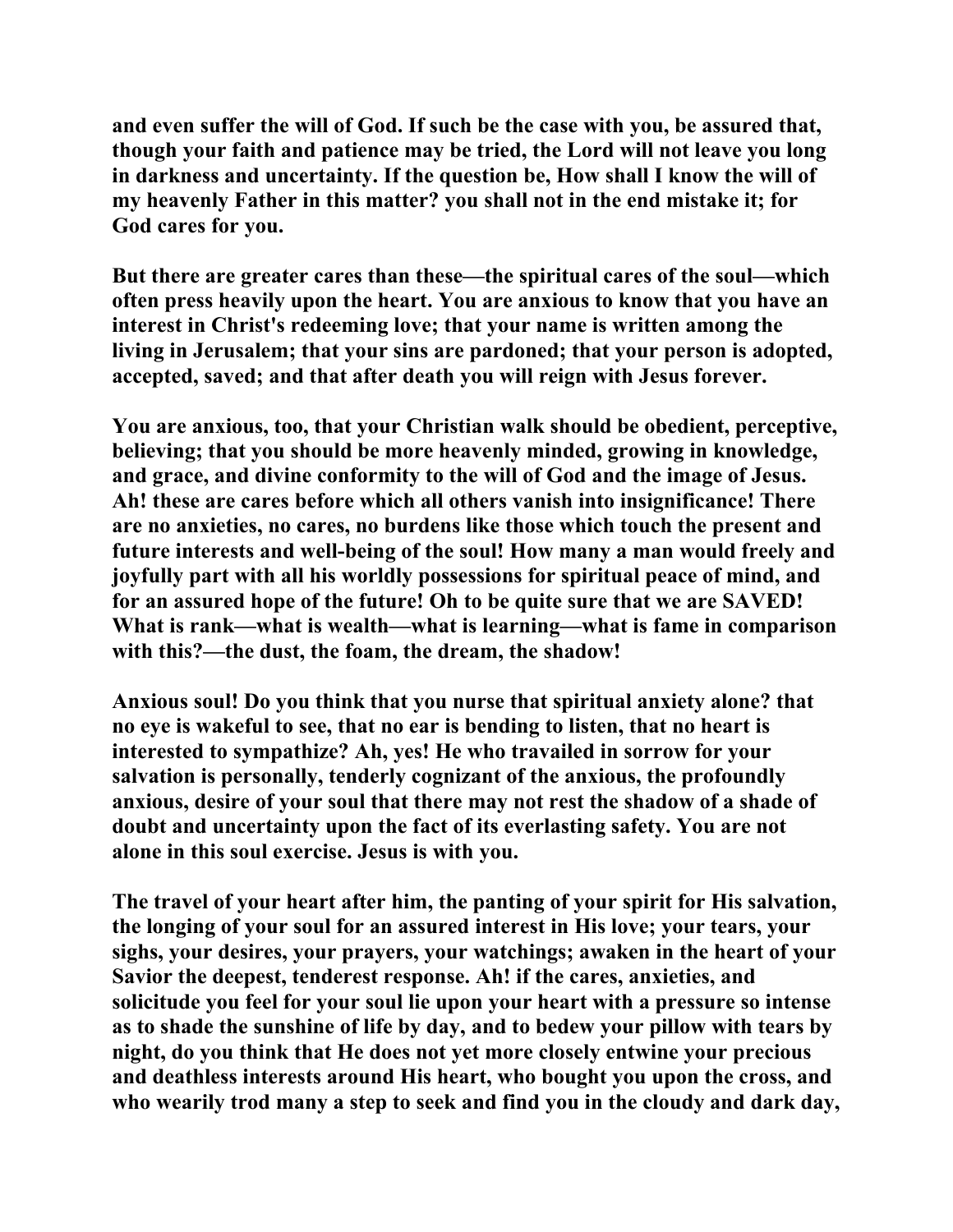and even suffer the will of God. If such be the case with you, be assured that, though your faith and patience may be tried, the Lord will not leave you long in darkness and uncertainty. If the question be, How shall I know the will of my heavenly Father in this matter? you shall not in the end mistake it; for God cares for you.

But there are greater cares than these—the spiritual cares of the soul—which often press heavily upon the heart. You are anxious to know that you have an interest in Christ's redeeming love; that your name is written among the living in Jerusalem; that your sins are pardoned; that your person is adopted, accepted, saved; and that after death you will reign with Jesus forever.

You are anxious, too, that your Christian walk should be obedient, perceptive, believing; that you should be more heavenly minded, growing in knowledge, and grace, and divine conformity to the will of God and the image of Jesus. Ah! these are cares before which all others vanish into insignificance! There are no anxieties, no cares, no burdens like those which touch the present and future interests and well-being of the soul! How many a man would freely and joyfully part with all his worldly possessions for spiritual peace of mind, and for an assured hope of the future! Oh to be quite sure that we are SAVED! What is rank—what is wealth—what is learning—what is fame in comparison with this?—the dust, the foam, the dream, the shadow!

Anxious soul! Do you think that you nurse that spiritual anxiety alone? that no eye is wakeful to see, that no ear is bending to listen, that no heart is interested to sympathize? Ah, yes! He who travailed in sorrow for your salvation is personally, tenderly cognizant of the anxious, the profoundly anxious, desire of your soul that there may not rest the shadow of a shade of doubt and uncertainty upon the fact of its everlasting safety. You are not alone in this soul exercise. Jesus is with you.

The travel of your heart after him, the panting of your spirit for His salvation, the longing of your soul for an assured interest in His love; your tears, your sighs, your desires, your prayers, your watchings; awaken in the heart of your Savior the deepest, tenderest response. Ah! if the cares, anxieties, and solicitude you feel for your soul lie upon your heart with a pressure so intense as to shade the sunshine of life by day, and to bedew your pillow with tears by night, do you think that He does not yet more closely entwine your precious and deathless interests around His heart, who bought you upon the cross, and who wearily trod many a step to seek and find you in the cloudy and dark day,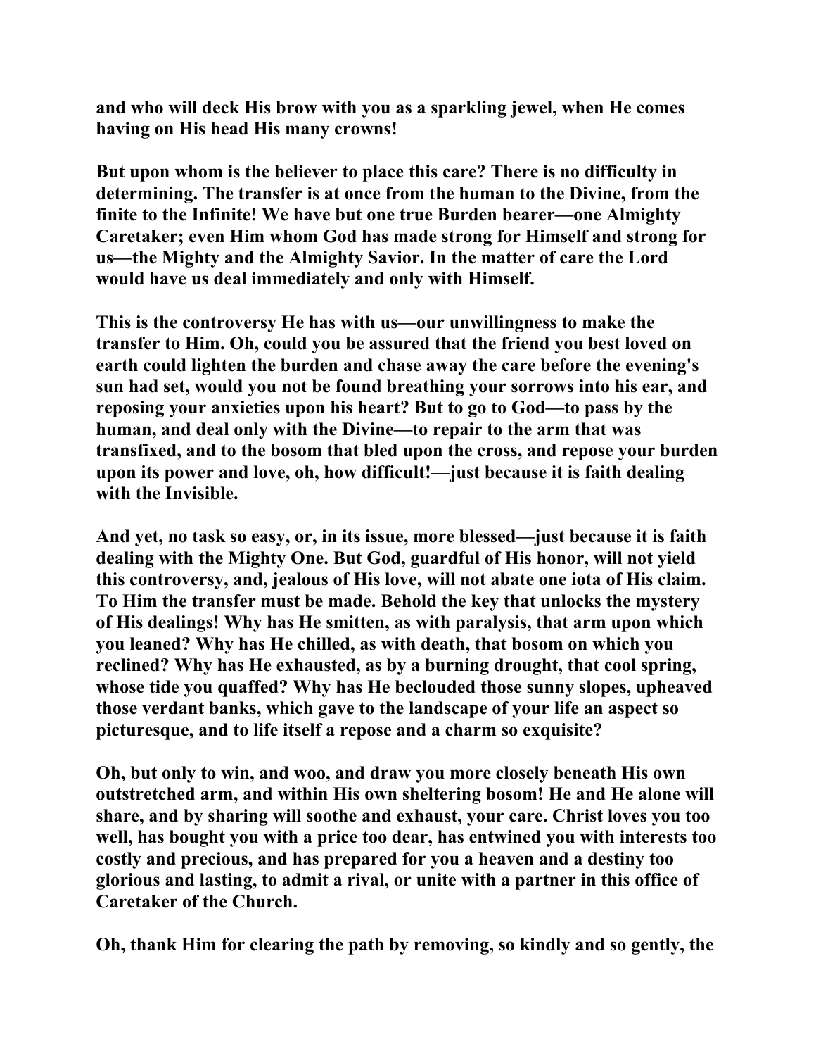**and who will deck His brow with you as a sparkling jewel, when He comes having on His head His many crowns!**

**But upon whom is the believer to place this care? There is no difficulty in determining. The transfer is at once from the human to the Divine, from the finite to the Infinite! We have but one true Burden bearer—one Almighty Caretaker; even Him whom God has made strong for Himself and strong for us—the Mighty and the Almighty Savior. In the matter of care the Lord would have us deal immediately and only with Himself.**

**This is the controversy He has with us—our unwillingness to make the transfer to Him. Oh, could you be assured that the friend you best loved on earth could lighten the burden and chase away the care before the evening's sun had set, would you not be found breathing your sorrows into his ear, and reposing your anxieties upon his heart? But to go to God—to pass by the human, and deal only with the Divine—to repair to the arm that was transfixed, and to the bosom that bled upon the cross, and repose your burden upon its power and love, oh, how difficult!—just because it is faith dealing with the Invisible.**

**And yet, no task so easy, or, in its issue, more blessed—just because it is faith dealing with the Mighty One. But God, guardful of His honor, will not yield this controversy, and, jealous of His love, will not abate one iota of His claim. To Him the transfer must be made. Behold the key that unlocks the mystery of His dealings! Why has He smitten, as with paralysis, that arm upon which you leaned? Why has He chilled, as with death, that bosom on which you reclined? Why has He exhausted, as by a burning drought, that cool spring, whose tide you quaffed? Why has He beclouded those sunny slopes, upheaved those verdant banks, which gave to the landscape of your life an aspect so picturesque, and to life itself a repose and a charm so exquisite?**

**Oh, but only to win, and woo, and draw you more closely beneath His own outstretched arm, and within His own sheltering bosom! He and He alone will share, and by sharing will soothe and exhaust, your care. Christ loves you too well, has bought you with a price too dear, has entwined you with interests too costly and precious, and has prepared for you a heaven and a destiny too glorious and lasting, to admit a rival, or unite with a partner in this office of Caretaker of the Church.**

**Oh, thank Him for clearing the path by removing, so kindly and so gently, the**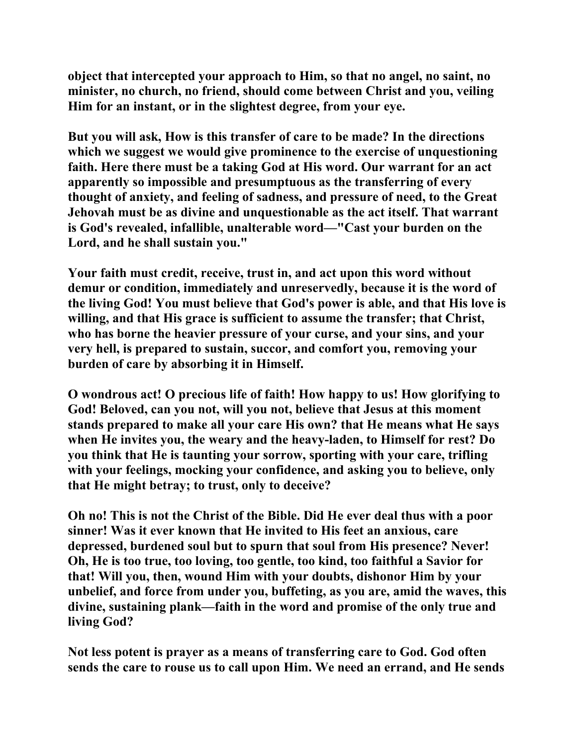**object that intercepted your approach to Him, so that no angel, no saint, no minister, no church, no friend, should come between Christ and you, veiling Him for an instant, or in the slightest degree, from your eye.**

**But you will ask, How is this transfer of care to be made? In the directions which we suggest we would give prominence to the exercise of unquestioning faith. Here there must be a taking God at His word. Our warrant for an act apparently so impossible and presumptuous as the transferring of every thought of anxiety, and feeling of sadness, and pressure of need, to the Great Jehovah must be as divine and unquestionable as the act itself. That warrant is God's revealed, infallible, unalterable word—"Cast your burden on the Lord, and he shall sustain you."**

**Your faith must credit, receive, trust in, and act upon this word without demur or condition, immediately and unreservedly, because it is the word of the living God! You must believe that God's power is able, and that His love is willing, and that His grace is sufficient to assume the transfer; that Christ, who has borne the heavier pressure of your curse, and your sins, and your very hell, is prepared to sustain, succor, and comfort you, removing your burden of care by absorbing it in Himself.**

**O wondrous act! O precious life of faith! How happy to us! How glorifying to God! Beloved, can you not, will you not, believe that Jesus at this moment stands prepared to make all your care His own? that He means what He says when He invites you, the weary and the heavy-laden, to Himself for rest? Do you think that He is taunting your sorrow, sporting with your care, trifling with your feelings, mocking your confidence, and asking you to believe, only that He might betray; to trust, only to deceive?**

**Oh no! This is not the Christ of the Bible. Did He ever deal thus with a poor sinner! Was it ever known that He invited to His feet an anxious, care depressed, burdened soul but to spurn that soul from His presence? Never! Oh, He is too true, too loving, too gentle, too kind, too faithful a Savior for that! Will you, then, wound Him with your doubts, dishonor Him by your unbelief, and force from under you, buffeting, as you are, amid the waves, this divine, sustaining plank—faith in the word and promise of the only true and living God?**

**Not less potent is prayer as a means of transferring care to God. God often sends the care to rouse us to call upon Him. We need an errand, and He sends**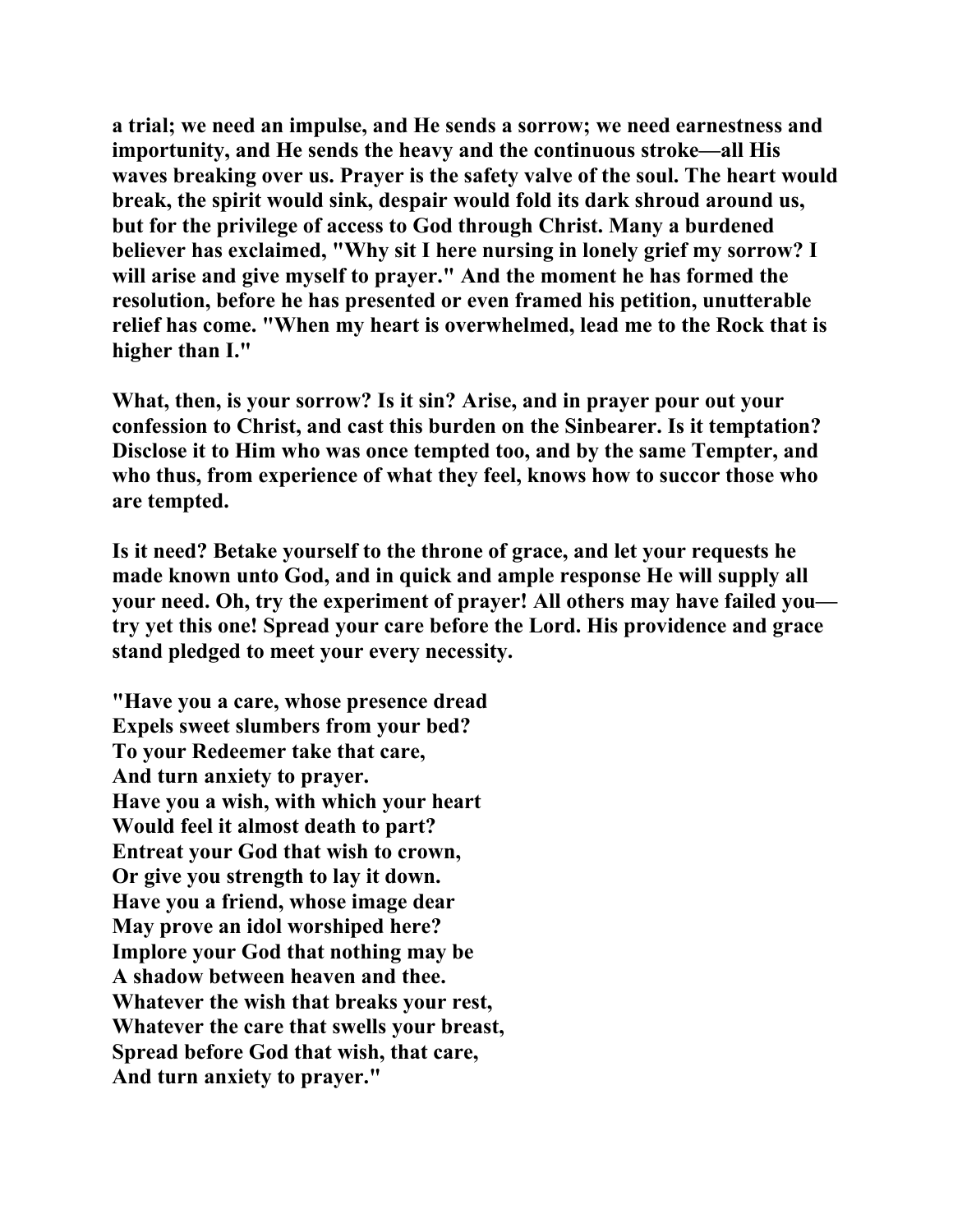a trial; we need an impulse, and He sends a sorrow; we need earnestness and importunity, and He sends the heavy and the continuous stroke—all His waves breaking over us. Prayer is the safety valve of the soul. The heart would break, the spirit would sink, despair would fold its dark shroud around us, but for the privilege of access to God through Christ. Many a burdened believer has exclaimed, "Why sit I here nursing in lonely grief my sorrow? I will arise and give myself to prayer." And the moment he has formed the resolution, before he has presented or even framed his petition, unutterable relief has come. "When my heart is overwhelmed, lead me to the Rock that is higher than I."

What, then, is your sorrow? Is it sin? Arise, and in prayer pour out your confession to Christ, and cast this burden on the Sinbearer. Is it temptation? Disclose it to Him who was once tempted too, and by the same Tempter, and who thus, from experience of what they feel, knows how to succor those who are tempted.

Is it need? Betake yourself to the throne of grace, and let your requests he made known unto God, and in quick and ample response He will supply all your need. Oh, try the experiment of prayer! All others may have failed you—try yet this one! Spread your care before the Lord. His providence and grace stand pledged to meet your every necessity.

"Have you a care, whose presence dread  
Expels sweet slumbers from your bed?  
To your Redeemer take that care,  
And turn anxiety to prayer.  
Have you a wish, with which your heart  
Would feel it almost death to part?  
Entreat your God that wish to crown,  
Or give you strength to lay it down.  
Have you a friend, whose image dear  
May prove an idol worshiped here?  
Implore your God that nothing may be  
A shadow between heaven and thee.  
Whatever the wish that breaks your rest,  
Whatever the care that swells your breast,  
Spread before God that wish, that care,  
And turn anxiety to prayer."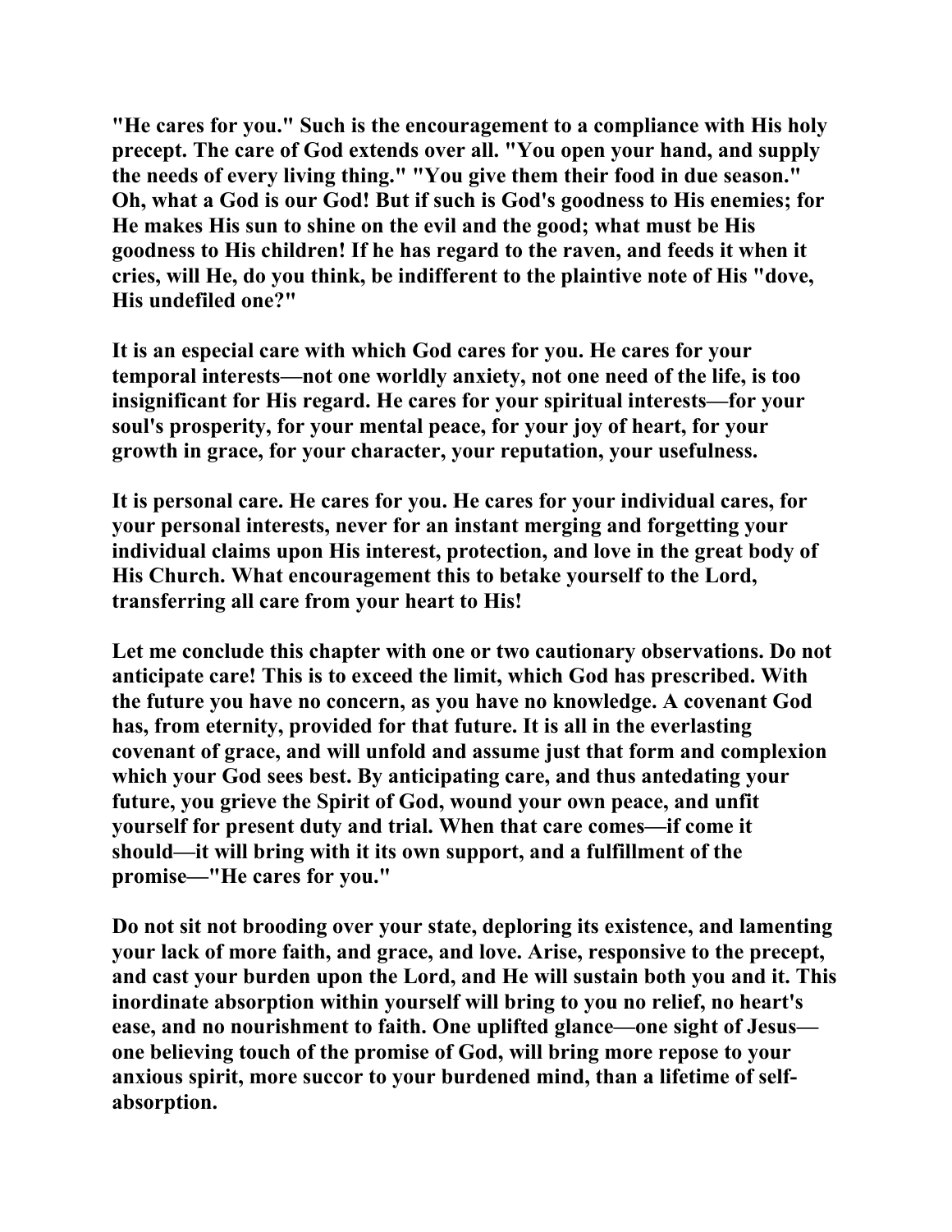"He cares for you." Such is the encouragement to a compliance with His holy precept. The care of God extends over all. "You open your hand, and supply the needs of every living thing." "You give them their food in due season." Oh, what a God is our God! But if such is God's goodness to His enemies; for He makes His sun to shine on the evil and the good; what must be His goodness to His children! If he has regard to the raven, and feeds it when it cries, will He, do you think, be indifferent to the plaintive note of His "dove, His undefiled one?"

It is an especial care with which God cares for you. He cares for your temporal interests—not one worldly anxiety, not one need of the life, is too insignificant for His regard. He cares for your spiritual interests—for your soul's prosperity, for your mental peace, for your joy of heart, for your growth in grace, for your character, your reputation, your usefulness.

It is personal care. He cares for you. He cares for your individual cares, for your personal interests, never for an instant merging and forgetting your individual claims upon His interest, protection, and love in the great body of His Church. What encouragement this to betake yourself to the Lord, transferring all care from your heart to His!

Let me conclude this chapter with one or two cautionary observations. Do not anticipate care! This is to exceed the limit, which God has prescribed. With the future you have no concern, as you have no knowledge. A covenant God has, from eternity, provided for that future. It is all in the everlasting covenant of grace, and will unfold and assume just that form and complexion which your God sees best. By anticipating care, and thus antedating your future, you grieve the Spirit of God, wound your own peace, and unfit yourself for present duty and trial. When that care comes—if come it should—it will bring with it its own support, and a fulfillment of the promise—"He cares for you."

Do not sit not brooding over your state, deploring its existence, and lamenting your lack of more faith, and grace, and love. Arise, responsive to the precept, and cast your burden upon the Lord, and He will sustain both you and it. This inordinate absorption within yourself will bring to you no relief, no heart's ease, and no nourishment to faith. One uplifted glance—one sight of Jesus—one believing touch of the promise of God, will bring more repose to your anxious spirit, more succor to your burdened mind, than a lifetime of self-absorption.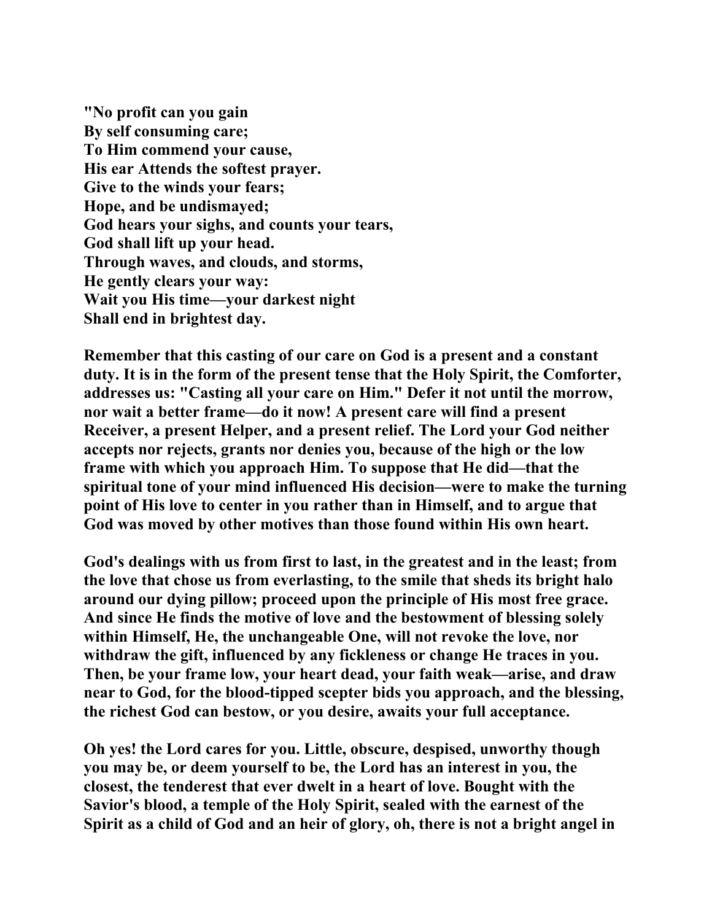**"No profit can you gain**
**By self consuming care;**
**To Him commend your cause,**
**His ear Attends the softest prayer.**
**Give to the winds your fears;**
**Hope, and be undismayed;**
**God hears your sighs, and counts your tears,**
**God shall lift up your head.**
**Through waves, and clouds, and storms,**
**He gently clears your way:**
**Wait you His time—your darkest night**
**Shall end in brightest day.**

**Remember that this casting of our care on God is a present and a constant duty. It is in the form of the present tense that the Holy Spirit, the Comforter, addresses us: "Casting all your care on Him." Defer it not until the morrow, nor wait a better frame—do it now! A present care will find a present Receiver, a present Helper, and a present relief. The Lord your God neither accepts nor rejects, grants nor denies you, because of the high or the low frame with which you approach Him. To suppose that He did—that the spiritual tone of your mind influenced His decision—were to make the turning point of His love to center in you rather than in Himself, and to argue that God was moved by other motives than those found within His own heart.**

**God's dealings with us from first to last, in the greatest and in the least; from the love that chose us from everlasting, to the smile that sheds its bright halo around our dying pillow; proceed upon the principle of His most free grace. And since He finds the motive of love and the bestowment of blessing solely within Himself, He, the unchangeable One, will not revoke the love, nor withdraw the gift, influenced by any fickleness or change He traces in you. Then, be your frame low, your heart dead, your faith weak—arise, and draw near to God, for the blood-tipped scepter bids you approach, and the blessing, the richest God can bestow, or you desire, awaits your full acceptance.**

**Oh yes! the Lord cares for you. Little, obscure, despised, unworthy though you may be, or deem yourself to be, the Lord has an interest in you, the closest, the tenderest that ever dwelt in a heart of love. Bought with the Savior's blood, a temple of the Holy Spirit, sealed with the earnest of the Spirit as a child of God and an heir of glory, oh, there is not a bright angel in**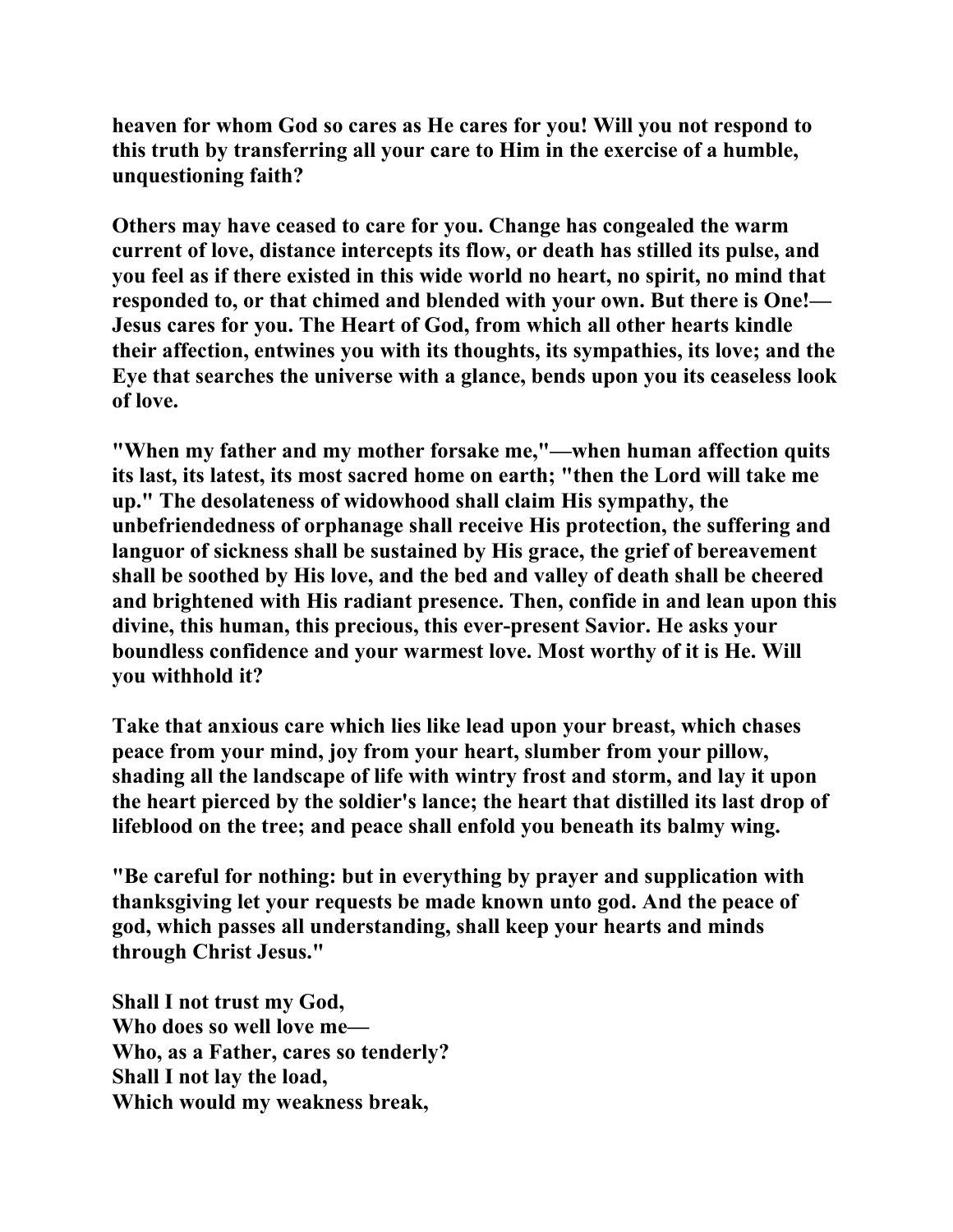heaven for whom God so cares as He cares for you! Will you not respond to this truth by transferring all your care to Him in the exercise of a humble, unquestioning faith?

Others may have ceased to care for you. Change has congealed the warm current of love, distance intercepts its flow, or death has stilled its pulse, and you feel as if there existed in this wide world no heart, no spirit, no mind that responded to, or that chimed and blended with your own. But there is One!—Jesus cares for you. The Heart of God, from which all other hearts kindle their affection, entwines you with its thoughts, its sympathies, its love; and the Eye that searches the universe with a glance, bends upon you its ceaseless look of love.

"When my father and my mother forsake me,"—when human affection quits its last, its latest, its most sacred home on earth; "then the Lord will take me up." The desolateness of widowhood shall claim His sympathy, the unbefriendedness of orphanage shall receive His protection, the suffering and languor of sickness shall be sustained by His grace, the grief of bereavement shall be soothed by His love, and the bed and valley of death shall be cheered and brightened with His radiant presence. Then, confide in and lean upon this divine, this human, this precious, this ever-present Savior. He asks your boundless confidence and your warmest love. Most worthy of it is He. Will you withhold it?

Take that anxious care which lies like lead upon your breast, which chases peace from your mind, joy from your heart, slumber from your pillow, shading all the landscape of life with wintry frost and storm, and lay it upon the heart pierced by the soldier's lance; the heart that distilled its last drop of lifeblood on the tree; and peace shall enfold you beneath its balmy wing.

"Be careful for nothing: but in everything by prayer and supplication with thanksgiving let your requests be made known unto god. And the peace of god, which passes all understanding, shall keep your hearts and minds through Christ Jesus."

Shall I not trust my God,  
Who does so well love me—  
Who, as a Father, cares so tenderly?  
Shall I not lay the load,  
Which would my weakness break,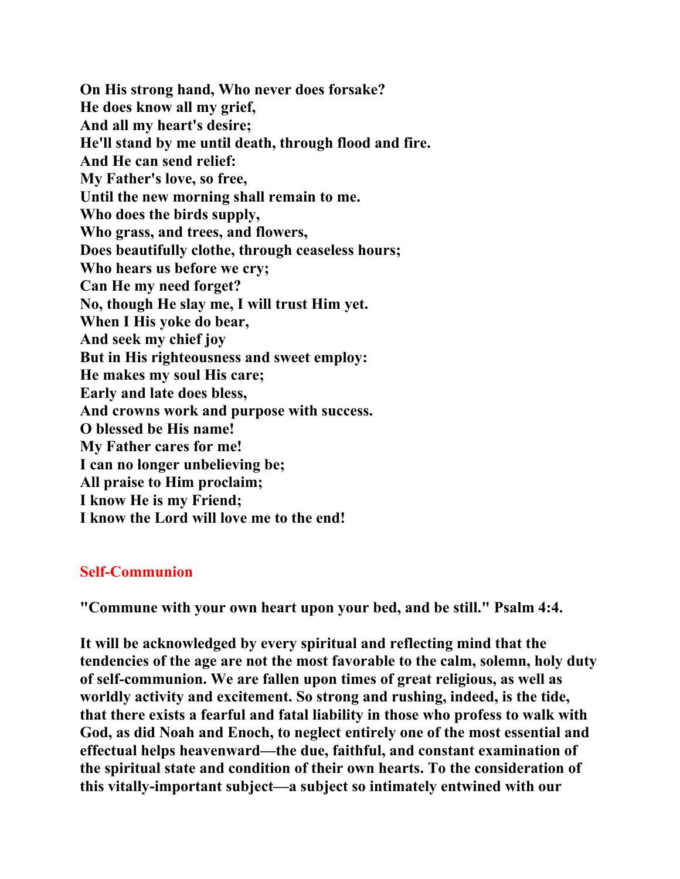**On His strong hand, Who never does forsake?**
**He does know all my grief,**
**And all my heart's desire;**
**He'll stand by me until death, through flood and fire.**
**And He can send relief:**
**My Father's love, so free,**
**Until the new morning shall remain to me.**
**Who does the birds supply,**
**Who grass, and trees, and flowers,**
**Does beautifully clothe, through ceaseless hours;**
**Who hears us before we cry;**
**Can He my need forget?**
**No, though He slay me, I will trust Him yet.**
**When I His yoke do bear,**
**And seek my chief joy**
**But in His righteousness and sweet employ:**
**He makes my soul His care;**
**Early and late does bless,**
**And crowns work and purpose with success.**
**O blessed be His name!**
**My Father cares for me!**
**I can no longer unbelieving be;**
**All praise to Him proclaim;**
**I know He is my Friend;**
**I know the Lord will love me to the end!**

## Self-Communion

**"Commune with your own heart upon your bed, and be still." Psalm 4:4.**

**It will be acknowledged by every spiritual and reflecting mind that the tendencies of the age are not the most favorable to the calm, solemn, holy duty of self-communion. We are fallen upon times of great religious, as well as worldly activity and excitement. So strong and rushing, indeed, is the tide, that there exists a fearful and fatal liability in those who profess to walk with God, as did Noah and Enoch, to neglect entirely one of the most essential and effectual helps heavenward—the due, faithful, and constant examination of the spiritual state and condition of their own hearts. To the consideration of this vitally-important subject—a subject so intimately entwined with our**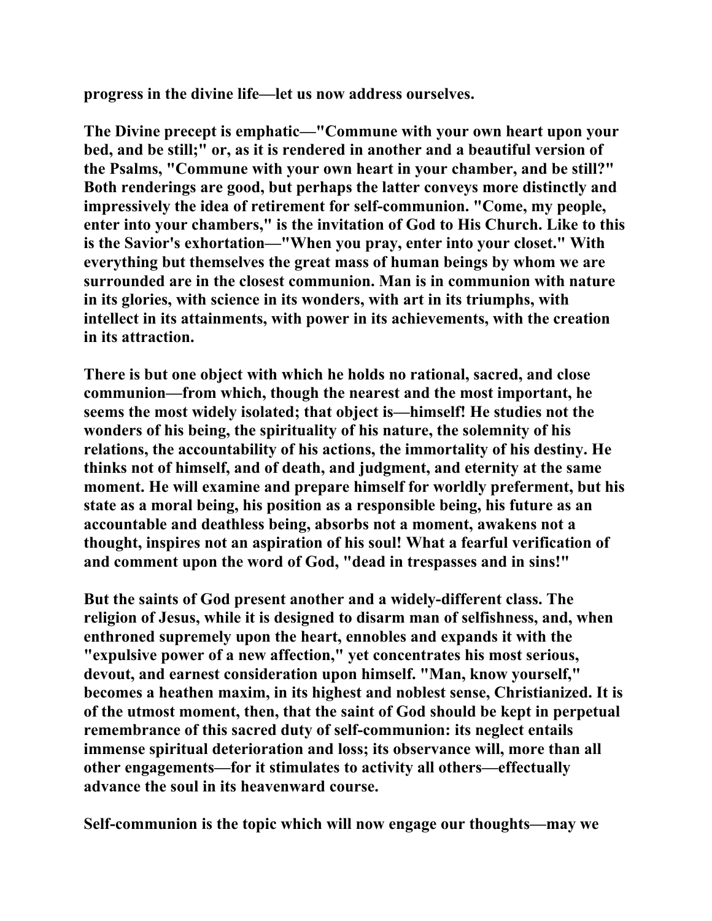**progress in the divine life—let us now address ourselves.**

**The Divine precept is emphatic—"Commune with your own heart upon your bed, and be still;" or, as it is rendered in another and a beautiful version of the Psalms, "Commune with your own heart in your chamber, and be still?" Both renderings are good, but perhaps the latter conveys more distinctly and impressively the idea of retirement for self-communion. "Come, my people, enter into your chambers," is the invitation of God to His Church. Like to this is the Savior's exhortation—"When you pray, enter into your closet." With everything but themselves the great mass of human beings by whom we are surrounded are in the closest communion. Man is in communion with nature in its glories, with science in its wonders, with art in its triumphs, with intellect in its attainments, with power in its achievements, with the creation in its attraction.**

**There is but one object with which he holds no rational, sacred, and close communion—from which, though the nearest and the most important, he seems the most widely isolated; that object is—himself! He studies not the wonders of his being, the spirituality of his nature, the solemnity of his relations, the accountability of his actions, the immortality of his destiny. He thinks not of himself, and of death, and judgment, and eternity at the same moment. He will examine and prepare himself for worldly preferment, but his state as a moral being, his position as a responsible being, his future as an accountable and deathless being, absorbs not a moment, awakens not a thought, inspires not an aspiration of his soul! What a fearful verification of and comment upon the word of God, "dead in trespasses and in sins!"**

**But the saints of God present another and a widely-different class. The religion of Jesus, while it is designed to disarm man of selfishness, and, when enthroned supremely upon the heart, ennobles and expands it with the "expulsive power of a new affection," yet concentrates his most serious, devout, and earnest consideration upon himself. "Man, know yourself," becomes a heathen maxim, in its highest and noblest sense, Christianized. It is of the utmost moment, then, that the saint of God should be kept in perpetual remembrance of this sacred duty of self-communion: its neglect entails immense spiritual deterioration and loss; its observance will, more than all other engagements—for it stimulates to activity all others—effectually advance the soul in its heavenward course.**

**Self-communion is the topic which will now engage our thoughts—may we**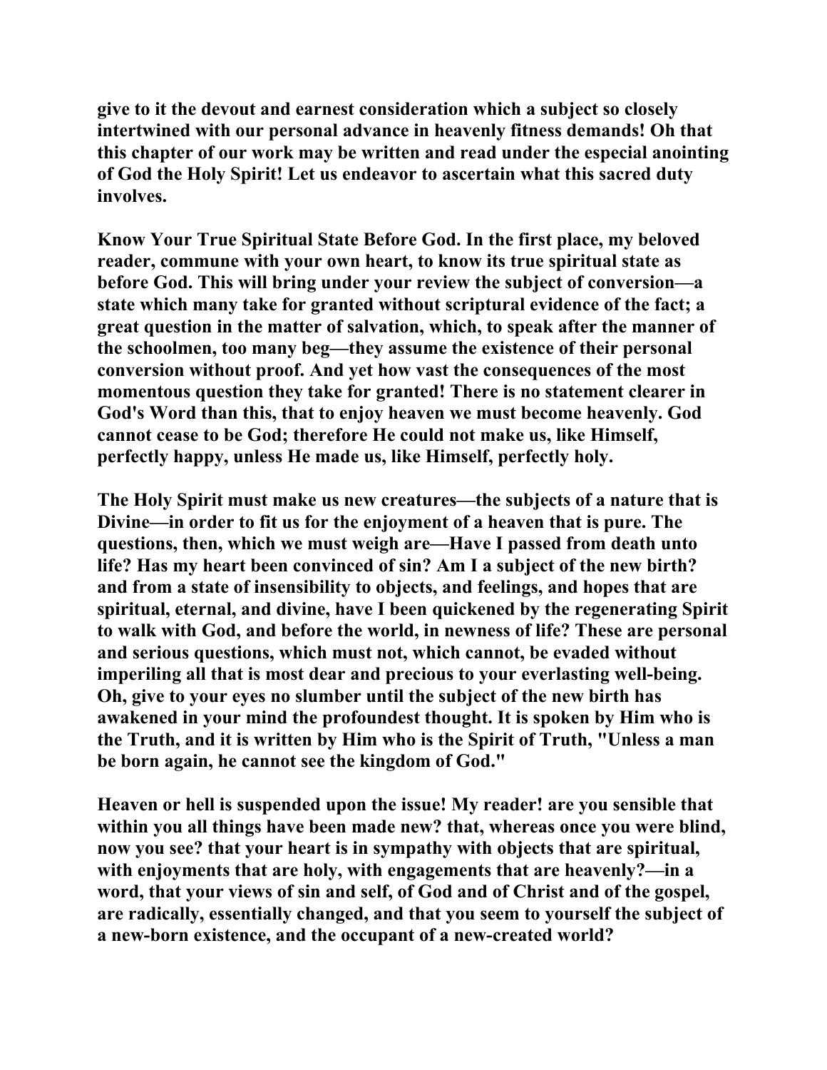give to it the devout and earnest consideration which a subject so closely intertwined with our personal advance in heavenly fitness demands! Oh that this chapter of our work may be written and read under the especial anointing of God the Holy Spirit! Let us endeavor to ascertain what this sacred duty involves.

Know Your True Spiritual State Before God. In the first place, my beloved reader, commune with your own heart, to know its true spiritual state as before God. This will bring under your review the subject of conversion—a state which many take for granted without scriptural evidence of the fact; a great question in the matter of salvation, which, to speak after the manner of the schoolmen, too many beg—they assume the existence of their personal conversion without proof. And yet how vast the consequences of the most momentous question they take for granted! There is no statement clearer in God's Word than this, that to enjoy heaven we must become heavenly. God cannot cease to be God; therefore He could not make us, like Himself, perfectly happy, unless He made us, like Himself, perfectly holy.

The Holy Spirit must make us new creatures—the subjects of a nature that is Divine—in order to fit us for the enjoyment of a heaven that is pure. The questions, then, which we must weigh are—Have I passed from death unto life? Has my heart been convinced of sin? Am I a subject of the new birth? and from a state of insensibility to objects, and feelings, and hopes that are spiritual, eternal, and divine, have I been quickened by the regenerating Spirit to walk with God, and before the world, in newness of life? These are personal and serious questions, which must not, which cannot, be evaded without imperiling all that is most dear and precious to your everlasting well-being. Oh, give to your eyes no slumber until the subject of the new birth has awakened in your mind the profoundest thought. It is spoken by Him who is the Truth, and it is written by Him who is the Spirit of Truth, "Unless a man be born again, he cannot see the kingdom of God."

Heaven or hell is suspended upon the issue! My reader! are you sensible that within you all things have been made new? that, whereas once you were blind, now you see? that your heart is in sympathy with objects that are spiritual, with enjoyments that are holy, with engagements that are heavenly?—in a word, that your views of sin and self, of God and of Christ and of the gospel, are radically, essentially changed, and that you seem to yourself the subject of a new-born existence, and the occupant of a new-created world?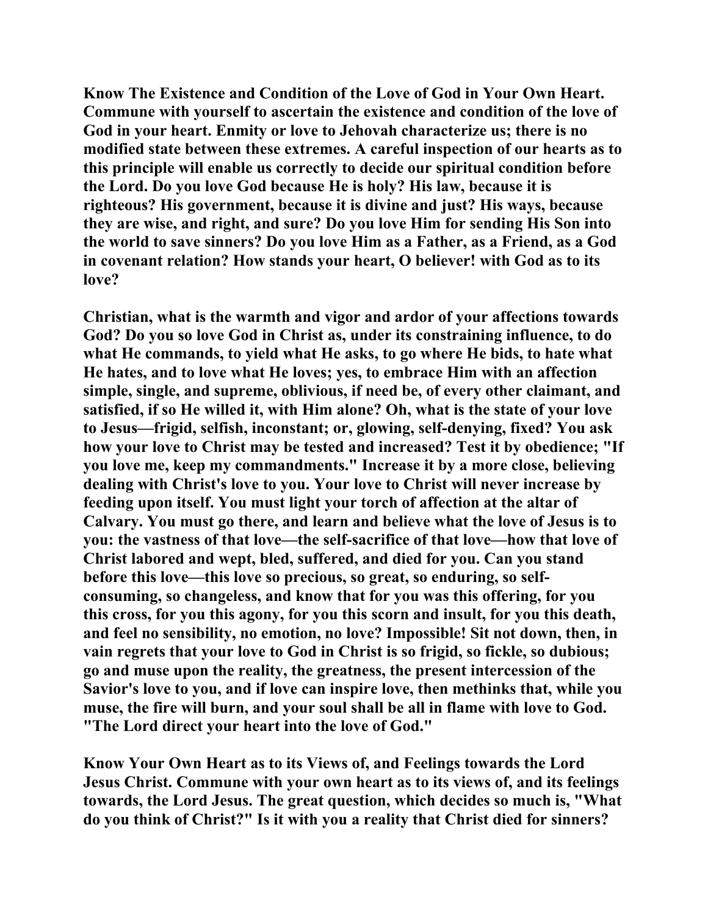**Know The Existence and Condition of the Love of God in Your Own Heart. Commune with yourself to ascertain the existence and condition of the love of God in your heart. Enmity or love to Jehovah characterize us; there is no modified state between these extremes. A careful inspection of our hearts as to this principle will enable us correctly to decide our spiritual condition before the Lord. Do you love God because He is holy? His law, because it is righteous? His government, because it is divine and just? His ways, because they are wise, and right, and sure? Do you love Him for sending His Son into the world to save sinners? Do you love Him as a Father, as a Friend, as a God in covenant relation? How stands your heart, O believer! with God as to its love?**

**Christian, what is the warmth and vigor and ardor of your affections towards God? Do you so love God in Christ as, under its constraining influence, to do what He commands, to yield what He asks, to go where He bids, to hate what He hates, and to love what He loves; yes, to embrace Him with an affection simple, single, and supreme, oblivious, if need be, of every other claimant, and satisfied, if so He willed it, with Him alone? Oh, what is the state of your love to Jesus—frigid, selfish, inconstant; or, glowing, self-denying, fixed? You ask how your love to Christ may be tested and increased? Test it by obedience; "If you love me, keep my commandments." Increase it by a more close, believing dealing with Christ's love to you. Your love to Christ will never increase by feeding upon itself. You must light your torch of affection at the altar of Calvary. You must go there, and learn and believe what the love of Jesus is to you: the vastness of that love—the self-sacrifice of that love—how that love of Christ labored and wept, bled, suffered, and died for you. Can you stand before this love—this love so precious, so great, so enduring, so self-consuming, so changeless, and know that for you was this offering, for you this cross, for you this agony, for you this scorn and insult, for you this death, and feel no sensibility, no emotion, no love? Impossible! Sit not down, then, in vain regrets that your love to God in Christ is so frigid, so fickle, so dubious; go and muse upon the reality, the greatness, the present intercession of the Savior's love to you, and if love can inspire love, then methinks that, while you muse, the fire will burn, and your soul shall be all in flame with love to God. "The Lord direct your heart into the love of God."**

**Know Your Own Heart as to its Views of, and Feelings towards the Lord Jesus Christ. Commune with your own heart as to its views of, and its feelings towards, the Lord Jesus. The great question, which decides so much is, "What do you think of Christ?" Is it with you a reality that Christ died for sinners?**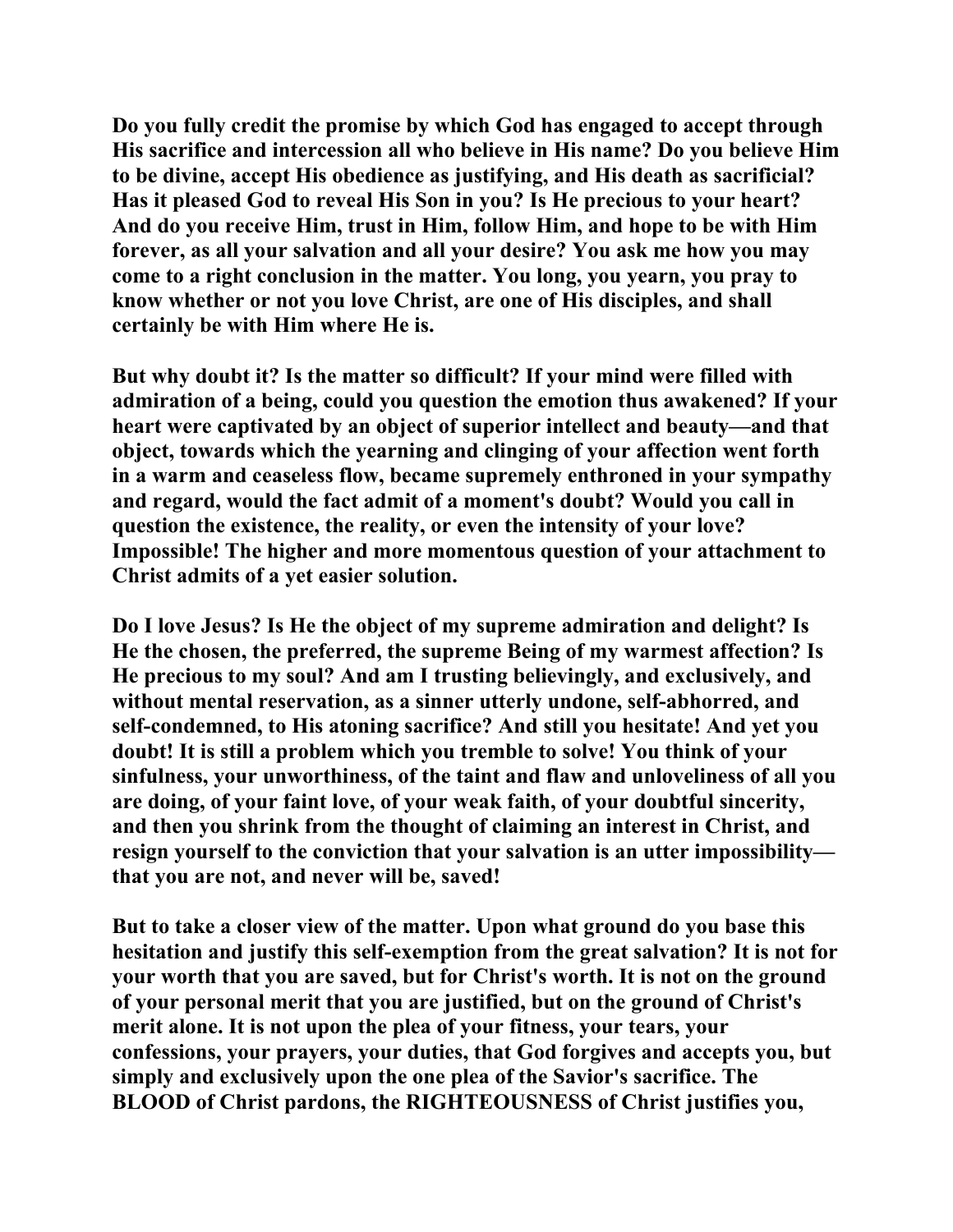Do you fully credit the promise by which God has engaged to accept through His sacrifice and intercession all who believe in His name? Do you believe Him to be divine, accept His obedience as justifying, and His death as sacrificial? Has it pleased God to reveal His Son in you? Is He precious to your heart? And do you receive Him, trust in Him, follow Him, and hope to be with Him forever, as all your salvation and all your desire? You ask me how you may come to a right conclusion in the matter. You long, you yearn, you pray to know whether or not you love Christ, are one of His disciples, and shall certainly be with Him where He is.

But why doubt it? Is the matter so difficult? If your mind were filled with admiration of a being, could you question the emotion thus awakened? If your heart were captivated by an object of superior intellect and beauty—and that object, towards which the yearning and clinging of your affection went forth in a warm and ceaseless flow, became supremely enthroned in your sympathy and regard, would the fact admit of a moment's doubt? Would you call in question the existence, the reality, or even the intensity of your love? Impossible! The higher and more momentous question of your attachment to Christ admits of a yet easier solution.

Do I love Jesus? Is He the object of my supreme admiration and delight? Is He the chosen, the preferred, the supreme Being of my warmest affection? Is He precious to my soul? And am I trusting believingly, and exclusively, and without mental reservation, as a sinner utterly undone, self-abhorred, and self-condemned, to His atoning sacrifice? And still you hesitate! And yet you doubt! It is still a problem which you tremble to solve! You think of your sinfulness, your unworthiness, of the taint and flaw and unloveliness of all you are doing, of your faint love, of your weak faith, of your doubtful sincerity, and then you shrink from the thought of claiming an interest in Christ, and resign yourself to the conviction that your salvation is an utter impossibility—that you are not, and never will be, saved!

But to take a closer view of the matter. Upon what ground do you base this hesitation and justify this self-exemption from the great salvation? It is not for your worth that you are saved, but for Christ's worth. It is not on the ground of your personal merit that you are justified, but on the ground of Christ's merit alone. It is not upon the plea of your fitness, your tears, your confessions, your prayers, your duties, that God forgives and accepts you, but simply and exclusively upon the one plea of the Savior's sacrifice. The BLOOD of Christ pardons, the RIGHTEOUSNESS of Christ justifies you,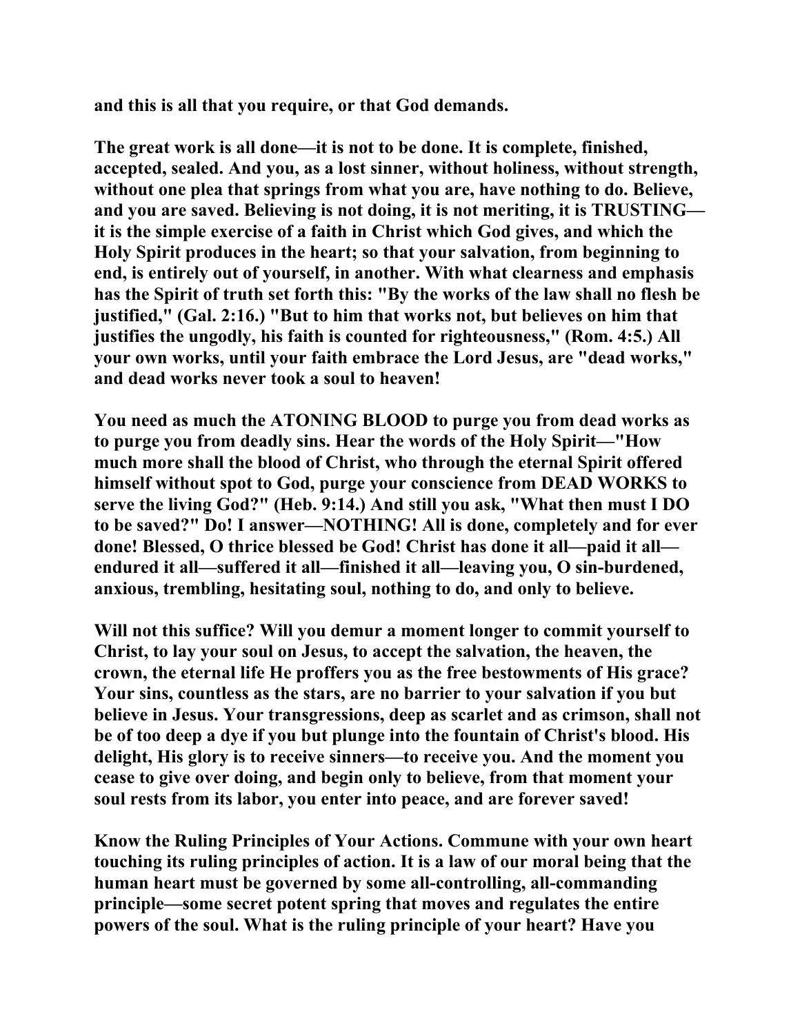and this is all that you require, or that God demands.

The great work is all done—it is not to be done. It is complete, finished, accepted, sealed. And you, as a lost sinner, without holiness, without strength, without one plea that springs from what you are, have nothing to do. Believe, and you are saved. Believing is not doing, it is not meriting, it is TRUSTING—it is the simple exercise of a faith in Christ which God gives, and which the Holy Spirit produces in the heart; so that your salvation, from beginning to end, is entirely out of yourself, in another. With what clearness and emphasis has the Spirit of truth set forth this: "By the works of the law shall no flesh be justified," (Gal. 2:16.) "But to him that works not, but believes on him that justifies the ungodly, his faith is counted for righteousness," (Rom. 4:5.) All your own works, until your faith embrace the Lord Jesus, are "dead works," and dead works never took a soul to heaven!

You need as much the ATONING BLOOD to purge you from dead works as to purge you from deadly sins. Hear the words of the Holy Spirit—"How much more shall the blood of Christ, who through the eternal Spirit offered himself without spot to God, purge your conscience from DEAD WORKS to serve the living God?" (Heb. 9:14.) And still you ask, "What then must I DO to be saved?" Do! I answer—NOTHING! All is done, completely and for ever done! Blessed, O thrice blessed be God! Christ has done it all—paid it all—endured it all—suffered it all—finished it all—leaving you, O sin-burdened, anxious, trembling, hesitating soul, nothing to do, and only to believe.

Will not this suffice? Will you demur a moment longer to commit yourself to Christ, to lay your soul on Jesus, to accept the salvation, the heaven, the crown, the eternal life He proffers you as the free bestowments of His grace? Your sins, countless as the stars, are no barrier to your salvation if you but believe in Jesus. Your transgressions, deep as scarlet and as crimson, shall not be of too deep a dye if you but plunge into the fountain of Christ's blood. His delight, His glory is to receive sinners—to receive you. And the moment you cease to give over doing, and begin only to believe, from that moment your soul rests from its labor, you enter into peace, and are forever saved!

Know the Ruling Principles of Your Actions. Commune with your own heart touching its ruling principles of action. It is a law of our moral being that the human heart must be governed by some all-controlling, all-commanding principle—some secret potent spring that moves and regulates the entire powers of the soul. What is the ruling principle of your heart? Have you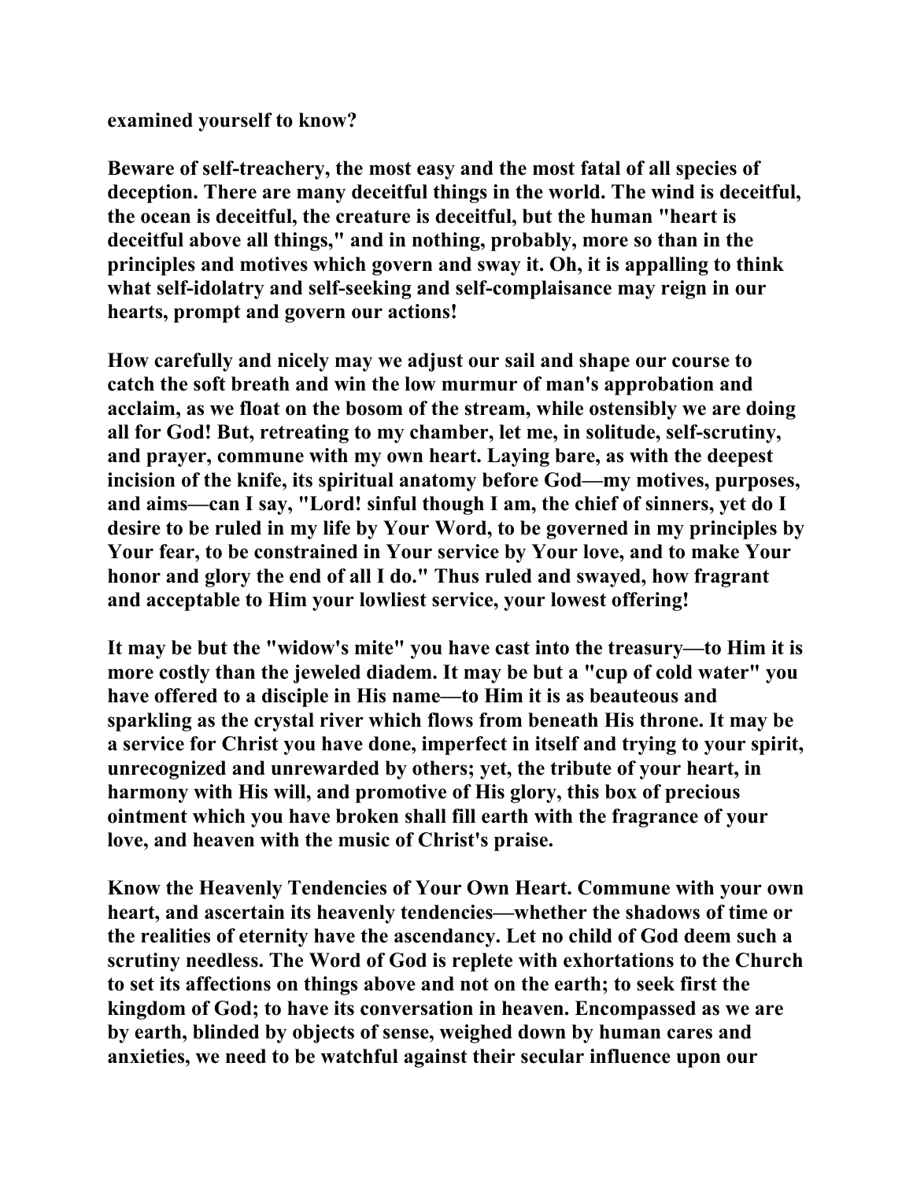examined yourself to know?

Beware of self-treachery, the most easy and the most fatal of all species of deception. There are many deceitful things in the world. The wind is deceitful, the ocean is deceitful, the creature is deceitful, but the human "heart is deceitful above all things," and in nothing, probably, more so than in the principles and motives which govern and sway it. Oh, it is appalling to think what self-idolatry and self-seeking and self-complaisance may reign in our hearts, prompt and govern our actions!

How carefully and nicely may we adjust our sail and shape our course to catch the soft breath and win the low murmur of man's approbation and acclaim, as we float on the bosom of the stream, while ostensibly we are doing all for God! But, retreating to my chamber, let me, in solitude, self-scrutiny, and prayer, commune with my own heart. Laying bare, as with the deepest incision of the knife, its spiritual anatomy before God—my motives, purposes, and aims—can I say, "Lord! sinful though I am, the chief of sinners, yet do I desire to be ruled in my life by Your Word, to be governed in my principles by Your fear, to be constrained in Your service by Your love, and to make Your honor and glory the end of all I do." Thus ruled and swayed, how fragrant and acceptable to Him your lowliest service, your lowest offering!

It may be but the "widow's mite" you have cast into the treasury—to Him it is more costly than the jeweled diadem. It may be but a "cup of cold water" you have offered to a disciple in His name—to Him it is as beauteous and sparkling as the crystal river which flows from beneath His throne. It may be a service for Christ you have done, imperfect in itself and trying to your spirit, unrecognized and unrewarded by others; yet, the tribute of your heart, in harmony with His will, and promotive of His glory, this box of precious ointment which you have broken shall fill earth with the fragrance of your love, and heaven with the music of Christ's praise.

Know the Heavenly Tendencies of Your Own Heart. Commune with your own heart, and ascertain its heavenly tendencies—whether the shadows of time or the realities of eternity have the ascendancy. Let no child of God deem such a scrutiny needless. The Word of God is replete with exhortations to the Church to set its affections on things above and not on the earth; to seek first the kingdom of God; to have its conversation in heaven. Encompassed as we are by earth, blinded by objects of sense, weighed down by human cares and anxieties, we need to be watchful against their secular influence upon our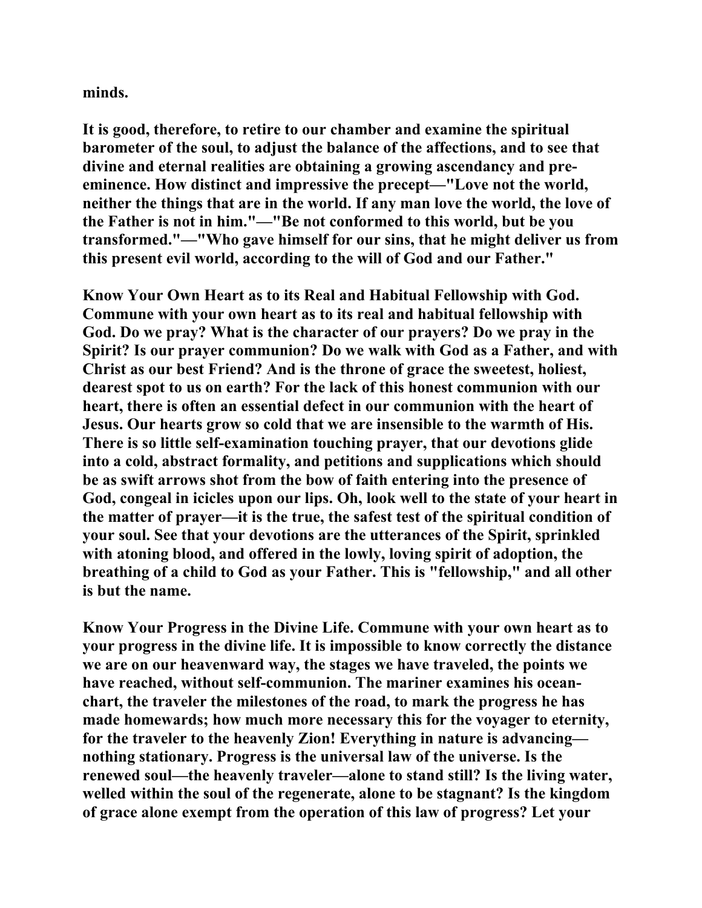minds.

It is good, therefore, to retire to our chamber and examine the spiritual barometer of the soul, to adjust the balance of the affections, and to see that divine and eternal realities are obtaining a growing ascendancy and pre-eminence. How distinct and impressive the precept—"Love not the world, neither the things that are in the world. If any man love the world, the love of the Father is not in him."—"Be not conformed to this world, but be you transformed."—"Who gave himself for our sins, that he might deliver us from this present evil world, according to the will of God and our Father."

**Know Your Own Heart as to its Real and Habitual Fellowship with God.** Commune with your own heart as to its real and habitual fellowship with God. Do we pray? What is the character of our prayers? Do we pray in the Spirit? Is our prayer communion? Do we walk with God as a Father, and with Christ as our best Friend? And is the throne of grace the sweetest, holiest, dearest spot to us on earth? For the lack of this honest communion with our heart, there is often an essential defect in our communion with the heart of Jesus. Our hearts grow so cold that we are insensible to the warmth of His. There is so little self-examination touching prayer, that our devotions glide into a cold, abstract formality, and petitions and supplications which should be as swift arrows shot from the bow of faith entering into the presence of God, congeal in icicles upon our lips. Oh, look well to the state of your heart in the matter of prayer—it is the true, the safest test of the spiritual condition of your soul. See that your devotions are the utterances of the Spirit, sprinkled with atoning blood, and offered in the lowly, loving spirit of adoption, the breathing of a child to God as your Father. This is "fellowship," and all other is but the name.

**Know Your Progress in the Divine Life.** Commune with your own heart as to your progress in the divine life. It is impossible to know correctly the distance we are on our heavenward way, the stages we have traveled, the points we have reached, without self-communion. The mariner examines his ocean-chart, the traveler the milestones of the road, to mark the progress he has made homewards; how much more necessary this for the voyager to eternity, for the traveler to the heavenly Zion! Everything in nature is advancing—nothing stationary. Progress is the universal law of the universe. Is the renewed soul—the heavenly traveler—alone to stand still? Is the living water, welled within the soul of the regenerate, alone to be stagnant? Is the kingdom of grace alone exempt from the operation of this law of progress? Let your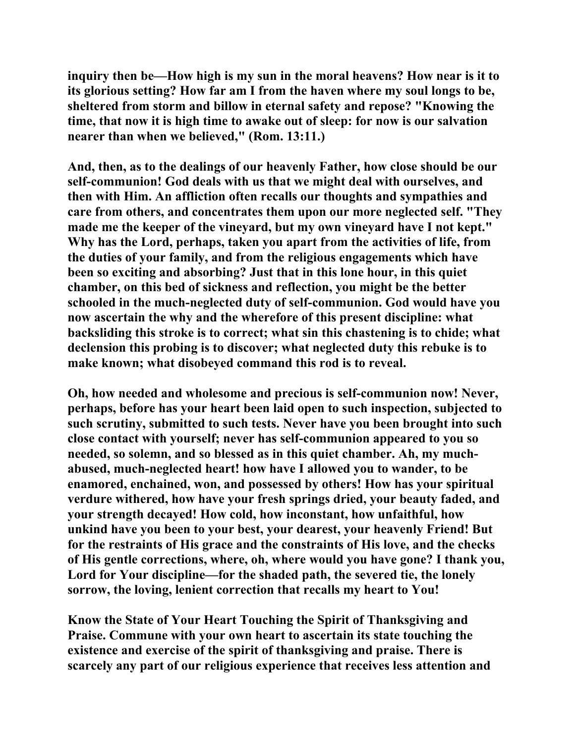inquiry then be—How high is my sun in the moral heavens? How near is it to its glorious setting? How far am I from the haven where my soul longs to be, sheltered from storm and billow in eternal safety and repose? "Knowing the time, that now it is high time to awake out of sleep: for now is our salvation nearer than when we believed," (Rom. 13:11.)

And, then, as to the dealings of our heavenly Father, how close should be our self-communion! God deals with us that we might deal with ourselves, and then with Him. An affliction often recalls our thoughts and sympathies and care from others, and concentrates them upon our more neglected self. "They made me the keeper of the vineyard, but my own vineyard have I not kept." Why has the Lord, perhaps, taken you apart from the activities of life, from the duties of your family, and from the religious engagements which have been so exciting and absorbing? Just that in this lone hour, in this quiet chamber, on this bed of sickness and reflection, you might be the better schooled in the much-neglected duty of self-communion. God would have you now ascertain the why and the wherefore of this present discipline: what backsliding this stroke is to correct; what sin this chastening is to chide; what declension this probing is to discover; what neglected duty this rebuke is to make known; what disobeyed command this rod is to reveal.

Oh, how needed and wholesome and precious is self-communion now! Never, perhaps, before has your heart been laid open to such inspection, subjected to such scrutiny, submitted to such tests. Never have you been brought into such close contact with yourself; never has self-communion appeared to you so needed, so solemn, and so blessed as in this quiet chamber. Ah, my much-abused, much-neglected heart! how have I allowed you to wander, to be enamored, enchained, won, and possessed by others! How has your spiritual verdure withered, how have your fresh springs dried, your beauty faded, and your strength decayed! How cold, how inconstant, how unfaithful, how unkind have you been to your best, your dearest, your heavenly Friend! But for the restraints of His grace and the constraints of His love, and the checks of His gentle corrections, where, oh, where would you have gone? I thank you, Lord for Your discipline—for the shaded path, the severed tie, the lonely sorrow, the loving, lenient correction that recalls my heart to You!

Know the State of Your Heart Touching the Spirit of Thanksgiving and Praise. Commune with your own heart to ascertain its state touching the existence and exercise of the spirit of thanksgiving and praise. There is scarcely any part of our religious experience that receives less attention and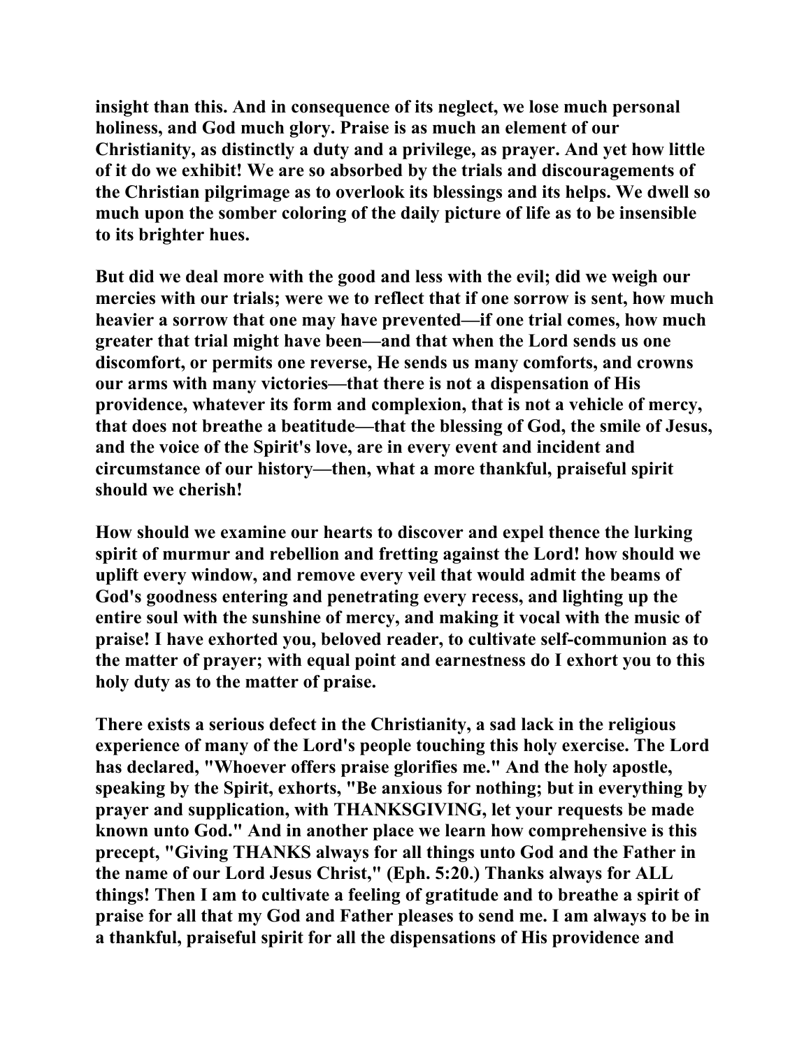insight than this. And in consequence of its neglect, we lose much personal holiness, and God much glory. Praise is as much an element of our Christianity, as distinctly a duty and a privilege, as prayer. And yet how little of it do we exhibit! We are so absorbed by the trials and discouragements of the Christian pilgrimage as to overlook its blessings and its helps. We dwell so much upon the somber coloring of the daily picture of life as to be insensible to its brighter hues.

But did we deal more with the good and less with the evil; did we weigh our mercies with our trials; were we to reflect that if one sorrow is sent, how much heavier a sorrow that one may have prevented—if one trial comes, how much greater that trial might have been—and that when the Lord sends us one discomfort, or permits one reverse, He sends us many comforts, and crowns our arms with many victories—that there is not a dispensation of His providence, whatever its form and complexion, that is not a vehicle of mercy, that does not breathe a beatitude—that the blessing of God, the smile of Jesus, and the voice of the Spirit's love, are in every event and incident and circumstance of our history—then, what a more thankful, praiseful spirit should we cherish!

How should we examine our hearts to discover and expel thence the lurking spirit of murmur and rebellion and fretting against the Lord! how should we uplift every window, and remove every veil that would admit the beams of God's goodness entering and penetrating every recess, and lighting up the entire soul with the sunshine of mercy, and making it vocal with the music of praise! I have exhorted you, beloved reader, to cultivate self-communion as to the matter of prayer; with equal point and earnestness do I exhort you to this holy duty as to the matter of praise.

There exists a serious defect in the Christianity, a sad lack in the religious experience of many of the Lord's people touching this holy exercise. The Lord has declared, "Whoever offers praise glorifies me." And the holy apostle, speaking by the Spirit, exhorts, "Be anxious for nothing; but in everything by prayer and supplication, with THANKSGIVING, let your requests be made known unto God." And in another place we learn how comprehensive is this precept, "Giving THANKS always for all things unto God and the Father in the name of our Lord Jesus Christ," (Eph. 5:20.) Thanks always for ALL things! Then I am to cultivate a feeling of gratitude and to breathe a spirit of praise for all that my God and Father pleases to send me. I am always to be in a thankful, praiseful spirit for all the dispensations of His providence and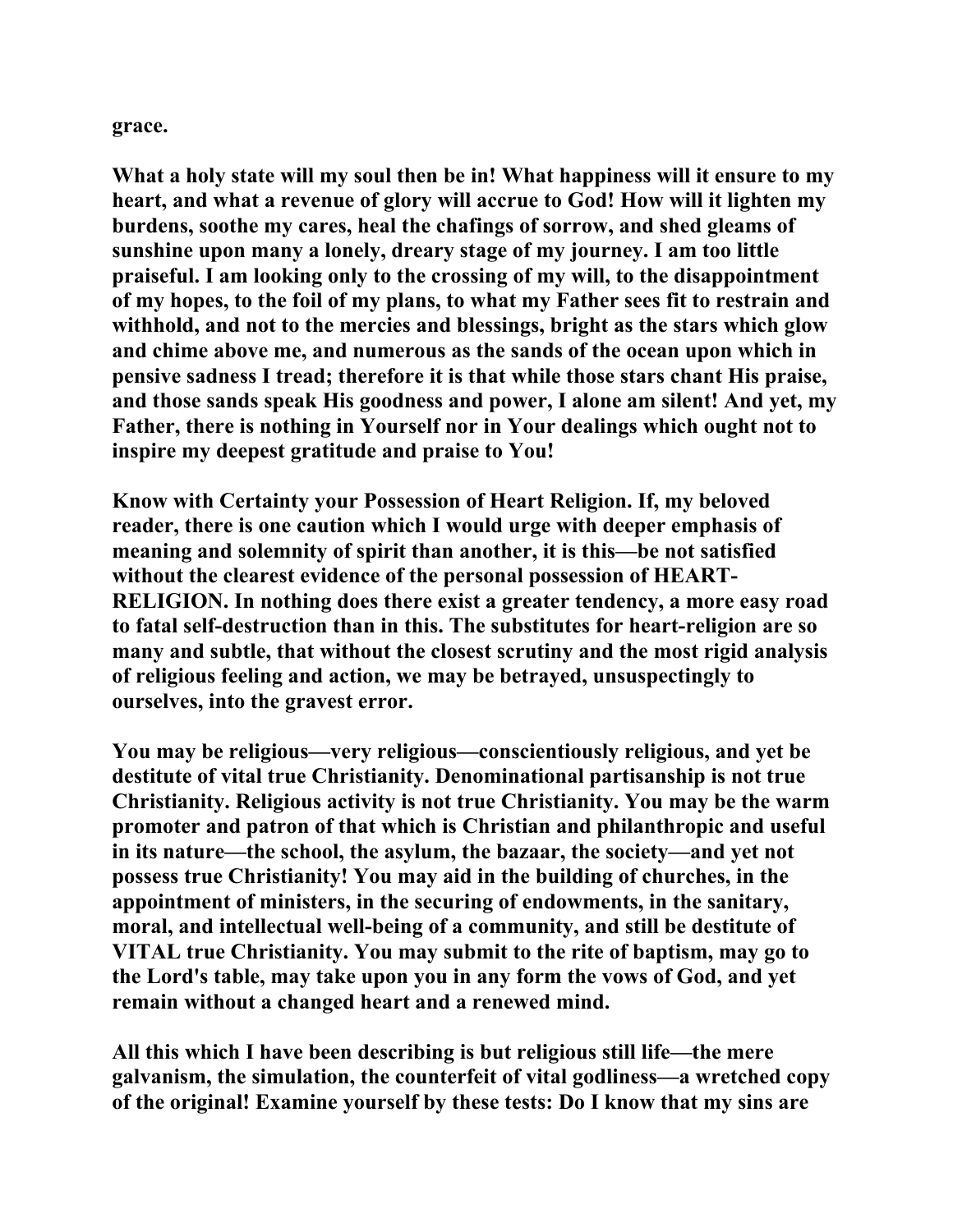**grace.**

**What a holy state will my soul then be in! What happiness will it ensure to my heart, and what a revenue of glory will accrue to God! How will it lighten my burdens, soothe my cares, heal the chafings of sorrow, and shed gleams of sunshine upon many a lonely, dreary stage of my journey. I am too little praiseful. I am looking only to the crossing of my will, to the disappointment of my hopes, to the foil of my plans, to what my Father sees fit to restrain and withhold, and not to the mercies and blessings, bright as the stars which glow and chime above me, and numerous as the sands of the ocean upon which in pensive sadness I tread; therefore it is that while those stars chant His praise, and those sands speak His goodness and power, I alone am silent! And yet, my Father, there is nothing in Yourself nor in Your dealings which ought not to inspire my deepest gratitude and praise to You!**

**Know with Certainty your Possession of Heart Religion. If, my beloved reader, there is one caution which I would urge with deeper emphasis of meaning and solemnity of spirit than another, it is this—be not satisfied without the clearest evidence of the personal possession of HEART-RELIGION. In nothing does there exist a greater tendency, a more easy road to fatal self-destruction than in this. The substitutes for heart-religion are so many and subtle, that without the closest scrutiny and the most rigid analysis of religious feeling and action, we may be betrayed, unsuspectingly to ourselves, into the gravest error.**

**You may be religious—very religious—conscientiously religious, and yet be destitute of vital true Christianity. Denominational partisanship is not true Christianity. Religious activity is not true Christianity. You may be the warm promoter and patron of that which is Christian and philanthropic and useful in its nature—the school, the asylum, the bazaar, the society—and yet not possess true Christianity! You may aid in the building of churches, in the appointment of ministers, in the securing of endowments, in the sanitary, moral, and intellectual well-being of a community, and still be destitute of VITAL true Christianity. You may submit to the rite of baptism, may go to the Lord's table, may take upon you in any form the vows of God, and yet remain without a changed heart and a renewed mind.**

**All this which I have been describing is but religious still life—the mere galvanism, the simulation, the counterfeit of vital godliness—a wretched copy of the original! Examine yourself by these tests: Do I know that my sins are**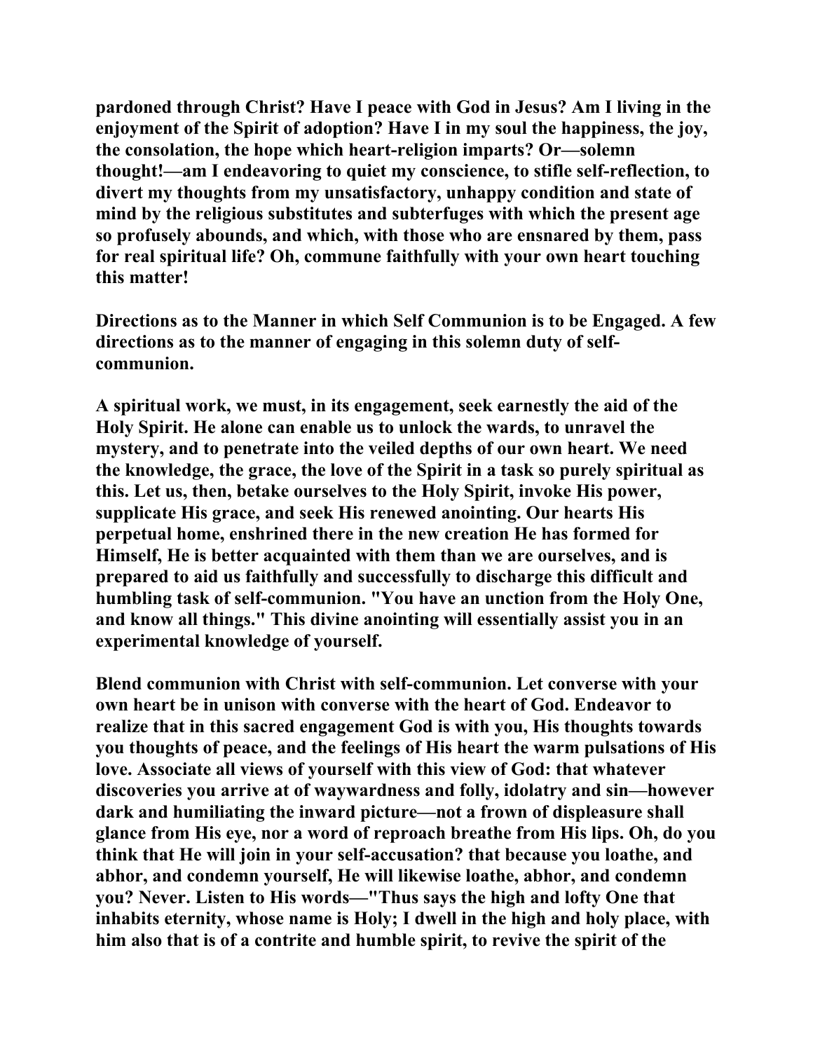pardoned through Christ? Have I peace with God in Jesus? Am I living in the enjoyment of the Spirit of adoption? Have I in my soul the happiness, the joy, the consolation, the hope which heart-religion imparts? Or—solemn thought!—am I endeavoring to quiet my conscience, to stifle self-reflection, to divert my thoughts from my unsatisfactory, unhappy condition and state of mind by the religious substitutes and subterfuges with which the present age so profusely abounds, and which, with those who are ensnared by them, pass for real spiritual life? Oh, commune faithfully with your own heart touching this matter!

Directions as to the Manner in which Self Communion is to be Engaged. A few directions as to the manner of engaging in this solemn duty of self-communion.

A spiritual work, we must, in its engagement, seek earnestly the aid of the Holy Spirit. He alone can enable us to unlock the wards, to unravel the mystery, and to penetrate into the veiled depths of our own heart. We need the knowledge, the grace, the love of the Spirit in a task so purely spiritual as this. Let us, then, betake ourselves to the Holy Spirit, invoke His power, supplicate His grace, and seek His renewed anointing. Our hearts His perpetual home, enshrined there in the new creation He has formed for Himself, He is better acquainted with them than we are ourselves, and is prepared to aid us faithfully and successfully to discharge this difficult and humbling task of self-communion. "You have an unction from the Holy One, and know all things." This divine anointing will essentially assist you in an experimental knowledge of yourself.

Blend communion with Christ with self-communion. Let converse with your own heart be in unison with converse with the heart of God. Endeavor to realize that in this sacred engagement God is with you, His thoughts towards you thoughts of peace, and the feelings of His heart the warm pulsations of His love. Associate all views of yourself with this view of God: that whatever discoveries you arrive at of waywardness and folly, idolatry and sin—however dark and humiliating the inward picture—not a frown of displeasure shall glance from His eye, nor a word of reproach breathe from His lips. Oh, do you think that He will join in your self-accusation? that because you loathe, and abhor, and condemn yourself, He will likewise loathe, abhor, and condemn you? Never. Listen to His words—"Thus says the high and lofty One that inhabits eternity, whose name is Holy; I dwell in the high and holy place, with him also that is of a contrite and humble spirit, to revive the spirit of the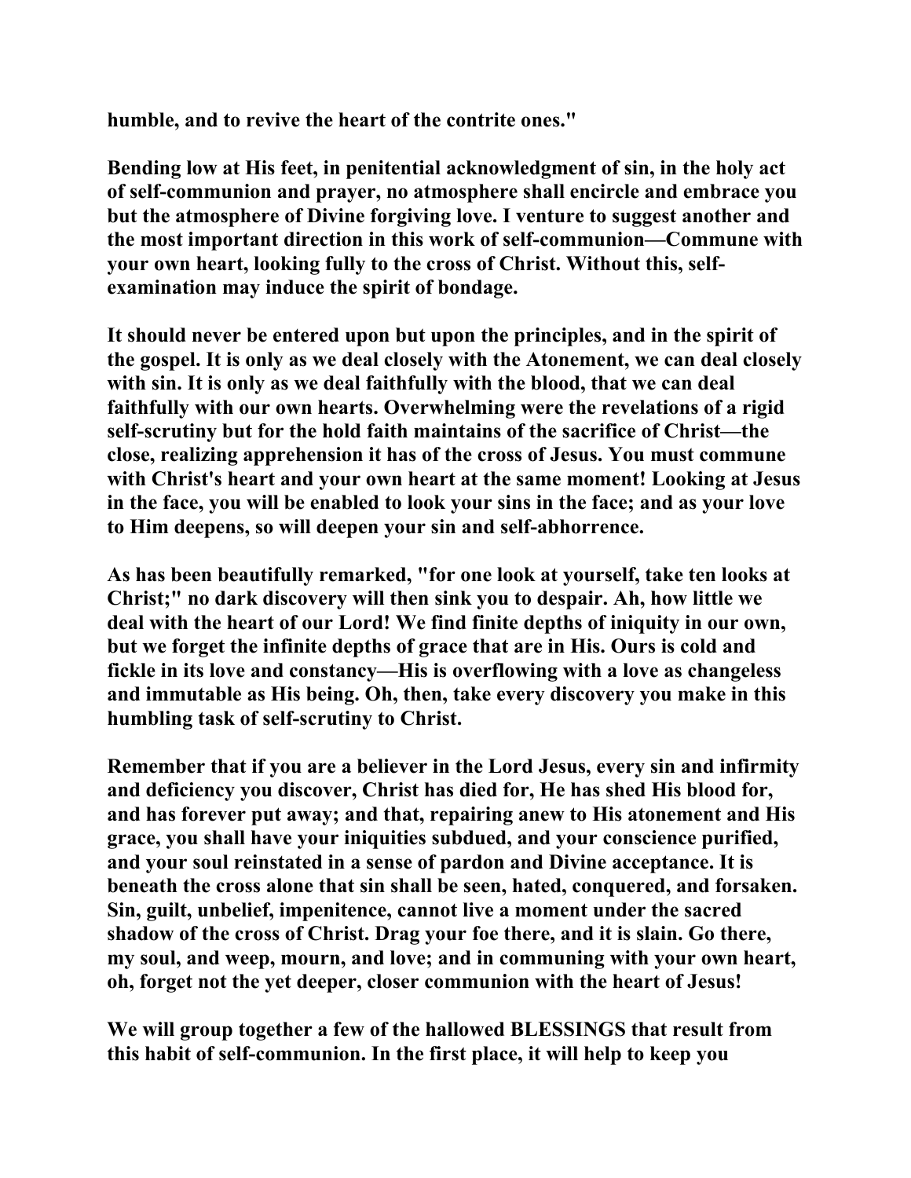humble, and to revive the heart of the contrite ones."

Bending low at His feet, in penitential acknowledgment of sin, in the holy act of self-communion and prayer, no atmosphere shall encircle and embrace you but the atmosphere of Divine forgiving love. I venture to suggest another and the most important direction in this work of self-communion—Commune with your own heart, looking fully to the cross of Christ. Without this, self-examination may induce the spirit of bondage.

It should never be entered upon but upon the principles, and in the spirit of the gospel. It is only as we deal closely with the Atonement, we can deal closely with sin. It is only as we deal faithfully with the blood, that we can deal faithfully with our own hearts. Overwhelming were the revelations of a rigid self-scrutiny but for the hold faith maintains of the sacrifice of Christ—the close, realizing apprehension it has of the cross of Jesus. You must commune with Christ's heart and your own heart at the same moment! Looking at Jesus in the face, you will be enabled to look your sins in the face; and as your love to Him deepens, so will deepen your sin and self-abhorrence.

As has been beautifully remarked, "for one look at yourself, take ten looks at Christ;" no dark discovery will then sink you to despair. Ah, how little we deal with the heart of our Lord! We find finite depths of iniquity in our own, but we forget the infinite depths of grace that are in His. Ours is cold and fickle in its love and constancy—His is overflowing with a love as changeless and immutable as His being. Oh, then, take every discovery you make in this humbling task of self-scrutiny to Christ.

Remember that if you are a believer in the Lord Jesus, every sin and infirmity and deficiency you discover, Christ has died for, He has shed His blood for, and has forever put away; and that, repairing anew to His atonement and His grace, you shall have your iniquities subdued, and your conscience purified, and your soul reinstated in a sense of pardon and Divine acceptance. It is beneath the cross alone that sin shall be seen, hated, conquered, and forsaken. Sin, guilt, unbelief, impenitence, cannot live a moment under the sacred shadow of the cross of Christ. Drag your foe there, and it is slain. Go there, my soul, and weep, mourn, and love; and in communing with your own heart, oh, forget not the yet deeper, closer communion with the heart of Jesus!

We will group together a few of the hallowed BLESSINGS that result from this habit of self-communion. In the first place, it will help to keep you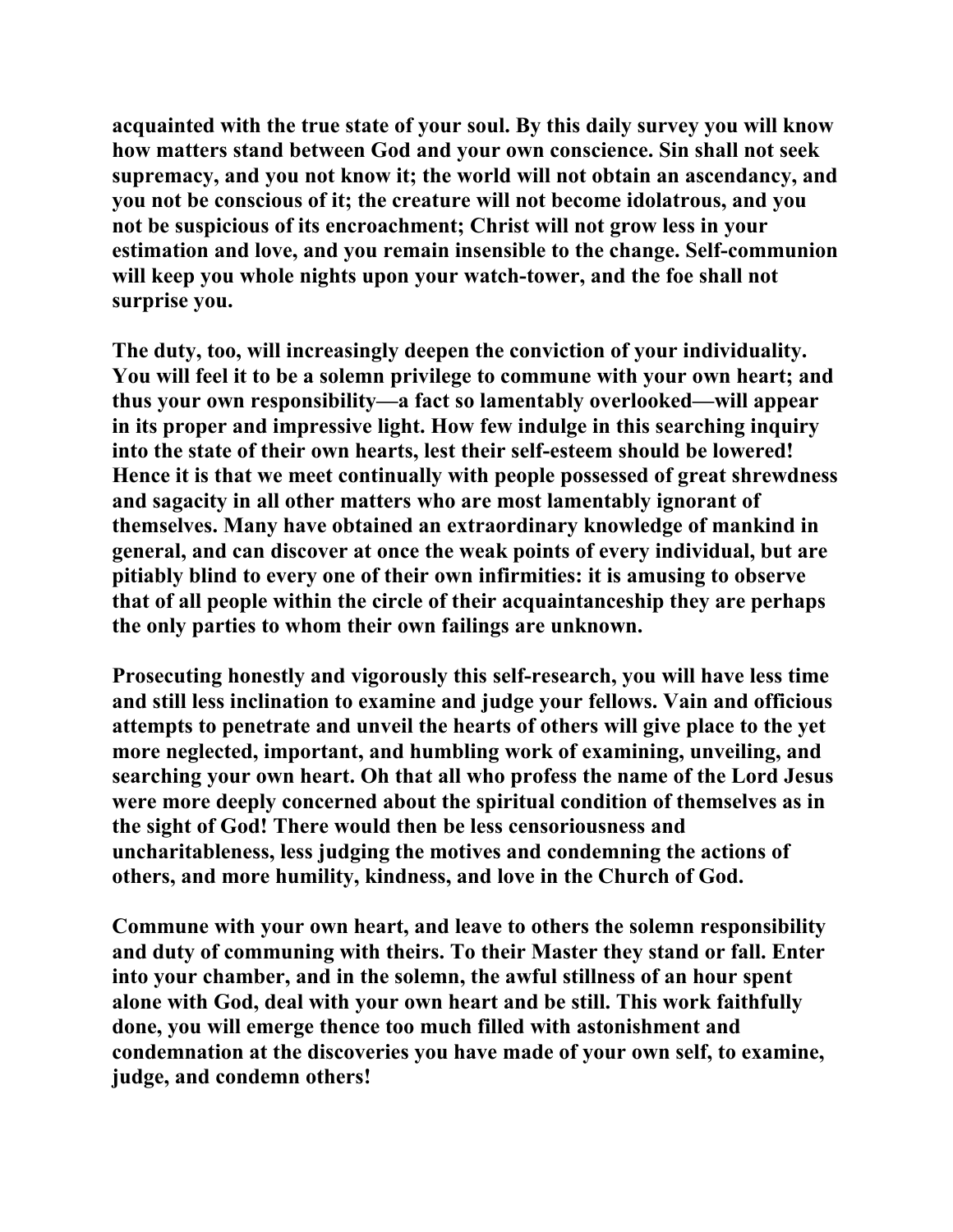acquainted with the true state of your soul. By this daily survey you will know how matters stand between God and your own conscience. Sin shall not seek supremacy, and you not know it; the world will not obtain an ascendancy, and you not be conscious of it; the creature will not become idolatrous, and you not be suspicious of its encroachment; Christ will not grow less in your estimation and love, and you remain insensible to the change. Self-communion will keep you whole nights upon your watch-tower, and the foe shall not surprise you.

The duty, too, will increasingly deepen the conviction of your individuality. You will feel it to be a solemn privilege to commune with your own heart; and thus your own responsibility—a fact so lamentably overlooked—will appear in its proper and impressive light. How few indulge in this searching inquiry into the state of their own hearts, lest their self-esteem should be lowered! Hence it is that we meet continually with people possessed of great shrewdness and sagacity in all other matters who are most lamentably ignorant of themselves. Many have obtained an extraordinary knowledge of mankind in general, and can discover at once the weak points of every individual, but are pitiably blind to every one of their own infirmities: it is amusing to observe that of all people within the circle of their acquaintanceship they are perhaps the only parties to whom their own failings are unknown.

Prosecuting honestly and vigorously this self-research, you will have less time and still less inclination to examine and judge your fellows. Vain and officious attempts to penetrate and unveil the hearts of others will give place to the yet more neglected, important, and humbling work of examining, unveiling, and searching your own heart. Oh that all who profess the name of the Lord Jesus were more deeply concerned about the spiritual condition of themselves as in the sight of God! There would then be less censoriousness and uncharitableness, less judging the motives and condemning the actions of others, and more humility, kindness, and love in the Church of God.

Commune with your own heart, and leave to others the solemn responsibility and duty of communing with theirs. To their Master they stand or fall. Enter into your chamber, and in the solemn, the awful stillness of an hour spent alone with God, deal with your own heart and be still. This work faithfully done, you will emerge thence too much filled with astonishment and condemnation at the discoveries you have made of your own self, to examine, judge, and condemn others!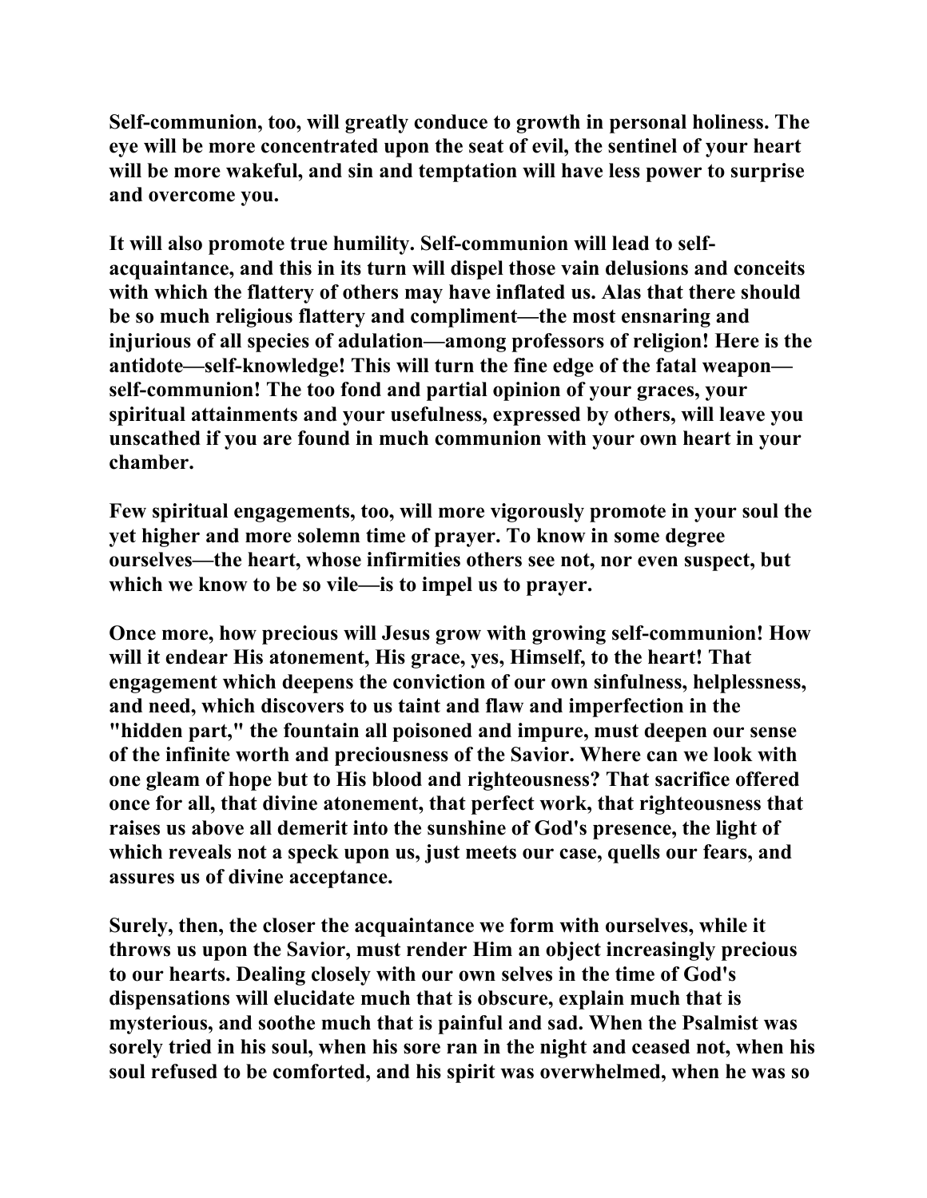Self-communion, too, will greatly conduce to growth in personal holiness. The eye will be more concentrated upon the seat of evil, the sentinel of your heart will be more wakeful, and sin and temptation will have less power to surprise and overcome you.

It will also promote true humility. Self-communion will lead to self-acquaintance, and this in its turn will dispel those vain delusions and conceits with which the flattery of others may have inflated us. Alas that there should be so much religious flattery and compliment—the most ensnaring and injurious of all species of adulation—among professors of religion! Here is the antidote—self-knowledge! This will turn the fine edge of the fatal weapon—self-communion! The too fond and partial opinion of your graces, your spiritual attainments and your usefulness, expressed by others, will leave you unscathed if you are found in much communion with your own heart in your chamber.

Few spiritual engagements, too, will more vigorously promote in your soul the yet higher and more solemn time of prayer. To know in some degree ourselves—the heart, whose infirmities others see not, nor even suspect, but which we know to be so vile—is to impel us to prayer.

Once more, how precious will Jesus grow with growing self-communion! How will it endear His atonement, His grace, yes, Himself, to the heart! That engagement which deepens the conviction of our own sinfulness, helplessness, and need, which discovers to us taint and flaw and imperfection in the "hidden part," the fountain all poisoned and impure, must deepen our sense of the infinite worth and preciousness of the Savior. Where can we look with one gleam of hope but to His blood and righteousness? That sacrifice offered once for all, that divine atonement, that perfect work, that righteousness that raises us above all demerit into the sunshine of God's presence, the light of which reveals not a speck upon us, just meets our case, quells our fears, and assures us of divine acceptance.

Surely, then, the closer the acquaintance we form with ourselves, while it throws us upon the Savior, must render Him an object increasingly precious to our hearts. Dealing closely with our own selves in the time of God's dispensations will elucidate much that is obscure, explain much that is mysterious, and soothe much that is painful and sad. When the Psalmist was sorely tried in his soul, when his sore ran in the night and ceased not, when his soul refused to be comforted, and his spirit was overwhelmed, when he was so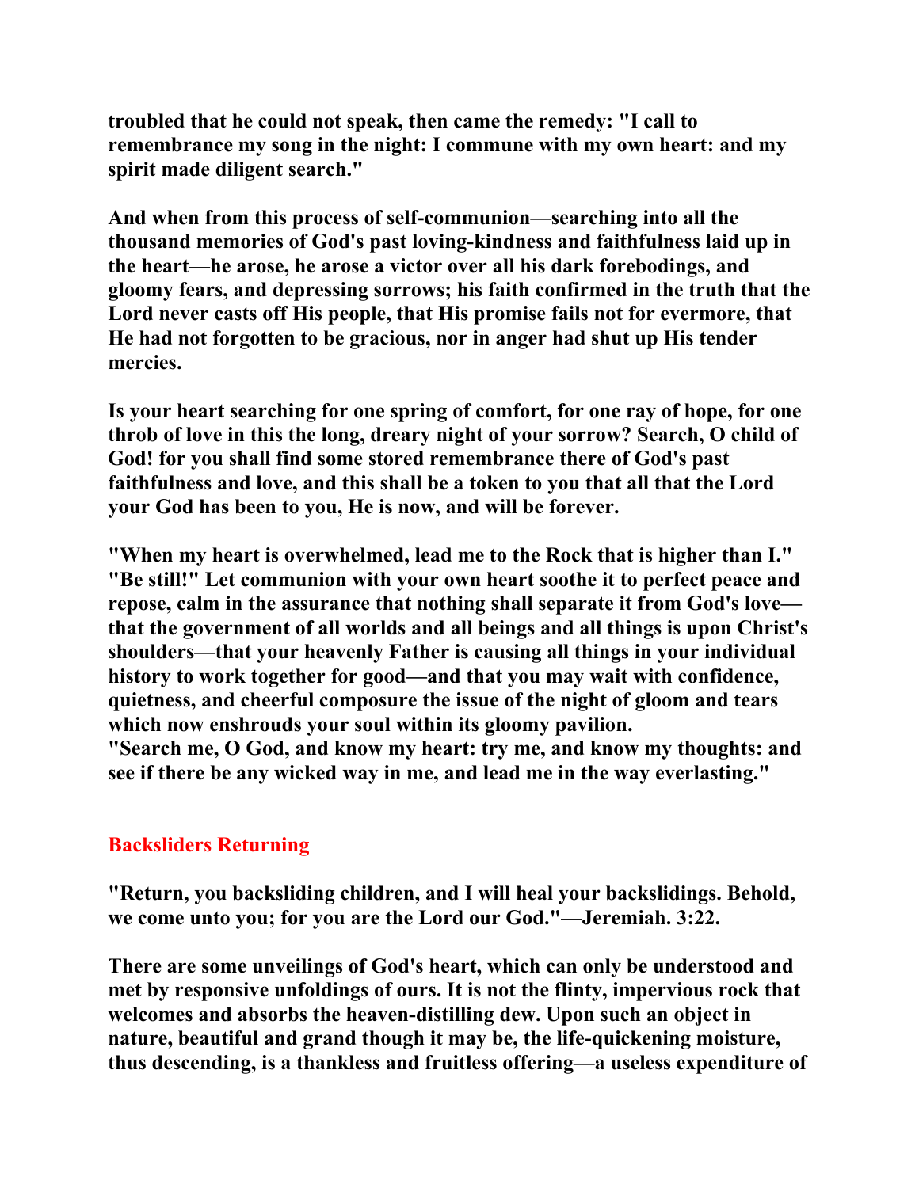**troubled that he could not speak, then came the remedy: "I call to remembrance my song in the night: I commune with my own heart: and my spirit made diligent search."**

**And when from this process of self-communion—searching into all the thousand memories of God's past loving-kindness and faithfulness laid up in the heart—he arose, he arose a victor over all his dark forebodings, and gloomy fears, and depressing sorrows; his faith confirmed in the truth that the Lord never casts off His people, that His promise fails not for evermore, that He had not forgotten to be gracious, nor in anger had shut up His tender mercies.**

**Is your heart searching for one spring of comfort, for one ray of hope, for one throb of love in this the long, dreary night of your sorrow? Search, O child of God! for you shall find some stored remembrance there of God's past faithfulness and love, and this shall be a token to you that all that the Lord your God has been to you, He is now, and will be forever.**

**"When my heart is overwhelmed, lead me to the Rock that is higher than I." "Be still!" Let communion with your own heart soothe it to perfect peace and repose, calm in the assurance that nothing shall separate it from God's love—that the government of all worlds and all beings and all things is upon Christ's shoulders—that your heavenly Father is causing all things in your individual history to work together for good—and that you may wait with confidence, quietness, and cheerful composure the issue of the night of gloom and tears which now enshrouds your soul within its gloomy pavilion.**
**"Search me, O God, and know my heart: try me, and know my thoughts: and see if there be any wicked way in me, and lead me in the way everlasting."**

## Backsliders Returning

**"Return, you backsliding children, and I will heal your backslidings. Behold, we come unto you; for you are the Lord our God."—Jeremiah. 3:22.**

**There are some unveilings of God's heart, which can only be understood and met by responsive unfoldings of ours. It is not the flinty, impervious rock that welcomes and absorbs the heaven-distilling dew. Upon such an object in nature, beautiful and grand though it may be, the life-quickening moisture, thus descending, is a thankless and fruitless offering—a useless expenditure of**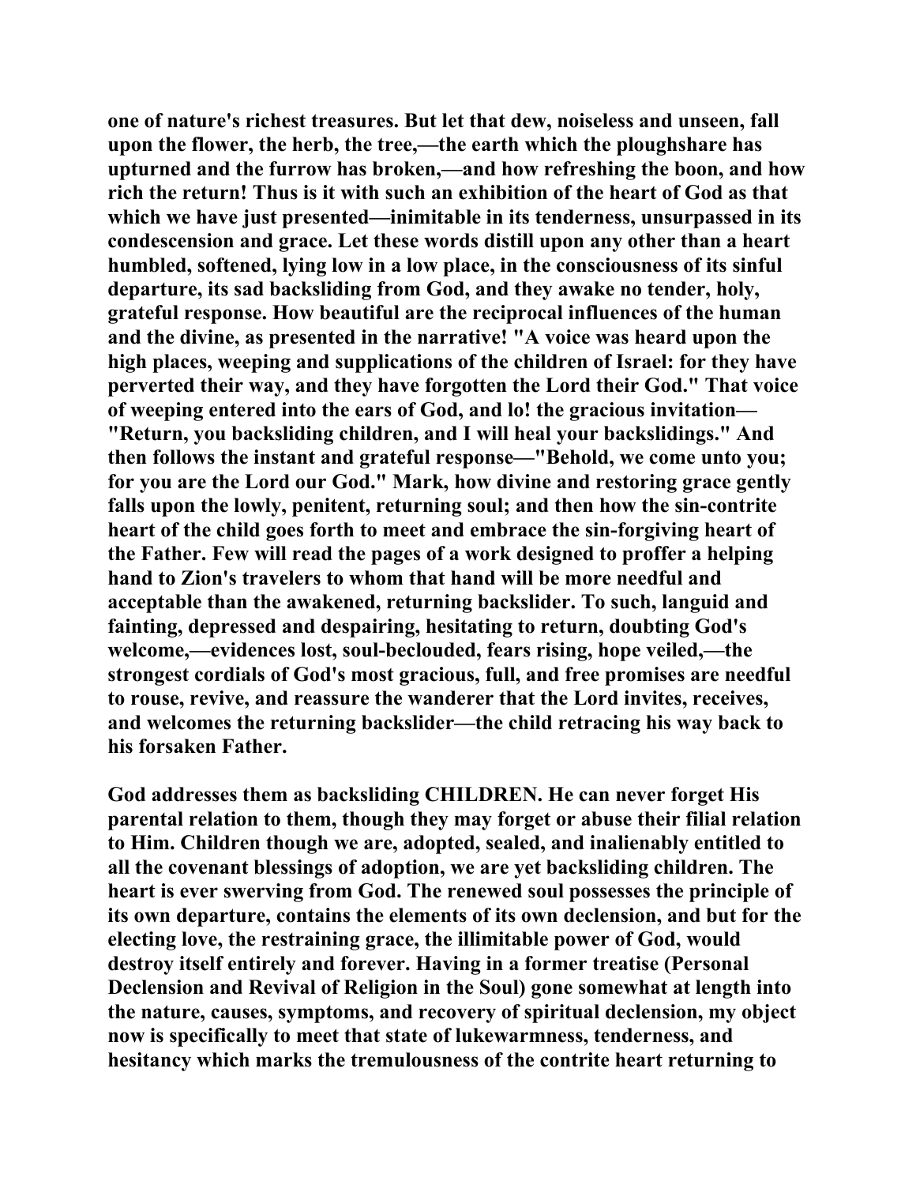one of nature's richest treasures. But let that dew, noiseless and unseen, fall upon the flower, the herb, the tree,—the earth which the ploughshare has upturned and the furrow has broken,—and how refreshing the boon, and how rich the return! Thus is it with such an exhibition of the heart of God as that which we have just presented—inimitable in its tenderness, unsurpassed in its condescension and grace. Let these words distill upon any other than a heart humbled, softened, lying low in a low place, in the consciousness of its sinful departure, its sad backsliding from God, and they awake no tender, holy, grateful response. How beautiful are the reciprocal influences of the human and the divine, as presented in the narrative! "A voice was heard upon the high places, weeping and supplications of the children of Israel: for they have perverted their way, and they have forgotten the Lord their God." That voice of weeping entered into the ears of God, and lo! the gracious invitation—"Return, you backsliding children, and I will heal your backslidings." And then follows the instant and grateful response—"Behold, we come unto you; for you are the Lord our God." Mark, how divine and restoring grace gently falls upon the lowly, penitent, returning soul; and then how the sin-contrite heart of the child goes forth to meet and embrace the sin-forgiving heart of the Father. Few will read the pages of a work designed to proffer a helping hand to Zion's travelers to whom that hand will be more needful and acceptable than the awakened, returning backslider. To such, languid and fainting, depressed and despairing, hesitating to return, doubting God's welcome,—evidences lost, soul-beclouded, fears rising, hope veiled,—the strongest cordials of God's most gracious, full, and free promises are needful to rouse, revive, and reassure the wanderer that the Lord invites, receives, and welcomes the returning backslider—the child retracing his way back to his forsaken Father.

God addresses them as backsliding CHILDREN. He can never forget His parental relation to them, though they may forget or abuse their filial relation to Him. Children though we are, adopted, sealed, and inalienably entitled to all the covenant blessings of adoption, we are yet backsliding children. The heart is ever swerving from God. The renewed soul possesses the principle of its own departure, contains the elements of its own declension, and but for the electing love, the restraining grace, the illimitable power of God, would destroy itself entirely and forever. Having in a former treatise (Personal Declension and Revival of Religion in the Soul) gone somewhat at length into the nature, causes, symptoms, and recovery of spiritual declension, my object now is specifically to meet that state of lukewarmness, tenderness, and hesitancy which marks the tremulousness of the contrite heart returning to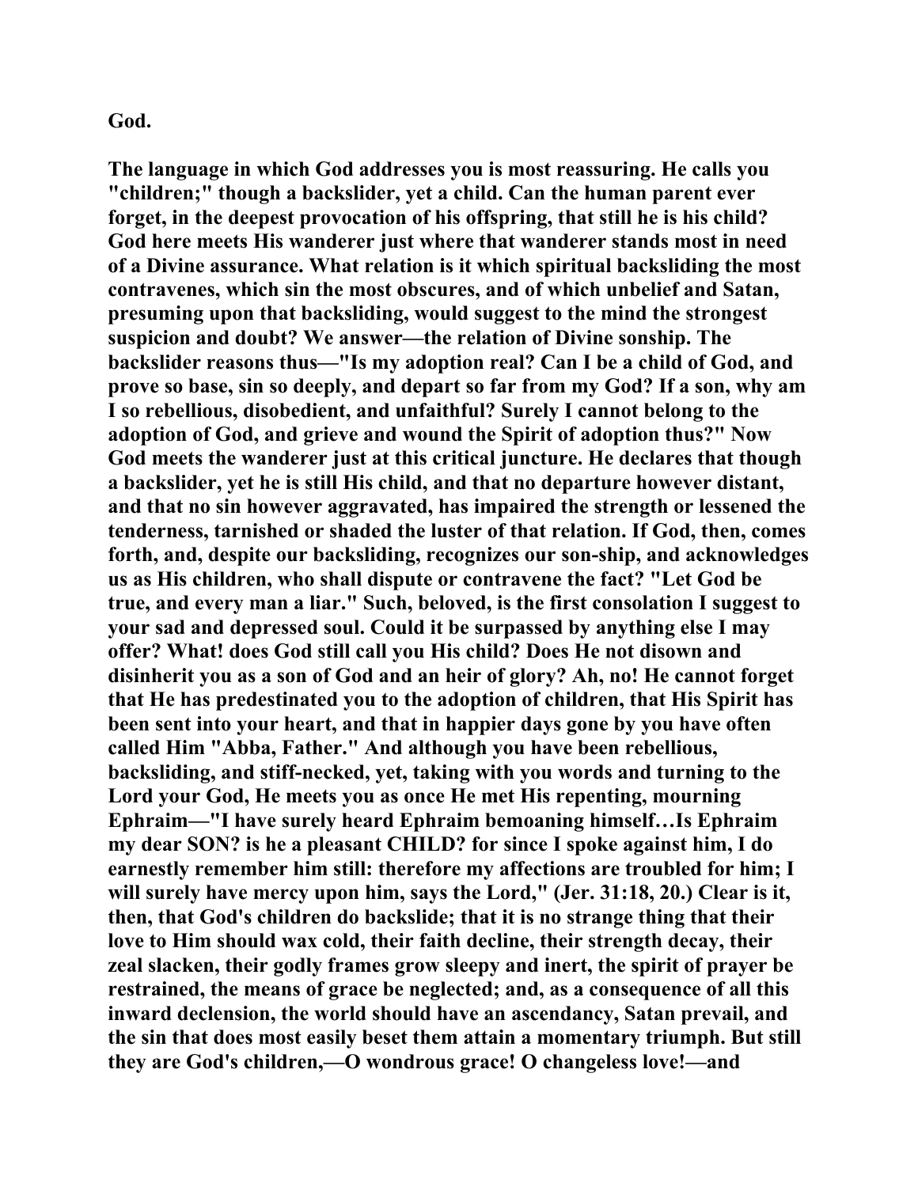God.

The language in which God addresses you is most reassuring. He calls you "children;" though a backslider, yet a child. Can the human parent ever forget, in the deepest provocation of his offspring, that still he is his child? God here meets His wanderer just where that wanderer stands most in need of a Divine assurance. What relation is it which spiritual backsliding the most contravenes, which sin the most obscures, and of which unbelief and Satan, presuming upon that backsliding, would suggest to the mind the strongest suspicion and doubt? We answer—the relation of Divine sonship. The backslider reasons thus—"Is my adoption real? Can I be a child of God, and prove so base, sin so deeply, and depart so far from my God? If a son, why am I so rebellious, disobedient, and unfaithful? Surely I cannot belong to the adoption of God, and grieve and wound the Spirit of adoption thus?" Now God meets the wanderer just at this critical juncture. He declares that though a backslider, yet he is still His child, and that no departure however distant, and that no sin however aggravated, has impaired the strength or lessened the tenderness, tarnished or shaded the luster of that relation. If God, then, comes forth, and, despite our backsliding, recognizes our son-ship, and acknowledges us as His children, who shall dispute or contravene the fact? "Let God be true, and every man a liar." Such, beloved, is the first consolation I suggest to your sad and depressed soul. Could it be surpassed by anything else I may offer? What! does God still call you His child? Does He not disown and disinherit you as a son of God and an heir of glory? Ah, no! He cannot forget that He has predestinated you to the adoption of children, that His Spirit has been sent into your heart, and that in happier days gone by you have often called Him "Abba, Father." And although you have been rebellious, backsliding, and stiff-necked, yet, taking with you words and turning to the Lord your God, He meets you as once He met His repenting, mourning Ephraim—"I have surely heard Ephraim bemoaning himself…Is Ephraim my dear SON? is he a pleasant CHILD? for since I spoke against him, I do earnestly remember him still: therefore my affections are troubled for him; I will surely have mercy upon him, says the Lord," (Jer. 31:18, 20.) Clear is it, then, that God's children do backslide; that it is no strange thing that their love to Him should wax cold, their faith decline, their strength decay, their zeal slacken, their godly frames grow sleepy and inert, the spirit of prayer be restrained, the means of grace be neglected; and, as a consequence of all this inward declension, the world should have an ascendancy, Satan prevail, and the sin that does most easily beset them attain a momentary triumph. But still they are God's children,—O wondrous grace! O changeless love!—and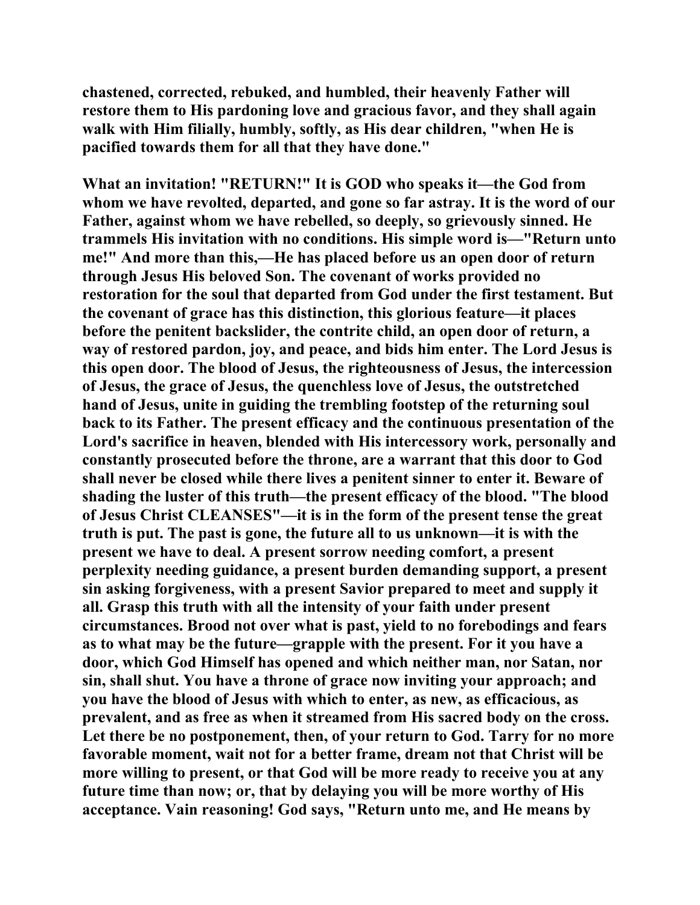**chastened, corrected, rebuked, and humbled, their heavenly Father will restore them to His pardoning love and gracious favor, and they shall again walk with Him filially, humbly, softly, as His dear children, "when He is pacified towards them for all that they have done."**

**What an invitation! "RETURN!" It is GOD who speaks it—the God from whom we have revolted, departed, and gone so far astray. It is the word of our Father, against whom we have rebelled, so deeply, so grievously sinned. He trammels His invitation with no conditions. His simple word is—"Return unto me!" And more than this,—He has placed before us an open door of return through Jesus His beloved Son. The covenant of works provided no restoration for the soul that departed from God under the first testament. But the covenant of grace has this distinction, this glorious feature—it places before the penitent backslider, the contrite child, an open door of return, a way of restored pardon, joy, and peace, and bids him enter. The Lord Jesus is this open door. The blood of Jesus, the righteousness of Jesus, the intercession of Jesus, the grace of Jesus, the quenchless love of Jesus, the outstretched hand of Jesus, unite in guiding the trembling footstep of the returning soul back to its Father. The present efficacy and the continuous presentation of the Lord's sacrifice in heaven, blended with His intercessory work, personally and constantly prosecuted before the throne, are a warrant that this door to God shall never be closed while there lives a penitent sinner to enter it. Beware of shading the luster of this truth—the present efficacy of the blood. "The blood of Jesus Christ CLEANSES"—it is in the form of the present tense the great truth is put. The past is gone, the future all to us unknown—it is with the present we have to deal. A present sorrow needing comfort, a present perplexity needing guidance, a present burden demanding support, a present sin asking forgiveness, with a present Savior prepared to meet and supply it all. Grasp this truth with all the intensity of your faith under present circumstances. Brood not over what is past, yield to no forebodings and fears as to what may be the future—grapple with the present. For it you have a door, which God Himself has opened and which neither man, nor Satan, nor sin, shall shut. You have a throne of grace now inviting your approach; and you have the blood of Jesus with which to enter, as new, as efficacious, as prevalent, and as free as when it streamed from His sacred body on the cross. Let there be no postponement, then, of your return to God. Tarry for no more favorable moment, wait not for a better frame, dream not that Christ will be more willing to present, or that God will be more ready to receive you at any future time than now; or, that by delaying you will be more worthy of His acceptance. Vain reasoning! God says, "Return unto me, and He means by**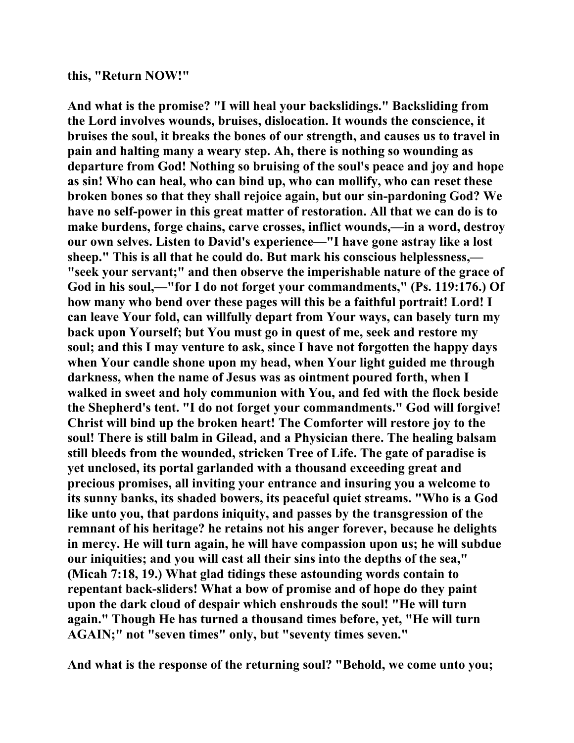**this, "Return NOW!"**

**And what is the promise? "I will heal your backslidings." Backsliding from the Lord involves wounds, bruises, dislocation. It wounds the conscience, it bruises the soul, it breaks the bones of our strength, and causes us to travel in pain and halting many a weary step. Ah, there is nothing so wounding as departure from God! Nothing so bruising of the soul's peace and joy and hope as sin! Who can heal, who can bind up, who can mollify, who can reset these broken bones so that they shall rejoice again, but our sin-pardoning God? We have no self-power in this great matter of restoration. All that we can do is to make burdens, forge chains, carve crosses, inflict wounds,—in a word, destroy our own selves. Listen to David's experience—"I have gone astray like a lost sheep." This is all that he could do. But mark his conscious helplessness,—"seek your servant;" and then observe the imperishable nature of the grace of God in his soul,—"for I do not forget your commandments," (Ps. 119:176.) Of how many who bend over these pages will this be a faithful portrait! Lord! I can leave Your fold, can willfully depart from Your ways, can basely turn my back upon Yourself; but You must go in quest of me, seek and restore my soul; and this I may venture to ask, since I have not forgotten the happy days when Your candle shone upon my head, when Your light guided me through darkness, when the name of Jesus was as ointment poured forth, when I walked in sweet and holy communion with You, and fed with the flock beside the Shepherd's tent. "I do not forget your commandments." God will forgive! Christ will bind up the broken heart! The Comforter will restore joy to the soul! There is still balm in Gilead, and a Physician there. The healing balsam still bleeds from the wounded, stricken Tree of Life. The gate of paradise is yet unclosed, its portal garlanded with a thousand exceeding great and precious promises, all inviting your entrance and insuring you a welcome to its sunny banks, its shaded bowers, its peaceful quiet streams. "Who is a God like unto you, that pardons iniquity, and passes by the transgression of the remnant of his heritage? he retains not his anger forever, because he delights in mercy. He will turn again, he will have compassion upon us; he will subdue our iniquities; and you will cast all their sins into the depths of the sea," (Micah 7:18, 19.) What glad tidings these astounding words contain to repentant back-sliders! What a bow of promise and of hope do they paint upon the dark cloud of despair which enshrouds the soul! "He will turn again." Though He has turned a thousand times before, yet, "He will turn AGAIN;" not "seven times" only, but "seventy times seven."**

**And what is the response of the returning soul? "Behold, we come unto you;**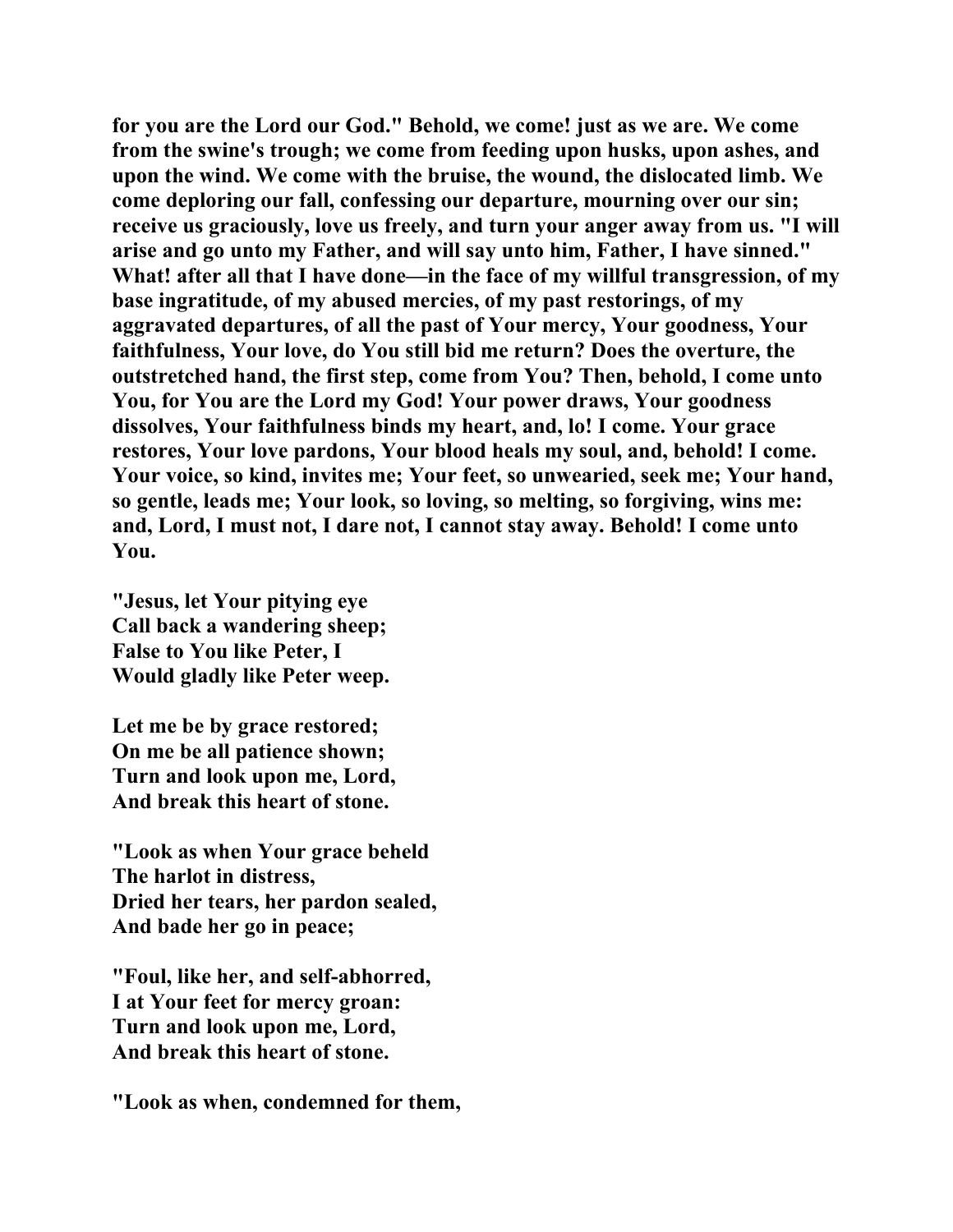**for you are the Lord our God." Behold, we come! just as we are. We come from the swine's trough; we come from feeding upon husks, upon ashes, and upon the wind. We come with the bruise, the wound, the dislocated limb. We come deploring our fall, confessing our departure, mourning over our sin; receive us graciously, love us freely, and turn your anger away from us. "I will arise and go unto my Father, and will say unto him, Father, I have sinned." What! after all that I have done—in the face of my willful transgression, of my base ingratitude, of my abused mercies, of my past restorings, of my aggravated departures, of all the past of Your mercy, Your goodness, Your faithfulness, Your love, do You still bid me return? Does the overture, the outstretched hand, the first step, come from You? Then, behold, I come unto You, for You are the Lord my God! Your power draws, Your goodness dissolves, Your faithfulness binds my heart, and, lo! I come. Your grace restores, Your love pardons, Your blood heals my soul, and, behold! I come. Your voice, so kind, invites me; Your feet, so unwearied, seek me; Your hand, so gentle, leads me; Your look, so loving, so melting, so forgiving, wins me: and, Lord, I must not, I dare not, I cannot stay away. Behold! I come unto You.**

**"Jesus, let Your pitying eye
Call back a wandering sheep;
False to You like Peter, I
Would gladly like Peter weep.**

**Let me be by grace restored;
On me be all patience shown;
Turn and look upon me, Lord,
And break this heart of stone.**

**"Look as when Your grace beheld
The harlot in distress,
Dried her tears, her pardon sealed,
And bade her go in peace;**

**"Foul, like her, and self-abhorred,
I at Your feet for mercy groan:
Turn and look upon me, Lord,
And break this heart of stone.**

**"Look as when, condemned for them,**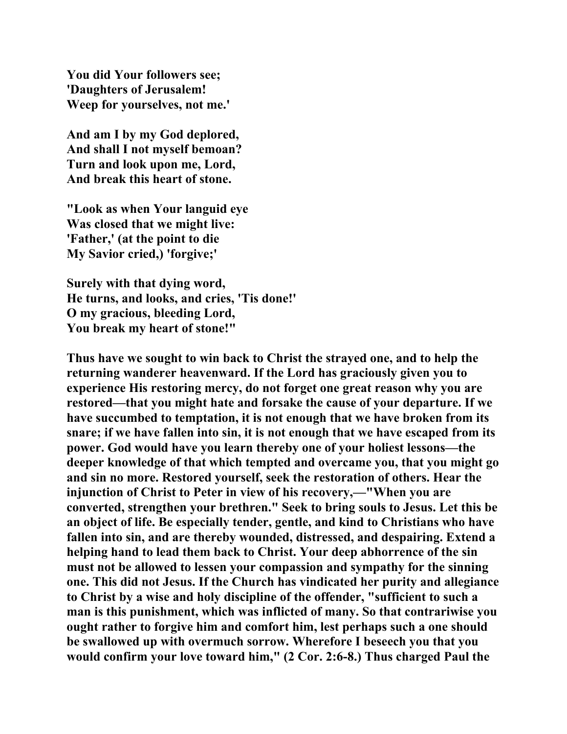**You did Your followers see;**
**'Daughters of Jerusalem!**
**Weep for yourselves, not me.'**

**And am I by my God deplored,**
**And shall I not myself bemoan?**
**Turn and look upon me, Lord,**
**And break this heart of stone.**

**"Look as when Your languid eye**
**Was closed that we might live:**
**'Father,' (at the point to die**
**My Savior cried,) 'forgive;'**

**Surely with that dying word,**
**He turns, and looks, and cries, 'Tis done!'**
**O my gracious, bleeding Lord,**
**You break my heart of stone!"**

**Thus have we sought to win back to Christ the strayed one, and to help the returning wanderer heavenward. If the Lord has graciously given you to experience His restoring mercy, do not forget one great reason why you are restored—that you might hate and forsake the cause of your departure. If we have succumbed to temptation, it is not enough that we have broken from its snare; if we have fallen into sin, it is not enough that we have escaped from its power. God would have you learn thereby one of your holiest lessons—the deeper knowledge of that which tempted and overcame you, that you might go and sin no more. Restored yourself, seek the restoration of others. Hear the injunction of Christ to Peter in view of his recovery,—"When you are converted, strengthen your brethren." Seek to bring souls to Jesus. Let this be an object of life. Be especially tender, gentle, and kind to Christians who have fallen into sin, and are thereby wounded, distressed, and despairing. Extend a helping hand to lead them back to Christ. Your deep abhorrence of the sin must not be allowed to lessen your compassion and sympathy for the sinning one. This did not Jesus. If the Church has vindicated her purity and allegiance to Christ by a wise and holy discipline of the offender, "sufficient to such a man is this punishment, which was inflicted of many. So that contrariwise you ought rather to forgive him and comfort him, lest perhaps such a one should be swallowed up with overmuch sorrow. Wherefore I beseech you that you would confirm your love toward him," (2 Cor. 2:6-8.) Thus charged Paul the**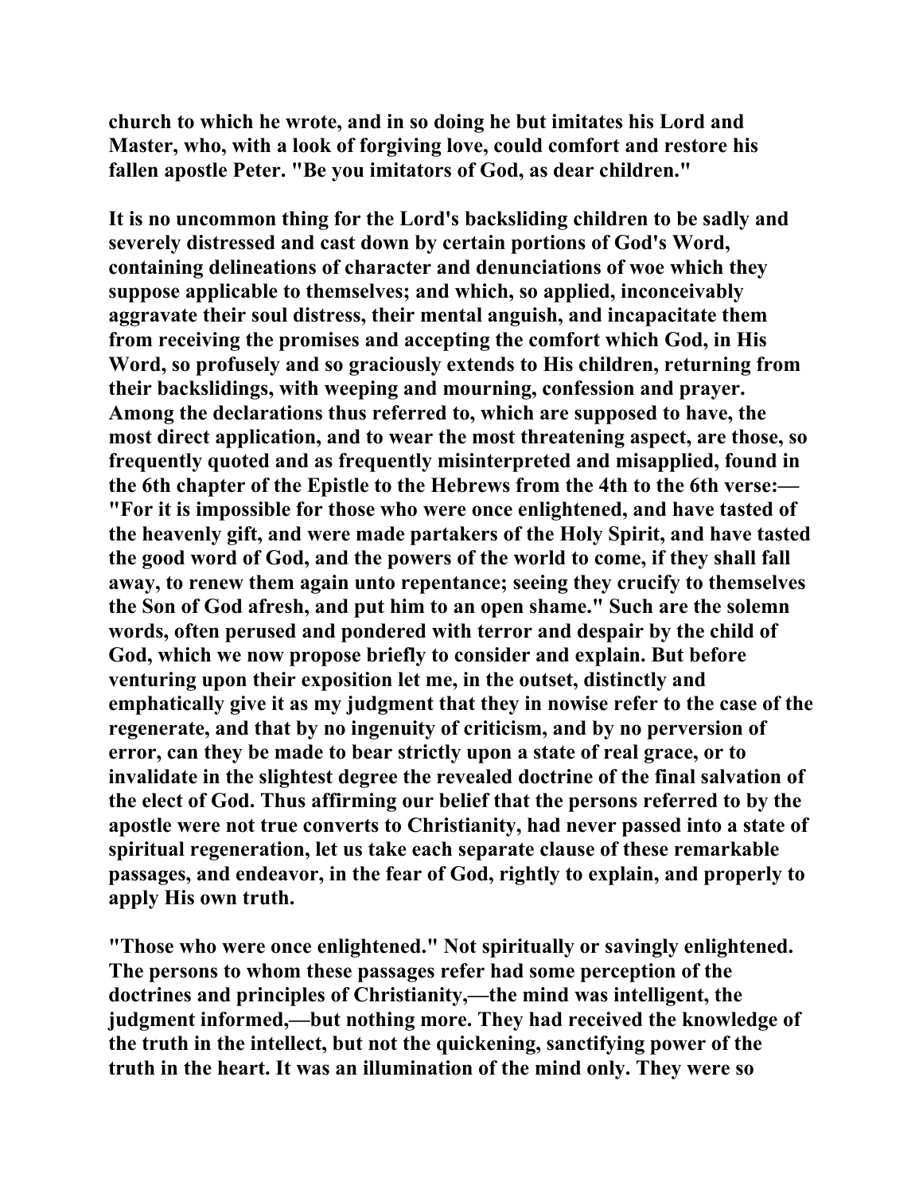church to which he wrote, and in so doing he but imitates his Lord and Master, who, with a look of forgiving love, could comfort and restore his fallen apostle Peter. "Be you imitators of God, as dear children."

It is no uncommon thing for the Lord's backsliding children to be sadly and severely distressed and cast down by certain portions of God's Word, containing delineations of character and denunciations of woe which they suppose applicable to themselves; and which, so applied, inconceivably aggravate their soul distress, their mental anguish, and incapacitate them from receiving the promises and accepting the comfort which God, in His Word, so profusely and so graciously extends to His children, returning from their backslidings, with weeping and mourning, confession and prayer. Among the declarations thus referred to, which are supposed to have, the most direct application, and to wear the most threatening aspect, are those, so frequently quoted and as frequently misinterpreted and misapplied, found in the 6th chapter of the Epistle to the Hebrews from the 4th to the 6th verse:—"For it is impossible for those who were once enlightened, and have tasted of the heavenly gift, and were made partakers of the Holy Spirit, and have tasted the good word of God, and the powers of the world to come, if they shall fall away, to renew them again unto repentance; seeing they crucify to themselves the Son of God afresh, and put him to an open shame." Such are the solemn words, often perused and pondered with terror and despair by the child of God, which we now propose briefly to consider and explain. But before venturing upon their exposition let me, in the outset, distinctly and emphatically give it as my judgment that they in nowise refer to the case of the regenerate, and that by no ingenuity of criticism, and by no perversion of error, can they be made to bear strictly upon a state of real grace, or to invalidate in the slightest degree the revealed doctrine of the final salvation of the elect of God. Thus affirming our belief that the persons referred to by the apostle were not true converts to Christianity, had never passed into a state of spiritual regeneration, let us take each separate clause of these remarkable passages, and endeavor, in the fear of God, rightly to explain, and properly to apply His own truth.

"Those who were once enlightened." Not spiritually or savingly enlightened. The persons to whom these passages refer had some perception of the doctrines and principles of Christianity,—the mind was intelligent, the judgment informed,—but nothing more. They had received the knowledge of the truth in the intellect, but not the quickening, sanctifying power of the truth in the heart. It was an illumination of the mind only. They were so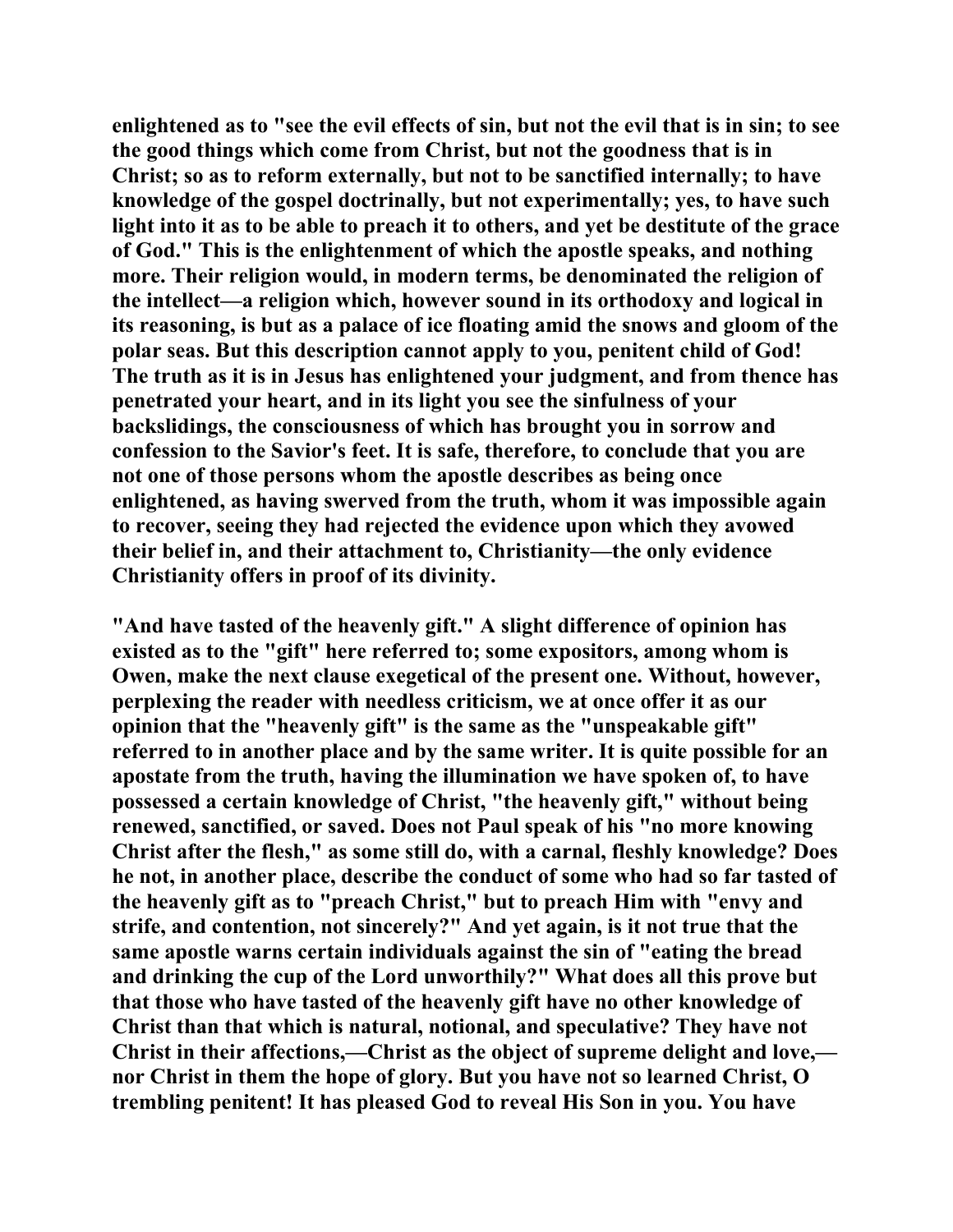enlightened as to "see the evil effects of sin, but not the evil that is in sin; to see the good things which come from Christ, but not the goodness that is in Christ; so as to reform externally, but not to be sanctified internally; to have knowledge of the gospel doctrinally, but not experimentally; yes, to have such light into it as to be able to preach it to others, and yet be destitute of the grace of God." This is the enlightenment of which the apostle speaks, and nothing more. Their religion would, in modern terms, be denominated the religion of the intellect—a religion which, however sound in its orthodoxy and logical in its reasoning, is but as a palace of ice floating amid the snows and gloom of the polar seas. But this description cannot apply to you, penitent child of God! The truth as it is in Jesus has enlightened your judgment, and from thence has penetrated your heart, and in its light you see the sinfulness of your backslidings, the consciousness of which has brought you in sorrow and confession to the Savior's feet. It is safe, therefore, to conclude that you are not one of those persons whom the apostle describes as being once enlightened, as having swerved from the truth, whom it was impossible again to recover, seeing they had rejected the evidence upon which they avowed their belief in, and their attachment to, Christianity—the only evidence Christianity offers in proof of its divinity.

"And have tasted of the heavenly gift." A slight difference of opinion has existed as to the "gift" here referred to; some expositors, among whom is Owen, make the next clause exegetical of the present one. Without, however, perplexing the reader with needless criticism, we at once offer it as our opinion that the "heavenly gift" is the same as the "unspeakable gift" referred to in another place and by the same writer. It is quite possible for an apostate from the truth, having the illumination we have spoken of, to have possessed a certain knowledge of Christ, "the heavenly gift," without being renewed, sanctified, or saved. Does not Paul speak of his "no more knowing Christ after the flesh," as some still do, with a carnal, fleshly knowledge? Does he not, in another place, describe the conduct of some who had so far tasted of the heavenly gift as to "preach Christ," but to preach Him with "envy and strife, and contention, not sincerely?" And yet again, is it not true that the same apostle warns certain individuals against the sin of "eating the bread and drinking the cup of the Lord unworthily?" What does all this prove but that those who have tasted of the heavenly gift have no other knowledge of Christ than that which is natural, notional, and speculative? They have not Christ in their affections,—Christ as the object of supreme delight and love,—nor Christ in them the hope of glory. But you have not so learned Christ, O trembling penitent! It has pleased God to reveal His Son in you. You have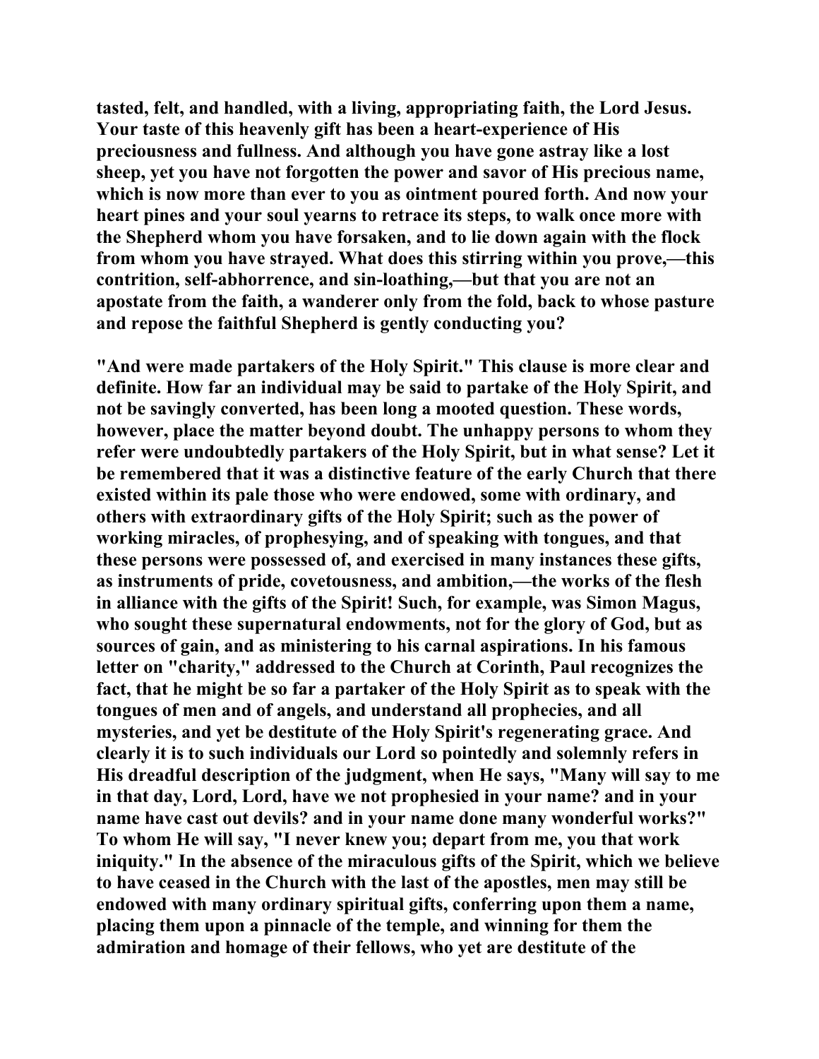tasted, felt, and handled, with a living, appropriating faith, the Lord Jesus. Your taste of this heavenly gift has been a heart-experience of His preciousness and fullness. And although you have gone astray like a lost sheep, yet you have not forgotten the power and savor of His precious name, which is now more than ever to you as ointment poured forth. And now your heart pines and your soul yearns to retrace its steps, to walk once more with the Shepherd whom you have forsaken, and to lie down again with the flock from whom you have strayed. What does this stirring within you prove,—this contrition, self-abhorrence, and sin-loathing,—but that you are not an apostate from the faith, a wanderer only from the fold, back to whose pasture and repose the faithful Shepherd is gently conducting you?

"And were made partakers of the Holy Spirit." This clause is more clear and definite. How far an individual may be said to partake of the Holy Spirit, and not be savingly converted, has been long a mooted question. These words, however, place the matter beyond doubt. The unhappy persons to whom they refer were undoubtedly partakers of the Holy Spirit, but in what sense? Let it be remembered that it was a distinctive feature of the early Church that there existed within its pale those who were endowed, some with ordinary, and others with extraordinary gifts of the Holy Spirit; such as the power of working miracles, of prophesying, and of speaking with tongues, and that these persons were possessed of, and exercised in many instances these gifts, as instruments of pride, covetousness, and ambition,—the works of the flesh in alliance with the gifts of the Spirit! Such, for example, was Simon Magus, who sought these supernatural endowments, not for the glory of God, but as sources of gain, and as ministering to his carnal aspirations. In his famous letter on "charity," addressed to the Church at Corinth, Paul recognizes the fact, that he might be so far a partaker of the Holy Spirit as to speak with the tongues of men and of angels, and understand all prophecies, and all mysteries, and yet be destitute of the Holy Spirit's regenerating grace. And clearly it is to such individuals our Lord so pointedly and solemnly refers in His dreadful description of the judgment, when He says, "Many will say to me in that day, Lord, Lord, have we not prophesied in your name? and in your name have cast out devils? and in your name done many wonderful works?" To whom He will say, "I never knew you; depart from me, you that work iniquity." In the absence of the miraculous gifts of the Spirit, which we believe to have ceased in the Church with the last of the apostles, men may still be endowed with many ordinary spiritual gifts, conferring upon them a name, placing them upon a pinnacle of the temple, and winning for them the admiration and homage of their fellows, who yet are destitute of the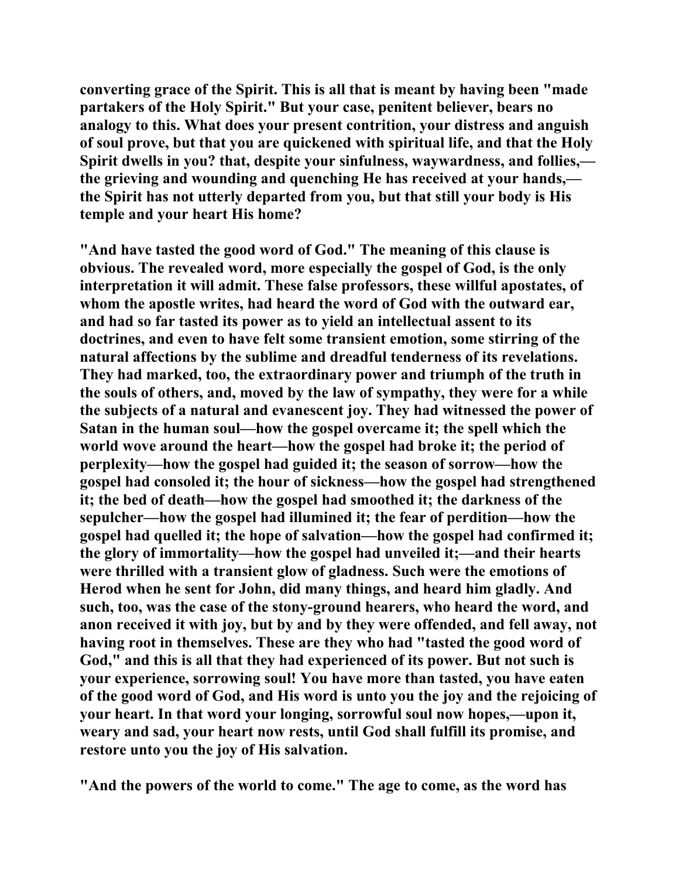**converting grace of the Spirit. This is all that is meant by having been "made partakers of the Holy Spirit." But your case, penitent believer, bears no analogy to this. What does your present contrition, your distress and anguish of soul prove, but that you are quickened with spiritual life, and that the Holy Spirit dwells in you? that, despite your sinfulness, waywardness, and follies,—the grieving and wounding and quenching He has received at your hands,—the Spirit has not utterly departed from you, but that still your body is His temple and your heart His home?**

**"And have tasted the good word of God." The meaning of this clause is obvious. The revealed word, more especially the gospel of God, is the only interpretation it will admit. These false professors, these willful apostates, of whom the apostle writes, had heard the word of God with the outward ear, and had so far tasted its power as to yield an intellectual assent to its doctrines, and even to have felt some transient emotion, some stirring of the natural affections by the sublime and dreadful tenderness of its revelations. They had marked, too, the extraordinary power and triumph of the truth in the souls of others, and, moved by the law of sympathy, they were for a while the subjects of a natural and evanescent joy. They had witnessed the power of Satan in the human soul—how the gospel overcame it; the spell which the world wove around the heart—how the gospel had broke it; the period of perplexity—how the gospel had guided it; the season of sorrow—how the gospel had consoled it; the hour of sickness—how the gospel had strengthened it; the bed of death—how the gospel had smoothed it; the darkness of the sepulcher—how the gospel had illumined it; the fear of perdition—how the gospel had quelled it; the hope of salvation—how the gospel had confirmed it; the glory of immortality—how the gospel had unveiled it;—and their hearts were thrilled with a transient glow of gladness. Such were the emotions of Herod when he sent for John, did many things, and heard him gladly. And such, too, was the case of the stony-ground hearers, who heard the word, and anon received it with joy, but by and by they were offended, and fell away, not having root in themselves. These are they who had "tasted the good word of God," and this is all that they had experienced of its power. But not such is your experience, sorrowing soul! You have more than tasted, you have eaten of the good word of God, and His word is unto you the joy and the rejoicing of your heart. In that word your longing, sorrowful soul now hopes,—upon it, weary and sad, your heart now rests, until God shall fulfill its promise, and restore unto you the joy of His salvation.**

**"And the powers of the world to come." The age to come, as the word has**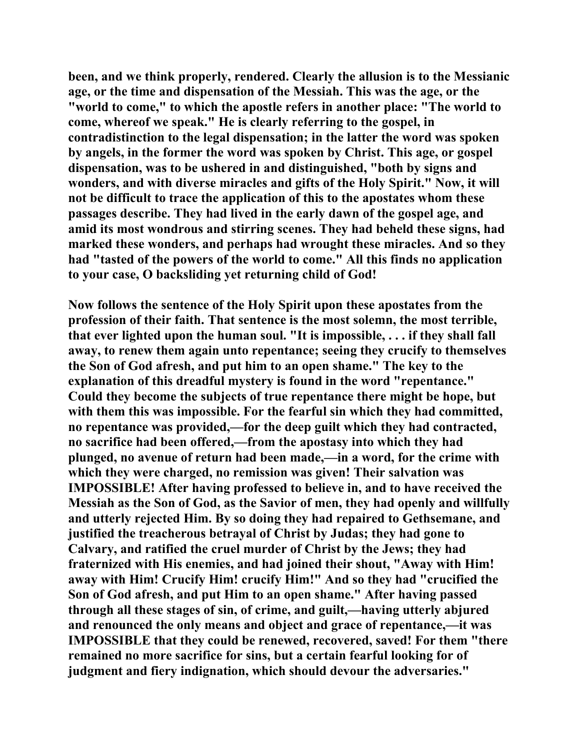been, and we think properly, rendered. Clearly the allusion is to the Messianic age, or the time and dispensation of the Messiah. This was the age, or the "world to come," to which the apostle refers in another place: "The world to come, whereof we speak." He is clearly referring to the gospel, in contradistinction to the legal dispensation; in the latter the word was spoken by angels, in the former the word was spoken by Christ. This age, or gospel dispensation, was to be ushered in and distinguished, "both by signs and wonders, and with diverse miracles and gifts of the Holy Spirit." Now, it will not be difficult to trace the application of this to the apostates whom these passages describe. They had lived in the early dawn of the gospel age, and amid its most wondrous and stirring scenes. They had beheld these signs, had marked these wonders, and perhaps had wrought these miracles. And so they had "tasted of the powers of the world to come." All this finds no application to your case, O backsliding yet returning child of God!

Now follows the sentence of the Holy Spirit upon these apostates from the profession of their faith. That sentence is the most solemn, the most terrible, that ever lighted upon the human soul. "It is impossible, . . . if they shall fall away, to renew them again unto repentance; seeing they crucify to themselves the Son of God afresh, and put him to an open shame." The key to the explanation of this dreadful mystery is found in the word "repentance." Could they become the subjects of true repentance there might be hope, but with them this was impossible. For the fearful sin which they had committed, no repentance was provided,—for the deep guilt which they had contracted, no sacrifice had been offered,—from the apostasy into which they had plunged, no avenue of return had been made,—in a word, for the crime with which they were charged, no remission was given! Their salvation was IMPOSSIBLE! After having professed to believe in, and to have received the Messiah as the Son of God, as the Savior of men, they had openly and willfully and utterly rejected Him. By so doing they had repaired to Gethsemane, and justified the treacherous betrayal of Christ by Judas; they had gone to Calvary, and ratified the cruel murder of Christ by the Jews; they had fraternized with His enemies, and had joined their shout, "Away with Him! away with Him! Crucify Him! crucify Him!" And so they had "crucified the Son of God afresh, and put Him to an open shame." After having passed through all these stages of sin, of crime, and guilt,—having utterly abjured and renounced the only means and object and grace of repentance,—it was IMPOSSIBLE that they could be renewed, recovered, saved! For them "there remained no more sacrifice for sins, but a certain fearful looking for of judgment and fiery indignation, which should devour the adversaries."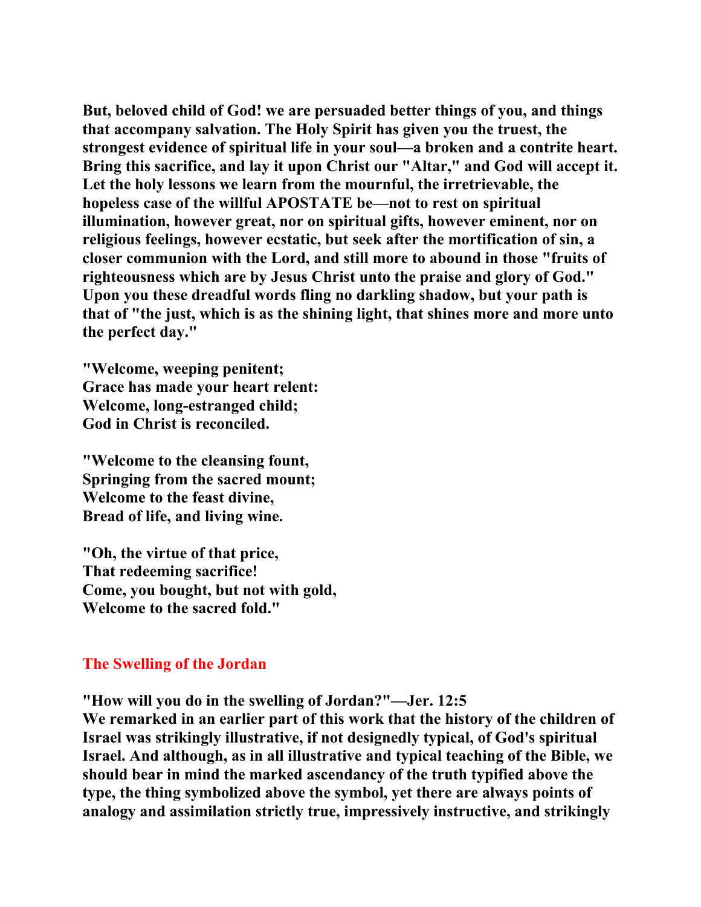**But, beloved child of God! we are persuaded better things of you, and things that accompany salvation. The Holy Spirit has given you the truest, the strongest evidence of spiritual life in your soul—a broken and a contrite heart. Bring this sacrifice, and lay it upon Christ our "Altar," and God will accept it. Let the holy lessons we learn from the mournful, the irretrievable, the hopeless case of the willful APOSTATE be—not to rest on spiritual illumination, however great, nor on spiritual gifts, however eminent, nor on religious feelings, however ecstatic, but seek after the mortification of sin, a closer communion with the Lord, and still more to abound in those "fruits of righteousness which are by Jesus Christ unto the praise and glory of God." Upon you these dreadful words fling no darkling shadow, but your path is that of "the just, which is as the shining light, that shines more and more unto the perfect day."**

**"Welcome, weeping penitent;
Grace has made your heart relent:
Welcome, long-estranged child;
God in Christ is reconciled.**

**"Welcome to the cleansing fount,
Springing from the sacred mount;
Welcome to the feast divine,
Bread of life, and living wine.**

**"Oh, the virtue of that price,
That redeeming sacrifice!
Come, you bought, but not with gold,
Welcome to the sacred fold."**

## The Swelling of the Jordan

**"How will you do in the swelling of Jordan?"—Jer. 12:5**
**We remarked in an earlier part of this work that the history of the children of Israel was strikingly illustrative, if not designedly typical, of God's spiritual Israel. And although, as in all illustrative and typical teaching of the Bible, we should bear in mind the marked ascendancy of the truth typified above the type, the thing symbolized above the symbol, yet there are always points of analogy and assimilation strictly true, impressively instructive, and strikingly**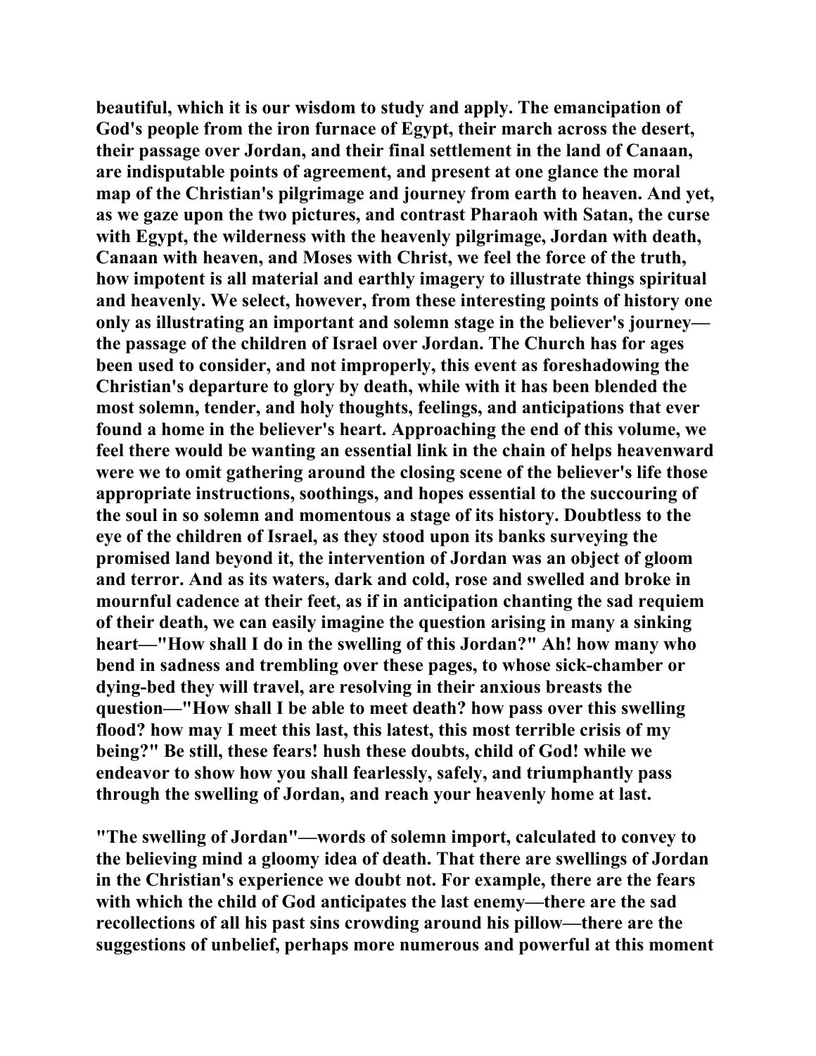beautiful, which it is our wisdom to study and apply. The emancipation of God's people from the iron furnace of Egypt, their march across the desert, their passage over Jordan, and their final settlement in the land of Canaan, are indisputable points of agreement, and present at one glance the moral map of the Christian's pilgrimage and journey from earth to heaven. And yet, as we gaze upon the two pictures, and contrast Pharaoh with Satan, the curse with Egypt, the wilderness with the heavenly pilgrimage, Jordan with death, Canaan with heaven, and Moses with Christ, we feel the force of the truth, how impotent is all material and earthly imagery to illustrate things spiritual and heavenly. We select, however, from these interesting points of history one only as illustrating an important and solemn stage in the believer's journey—the passage of the children of Israel over Jordan. The Church has for ages been used to consider, and not improperly, this event as foreshadowing the Christian's departure to glory by death, while with it has been blended the most solemn, tender, and holy thoughts, feelings, and anticipations that ever found a home in the believer's heart. Approaching the end of this volume, we feel there would be wanting an essential link in the chain of helps heavenward were we to omit gathering around the closing scene of the believer's life those appropriate instructions, soothings, and hopes essential to the succouring of the soul in so solemn and momentous a stage of its history. Doubtless to the eye of the children of Israel, as they stood upon its banks surveying the promised land beyond it, the intervention of Jordan was an object of gloom and terror. And as its waters, dark and cold, rose and swelled and broke in mournful cadence at their feet, as if in anticipation chanting the sad requiem of their death, we can easily imagine the question arising in many a sinking heart—"How shall I do in the swelling of this Jordan?" Ah! how many who bend in sadness and trembling over these pages, to whose sick-chamber or dying-bed they will travel, are resolving in their anxious breasts the question—"How shall I be able to meet death? how pass over this swelling flood? how may I meet this last, this latest, this most terrible crisis of my being?" Be still, these fears! hush these doubts, child of God! while we endeavor to show how you shall fearlessly, safely, and triumphantly pass through the swelling of Jordan, and reach your heavenly home at last.

"The swelling of Jordan"—words of solemn import, calculated to convey to the believing mind a gloomy idea of death. That there are swellings of Jordan in the Christian's experience we doubt not. For example, there are the fears with which the child of God anticipates the last enemy—there are the sad recollections of all his past sins crowding around his pillow—there are the suggestions of unbelief, perhaps more numerous and powerful at this moment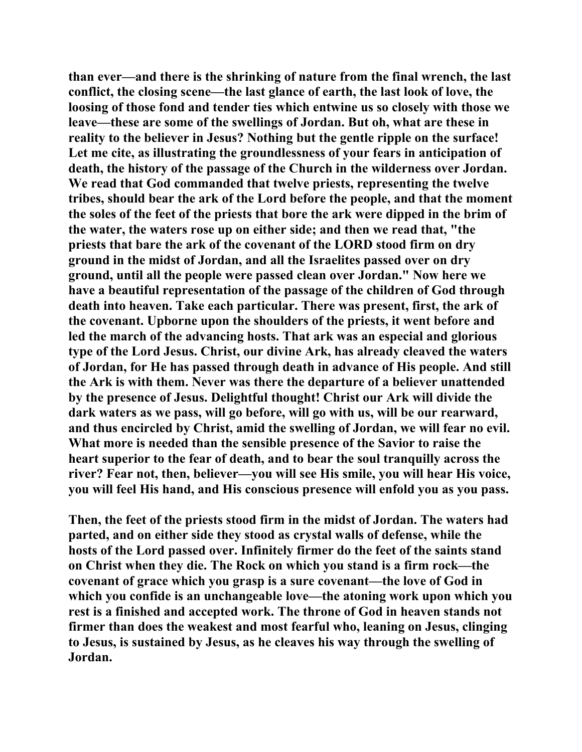than ever—and there is the shrinking of nature from the final wrench, the last conflict, the closing scene—the last glance of earth, the last look of love, the loosing of those fond and tender ties which entwine us so closely with those we leave—these are some of the swellings of Jordan. But oh, what are these in reality to the believer in Jesus? Nothing but the gentle ripple on the surface! Let me cite, as illustrating the groundlessness of your fears in anticipation of death, the history of the passage of the Church in the wilderness over Jordan. We read that God commanded that twelve priests, representing the twelve tribes, should bear the ark of the Lord before the people, and that the moment the soles of the feet of the priests that bore the ark were dipped in the brim of the water, the waters rose up on either side; and then we read that, "the priests that bare the ark of the covenant of the LORD stood firm on dry ground in the midst of Jordan, and all the Israelites passed over on dry ground, until all the people were passed clean over Jordan." Now here we have a beautiful representation of the passage of the children of God through death into heaven. Take each particular. There was present, first, the ark of the covenant. Upborne upon the shoulders of the priests, it went before and led the march of the advancing hosts. That ark was an especial and glorious type of the Lord Jesus. Christ, our divine Ark, has already cleaved the waters of Jordan, for He has passed through death in advance of His people. And still the Ark is with them. Never was there the departure of a believer unattended by the presence of Jesus. Delightful thought! Christ our Ark will divide the dark waters as we pass, will go before, will go with us, will be our rearward, and thus encircled by Christ, amid the swelling of Jordan, we will fear no evil. What more is needed than the sensible presence of the Savior to raise the heart superior to the fear of death, and to bear the soul tranquilly across the river? Fear not, then, believer—you will see His smile, you will hear His voice, you will feel His hand, and His conscious presence will enfold you as you pass.

Then, the feet of the priests stood firm in the midst of Jordan. The waters had parted, and on either side they stood as crystal walls of defense, while the hosts of the Lord passed over. Infinitely firmer do the feet of the saints stand on Christ when they die. The Rock on which you stand is a firm rock—the covenant of grace which you grasp is a sure covenant—the love of God in which you confide is an unchangeable love—the atoning work upon which you rest is a finished and accepted work. The throne of God in heaven stands not firmer than does the weakest and most fearful who, leaning on Jesus, clinging to Jesus, is sustained by Jesus, as he cleaves his way through the swelling of Jordan.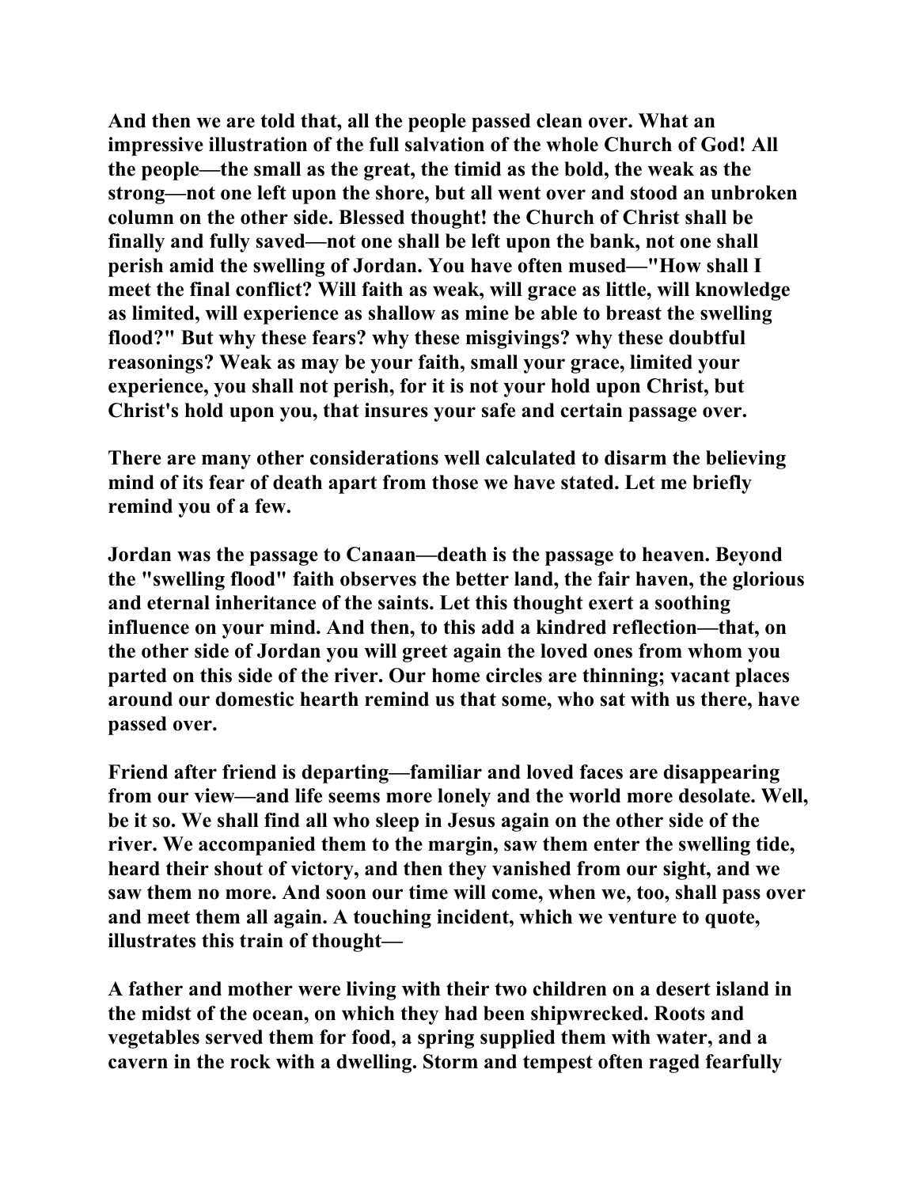And then we are told that, all the people passed clean over. What an impressive illustration of the full salvation of the whole Church of God! All the people—the small as the great, the timid as the bold, the weak as the strong—not one left upon the shore, but all went over and stood an unbroken column on the other side. Blessed thought! the Church of Christ shall be finally and fully saved—not one shall be left upon the bank, not one shall perish amid the swelling of Jordan. You have often mused—"How shall I meet the final conflict? Will faith as weak, will grace as little, will knowledge as limited, will experience as shallow as mine be able to breast the swelling flood?" But why these fears? why these misgivings? why these doubtful reasonings? Weak as may be your faith, small your grace, limited your experience, you shall not perish, for it is not your hold upon Christ, but Christ's hold upon you, that insures your safe and certain passage over.

There are many other considerations well calculated to disarm the believing mind of its fear of death apart from those we have stated. Let me briefly remind you of a few.

Jordan was the passage to Canaan—death is the passage to heaven. Beyond the "swelling flood" faith observes the better land, the fair haven, the glorious and eternal inheritance of the saints. Let this thought exert a soothing influence on your mind. And then, to this add a kindred reflection—that, on the other side of Jordan you will greet again the loved ones from whom you parted on this side of the river. Our home circles are thinning; vacant places around our domestic hearth remind us that some, who sat with us there, have passed over.

Friend after friend is departing—familiar and loved faces are disappearing from our view—and life seems more lonely and the world more desolate. Well, be it so. We shall find all who sleep in Jesus again on the other side of the river. We accompanied them to the margin, saw them enter the swelling tide, heard their shout of victory, and then they vanished from our sight, and we saw them no more. And soon our time will come, when we, too, shall pass over and meet them all again. A touching incident, which we venture to quote, illustrates this train of thought—

A father and mother were living with their two children on a desert island in the midst of the ocean, on which they had been shipwrecked. Roots and vegetables served them for food, a spring supplied them with water, and a cavern in the rock with a dwelling. Storm and tempest often raged fearfully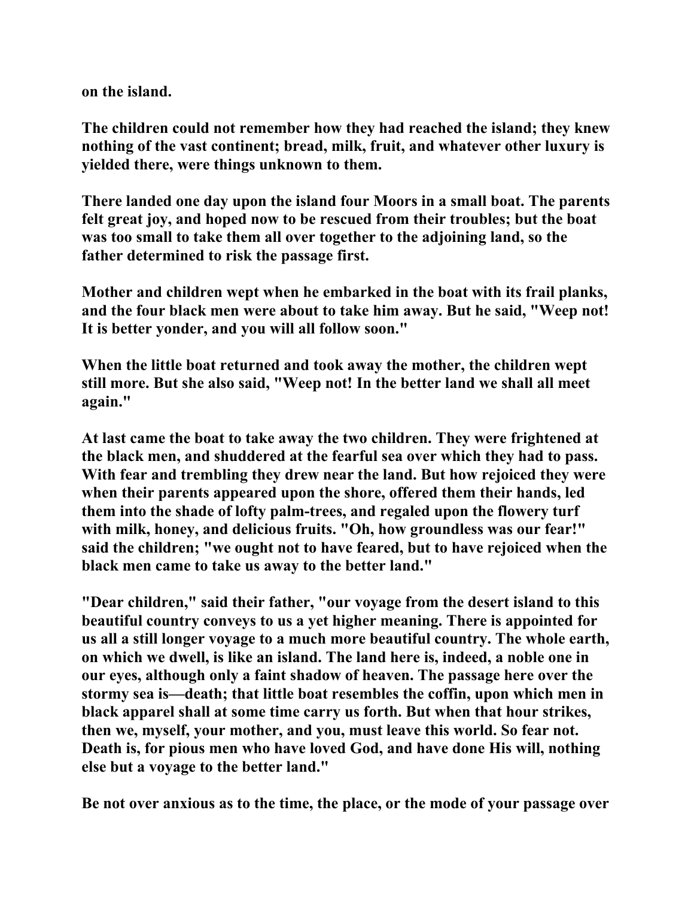on the island.

The children could not remember how they had reached the island; they knew nothing of the vast continent; bread, milk, fruit, and whatever other luxury is yielded there, were things unknown to them.

There landed one day upon the island four Moors in a small boat. The parents felt great joy, and hoped now to be rescued from their troubles; but the boat was too small to take them all over together to the adjoining land, so the father determined to risk the passage first.

Mother and children wept when he embarked in the boat with its frail planks, and the four black men were about to take him away. But he said, "Weep not! It is better yonder, and you will all follow soon."

When the little boat returned and took away the mother, the children wept still more. But she also said, "Weep not! In the better land we shall all meet again."

At last came the boat to take away the two children. They were frightened at the black men, and shuddered at the fearful sea over which they had to pass. With fear and trembling they drew near the land. But how rejoiced they were when their parents appeared upon the shore, offered them their hands, led them into the shade of lofty palm-trees, and regaled upon the flowery turf with milk, honey, and delicious fruits. "Oh, how groundless was our fear!" said the children; "we ought not to have feared, but to have rejoiced when the black men came to take us away to the better land."

"Dear children," said their father, "our voyage from the desert island to this beautiful country conveys to us a yet higher meaning. There is appointed for us all a still longer voyage to a much more beautiful country. The whole earth, on which we dwell, is like an island. The land here is, indeed, a noble one in our eyes, although only a faint shadow of heaven. The passage here over the stormy sea is—death; that little boat resembles the coffin, upon which men in black apparel shall at some time carry us forth. But when that hour strikes, then we, myself, your mother, and you, must leave this world. So fear not. Death is, for pious men who have loved God, and have done His will, nothing else but a voyage to the better land."

Be not over anxious as to the time, the place, or the mode of your passage over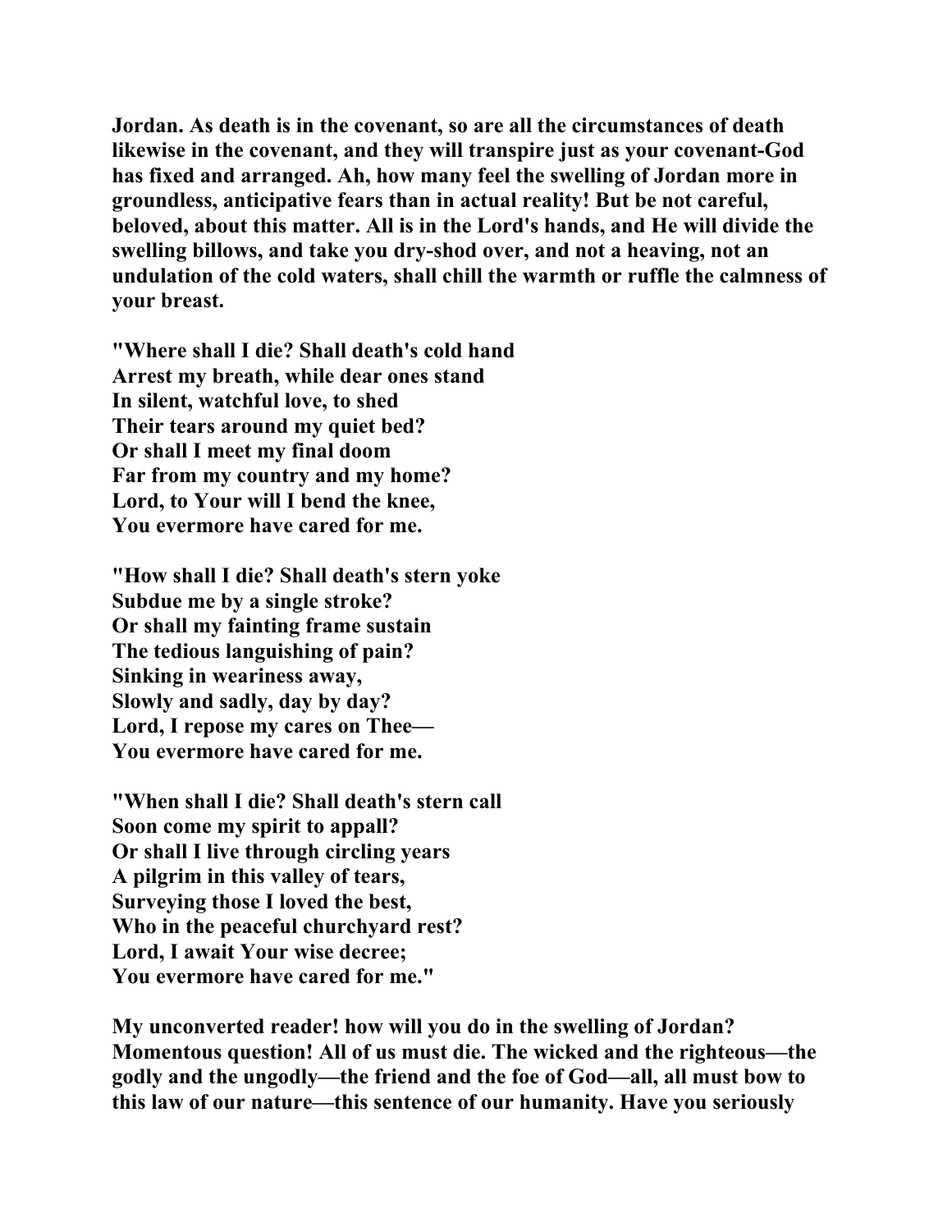Jordan. As death is in the covenant, so are all the circumstances of death likewise in the covenant, and they will transpire just as your covenant-God has fixed and arranged. Ah, how many feel the swelling of Jordan more in groundless, anticipative fears than in actual reality! But be not careful, beloved, about this matter. All is in the Lord's hands, and He will divide the swelling billows, and take you dry-shod over, and not a heaving, not an undulation of the cold waters, shall chill the warmth or ruffle the calmness of your breast.

"Where shall I die? Shall death's cold hand  
Arrest my breath, while dear ones stand  
In silent, watchful love, to shed  
Their tears around my quiet bed?  
Or shall I meet my final doom  
Far from my country and my home?  
Lord, to Your will I bend the knee,  
You evermore have cared for me.

"How shall I die? Shall death's stern yoke  
Subdue me by a single stroke?  
Or shall my fainting frame sustain  
The tedious languishing of pain?  
Sinking in weariness away,  
Slowly and sadly, day by day?  
Lord, I repose my cares on Thee—  
You evermore have cared for me.

"When shall I die? Shall death's stern call  
Soon come my spirit to appall?  
Or shall I live through circling years  
A pilgrim in this valley of tears,  
Surveying those I loved the best,  
Who in the peaceful churchyard rest?  
Lord, I await Your wise decree;  
You evermore have cared for me."

My unconverted reader! how will you do in the swelling of Jordan? Momentous question! All of us must die. The wicked and the righteous—the godly and the ungodly—the friend and the foe of God—all, all must bow to this law of our nature—this sentence of our humanity. Have you seriously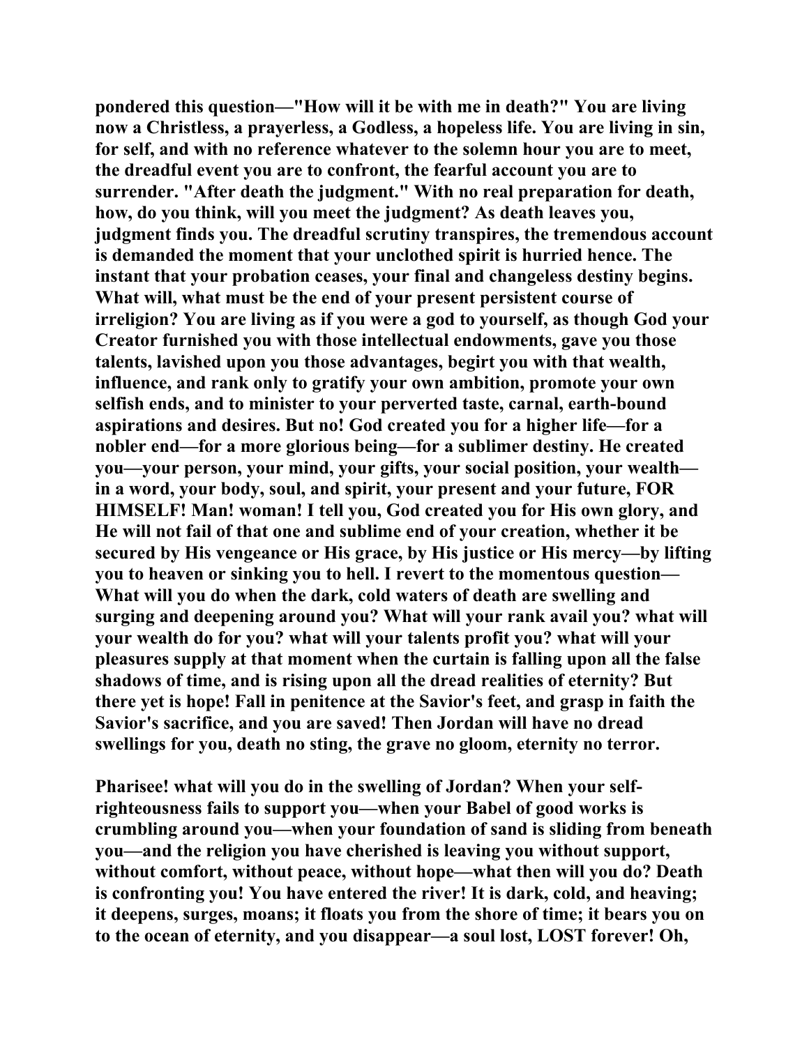pondered this question—"How will it be with me in death?" You are living now a Christless, a prayerless, a Godless, a hopeless life. You are living in sin, for self, and with no reference whatever to the solemn hour you are to meet, the dreadful event you are to confront, the fearful account you are to surrender. "After death the judgment." With no real preparation for death, how, do you think, will you meet the judgment? As death leaves you, judgment finds you. The dreadful scrutiny transpires, the tremendous account is demanded the moment that your unclothed spirit is hurried hence. The instant that your probation ceases, your final and changeless destiny begins. What will, what must be the end of your present persistent course of irreligion? You are living as if you were a god to yourself, as though God your Creator furnished you with those intellectual endowments, gave you those talents, lavished upon you those advantages, begirt you with that wealth, influence, and rank only to gratify your own ambition, promote your own selfish ends, and to minister to your perverted taste, carnal, earth-bound aspirations and desires. But no! God created you for a higher life—for a nobler end—for a more glorious being—for a sublimer destiny. He created you—your person, your mind, your gifts, your social position, your wealth—in a word, your body, soul, and spirit, your present and your future, FOR HIMSELF! Man! woman! I tell you, God created you for His own glory, and He will not fail of that one and sublime end of your creation, whether it be secured by His vengeance or His grace, by His justice or His mercy—by lifting you to heaven or sinking you to hell. I revert to the momentous question—What will you do when the dark, cold waters of death are swelling and surging and deepening around you? What will your rank avail you? what will your wealth do for you? what will your talents profit you? what will your pleasures supply at that moment when the curtain is falling upon all the false shadows of time, and is rising upon all the dread realities of eternity? But there yet is hope! Fall in penitence at the Savior's feet, and grasp in faith the Savior's sacrifice, and you are saved! Then Jordan will have no dread swellings for you, death no sting, the grave no gloom, eternity no terror.

Pharisee! what will you do in the swelling of Jordan? When your self-righteousness fails to support you—when your Babel of good works is crumbling around you—when your foundation of sand is sliding from beneath you—and the religion you have cherished is leaving you without support, without comfort, without peace, without hope—what then will you do? Death is confronting you! You have entered the river! It is dark, cold, and heaving; it deepens, surges, moans; it floats you from the shore of time; it bears you on to the ocean of eternity, and you disappear—a soul lost, LOST forever! Oh,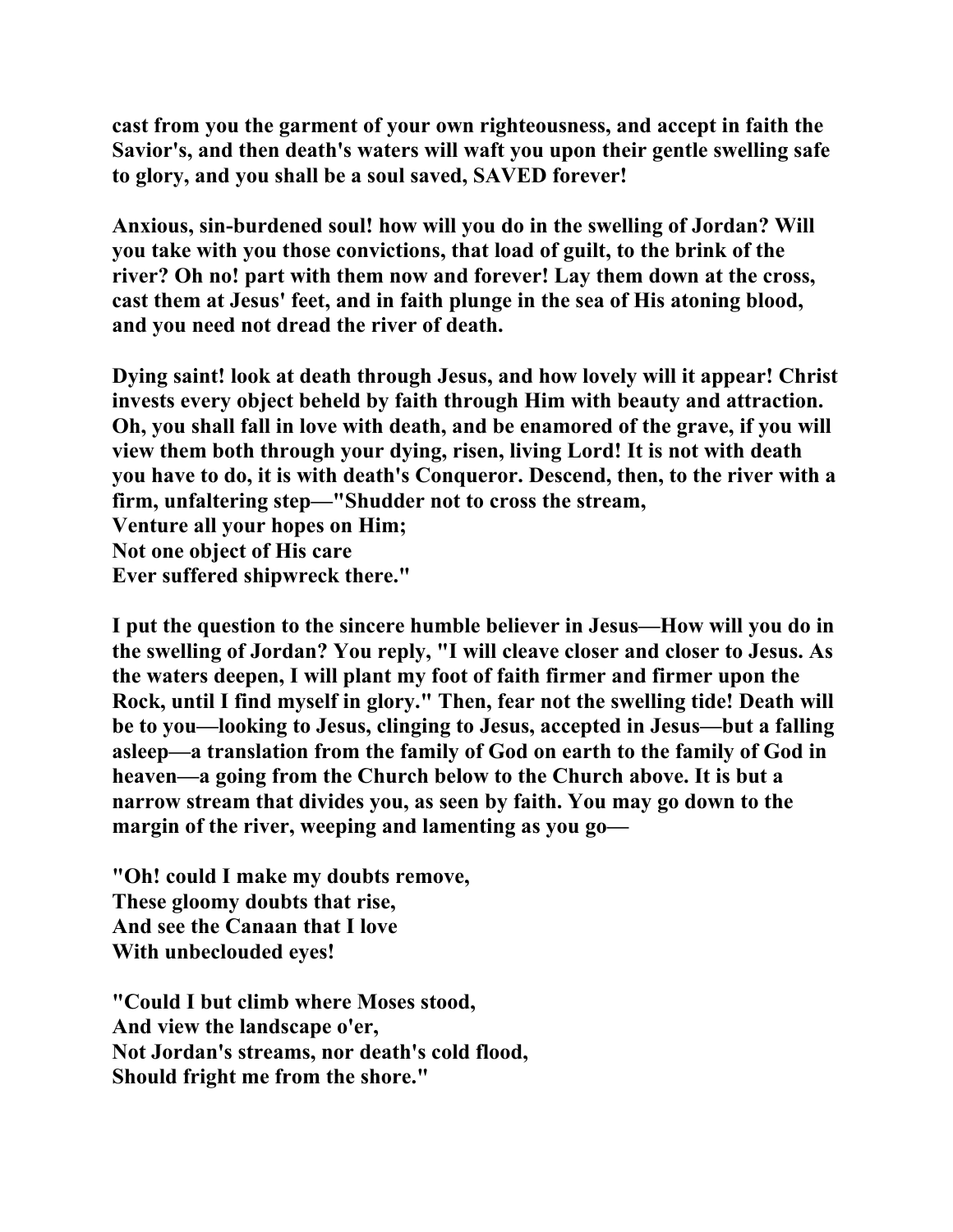cast from you the garment of your own righteousness, and accept in faith the Savior's, and then death's waters will waft you upon their gentle swelling safe to glory, and you shall be a soul saved, SAVED forever!

Anxious, sin-burdened soul! how will you do in the swelling of Jordan? Will you take with you those convictions, that load of guilt, to the brink of the river? Oh no! part with them now and forever! Lay them down at the cross, cast them at Jesus' feet, and in faith plunge in the sea of His atoning blood, and you need not dread the river of death.

Dying saint! look at death through Jesus, and how lovely will it appear! Christ invests every object beheld by faith through Him with beauty and attraction. Oh, you shall fall in love with death, and be enamored of the grave, if you will view them both through your dying, risen, living Lord! It is not with death you have to do, it is with death's Conqueror. Descend, then, to the river with a firm, unfaltering step—"Shudder not to cross the stream,
Venture all your hopes on Him;
Not one object of His care
Ever suffered shipwreck there."

I put the question to the sincere humble believer in Jesus—How will you do in the swelling of Jordan? You reply, "I will cleave closer and closer to Jesus. As the waters deepen, I will plant my foot of faith firmer and firmer upon the Rock, until I find myself in glory." Then, fear not the swelling tide! Death will be to you—looking to Jesus, clinging to Jesus, accepted in Jesus—but a falling asleep—a translation from the family of God on earth to the family of God in heaven—a going from the Church below to the Church above. It is but a narrow stream that divides you, as seen by faith. You may go down to the margin of the river, weeping and lamenting as you go—

"Oh! could I make my doubts remove,
These gloomy doubts that rise,
And see the Canaan that I love
With unbeclouded eyes!

"Could I but climb where Moses stood,
And view the landscape o'er,
Not Jordan's streams, nor death's cold flood,
Should fright me from the shore."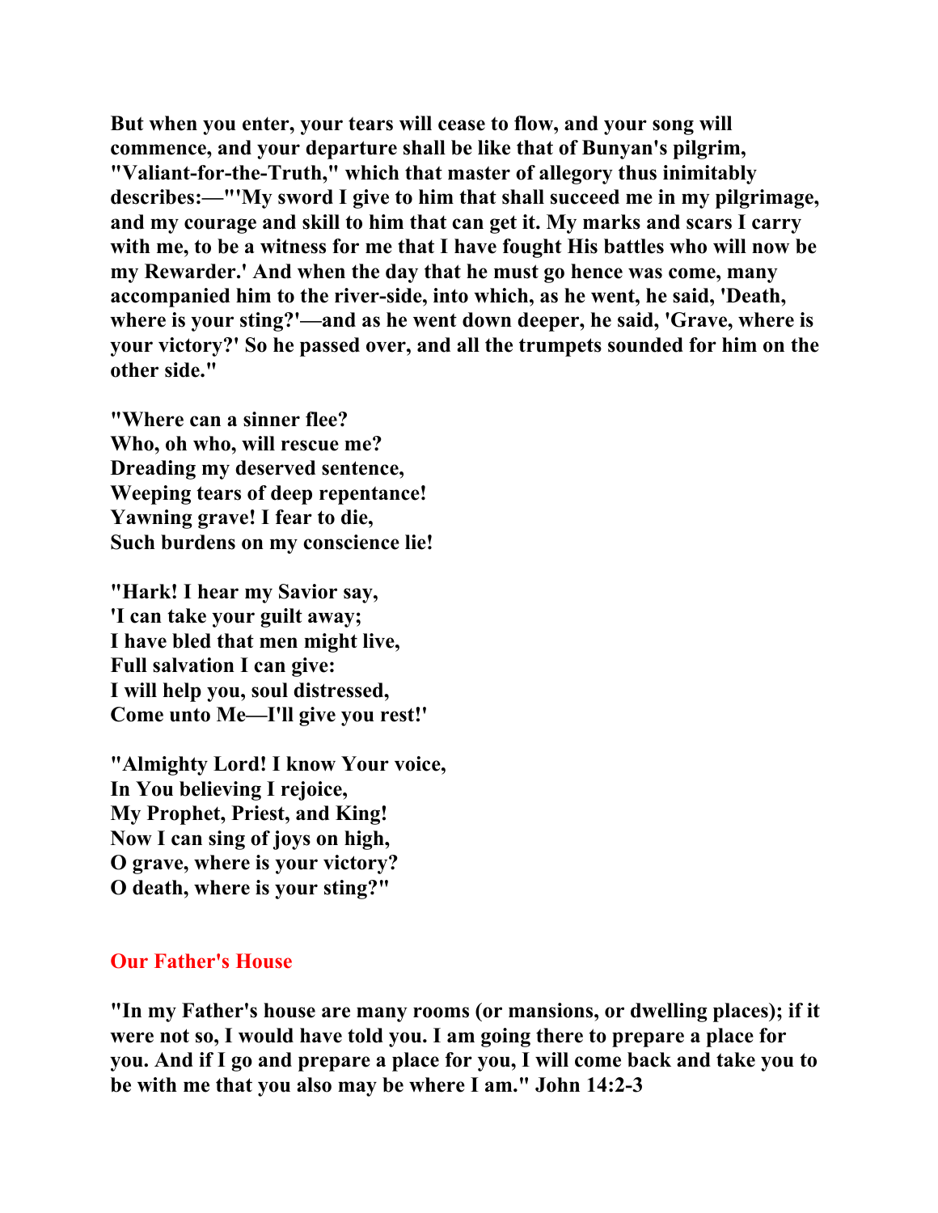**But when you enter, your tears will cease to flow, and your song will commence, and your departure shall be like that of Bunyan's pilgrim, "Valiant-for-the-Truth," which that master of allegory thus inimitably describes:—"'My sword I give to him that shall succeed me in my pilgrimage, and my courage and skill to him that can get it. My marks and scars I carry with me, to be a witness for me that I have fought His battles who will now be my Rewarder.' And when the day that he must go hence was come, many accompanied him to the river-side, into which, as he went, he said, 'Death, where is your sting?'—and as he went down deeper, he said, 'Grave, where is your victory?' So he passed over, and all the trumpets sounded for him on the other side."**

**"Where can a sinner flee?**
**Who, oh who, will rescue me?**
**Dreading my deserved sentence,**
**Weeping tears of deep repentance!**
**Yawning grave! I fear to die,**
**Such burdens on my conscience lie!**

**"Hark! I hear my Savior say,**
**'I can take your guilt away;**
**I have bled that men might live,**
**Full salvation I can give:**
**I will help you, soul distressed,**
**Come unto Me—I'll give you rest!'**

**"Almighty Lord! I know Your voice,**
**In You believing I rejoice,**
**My Prophet, Priest, and King!**
**Now I can sing of joys on high,**
**O grave, where is your victory?**
**O death, where is your sting?"**

## Our Father's House

**"In my Father's house are many rooms (or mansions, or dwelling places); if it were not so, I would have told you. I am going there to prepare a place for you. And if I go and prepare a place for you, I will come back and take you to be with me that you also may be where I am." John 14:2-3**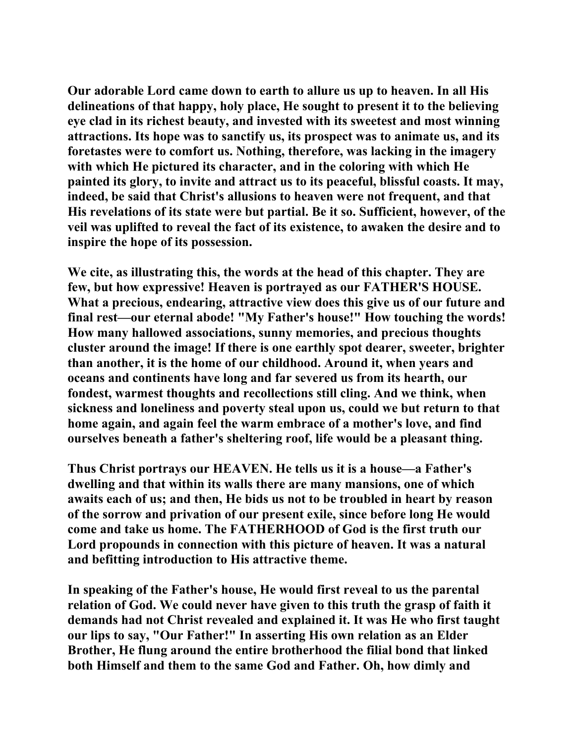Our adorable Lord came down to earth to allure us up to heaven. In all His delineations of that happy, holy place, He sought to present it to the believing eye clad in its richest beauty, and invested with its sweetest and most winning attractions. Its hope was to sanctify us, its prospect was to animate us, and its foretastes were to comfort us. Nothing, therefore, was lacking in the imagery with which He pictured its character, and in the coloring with which He painted its glory, to invite and attract us to its peaceful, blissful coasts. It may, indeed, be said that Christ's allusions to heaven were not frequent, and that His revelations of its state were but partial. Be it so. Sufficient, however, of the veil was uplifted to reveal the fact of its existence, to awaken the desire and to inspire the hope of its possession.

We cite, as illustrating this, the words at the head of this chapter. They are few, but how expressive! Heaven is portrayed as our FATHER'S HOUSE. What a precious, endearing, attractive view does this give us of our future and final rest—our eternal abode! "My Father's house!" How touching the words! How many hallowed associations, sunny memories, and precious thoughts cluster around the image! If there is one earthly spot dearer, sweeter, brighter than another, it is the home of our childhood. Around it, when years and oceans and continents have long and far severed us from its hearth, our fondest, warmest thoughts and recollections still cling. And we think, when sickness and loneliness and poverty steal upon us, could we but return to that home again, and again feel the warm embrace of a mother's love, and find ourselves beneath a father's sheltering roof, life would be a pleasant thing.

Thus Christ portrays our HEAVEN. He tells us it is a house—a Father's dwelling and that within its walls there are many mansions, one of which awaits each of us; and then, He bids us not to be troubled in heart by reason of the sorrow and privation of our present exile, since before long He would come and take us home. The FATHERHOOD of God is the first truth our Lord propounds in connection with this picture of heaven. It was a natural and befitting introduction to His attractive theme.

In speaking of the Father's house, He would first reveal to us the parental relation of God. We could never have given to this truth the grasp of faith it demands had not Christ revealed and explained it. It was He who first taught our lips to say, "Our Father!" In asserting His own relation as an Elder Brother, He flung around the entire brotherhood the filial bond that linked both Himself and them to the same God and Father. Oh, how dimly and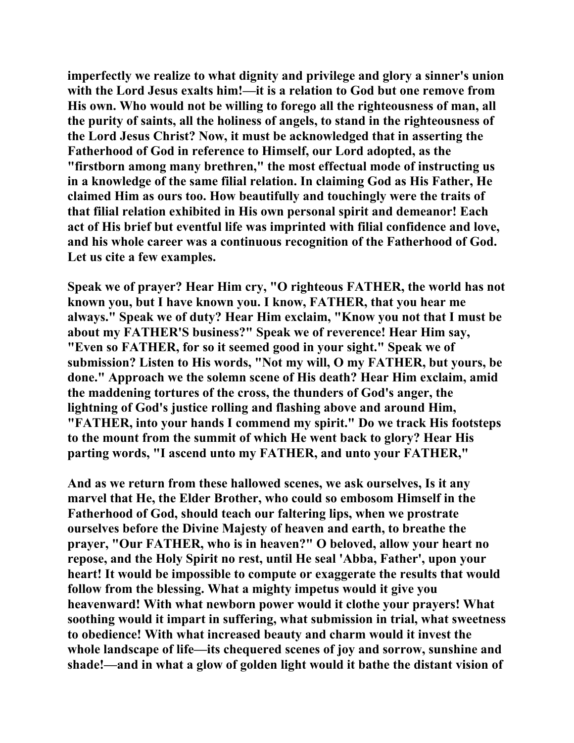imperfectly we realize to what dignity and privilege and glory a sinner's union with the Lord Jesus exalts him!—it is a relation to God but one remove from His own. Who would not be willing to forego all the righteousness of man, all the purity of saints, all the holiness of angels, to stand in the righteousness of the Lord Jesus Christ? Now, it must be acknowledged that in asserting the Fatherhood of God in reference to Himself, our Lord adopted, as the "firstborn among many brethren," the most effectual mode of instructing us in a knowledge of the same filial relation. In claiming God as His Father, He claimed Him as ours too. How beautifully and touchingly were the traits of that filial relation exhibited in His own personal spirit and demeanor! Each act of His brief but eventful life was imprinted with filial confidence and love, and his whole career was a continuous recognition of the Fatherhood of God. Let us cite a few examples.

Speak we of prayer? Hear Him cry, "O righteous FATHER, the world has not known you, but I have known you. I know, FATHER, that you hear me always." Speak we of duty? Hear Him exclaim, "Know you not that I must be about my FATHER'S business?" Speak we of reverence! Hear Him say, "Even so FATHER, for so it seemed good in your sight." Speak we of submission? Listen to His words, "Not my will, O my FATHER, but yours, be done." Approach we the solemn scene of His death? Hear Him exclaim, amid the maddening tortures of the cross, the thunders of God's anger, the lightning of God's justice rolling and flashing above and around Him, "FATHER, into your hands I commend my spirit." Do we track His footsteps to the mount from the summit of which He went back to glory? Hear His parting words, "I ascend unto my FATHER, and unto your FATHER,"

And as we return from these hallowed scenes, we ask ourselves, Is it any marvel that He, the Elder Brother, who could so embosom Himself in the Fatherhood of God, should teach our faltering lips, when we prostrate ourselves before the Divine Majesty of heaven and earth, to breathe the prayer, "Our FATHER, who is in heaven?" O beloved, allow your heart no repose, and the Holy Spirit no rest, until He seal 'Abba, Father', upon your heart! It would be impossible to compute or exaggerate the results that would follow from the blessing. What a mighty impetus would it give you heavenward! With what newborn power would it clothe your prayers! What soothing would it impart in suffering, what submission in trial, what sweetness to obedience! With what increased beauty and charm would it invest the whole landscape of life—its chequered scenes of joy and sorrow, sunshine and shade!—and in what a glow of golden light would it bathe the distant vision of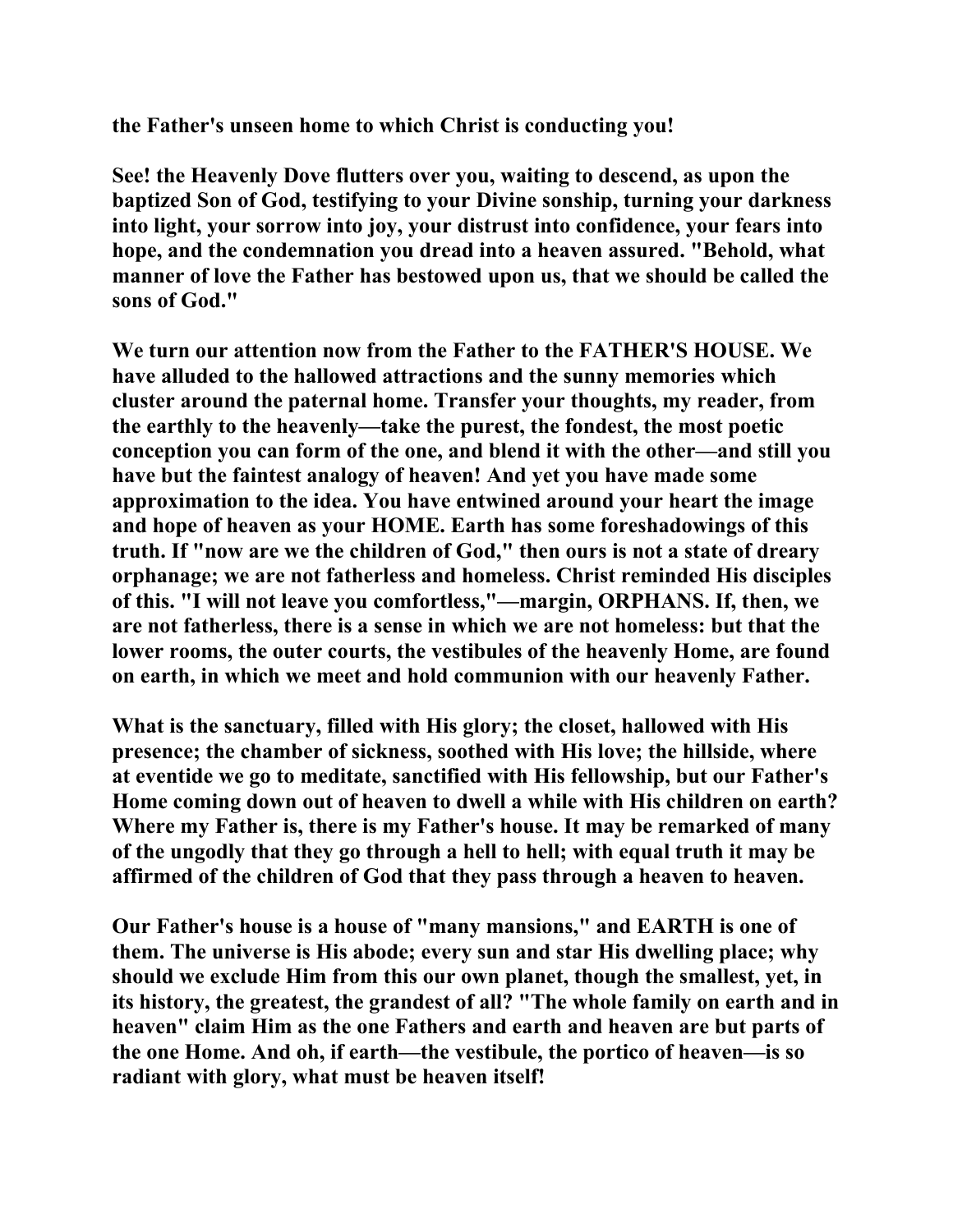**the Father's unseen home to which Christ is conducting you!**

**See! the Heavenly Dove flutters over you, waiting to descend, as upon the baptized Son of God, testifying to your Divine sonship, turning your darkness into light, your sorrow into joy, your distrust into confidence, your fears into hope, and the condemnation you dread into a heaven assured. "Behold, what manner of love the Father has bestowed upon us, that we should be called the sons of God."**

**We turn our attention now from the Father to the FATHER'S HOUSE. We have alluded to the hallowed attractions and the sunny memories which cluster around the paternal home. Transfer your thoughts, my reader, from the earthly to the heavenly—take the purest, the fondest, the most poetic conception you can form of the one, and blend it with the other—and still you have but the faintest analogy of heaven! And yet you have made some approximation to the idea. You have entwined around your heart the image and hope of heaven as your HOME. Earth has some foreshadowings of this truth. If "now are we the children of God," then ours is not a state of dreary orphanage; we are not fatherless and homeless. Christ reminded His disciples of this. "I will not leave you comfortless,"—margin, ORPHANS. If, then, we are not fatherless, there is a sense in which we are not homeless: but that the lower rooms, the outer courts, the vestibules of the heavenly Home, are found on earth, in which we meet and hold communion with our heavenly Father.**

**What is the sanctuary, filled with His glory; the closet, hallowed with His presence; the chamber of sickness, soothed with His love; the hillside, where at eventide we go to meditate, sanctified with His fellowship, but our Father's Home coming down out of heaven to dwell a while with His children on earth? Where my Father is, there is my Father's house. It may be remarked of many of the ungodly that they go through a hell to hell; with equal truth it may be affirmed of the children of God that they pass through a heaven to heaven.**

**Our Father's house is a house of "many mansions," and EARTH is one of them. The universe is His abode; every sun and star His dwelling place; why should we exclude Him from this our own planet, though the smallest, yet, in its history, the greatest, the grandest of all? "The whole family on earth and in heaven" claim Him as the one Fathers and earth and heaven are but parts of the one Home. And oh, if earth—the vestibule, the portico of heaven—is so radiant with glory, what must be heaven itself!**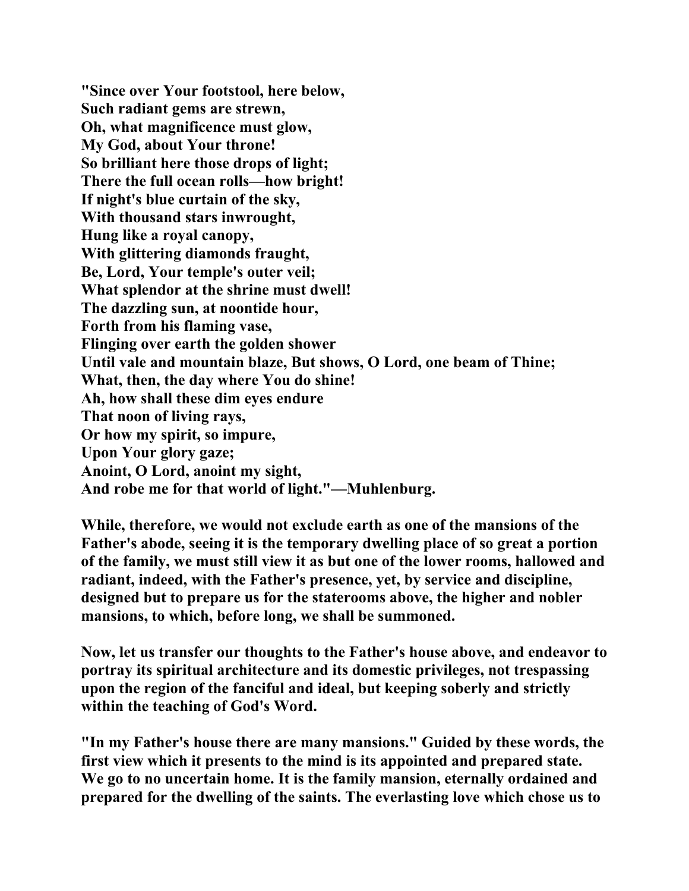**"Since over Your footstool, here below,**
**Such radiant gems are strewn,**
**Oh, what magnificence must glow,**
**My God, about Your throne!**
**So brilliant here those drops of light;**
**There the full ocean rolls—how bright!**
**If night's blue curtain of the sky,**
**With thousand stars inwrought,**
**Hung like a royal canopy,**
**With glittering diamonds fraught,**
**Be, Lord, Your temple's outer veil;**
**What splendor at the shrine must dwell!**
**The dazzling sun, at noontide hour,**
**Forth from his flaming vase,**
**Flinging over earth the golden shower**
**Until vale and mountain blaze, But shows, O Lord, one beam of Thine;**
**What, then, the day where You do shine!**
**Ah, how shall these dim eyes endure**
**That noon of living rays,**
**Or how my spirit, so impure,**
**Upon Your glory gaze;**
**Anoint, O Lord, anoint my sight,**
**And robe me for that world of light."—Muhlenburg.**

**While, therefore, we would not exclude earth as one of the mansions of the Father's abode, seeing it is the temporary dwelling place of so great a portion of the family, we must still view it as but one of the lower rooms, hallowed and radiant, indeed, with the Father's presence, yet, by service and discipline, designed but to prepare us for the staterooms above, the higher and nobler mansions, to which, before long, we shall be summoned.**

**Now, let us transfer our thoughts to the Father's house above, and endeavor to portray its spiritual architecture and its domestic privileges, not trespassing upon the region of the fanciful and ideal, but keeping soberly and strictly within the teaching of God's Word.**

**"In my Father's house there are many mansions." Guided by these words, the first view which it presents to the mind is its appointed and prepared state. We go to no uncertain home. It is the family mansion, eternally ordained and prepared for the dwelling of the saints. The everlasting love which chose us to**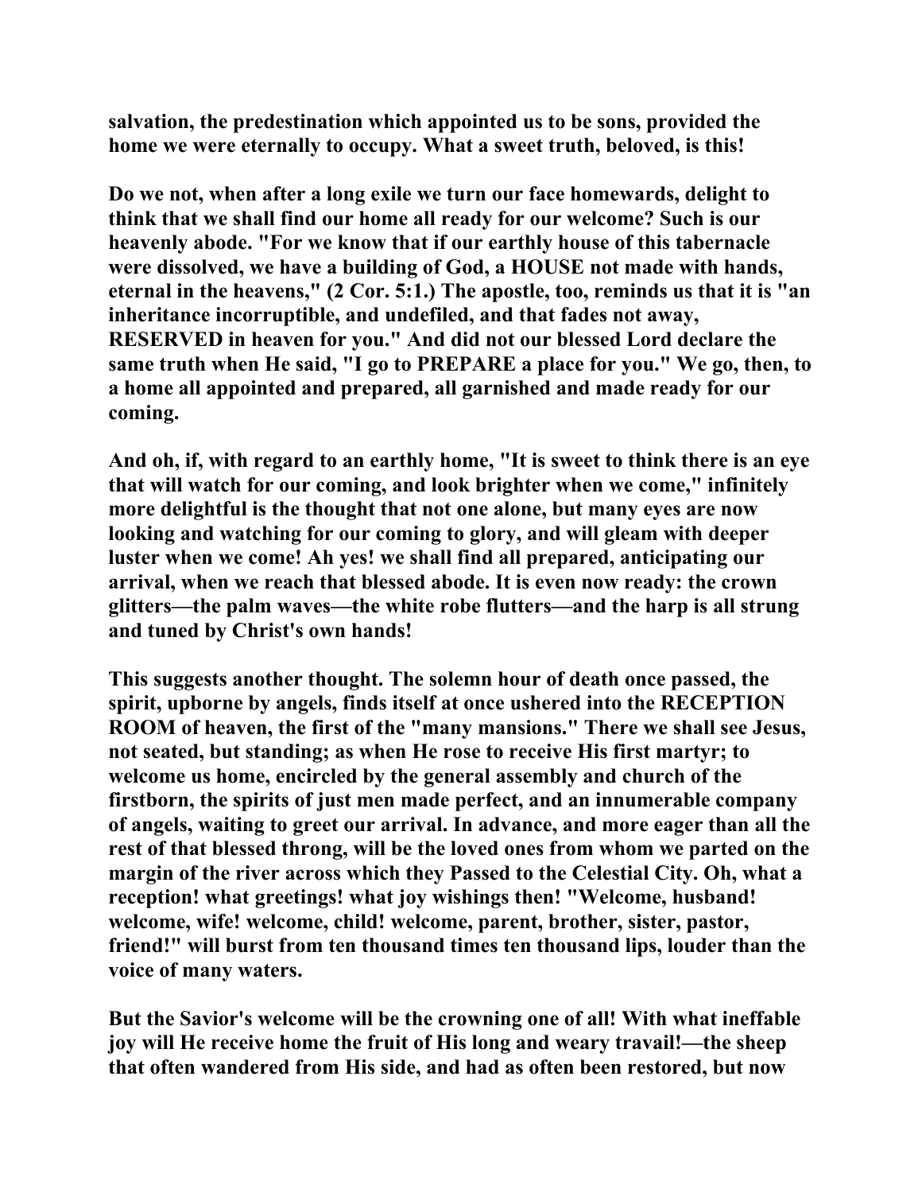**salvation, the predestination which appointed us to be sons, provided the home we were eternally to occupy. What a sweet truth, beloved, is this!**

**Do we not, when after a long exile we turn our face homewards, delight to think that we shall find our home all ready for our welcome? Such is our heavenly abode. "For we know that if our earthly house of this tabernacle were dissolved, we have a building of God, a HOUSE not made with hands, eternal in the heavens," (2 Cor. 5:1.) The apostle, too, reminds us that it is "an inheritance incorruptible, and undefiled, and that fades not away, RESERVED in heaven for you." And did not our blessed Lord declare the same truth when He said, "I go to PREPARE a place for you." We go, then, to a home all appointed and prepared, all garnished and made ready for our coming.**

**And oh, if, with regard to an earthly home, "It is sweet to think there is an eye that will watch for our coming, and look brighter when we come," infinitely more delightful is the thought that not one alone, but many eyes are now looking and watching for our coming to glory, and will gleam with deeper luster when we come! Ah yes! we shall find all prepared, anticipating our arrival, when we reach that blessed abode. It is even now ready: the crown glitters—the palm waves—the white robe flutters—and the harp is all strung and tuned by Christ's own hands!**

**This suggests another thought. The solemn hour of death once passed, the spirit, upborne by angels, finds itself at once ushered into the RECEPTION ROOM of heaven, the first of the "many mansions." There we shall see Jesus, not seated, but standing; as when He rose to receive His first martyr; to welcome us home, encircled by the general assembly and church of the firstborn, the spirits of just men made perfect, and an innumerable company of angels, waiting to greet our arrival. In advance, and more eager than all the rest of that blessed throng, will be the loved ones from whom we parted on the margin of the river across which they Passed to the Celestial City. Oh, what a reception! what greetings! what joy wishings then! "Welcome, husband! welcome, wife! welcome, child! welcome, parent, brother, sister, pastor, friend!" will burst from ten thousand times ten thousand lips, louder than the voice of many waters.**

**But the Savior's welcome will be the crowning one of all! With what ineffable joy will He receive home the fruit of His long and weary travail!—the sheep that often wandered from His side, and had as often been restored, but now**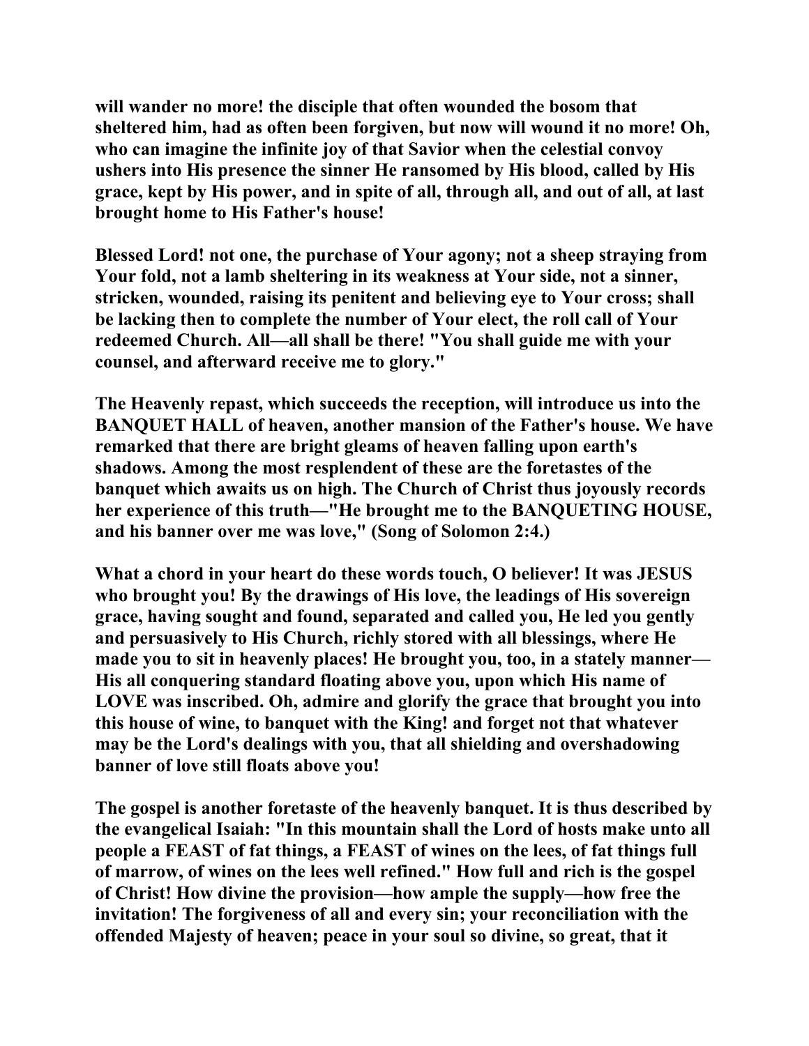**will wander no more! the disciple that often wounded the bosom that sheltered him, had as often been forgiven, but now will wound it no more! Oh, who can imagine the infinite joy of that Savior when the celestial convoy ushers into His presence the sinner He ransomed by His blood, called by His grace, kept by His power, and in spite of all, through all, and out of all, at last brought home to His Father's house!**

**Blessed Lord! not one, the purchase of Your agony; not a sheep straying from Your fold, not a lamb sheltering in its weakness at Your side, not a sinner, stricken, wounded, raising its penitent and believing eye to Your cross; shall be lacking then to complete the number of Your elect, the roll call of Your redeemed Church. All—all shall be there! "You shall guide me with your counsel, and afterward receive me to glory."**

**The Heavenly repast, which succeeds the reception, will introduce us into the BANQUET HALL of heaven, another mansion of the Father's house. We have remarked that there are bright gleams of heaven falling upon earth's shadows. Among the most resplendent of these are the foretastes of the banquet which awaits us on high. The Church of Christ thus joyously records her experience of this truth—"He brought me to the BANQUETING HOUSE, and his banner over me was love," (Song of Solomon 2:4.)**

**What a chord in your heart do these words touch, O believer! It was JESUS who brought you! By the drawings of His love, the leadings of His sovereign grace, having sought and found, separated and called you, He led you gently and persuasively to His Church, richly stored with all blessings, where He made you to sit in heavenly places! He brought you, too, in a stately manner—His all conquering standard floating above you, upon which His name of LOVE was inscribed. Oh, admire and glorify the grace that brought you into this house of wine, to banquet with the King! and forget not that whatever may be the Lord's dealings with you, that all shielding and overshadowing banner of love still floats above you!**

**The gospel is another foretaste of the heavenly banquet. It is thus described by the evangelical Isaiah: "In this mountain shall the Lord of hosts make unto all people a FEAST of fat things, a FEAST of wines on the lees, of fat things full of marrow, of wines on the lees well refined." How full and rich is the gospel of Christ! How divine the provision—how ample the supply—how free the invitation! The forgiveness of all and every sin; your reconciliation with the offended Majesty of heaven; peace in your soul so divine, so great, that it**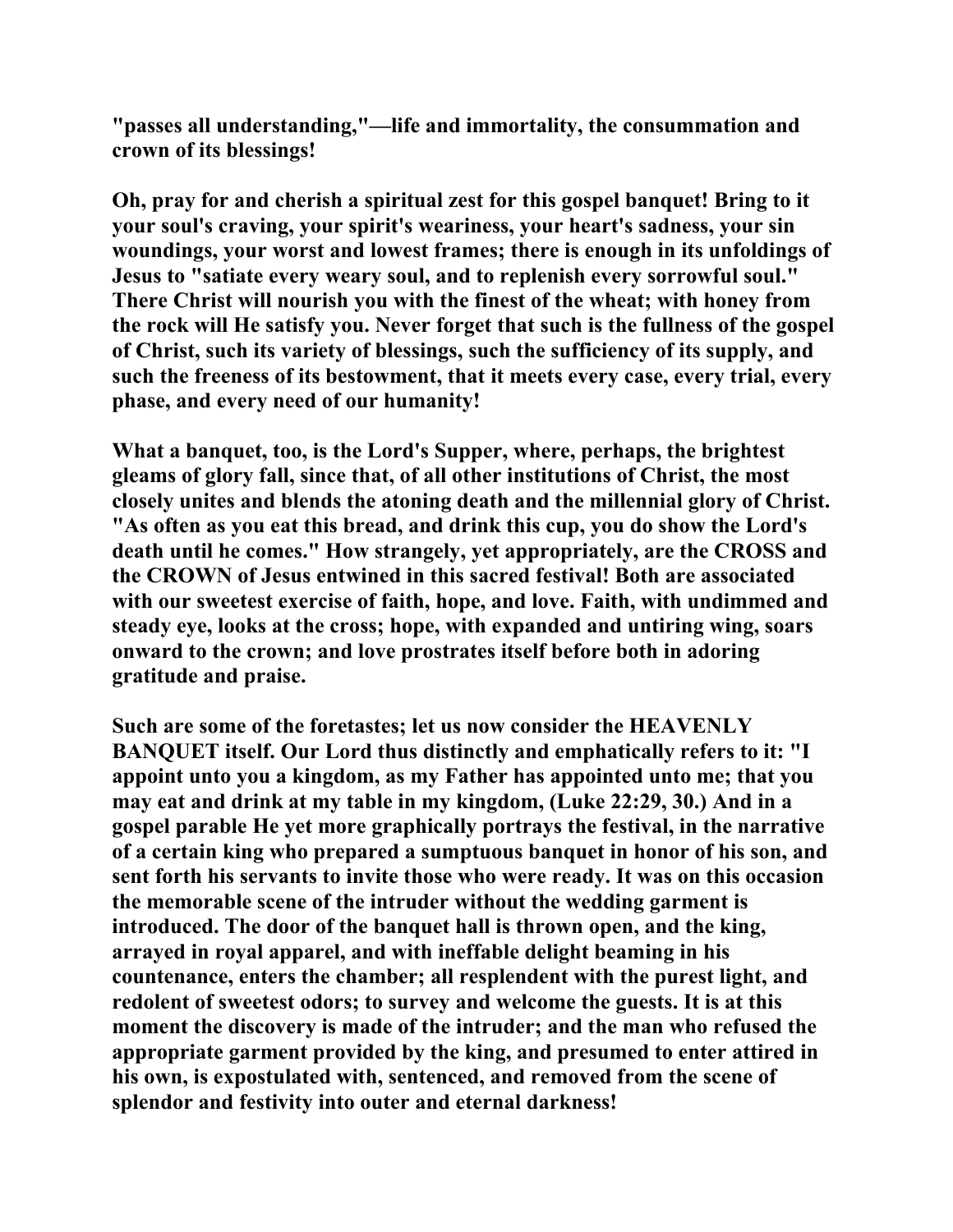"passes all understanding,"—life and immortality, the consummation and crown of its blessings!

Oh, pray for and cherish a spiritual zest for this gospel banquet! Bring to it your soul's craving, your spirit's weariness, your heart's sadness, your sin woundings, your worst and lowest frames; there is enough in its unfoldings of Jesus to "satiate every weary soul, and to replenish every sorrowful soul." There Christ will nourish you with the finest of the wheat; with honey from the rock will He satisfy you. Never forget that such is the fullness of the gospel of Christ, such its variety of blessings, such the sufficiency of its supply, and such the freeness of its bestowment, that it meets every case, every trial, every phase, and every need of our humanity!

What a banquet, too, is the Lord's Supper, where, perhaps, the brightest gleams of glory fall, since that, of all other institutions of Christ, the most closely unites and blends the atoning death and the millennial glory of Christ. "As often as you eat this bread, and drink this cup, you do show the Lord's death until he comes." How strangely, yet appropriately, are the CROSS and the CROWN of Jesus entwined in this sacred festival! Both are associated with our sweetest exercise of faith, hope, and love. Faith, with undimmed and steady eye, looks at the cross; hope, with expanded and untiring wing, soars onward to the crown; and love prostrates itself before both in adoring gratitude and praise.

Such are some of the foretastes; let us now consider the HEAVENLY BANQUET itself. Our Lord thus distinctly and emphatically refers to it: "I appoint unto you a kingdom, as my Father has appointed unto me; that you may eat and drink at my table in my kingdom, (Luke 22:29, 30.) And in a gospel parable He yet more graphically portrays the festival, in the narrative of a certain king who prepared a sumptuous banquet in honor of his son, and sent forth his servants to invite those who were ready. It was on this occasion the memorable scene of the intruder without the wedding garment is introduced. The door of the banquet hall is thrown open, and the king, arrayed in royal apparel, and with ineffable delight beaming in his countenance, enters the chamber; all resplendent with the purest light, and redolent of sweetest odors; to survey and welcome the guests. It is at this moment the discovery is made of the intruder; and the man who refused the appropriate garment provided by the king, and presumed to enter attired in his own, is expostulated with, sentenced, and removed from the scene of splendor and festivity into outer and eternal darkness!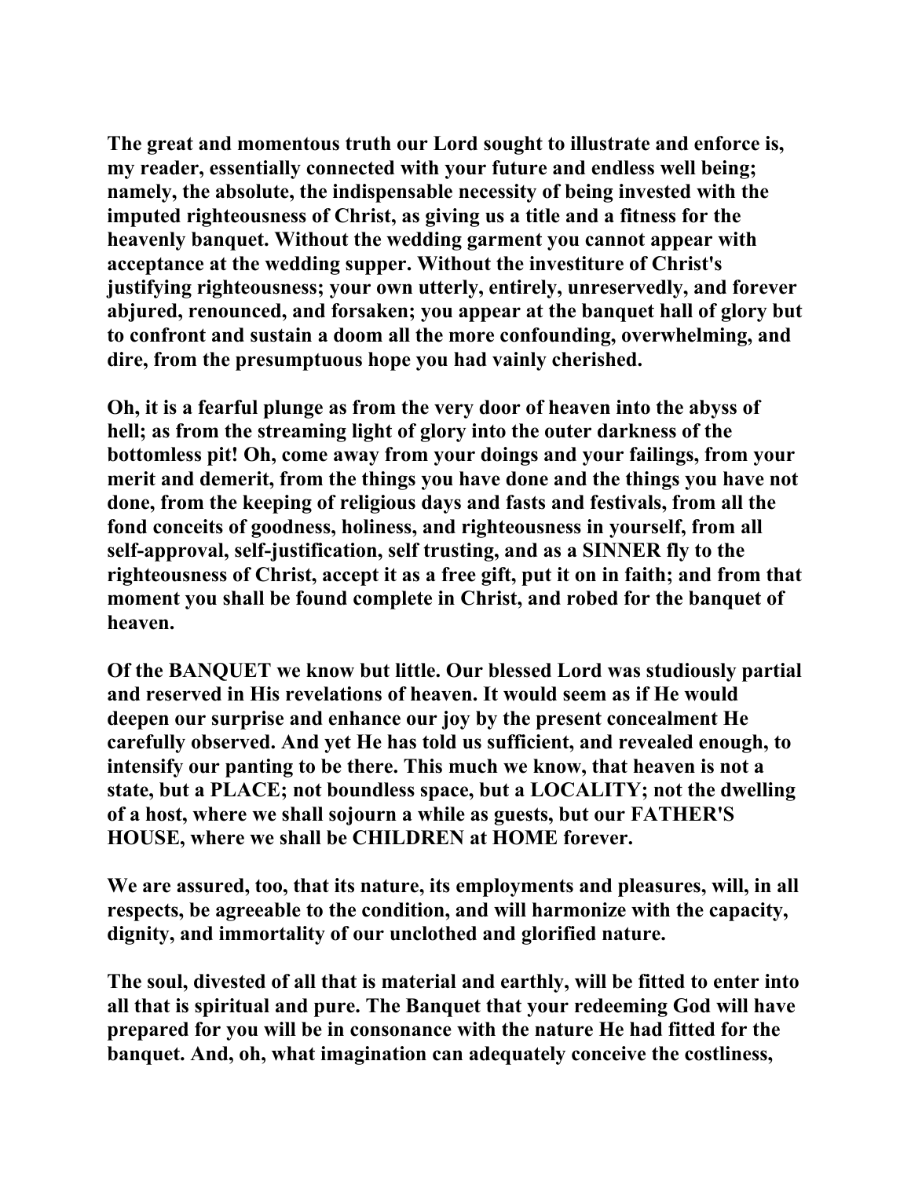The great and momentous truth our Lord sought to illustrate and enforce is, my reader, essentially connected with your future and endless well being; namely, the absolute, the indispensable necessity of being invested with the imputed righteousness of Christ, as giving us a title and a fitness for the heavenly banquet. Without the wedding garment you cannot appear with acceptance at the wedding supper. Without the investiture of Christ's justifying righteousness; your own utterly, entirely, unreservedly, and forever abjured, renounced, and forsaken; you appear at the banquet hall of glory but to confront and sustain a doom all the more confounding, overwhelming, and dire, from the presumptuous hope you had vainly cherished.

Oh, it is a fearful plunge as from the very door of heaven into the abyss of hell; as from the streaming light of glory into the outer darkness of the bottomless pit! Oh, come away from your doings and your failings, from your merit and demerit, from the things you have done and the things you have not done, from the keeping of religious days and fasts and festivals, from all the fond conceits of goodness, holiness, and righteousness in yourself, from all self-approval, self-justification, self trusting, and as a SINNER fly to the righteousness of Christ, accept it as a free gift, put it on in faith; and from that moment you shall be found complete in Christ, and robed for the banquet of heaven.

Of the BANQUET we know but little. Our blessed Lord was studiously partial and reserved in His revelations of heaven. It would seem as if He would deepen our surprise and enhance our joy by the present concealment He carefully observed. And yet He has told us sufficient, and revealed enough, to intensify our panting to be there. This much we know, that heaven is not a state, but a PLACE; not boundless space, but a LOCALITY; not the dwelling of a host, where we shall sojourn a while as guests, but our FATHER'S HOUSE, where we shall be CHILDREN at HOME forever.

We are assured, too, that its nature, its employments and pleasures, will, in all respects, be agreeable to the condition, and will harmonize with the capacity, dignity, and immortality of our unclothed and glorified nature.

The soul, divested of all that is material and earthly, will be fitted to enter into all that is spiritual and pure. The Banquet that your redeeming God will have prepared for you will be in consonance with the nature He had fitted for the banquet. And, oh, what imagination can adequately conceive the costliness,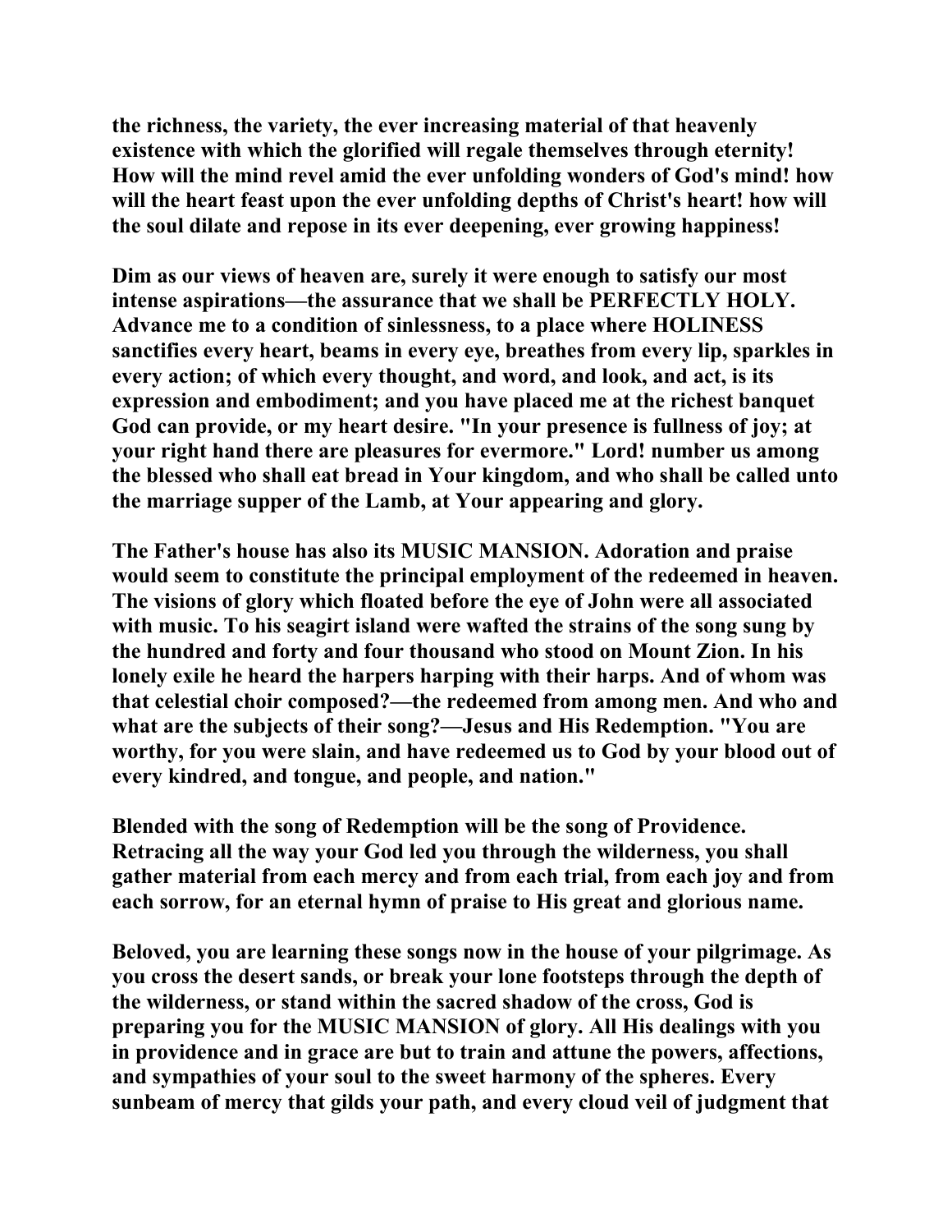the richness, the variety, the ever increasing material of that heavenly existence with which the glorified will regale themselves through eternity! How will the mind revel amid the ever unfolding wonders of God's mind! how will the heart feast upon the ever unfolding depths of Christ's heart! how will the soul dilate and repose in its ever deepening, ever growing happiness!

Dim as our views of heaven are, surely it were enough to satisfy our most intense aspirations—the assurance that we shall be PERFECTLY HOLY. Advance me to a condition of sinlessness, to a place where HOLINESS sanctifies every heart, beams in every eye, breathes from every lip, sparkles in every action; of which every thought, and word, and look, and act, is its expression and embodiment; and you have placed me at the richest banquet God can provide, or my heart desire. "In your presence is fullness of joy; at your right hand there are pleasures for evermore." Lord! number us among the blessed who shall eat bread in Your kingdom, and who shall be called unto the marriage supper of the Lamb, at Your appearing and glory.

The Father's house has also its MUSIC MANSION. Adoration and praise would seem to constitute the principal employment of the redeemed in heaven. The visions of glory which floated before the eye of John were all associated with music. To his seagirt island were wafted the strains of the song sung by the hundred and forty and four thousand who stood on Mount Zion. In his lonely exile he heard the harpers harping with their harps. And of whom was that celestial choir composed?—the redeemed from among men. And who and what are the subjects of their song?—Jesus and His Redemption. "You are worthy, for you were slain, and have redeemed us to God by your blood out of every kindred, and tongue, and people, and nation."

Blended with the song of Redemption will be the song of Providence. Retracing all the way your God led you through the wilderness, you shall gather material from each mercy and from each trial, from each joy and from each sorrow, for an eternal hymn of praise to His great and glorious name.

Beloved, you are learning these songs now in the house of your pilgrimage. As you cross the desert sands, or break your lone footsteps through the depth of the wilderness, or stand within the sacred shadow of the cross, God is preparing you for the MUSIC MANSION of glory. All His dealings with you in providence and in grace are but to train and attune the powers, affections, and sympathies of your soul to the sweet harmony of the spheres. Every sunbeam of mercy that gilds your path, and every cloud veil of judgment that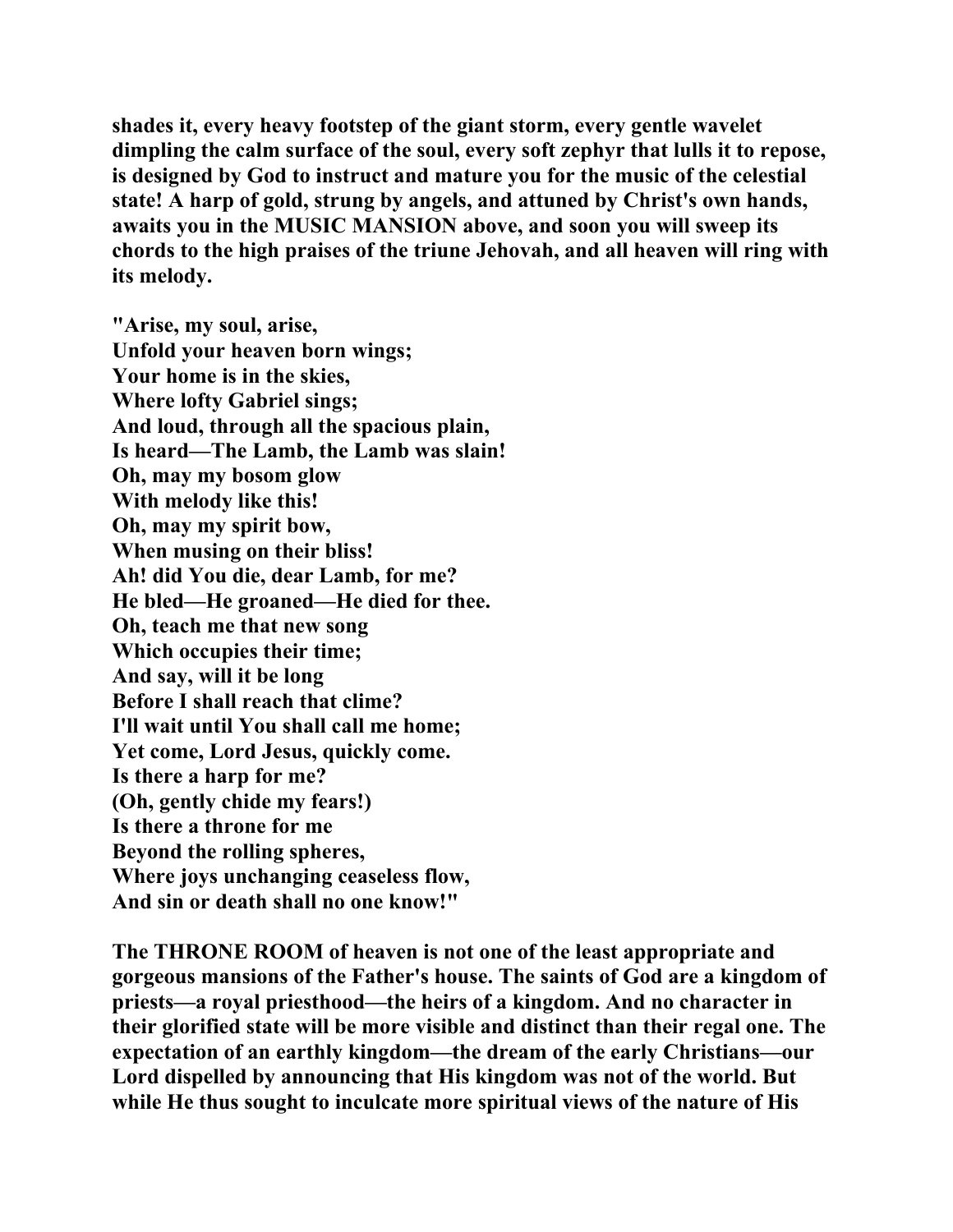**shades it, every heavy footstep of the giant storm, every gentle wavelet dimpling the calm surface of the soul, every soft zephyr that lulls it to repose, is designed by God to instruct and mature you for the music of the celestial state! A harp of gold, strung by angels, and attuned by Christ's own hands, awaits you in the MUSIC MANSION above, and soon you will sweep its chords to the high praises of the triune Jehovah, and all heaven will ring with its melody.**

**"Arise, my soul, arise,**
**Unfold your heaven born wings;**
**Your home is in the skies,**
**Where lofty Gabriel sings;**
**And loud, through all the spacious plain,**
**Is heard—The Lamb, the Lamb was slain!**
**Oh, may my bosom glow**
**With melody like this!**
**Oh, may my spirit bow,**
**When musing on their bliss!**
**Ah! did You die, dear Lamb, for me?**
**He bled—He groaned—He died for thee.**
**Oh, teach me that new song**
**Which occupies their time;**
**And say, will it be long**
**Before I shall reach that clime?**
**I'll wait until You shall call me home;**
**Yet come, Lord Jesus, quickly come.**
**Is there a harp for me?**
**(Oh, gently chide my fears!)**
**Is there a throne for me**
**Beyond the rolling spheres,**
**Where joys unchanging ceaseless flow,**
**And sin or death shall no one know!"**

**The THRONE ROOM of heaven is not one of the least appropriate and gorgeous mansions of the Father's house. The saints of God are a kingdom of priests—a royal priesthood—the heirs of a kingdom. And no character in their glorified state will be more visible and distinct than their regal one. The expectation of an earthly kingdom—the dream of the early Christians—our Lord dispelled by announcing that His kingdom was not of the world. But while He thus sought to inculcate more spiritual views of the nature of His**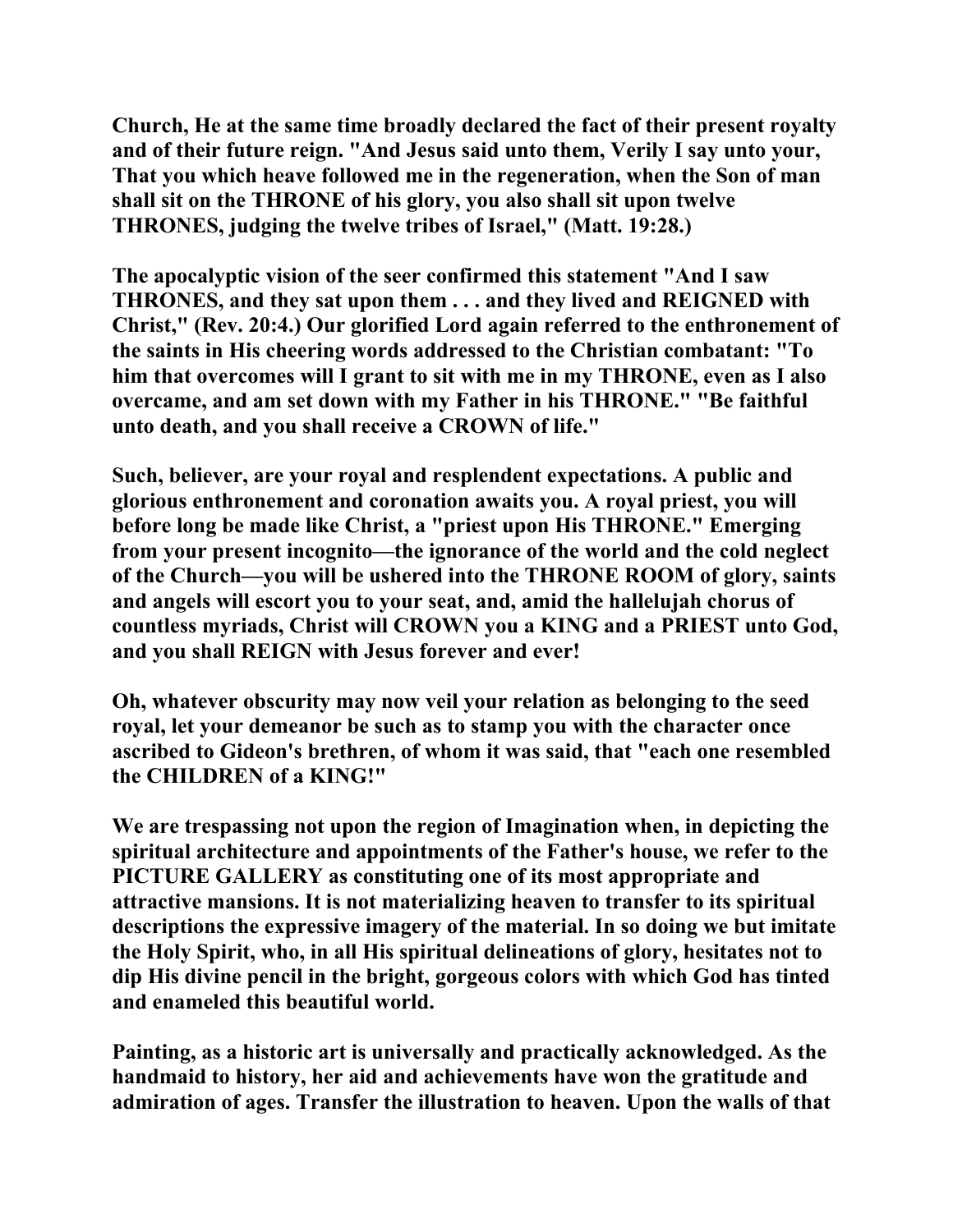Church, He at the same time broadly declared the fact of their present royalty and of their future reign. "And Jesus said unto them, Verily I say unto your, That you which heave followed me in the regeneration, when the Son of man shall sit on the THRONE of his glory, you also shall sit upon twelve THRONES, judging the twelve tribes of Israel," (Matt. 19:28.)

The apocalyptic vision of the seer confirmed this statement "And I saw THRONES, and they sat upon them . . . and they lived and REIGNED with Christ," (Rev. 20:4.) Our glorified Lord again referred to the enthronement of the saints in His cheering words addressed to the Christian combatant: "To him that overcomes will I grant to sit with me in my THRONE, even as I also overcame, and am set down with my Father in his THRONE." "Be faithful unto death, and you shall receive a CROWN of life."

Such, believer, are your royal and resplendent expectations. A public and glorious enthronement and coronation awaits you. A royal priest, you will before long be made like Christ, a "priest upon His THRONE." Emerging from your present incognito—the ignorance of the world and the cold neglect of the Church—you will be ushered into the THRONE ROOM of glory, saints and angels will escort you to your seat, and, amid the hallelujah chorus of countless myriads, Christ will CROWN you a KING and a PRIEST unto God, and you shall REIGN with Jesus forever and ever!

Oh, whatever obscurity may now veil your relation as belonging to the seed royal, let your demeanor be such as to stamp you with the character once ascribed to Gideon's brethren, of whom it was said, that "each one resembled the CHILDREN of a KING!"

We are trespassing not upon the region of Imagination when, in depicting the spiritual architecture and appointments of the Father's house, we refer to the PICTURE GALLERY as constituting one of its most appropriate and attractive mansions. It is not materializing heaven to transfer to its spiritual descriptions the expressive imagery of the material. In so doing we but imitate the Holy Spirit, who, in all His spiritual delineations of glory, hesitates not to dip His divine pencil in the bright, gorgeous colors with which God has tinted and enameled this beautiful world.

Painting, as a historic art is universally and practically acknowledged. As the handmaid to history, her aid and achievements have won the gratitude and admiration of ages. Transfer the illustration to heaven. Upon the walls of that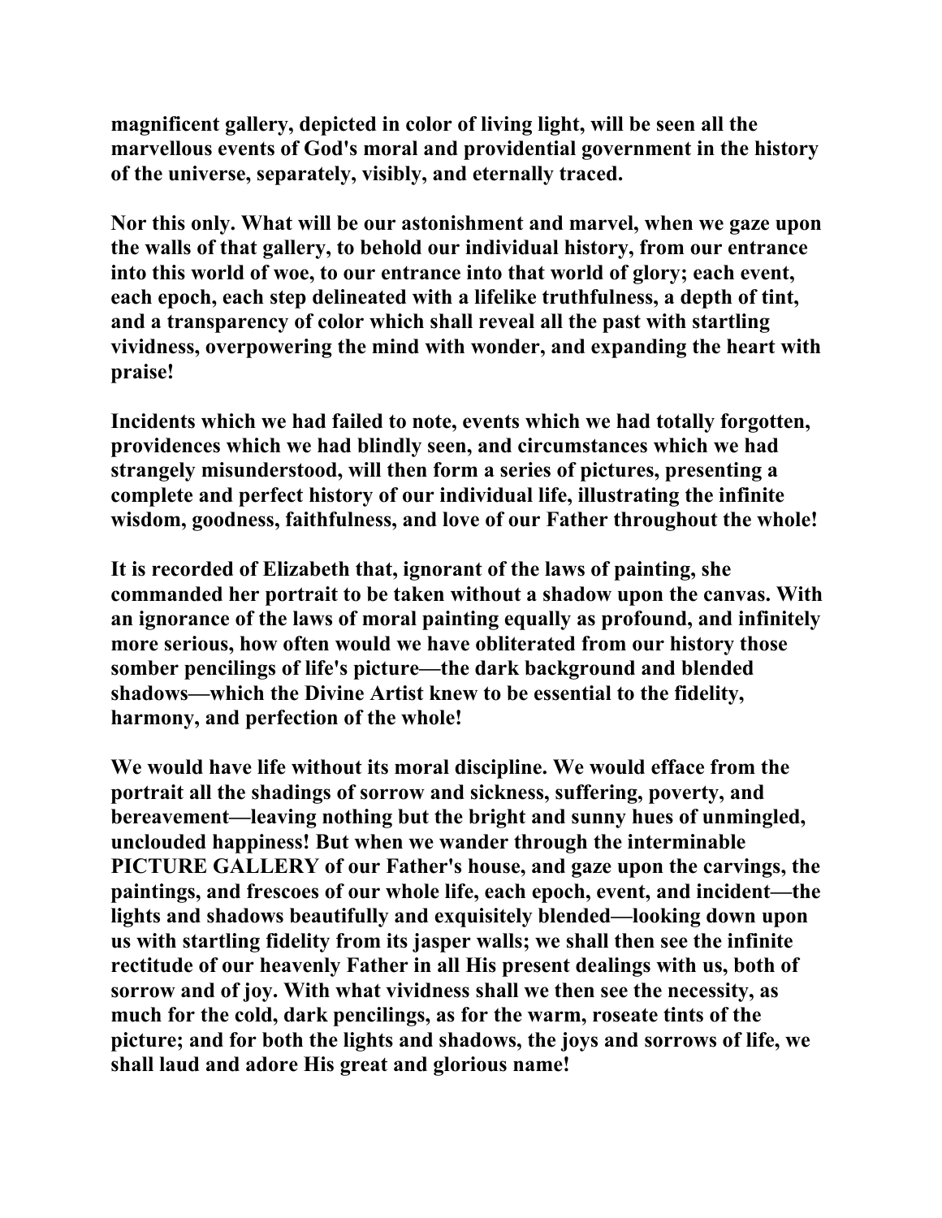magnificent gallery, depicted in color of living light, will be seen all the marvellous events of God's moral and providential government in the history of the universe, separately, visibly, and eternally traced.

Nor this only. What will be our astonishment and marvel, when we gaze upon the walls of that gallery, to behold our individual history, from our entrance into this world of woe, to our entrance into that world of glory; each event, each epoch, each step delineated with a lifelike truthfulness, a depth of tint, and a transparency of color which shall reveal all the past with startling vividness, overpowering the mind with wonder, and expanding the heart with praise!

Incidents which we had failed to note, events which we had totally forgotten, providences which we had blindly seen, and circumstances which we had strangely misunderstood, will then form a series of pictures, presenting a complete and perfect history of our individual life, illustrating the infinite wisdom, goodness, faithfulness, and love of our Father throughout the whole!

It is recorded of Elizabeth that, ignorant of the laws of painting, she commanded her portrait to be taken without a shadow upon the canvas. With an ignorance of the laws of moral painting equally as profound, and infinitely more serious, how often would we have obliterated from our history those somber pencilings of life's picture—the dark background and blended shadows—which the Divine Artist knew to be essential to the fidelity, harmony, and perfection of the whole!

We would have life without its moral discipline. We would efface from the portrait all the shadings of sorrow and sickness, suffering, poverty, and bereavement—leaving nothing but the bright and sunny hues of unmingled, unclouded happiness! But when we wander through the interminable PICTURE GALLERY of our Father's house, and gaze upon the carvings, the paintings, and frescoes of our whole life, each epoch, event, and incident—the lights and shadows beautifully and exquisitely blended—looking down upon us with startling fidelity from its jasper walls; we shall then see the infinite rectitude of our heavenly Father in all His present dealings with us, both of sorrow and of joy. With what vividness shall we then see the necessity, as much for the cold, dark pencilings, as for the warm, roseate tints of the picture; and for both the lights and shadows, the joys and sorrows of life, we shall laud and adore His great and glorious name!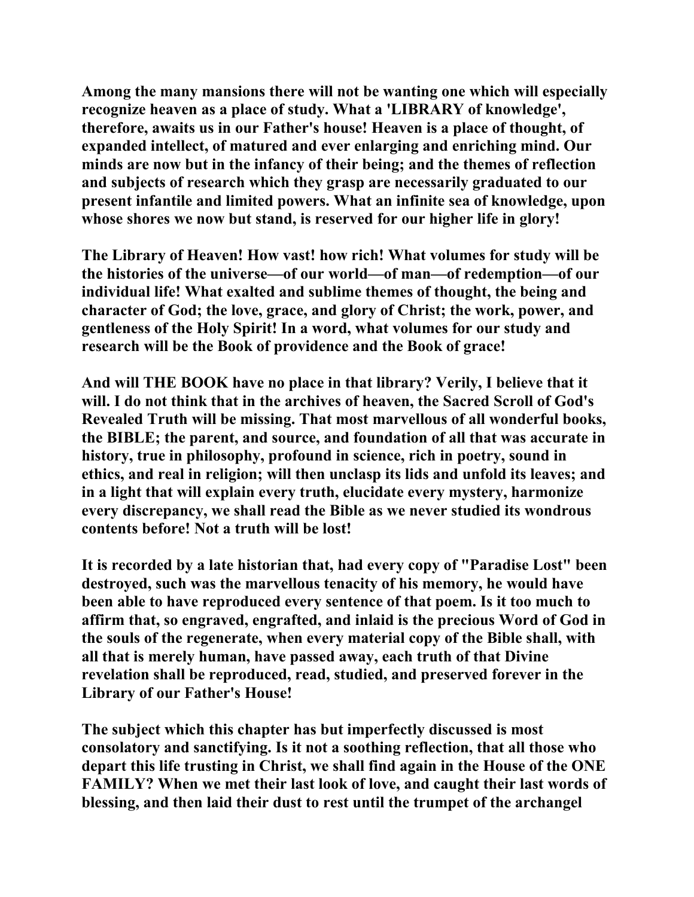Among the many mansions there will not be wanting one which will especially recognize heaven as a place of study. What a 'LIBRARY of knowledge', therefore, awaits us in our Father's house! Heaven is a place of thought, of expanded intellect, of matured and ever enlarging and enriching mind. Our minds are now but in the infancy of their being; and the themes of reflection and subjects of research which they grasp are necessarily graduated to our present infantile and limited powers. What an infinite sea of knowledge, upon whose shores we now but stand, is reserved for our higher life in glory!

The Library of Heaven! How vast! how rich! What volumes for study will be the histories of the universe—of our world—of man—of redemption—of our individual life! What exalted and sublime themes of thought, the being and character of God; the love, grace, and glory of Christ; the work, power, and gentleness of the Holy Spirit! In a word, what volumes for our study and research will be the Book of providence and the Book of grace!

And will THE BOOK have no place in that library? Verily, I believe that it will. I do not think that in the archives of heaven, the Sacred Scroll of God's Revealed Truth will be missing. That most marvellous of all wonderful books, the BIBLE; the parent, and source, and foundation of all that was accurate in history, true in philosophy, profound in science, rich in poetry, sound in ethics, and real in religion; will then unclasp its lids and unfold its leaves; and in a light that will explain every truth, elucidate every mystery, harmonize every discrepancy, we shall read the Bible as we never studied its wondrous contents before! Not a truth will be lost!

It is recorded by a late historian that, had every copy of "Paradise Lost" been destroyed, such was the marvellous tenacity of his memory, he would have been able to have reproduced every sentence of that poem. Is it too much to affirm that, so engraved, engrafted, and inlaid is the precious Word of God in the souls of the regenerate, when every material copy of the Bible shall, with all that is merely human, have passed away, each truth of that Divine revelation shall be reproduced, read, studied, and preserved forever in the Library of our Father's House!

The subject which this chapter has but imperfectly discussed is most consolatory and sanctifying. Is it not a soothing reflection, that all those who depart this life trusting in Christ, we shall find again in the House of the ONE FAMILY? When we met their last look of love, and caught their last words of blessing, and then laid their dust to rest until the trumpet of the archangel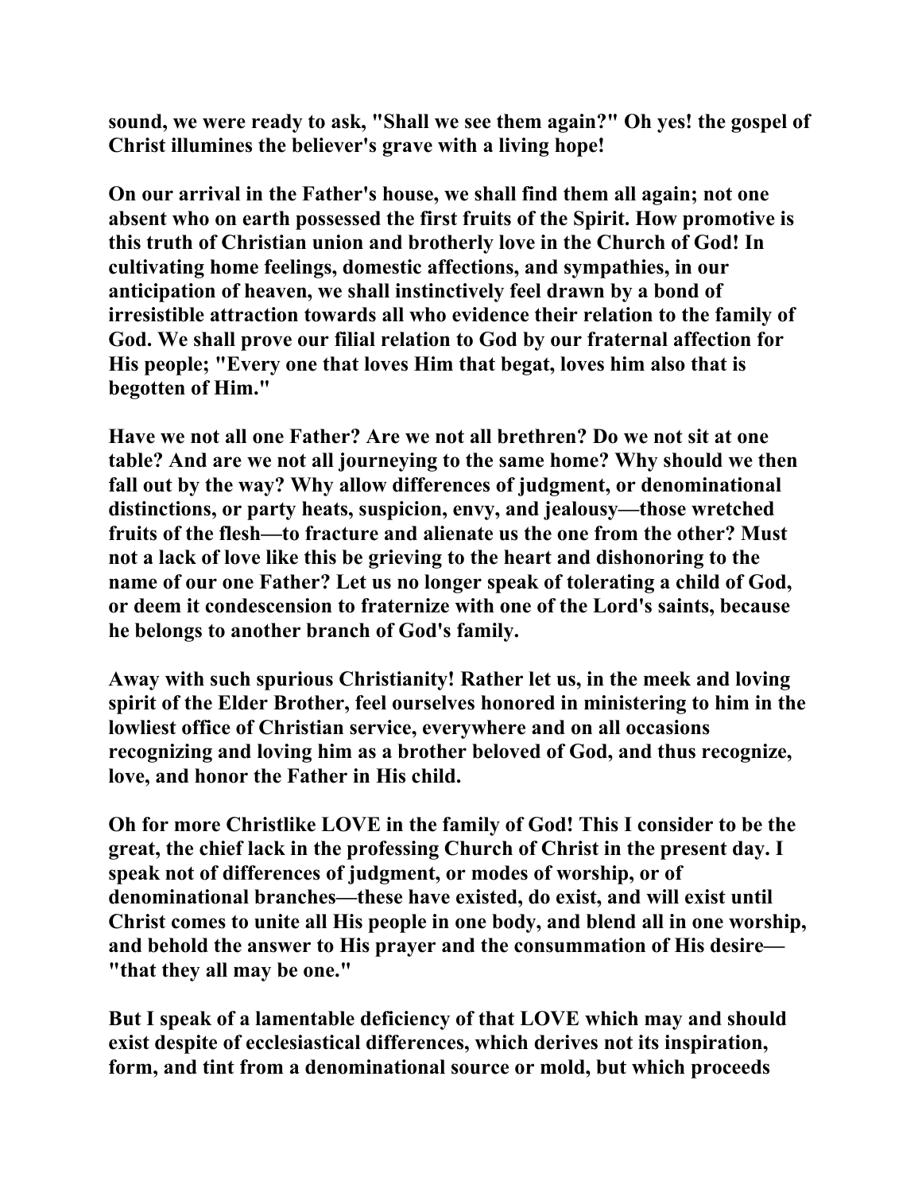sound, we were ready to ask, "Shall we see them again?" Oh yes! the gospel of Christ illumines the believer's grave with a living hope!

On our arrival in the Father's house, we shall find them all again; not one absent who on earth possessed the first fruits of the Spirit. How promotive is this truth of Christian union and brotherly love in the Church of God! In cultivating home feelings, domestic affections, and sympathies, in our anticipation of heaven, we shall instinctively feel drawn by a bond of irresistible attraction towards all who evidence their relation to the family of God. We shall prove our filial relation to God by our fraternal affection for His people; "Every one that loves Him that begat, loves him also that is begotten of Him."

Have we not all one Father? Are we not all brethren? Do we not sit at one table? And are we not all journeying to the same home? Why should we then fall out by the way? Why allow differences of judgment, or denominational distinctions, or party heats, suspicion, envy, and jealousy—those wretched fruits of the flesh—to fracture and alienate us the one from the other? Must not a lack of love like this be grieving to the heart and dishonoring to the name of our one Father? Let us no longer speak of tolerating a child of God, or deem it condescension to fraternize with one of the Lord's saints, because he belongs to another branch of God's family.

Away with such spurious Christianity! Rather let us, in the meek and loving spirit of the Elder Brother, feel ourselves honored in ministering to him in the lowliest office of Christian service, everywhere and on all occasions recognizing and loving him as a brother beloved of God, and thus recognize, love, and honor the Father in His child.

Oh for more Christlike LOVE in the family of God! This I consider to be the great, the chief lack in the professing Church of Christ in the present day. I speak not of differences of judgment, or modes of worship, or of denominational branches—these have existed, do exist, and will exist until Christ comes to unite all His people in one body, and blend all in one worship, and behold the answer to His prayer and the consummation of His desire—"that they all may be one."

But I speak of a lamentable deficiency of that LOVE which may and should exist despite of ecclesiastical differences, which derives not its inspiration, form, and tint from a denominational source or mold, but which proceeds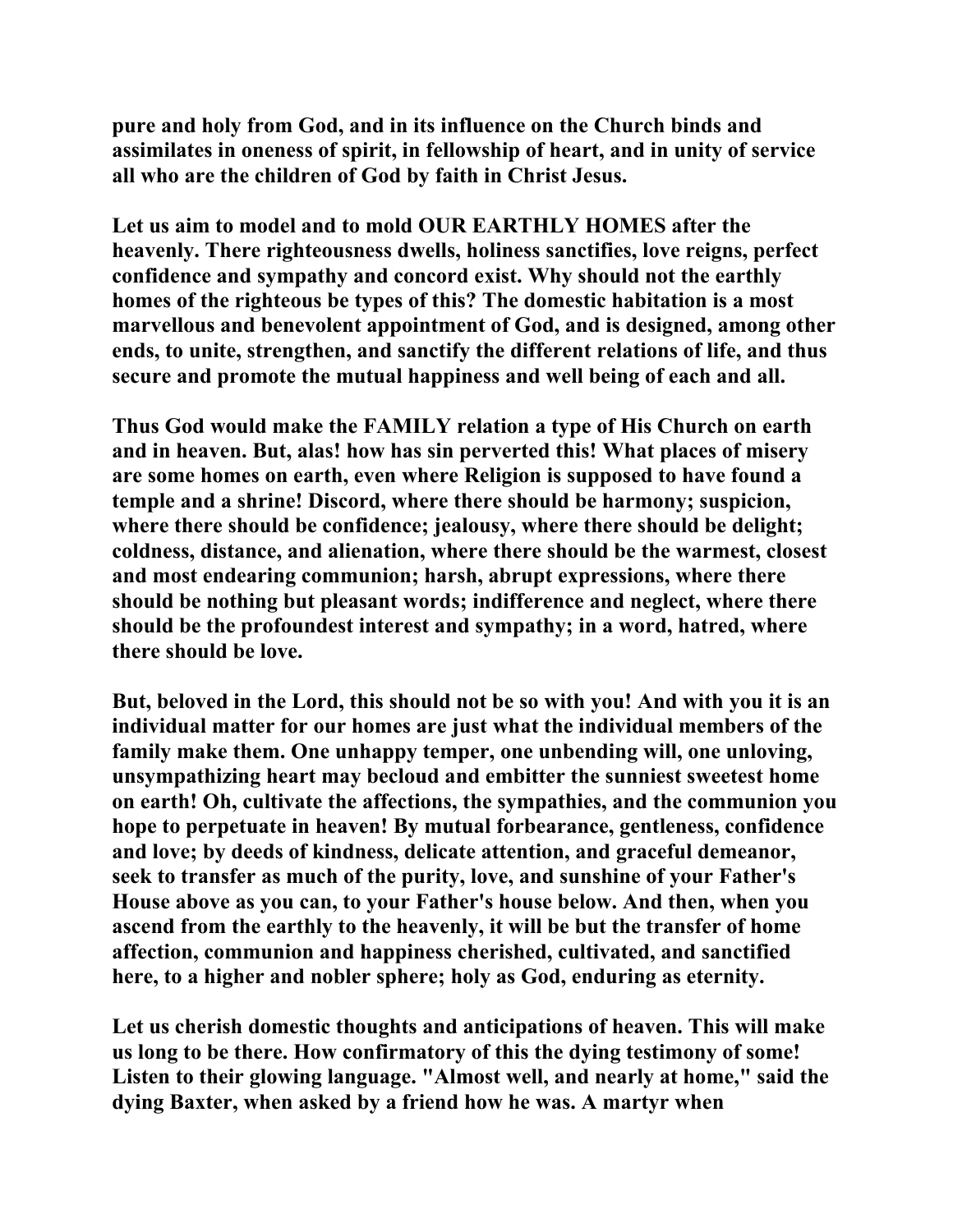pure and holy from God, and in its influence on the Church binds and assimilates in oneness of spirit, in fellowship of heart, and in unity of service all who are the children of God by faith in Christ Jesus.

Let us aim to model and to mold OUR EARTHLY HOMES after the heavenly. There righteousness dwells, holiness sanctifies, love reigns, perfect confidence and sympathy and concord exist. Why should not the earthly homes of the righteous be types of this? The domestic habitation is a most marvellous and benevolent appointment of God, and is designed, among other ends, to unite, strengthen, and sanctify the different relations of life, and thus secure and promote the mutual happiness and well being of each and all.

Thus God would make the FAMILY relation a type of His Church on earth and in heaven. But, alas! how has sin perverted this! What places of misery are some homes on earth, even where Religion is supposed to have found a temple and a shrine! Discord, where there should be harmony; suspicion, where there should be confidence; jealousy, where there should be delight; coldness, distance, and alienation, where there should be the warmest, closest and most endearing communion; harsh, abrupt expressions, where there should be nothing but pleasant words; indifference and neglect, where there should be the profoundest interest and sympathy; in a word, hatred, where there should be love.

But, beloved in the Lord, this should not be so with you! And with you it is an individual matter for our homes are just what the individual members of the family make them. One unhappy temper, one unbending will, one unloving, unsympathizing heart may becloud and embitter the sunniest sweetest home on earth! Oh, cultivate the affections, the sympathies, and the communion you hope to perpetuate in heaven! By mutual forbearance, gentleness, confidence and love; by deeds of kindness, delicate attention, and graceful demeanor, seek to transfer as much of the purity, love, and sunshine of your Father's House above as you can, to your Father's house below. And then, when you ascend from the earthly to the heavenly, it will be but the transfer of home affection, communion and happiness cherished, cultivated, and sanctified here, to a higher and nobler sphere; holy as God, enduring as eternity.

Let us cherish domestic thoughts and anticipations of heaven. This will make us long to be there. How confirmatory of this the dying testimony of some! Listen to their glowing language. "Almost well, and nearly at home," said the dying Baxter, when asked by a friend how he was. A martyr when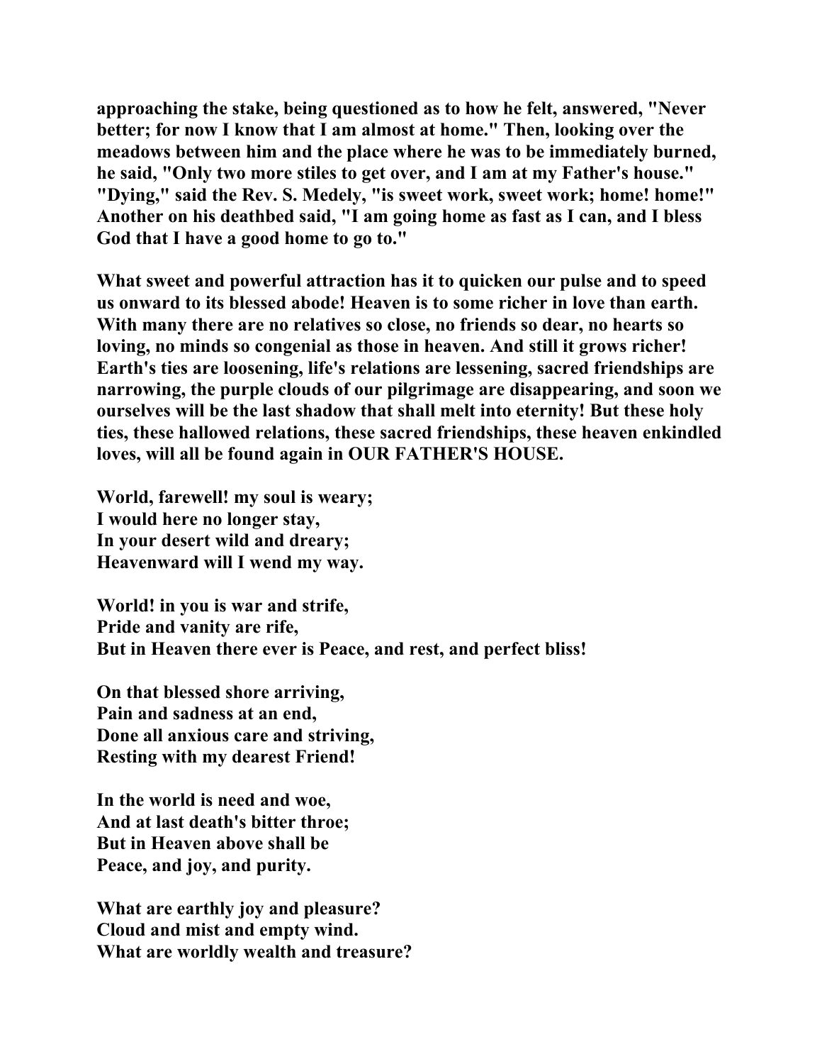**approaching the stake, being questioned as to how he felt, answered, "Never better; for now I know that I am almost at home." Then, looking over the meadows between him and the place where he was to be immediately burned, he said, "Only two more stiles to get over, and I am at my Father's house." "Dying," said the Rev. S. Medely, "is sweet work, sweet work; home! home!" Another on his deathbed said, "I am going home as fast as I can, and I bless God that I have a good home to go to."**

**What sweet and powerful attraction has it to quicken our pulse and to speed us onward to its blessed abode! Heaven is to some richer in love than earth. With many there are no relatives so close, no friends so dear, no hearts so loving, no minds so congenial as those in heaven. And still it grows richer! Earth's ties are loosening, life's relations are lessening, sacred friendships are narrowing, the purple clouds of our pilgrimage are disappearing, and soon we ourselves will be the last shadow that shall melt into eternity! But these holy ties, these hallowed relations, these sacred friendships, these heaven enkindled loves, will all be found again in OUR FATHER'S HOUSE.**

**World, farewell! my soul is weary;**
**I would here no longer stay,**
**In your desert wild and dreary;**
**Heavenward will I wend my way.**

**World! in you is war and strife,**
**Pride and vanity are rife,**
**But in Heaven there ever is Peace, and rest, and perfect bliss!**

**On that blessed shore arriving,**
**Pain and sadness at an end,**
**Done all anxious care and striving,**
**Resting with my dearest Friend!**

**In the world is need and woe,**
**And at last death's bitter throe;**
**But in Heaven above shall be**
**Peace, and joy, and purity.**

**What are earthly joy and pleasure?**
**Cloud and mist and empty wind.**
**What are worldly wealth and treasure?**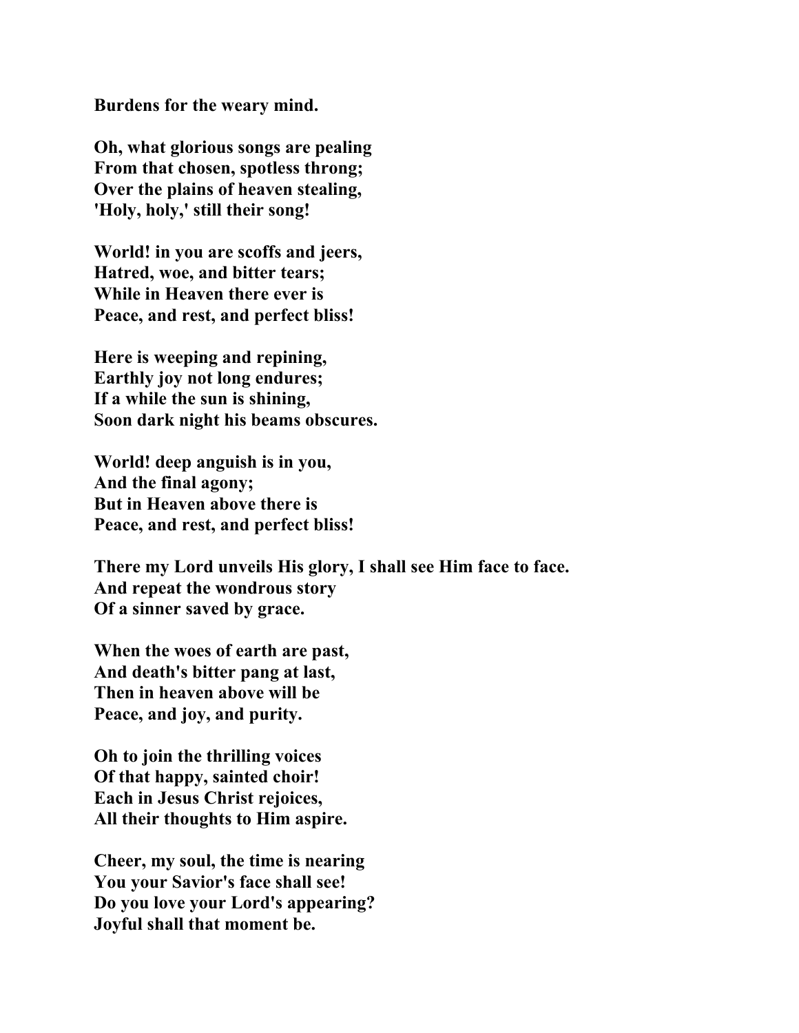**Burdens for the weary mind.**

**Oh, what glorious songs are pealing**
**From that chosen, spotless throng;**
**Over the plains of heaven stealing,**
**'Holy, holy,' still their song!**

**World! in you are scoffs and jeers,**
**Hatred, woe, and bitter tears;**
**While in Heaven there ever is**
**Peace, and rest, and perfect bliss!**

**Here is weeping and repining,**
**Earthly joy not long endures;**
**If a while the sun is shining,**
**Soon dark night his beams obscures.**

**World! deep anguish is in you,**
**And the final agony;**
**But in Heaven above there is**
**Peace, and rest, and perfect bliss!**

**There my Lord unveils His glory, I shall see Him face to face.**
**And repeat the wondrous story**
**Of a sinner saved by grace.**

**When the woes of earth are past,**
**And death's bitter pang at last,**
**Then in heaven above will be**
**Peace, and joy, and purity.**

**Oh to join the thrilling voices**
**Of that happy, sainted choir!**
**Each in Jesus Christ rejoices,**
**All their thoughts to Him aspire.**

**Cheer, my soul, the time is nearing**
**You your Savior's face shall see!**
**Do you love your Lord's appearing?**
**Joyful shall that moment be.**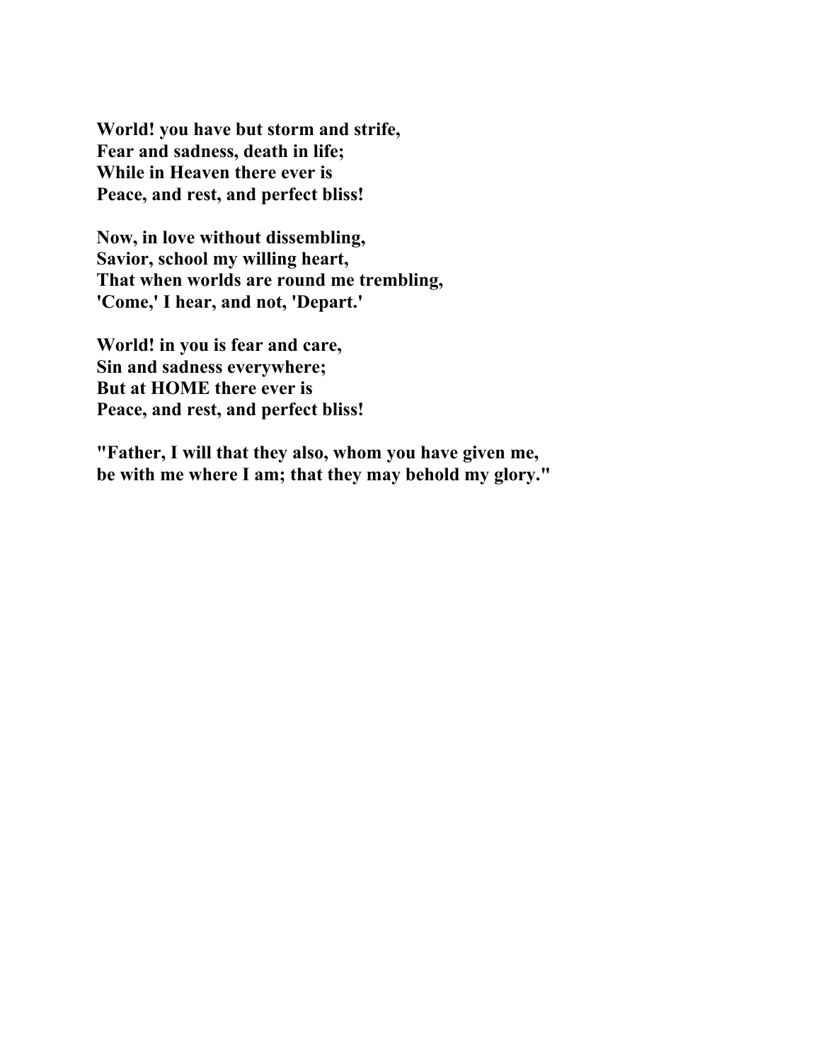**World! you have but storm and strife,**
**Fear and sadness, death in life;**
**While in Heaven there ever is**
**Peace, and rest, and perfect bliss!**

**Now, in love without dissembling,**
**Savior, school my willing heart,**
**That when worlds are round me trembling,**
**'Come,' I hear, and not, 'Depart.'**

**World! in you is fear and care,**
**Sin and sadness everywhere;**
**But at HOME there ever is**
**Peace, and rest, and perfect bliss!**

**"Father, I will that they also, whom you have given me,**
**be with me where I am; that they may behold my glory."**